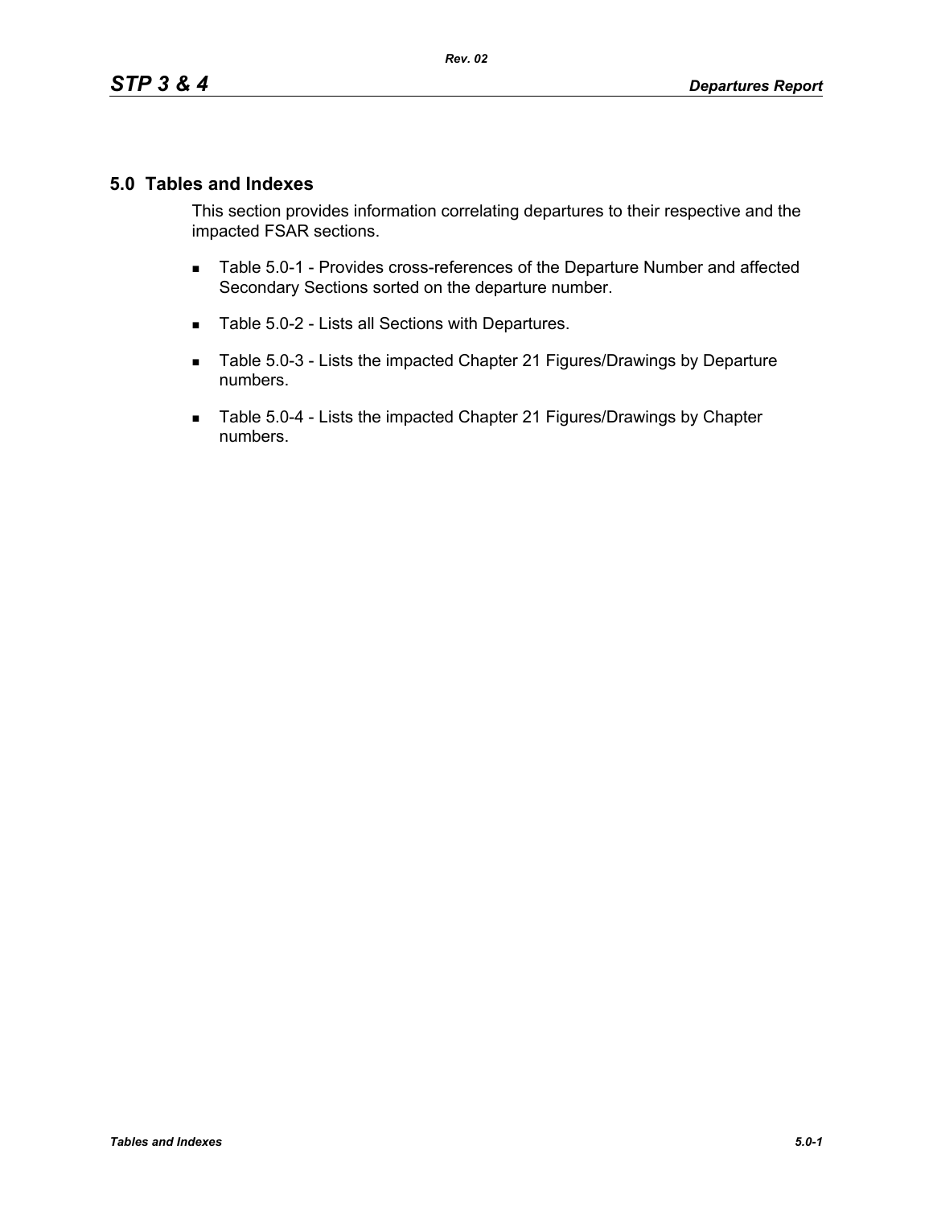## 5.0 Tables and Indexes

This section provides information correlating departures to their respective and the impacted FSAR sections.

- Table 5.0-1 - Provides cross-references of the Departure Number and affected Secondary Sections sorted on the departure number.
- Table 5.0-2 - Lists all Sections with Departures.
- Table 5.0-3 - Lists the impacted Chapter 21 Figures/Drawings by Departure numbers.
- Table 5.0-4 - Lists the impacted Chapter 21 Figures/Drawings by Chapter numbers.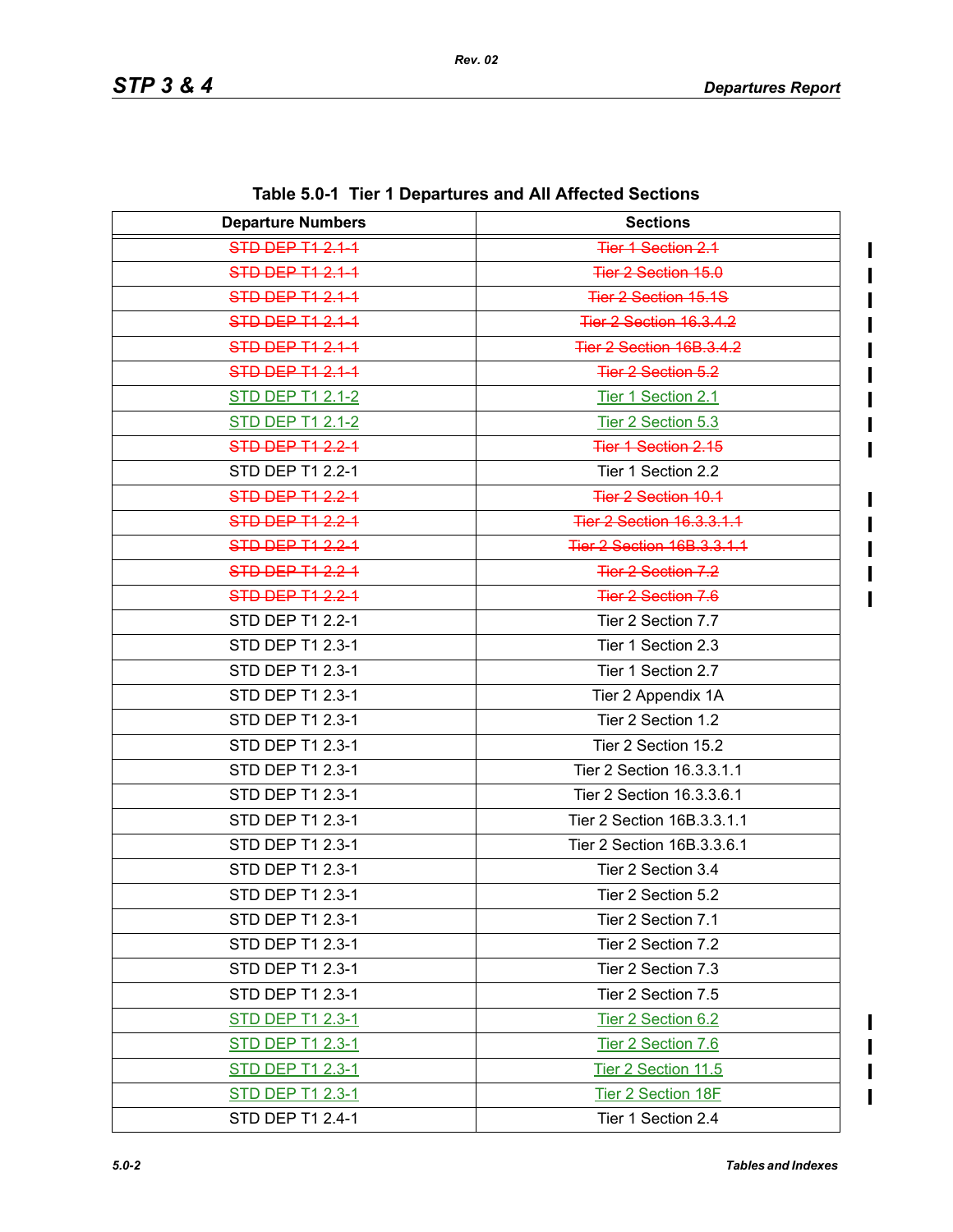**Table 5.0-1 Tier 1 Departures and All Affected Sections**

| Departure Numbers | Sections |
|---|---|
| ~~STD DEP T1 2.1-1~~ | ~~Tier 1 Section 2.1~~ |
| ~~STD DEP T1 2.1-1~~ | ~~Tier 2 Section 15.0~~ |
| ~~STD DEP T1 2.1-1~~ | ~~Tier 2 Section 15.1S~~ |
| ~~STD DEP T1 2.1-1~~ | ~~Tier 2 Section 16.3.4.2~~ |
| ~~STD DEP T1 2.1-1~~ | ~~Tier 2 Section 16B.3.4.2~~ |
| ~~STD DEP T1 2.1-1~~ | ~~Tier 2 Section 5.2~~ |
| STD DEP T1 2.1-2 | Tier 1 Section 2.1 |
| STD DEP T1 2.1-2 | Tier 2 Section 5.3 |
| ~~STD DEP T1 2.2-1~~ | ~~Tier 1 Section 2.15~~ |
| STD DEP T1 2.2-1 | Tier 1 Section 2.2 |
| ~~STD DEP T1 2.2-1~~ | ~~Tier 2 Section 10.1~~ |
| ~~STD DEP T1 2.2-1~~ | ~~Tier 2 Section 16.3.3.1.1~~ |
| ~~STD DEP T1 2.2-1~~ | ~~Tier 2 Section 16B.3.3.1.1~~ |
| ~~STD DEP T1 2.2-1~~ | ~~Tier 2 Section 7.2~~ |
| ~~STD DEP T1 2.2-1~~ | ~~Tier 2 Section 7.6~~ |
| STD DEP T1 2.2-1 | Tier 2 Section 7.7 |
| STD DEP T1 2.3-1 | Tier 1 Section 2.3 |
| STD DEP T1 2.3-1 | Tier 1 Section 2.7 |
| STD DEP T1 2.3-1 | Tier 2 Appendix 1A |
| STD DEP T1 2.3-1 | Tier 2 Section 1.2 |
| STD DEP T1 2.3-1 | Tier 2 Section 15.2 |
| STD DEP T1 2.3-1 | Tier 2 Section 16.3.3.1.1 |
| STD DEP T1 2.3-1 | Tier 2 Section 16.3.3.6.1 |
| STD DEP T1 2.3-1 | Tier 2 Section 16B.3.3.1.1 |
| STD DEP T1 2.3-1 | Tier 2 Section 16B.3.3.6.1 |
| STD DEP T1 2.3-1 | Tier 2 Section 3.4 |
| STD DEP T1 2.3-1 | Tier 2 Section 5.2 |
| STD DEP T1 2.3-1 | Tier 2 Section 7.1 |
| STD DEP T1 2.3-1 | Tier 2 Section 7.2 |
| STD DEP T1 2.3-1 | Tier 2 Section 7.3 |
| STD DEP T1 2.3-1 | Tier 2 Section 7.5 |
| STD DEP T1 2.3-1 | Tier 2 Section 6.2 |
| STD DEP T1 2.3-1 | Tier 2 Section 7.6 |
| STD DEP T1 2.3-1 | Tier 2 Section 11.5 |
| STD DEP T1 2.3-1 | Tier 2 Section 18F |
| STD DEP T1 2.4-1 | Tier 1 Section 2.4 |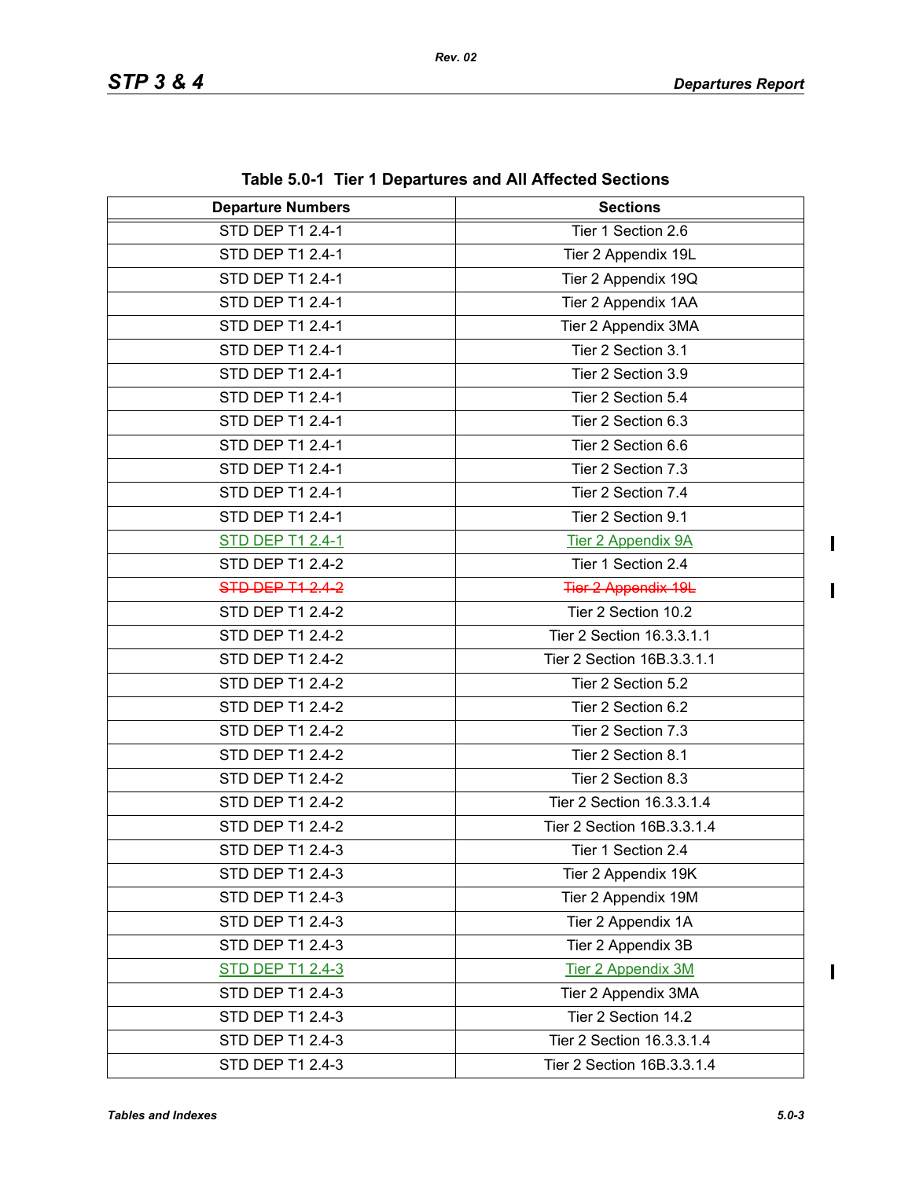**Table 5.0-1 Tier 1 Departures and All Affected Sections**

| Departure Numbers | Sections |
|---|---|
| STD DEP T1 2.4-1 | Tier 1 Section 2.6 |
| STD DEP T1 2.4-1 | Tier 2 Appendix 19L |
| STD DEP T1 2.4-1 | Tier 2 Appendix 19Q |
| STD DEP T1 2.4-1 | Tier 2 Appendix 1AA |
| STD DEP T1 2.4-1 | Tier 2 Appendix 3MA |
| STD DEP T1 2.4-1 | Tier 2 Section 3.1 |
| STD DEP T1 2.4-1 | Tier 2 Section 3.9 |
| STD DEP T1 2.4-1 | Tier 2 Section 5.4 |
| STD DEP T1 2.4-1 | Tier 2 Section 6.3 |
| STD DEP T1 2.4-1 | Tier 2 Section 6.6 |
| STD DEP T1 2.4-1 | Tier 2 Section 7.3 |
| STD DEP T1 2.4-1 | Tier 2 Section 7.4 |
| STD DEP T1 2.4-1 | Tier 2 Section 9.1 |
| STD DEP T1 2.4-1 | Tier 2 Appendix 9A |
| STD DEP T1 2.4-2 | Tier 1 Section 2.4 |
| ~~STD DEP T1 2.4-2~~ | ~~Tier 2 Appendix 19L~~ |
| STD DEP T1 2.4-2 | Tier 2 Section 10.2 |
| STD DEP T1 2.4-2 | Tier 2 Section 16.3.3.1.1 |
| STD DEP T1 2.4-2 | Tier 2 Section 16B.3.3.1.1 |
| STD DEP T1 2.4-2 | Tier 2 Section 5.2 |
| STD DEP T1 2.4-2 | Tier 2 Section 6.2 |
| STD DEP T1 2.4-2 | Tier 2 Section 7.3 |
| STD DEP T1 2.4-2 | Tier 2 Section 8.1 |
| STD DEP T1 2.4-2 | Tier 2 Section 8.3 |
| STD DEP T1 2.4-2 | Tier 2 Section 16.3.3.1.4 |
| STD DEP T1 2.4-2 | Tier 2 Section 16B.3.3.1.4 |
| STD DEP T1 2.4-3 | Tier 1 Section 2.4 |
| STD DEP T1 2.4-3 | Tier 2 Appendix 19K |
| STD DEP T1 2.4-3 | Tier 2 Appendix 19M |
| STD DEP T1 2.4-3 | Tier 2 Appendix 1A |
| STD DEP T1 2.4-3 | Tier 2 Appendix 3B |
| STD DEP T1 2.4-3 | Tier 2 Appendix 3M |
| STD DEP T1 2.4-3 | Tier 2 Appendix 3MA |
| STD DEP T1 2.4-3 | Tier 2 Section 14.2 |
| STD DEP T1 2.4-3 | Tier 2 Section 16.3.3.1.4 |
| STD DEP T1 2.4-3 | Tier 2 Section 16B.3.3.1.4 |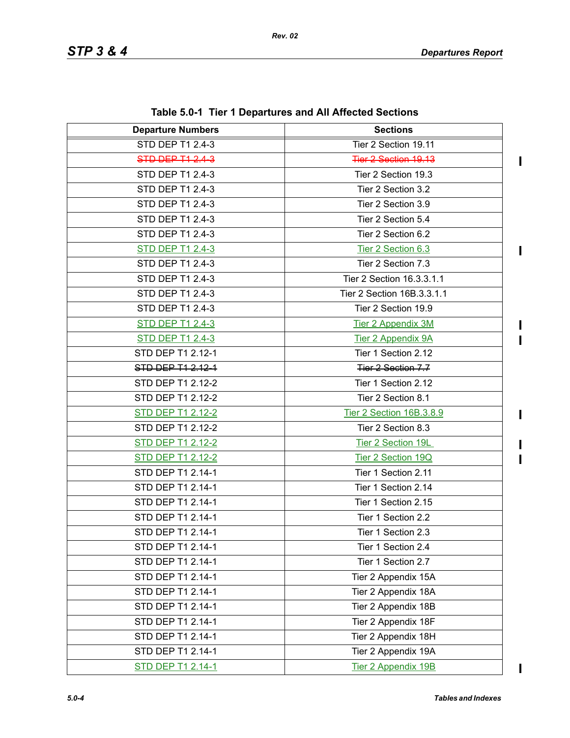**Table 5.0-1 Tier 1 Departures and All Affected Sections**

| Departure Numbers | Sections |
|---|---|
| STD DEP T1 2.4-3 | Tier 2 Section 19.11 |
| ~~STD DEP T1 2.4-3~~ | ~~Tier 2 Section 19.13~~ |
| STD DEP T1 2.4-3 | Tier 2 Section 19.3 |
| STD DEP T1 2.4-3 | Tier 2 Section 3.2 |
| STD DEP T1 2.4-3 | Tier 2 Section 3.9 |
| STD DEP T1 2.4-3 | Tier 2 Section 5.4 |
| STD DEP T1 2.4-3 | Tier 2 Section 6.2 |
| STD DEP T1 2.4-3 | Tier 2 Section 6.3 |
| STD DEP T1 2.4-3 | Tier 2 Section 7.3 |
| STD DEP T1 2.4-3 | Tier 2 Section 16.3.3.1.1 |
| STD DEP T1 2.4-3 | Tier 2 Section 16B.3.3.1.1 |
| STD DEP T1 2.4-3 | Tier 2 Section 19.9 |
| STD DEP T1 2.4-3 | Tier 2 Appendix 3M |
| STD DEP T1 2.4-3 | Tier 2 Appendix 9A |
| STD DEP T1 2.12-1 | Tier 1 Section 2.12 |
| ~~STD DEP T1 2.12-1~~ | ~~Tier 2 Section 7.7~~ |
| STD DEP T1 2.12-2 | Tier 1 Section 2.12 |
| STD DEP T1 2.12-2 | Tier 2 Section 8.1 |
| STD DEP T1 2.12-2 | Tier 2 Section 16B.3.8.9 |
| STD DEP T1 2.12-2 | Tier 2 Section 8.3 |
| STD DEP T1 2.12-2 | Tier 2 Section 19L |
| STD DEP T1 2.12-2 | Tier 2 Section 19Q |
| STD DEP T1 2.14-1 | Tier 1 Section 2.11 |
| STD DEP T1 2.14-1 | Tier 1 Section 2.14 |
| STD DEP T1 2.14-1 | Tier 1 Section 2.15 |
| STD DEP T1 2.14-1 | Tier 1 Section 2.2 |
| STD DEP T1 2.14-1 | Tier 1 Section 2.3 |
| STD DEP T1 2.14-1 | Tier 1 Section 2.4 |
| STD DEP T1 2.14-1 | Tier 1 Section 2.7 |
| STD DEP T1 2.14-1 | Tier 2 Appendix 15A |
| STD DEP T1 2.14-1 | Tier 2 Appendix 18A |
| STD DEP T1 2.14-1 | Tier 2 Appendix 18B |
| STD DEP T1 2.14-1 | Tier 2 Appendix 18F |
| STD DEP T1 2.14-1 | Tier 2 Appendix 18H |
| STD DEP T1 2.14-1 | Tier 2 Appendix 19A |
| STD DEP T1 2.14-1 | Tier 2 Appendix 19B |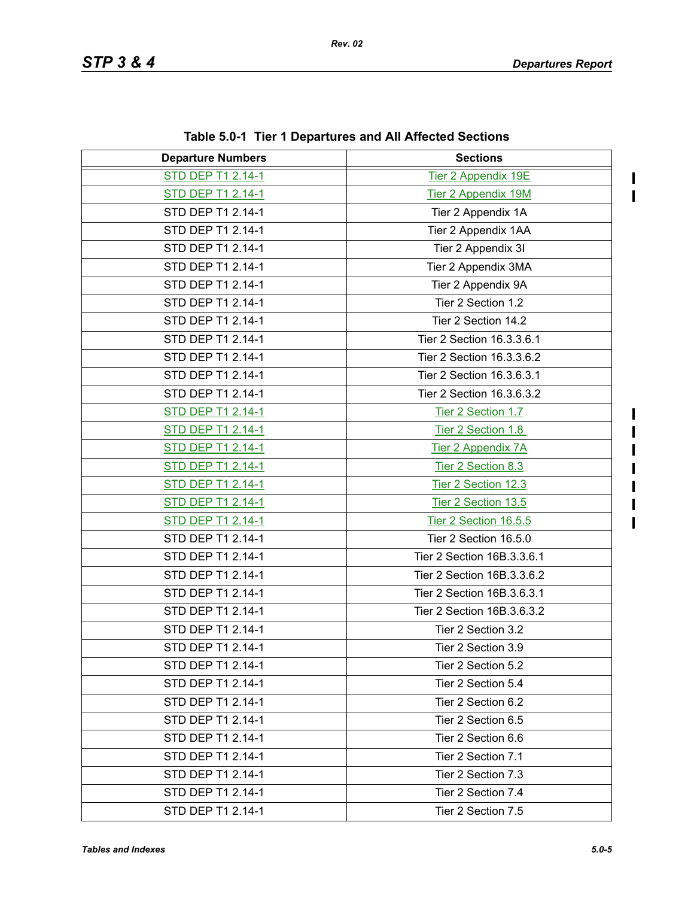**Table 5.0-1 Tier 1 Departures and All Affected Sections**

| Departure Numbers | Sections |
|---|---|
| STD DEP T1 2.14-1 | Tier 2 Appendix 19E |
| STD DEP T1 2.14-1 | Tier 2 Appendix 19M |
| STD DEP T1 2.14-1 | Tier 2 Appendix 1A |
| STD DEP T1 2.14-1 | Tier 2 Appendix 1AA |
| STD DEP T1 2.14-1 | Tier 2 Appendix 3I |
| STD DEP T1 2.14-1 | Tier 2 Appendix 3MA |
| STD DEP T1 2.14-1 | Tier 2 Appendix 9A |
| STD DEP T1 2.14-1 | Tier 2 Section 1.2 |
| STD DEP T1 2.14-1 | Tier 2 Section 14.2 |
| STD DEP T1 2.14-1 | Tier 2 Section 16.3.3.6.1 |
| STD DEP T1 2.14-1 | Tier 2 Section 16.3.3.6.2 |
| STD DEP T1 2.14-1 | Tier 2 Section 16.3.6.3.1 |
| STD DEP T1 2.14-1 | Tier 2 Section 16.3.6.3.2 |
| STD DEP T1 2.14-1 | Tier 2 Section 1.7 |
| STD DEP T1 2.14-1 | Tier 2 Section 1.8 |
| STD DEP T1 2.14-1 | Tier 2 Appendix 7A |
| STD DEP T1 2.14-1 | Tier 2 Section 8.3 |
| STD DEP T1 2.14-1 | Tier 2 Section 12.3 |
| STD DEP T1 2.14-1 | Tier 2 Section 13.5 |
| STD DEP T1 2.14-1 | Tier 2 Section 16.5.5 |
| STD DEP T1 2.14-1 | Tier 2 Section 16.5.0 |
| STD DEP T1 2.14-1 | Tier 2 Section 16B.3.3.6.1 |
| STD DEP T1 2.14-1 | Tier 2 Section 16B.3.3.6.2 |
| STD DEP T1 2.14-1 | Tier 2 Section 16B.3.6.3.1 |
| STD DEP T1 2.14-1 | Tier 2 Section 16B.3.6.3.2 |
| STD DEP T1 2.14-1 | Tier 2 Section 3.2 |
| STD DEP T1 2.14-1 | Tier 2 Section 3.9 |
| STD DEP T1 2.14-1 | Tier 2 Section 5.2 |
| STD DEP T1 2.14-1 | Tier 2 Section 5.4 |
| STD DEP T1 2.14-1 | Tier 2 Section 6.2 |
| STD DEP T1 2.14-1 | Tier 2 Section 6.5 |
| STD DEP T1 2.14-1 | Tier 2 Section 6.6 |
| STD DEP T1 2.14-1 | Tier 2 Section 7.1 |
| STD DEP T1 2.14-1 | Tier 2 Section 7.3 |
| STD DEP T1 2.14-1 | Tier 2 Section 7.4 |
| STD DEP T1 2.14-1 | Tier 2 Section 7.5 |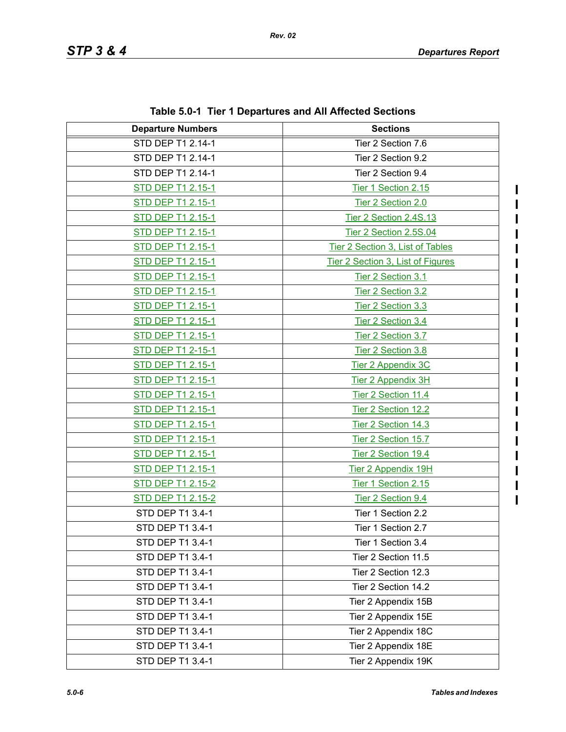**Table 5.0-1 Tier 1 Departures and All Affected Sections**

| Departure Numbers | Sections |
|---|---|
| STD DEP T1 2.14-1 | Tier 2 Section 7.6 |
| STD DEP T1 2.14-1 | Tier 2 Section 9.2 |
| STD DEP T1 2.14-1 | Tier 2 Section 9.4 |
| STD DEP T1 2.15-1 | Tier 1 Section 2.15 |
| STD DEP T1 2.15-1 | Tier 2 Section 2.0 |
| STD DEP T1 2.15-1 | Tier 2 Section 2.4S.13 |
| STD DEP T1 2.15-1 | Tier 2 Section 2.5S.04 |
| STD DEP T1 2.15-1 | Tier 2 Section 3, List of Tables |
| STD DEP T1 2.15-1 | Tier 2 Section 3, List of Figures |
| STD DEP T1 2.15-1 | Tier 2 Section 3.1 |
| STD DEP T1 2.15-1 | Tier 2 Section 3.2 |
| STD DEP T1 2.15-1 | Tier 2 Section 3.3 |
| STD DEP T1 2.15-1 | Tier 2 Section 3.4 |
| STD DEP T1 2.15-1 | Tier 2 Section 3.7 |
| STD DEP T1 2-15-1 | Tier 2 Section 3.8 |
| STD DEP T1 2.15-1 | Tier 2 Appendix 3C |
| STD DEP T1 2.15-1 | Tier 2 Appendix 3H |
| STD DEP T1 2.15-1 | Tier 2 Section 11.4 |
| STD DEP T1 2.15-1 | Tier 2 Section 12.2 |
| STD DEP T1 2.15-1 | Tier 2 Section 14.3 |
| STD DEP T1 2.15-1 | Tier 2 Section 15.7 |
| STD DEP T1 2.15-1 | Tier 2 Section 19.4 |
| STD DEP T1 2.15-1 | Tier 2 Appendix 19H |
| STD DEP T1 2.15-2 | Tier 1 Section 2.15 |
| STD DEP T1 2.15-2 | Tier 2 Section 9.4 |
| STD DEP T1 3.4-1 | Tier 1 Section 2.2 |
| STD DEP T1 3.4-1 | Tier 1 Section 2.7 |
| STD DEP T1 3.4-1 | Tier 1 Section 3.4 |
| STD DEP T1 3.4-1 | Tier 2 Section 11.5 |
| STD DEP T1 3.4-1 | Tier 2 Section 12.3 |
| STD DEP T1 3.4-1 | Tier 2 Section 14.2 |
| STD DEP T1 3.4-1 | Tier 2 Appendix 15B |
| STD DEP T1 3.4-1 | Tier 2 Appendix 15E |
| STD DEP T1 3.4-1 | Tier 2 Appendix 18C |
| STD DEP T1 3.4-1 | Tier 2 Appendix 18E |
| STD DEP T1 3.4-1 | Tier 2 Appendix 19K |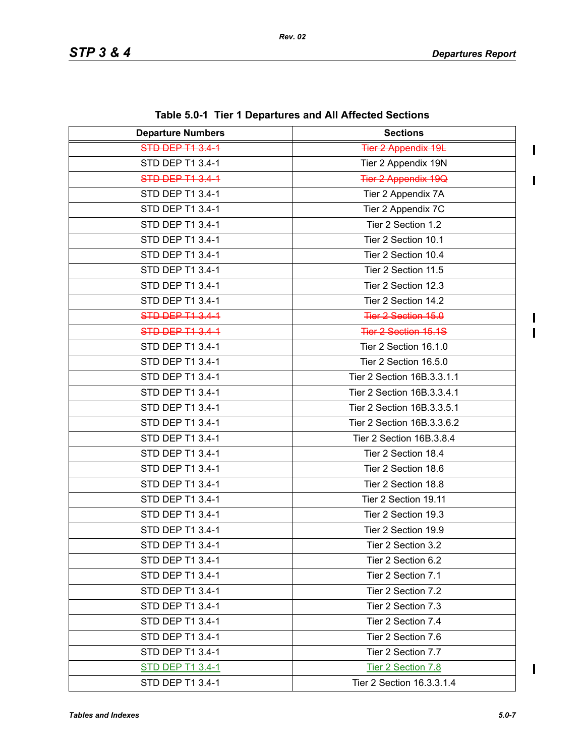Table 5.0-1 Tier 1 Departures and All Affected Sections

| Departure Numbers | Sections |
|---|---|
| ~~STD DEP T1 3.4-1~~ | ~~Tier 2 Appendix 19L~~ |
| STD DEP T1 3.4-1 | Tier 2 Appendix 19N |
| ~~STD DEP T1 3.4-1~~ | ~~Tier 2 Appendix 19Q~~ |
| STD DEP T1 3.4-1 | Tier 2 Appendix 7A |
| STD DEP T1 3.4-1 | Tier 2 Appendix 7C |
| STD DEP T1 3.4-1 | Tier 2 Section 1.2 |
| STD DEP T1 3.4-1 | Tier 2 Section 10.1 |
| STD DEP T1 3.4-1 | Tier 2 Section 10.4 |
| STD DEP T1 3.4-1 | Tier 2 Section 11.5 |
| STD DEP T1 3.4-1 | Tier 2 Section 12.3 |
| STD DEP T1 3.4-1 | Tier 2 Section 14.2 |
| ~~STD DEP T1 3.4-1~~ | ~~Tier 2 Section 15.0~~ |
| ~~STD DEP T1 3.4-1~~ | ~~Tier 2 Section 15.1S~~ |
| STD DEP T1 3.4-1 | Tier 2 Section 16.1.0 |
| STD DEP T1 3.4-1 | Tier 2 Section 16.5.0 |
| STD DEP T1 3.4-1 | Tier 2 Section 16B.3.3.1.1 |
| STD DEP T1 3.4-1 | Tier 2 Section 16B.3.3.4.1 |
| STD DEP T1 3.4-1 | Tier 2 Section 16B.3.3.5.1 |
| STD DEP T1 3.4-1 | Tier 2 Section 16B.3.3.6.2 |
| STD DEP T1 3.4-1 | Tier 2 Section 16B.3.8.4 |
| STD DEP T1 3.4-1 | Tier 2 Section 18.4 |
| STD DEP T1 3.4-1 | Tier 2 Section 18.6 |
| STD DEP T1 3.4-1 | Tier 2 Section 18.8 |
| STD DEP T1 3.4-1 | Tier 2 Section 19.11 |
| STD DEP T1 3.4-1 | Tier 2 Section 19.3 |
| STD DEP T1 3.4-1 | Tier 2 Section 19.9 |
| STD DEP T1 3.4-1 | Tier 2 Section 3.2 |
| STD DEP T1 3.4-1 | Tier 2 Section 6.2 |
| STD DEP T1 3.4-1 | Tier 2 Section 7.1 |
| STD DEP T1 3.4-1 | Tier 2 Section 7.2 |
| STD DEP T1 3.4-1 | Tier 2 Section 7.3 |
| STD DEP T1 3.4-1 | Tier 2 Section 7.4 |
| STD DEP T1 3.4-1 | Tier 2 Section 7.6 |
| STD DEP T1 3.4-1 | Tier 2 Section 7.7 |
| STD DEP T1 3.4-1 | Tier 2 Section 7.8 |
| STD DEP T1 3.4-1 | Tier 2 Section 16.3.3.1.4 |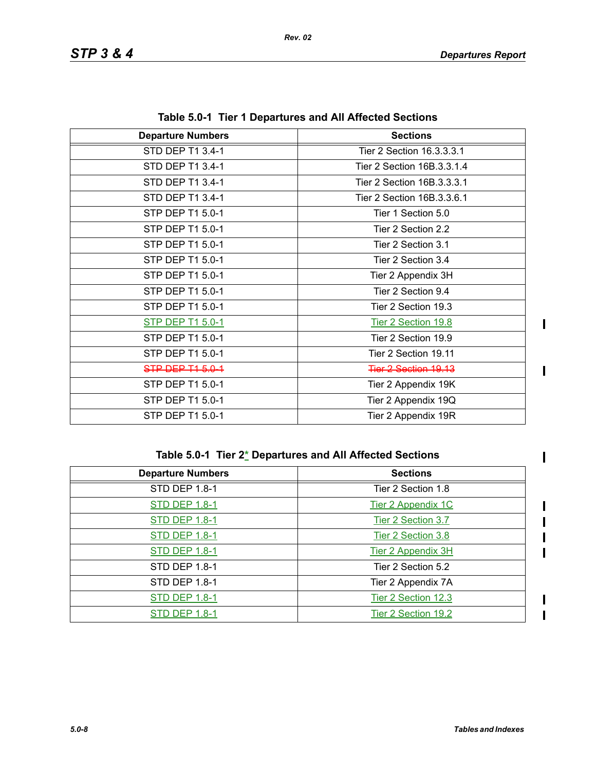**Table 5.0-1 Tier 1 Departures and All Affected Sections**

| Departure Numbers | Sections |
|---|---|
| STD DEP T1 3.4-1 | Tier 2 Section 16.3.3.3.1 |
| STD DEP T1 3.4-1 | Tier 2 Section 16B.3.3.1.4 |
| STD DEP T1 3.4-1 | Tier 2 Section 16B.3.3.3.1 |
| STD DEP T1 3.4-1 | Tier 2 Section 16B.3.3.6.1 |
| STP DEP T1 5.0-1 | Tier 1 Section 5.0 |
| STP DEP T1 5.0-1 | Tier 2 Section 2.2 |
| STP DEP T1 5.0-1 | Tier 2 Section 3.1 |
| STP DEP T1 5.0-1 | Tier 2 Section 3.4 |
| STP DEP T1 5.0-1 | Tier 2 Appendix 3H |
| STP DEP T1 5.0-1 | Tier 2 Section 9.4 |
| STP DEP T1 5.0-1 | Tier 2 Section 19.3 |
| STP DEP T1 5.0-1 | Tier 2 Section 19.8 |
| STP DEP T1 5.0-1 | Tier 2 Section 19.9 |
| STP DEP T1 5.0-1 | Tier 2 Section 19.11 |
| ~~STP DEP T1 5.0-1~~ | ~~Tier 2 Section 19.13~~ |
| STP DEP T1 5.0-1 | Tier 2 Appendix 19K |
| STP DEP T1 5.0-1 | Tier 2 Appendix 19Q |
| STP DEP T1 5.0-1 | Tier 2 Appendix 19R |

**Table 5.0-1 Tier 2* Departures and All Affected Sections**

| Departure Numbers | Sections |
|---|---|
| STD DEP 1.8-1 | Tier 2 Section 1.8 |
| STD DEP 1.8-1 | Tier 2 Appendix 1C |
| STD DEP 1.8-1 | Tier 2 Section 3.7 |
| STD DEP 1.8-1 | Tier 2 Section 3.8 |
| STD DEP 1.8-1 | Tier 2 Appendix 3H |
| STD DEP 1.8-1 | Tier 2 Section 5.2 |
| STD DEP 1.8-1 | Tier 2 Appendix 7A |
| STD DEP 1.8-1 | Tier 2 Section 12.3 |
| STD DEP 1.8-1 | Tier 2 Section 19.2 |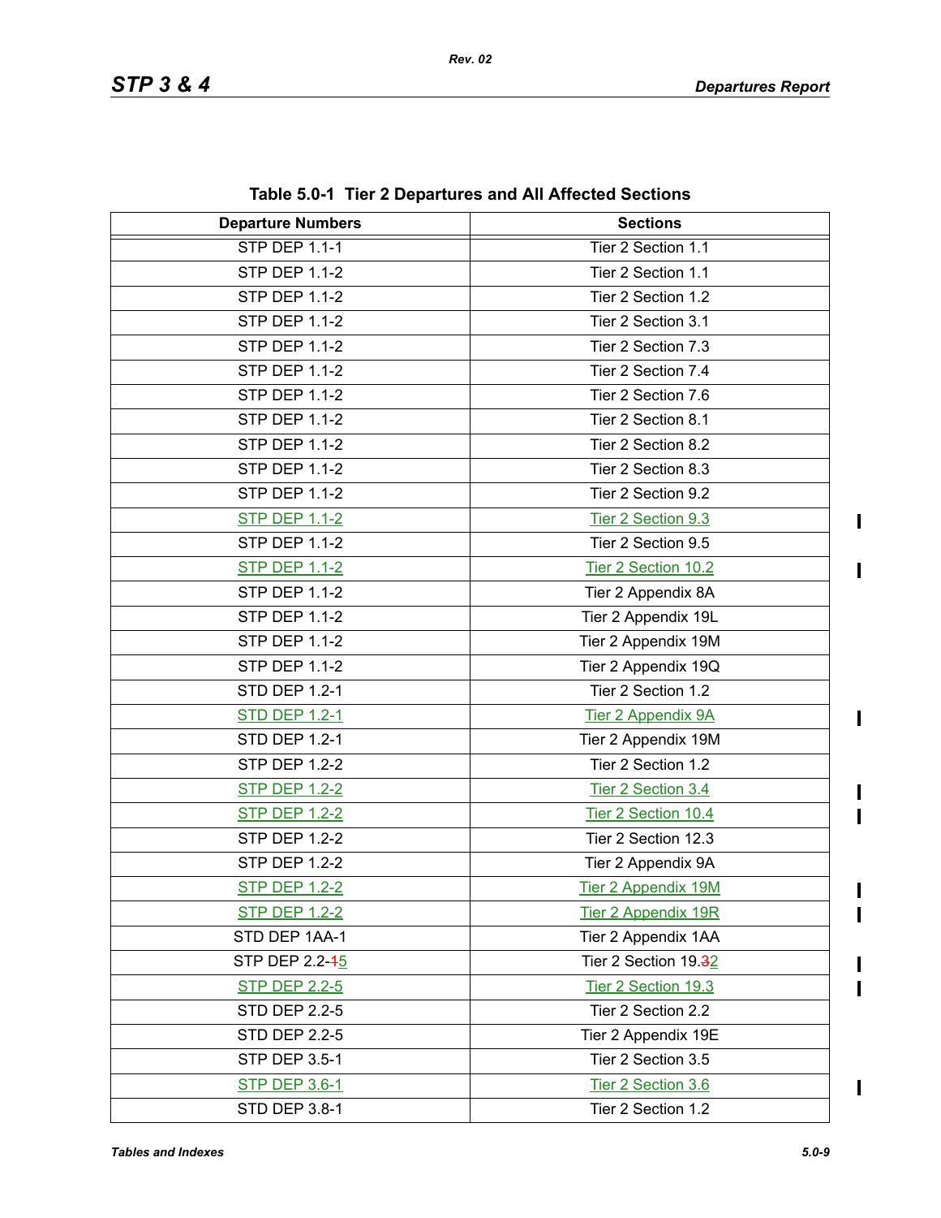**Table 5.0-1 Tier 2 Departures and All Affected Sections**

| Departure Numbers | Sections |
|---|---|
| STP DEP 1.1-1 | Tier 2 Section 1.1 |
| STP DEP 1.1-2 | Tier 2 Section 1.1 |
| STP DEP 1.1-2 | Tier 2 Section 1.2 |
| STP DEP 1.1-2 | Tier 2 Section 3.1 |
| STP DEP 1.1-2 | Tier 2 Section 7.3 |
| STP DEP 1.1-2 | Tier 2 Section 7.4 |
| STP DEP 1.1-2 | Tier 2 Section 7.6 |
| STP DEP 1.1-2 | Tier 2 Section 8.1 |
| STP DEP 1.1-2 | Tier 2 Section 8.2 |
| STP DEP 1.1-2 | Tier 2 Section 8.3 |
| STP DEP 1.1-2 | Tier 2 Section 9.2 |
| STP DEP 1.1-2 | Tier 2 Section 9.3 |
| STP DEP 1.1-2 | Tier 2 Section 9.5 |
| STP DEP 1.1-2 | Tier 2 Section 10.2 |
| STP DEP 1.1-2 | Tier 2 Appendix 8A |
| STP DEP 1.1-2 | Tier 2 Appendix 19L |
| STP DEP 1.1-2 | Tier 2 Appendix 19M |
| STP DEP 1.1-2 | Tier 2 Appendix 19Q |
| STD DEP 1.2-1 | Tier 2 Section 1.2 |
| STD DEP 1.2-1 | Tier 2 Appendix 9A |
| STD DEP 1.2-1 | Tier 2 Appendix 19M |
| STP DEP 1.2-2 | Tier 2 Section 1.2 |
| STP DEP 1.2-2 | Tier 2 Section 3.4 |
| STP DEP 1.2-2 | Tier 2 Section 10.4 |
| STP DEP 1.2-2 | Tier 2 Section 12.3 |
| STP DEP 1.2-2 | Tier 2 Appendix 9A |
| STP DEP 1.2-2 | Tier 2 Appendix 19M |
| STP DEP 1.2-2 | Tier 2 Appendix 19R |
| STD DEP 1AA-1 | Tier 2 Appendix 1AA |
| STP DEP 2.2-~~1~~5 | Tier 2 Section 19.~~3~~2 |
| STP DEP 2.2-5 | Tier 2 Section 19.3 |
| STD DEP 2.2-5 | Tier 2 Section 2.2 |
| STD DEP 2.2-5 | Tier 2 Appendix 19E |
| STP DEP 3.5-1 | Tier 2 Section 3.5 |
| STP DEP 3.6-1 | Tier 2 Section 3.6 |
| STD DEP 3.8-1 | Tier 2 Section 1.2 |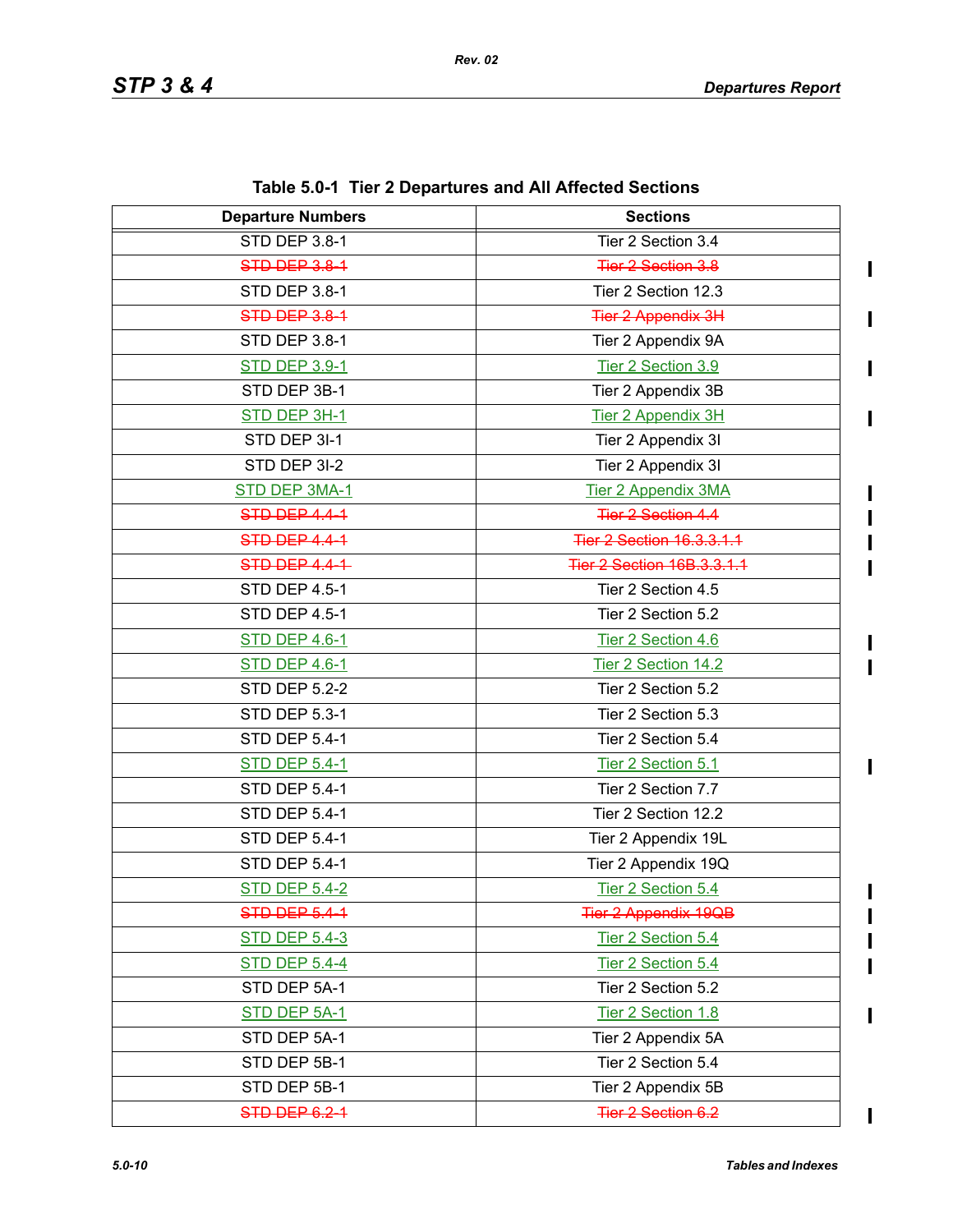**Table 5.0-1 Tier 2 Departures and All Affected Sections**

| Departure Numbers | Sections |
|---|---|
| STD DEP 3.8-1 | Tier 2 Section 3.4 |
| ~~STD DEP 3.8-1~~ | ~~Tier 2 Section 3.8~~ |
| STD DEP 3.8-1 | Tier 2 Section 12.3 |
| ~~STD DEP 3.8-1~~ | ~~Tier 2 Appendix 3H~~ |
| STD DEP 3.8-1 | Tier 2 Appendix 9A |
| STD DEP 3.9-1 | Tier 2 Section 3.9 |
| STD DEP 3B-1 | Tier 2 Appendix 3B |
| STD DEP 3H-1 | Tier 2 Appendix 3H |
| STD DEP 3I-1 | Tier 2 Appendix 3I |
| STD DEP 3I-2 | Tier 2 Appendix 3I |
| STD DEP 3MA-1 | Tier 2 Appendix 3MA |
| ~~STD DEP 4.4-1~~ | ~~Tier 2 Section 4.4~~ |
| ~~STD DEP 4.4-1~~ | ~~Tier 2 Section 16.3.3.1.1~~ |
| ~~STD DEP 4.4-1~~ | ~~Tier 2 Section 16B.3.3.1.1~~ |
| STD DEP 4.5-1 | Tier 2 Section 4.5 |
| STD DEP 4.5-1 | Tier 2 Section 5.2 |
| STD DEP 4.6-1 | Tier 2 Section 4.6 |
| STD DEP 4.6-1 | Tier 2 Section 14.2 |
| STD DEP 5.2-2 | Tier 2 Section 5.2 |
| STD DEP 5.3-1 | Tier 2 Section 5.3 |
| STD DEP 5.4-1 | Tier 2 Section 5.4 |
| STD DEP 5.4-1 | Tier 2 Section 5.1 |
| STD DEP 5.4-1 | Tier 2 Section 7.7 |
| STD DEP 5.4-1 | Tier 2 Section 12.2 |
| STD DEP 5.4-1 | Tier 2 Appendix 19L |
| STD DEP 5.4-1 | Tier 2 Appendix 19Q |
| STD DEP 5.4-2 | Tier 2 Section 5.4 |
| ~~STD DEP 5.4-1~~ | ~~Tier 2 Appendix 19QB~~ |
| STD DEP 5.4-3 | Tier 2 Section 5.4 |
| STD DEP 5.4-4 | Tier 2 Section 5.4 |
| STD DEP 5A-1 | Tier 2 Section 5.2 |
| STD DEP 5A-1 | Tier 2 Section 1.8 |
| STD DEP 5A-1 | Tier 2 Appendix 5A |
| STD DEP 5B-1 | Tier 2 Section 5.4 |
| STD DEP 5B-1 | Tier 2 Appendix 5B |
| ~~STD DEP 6.2-1~~ | ~~Tier 2 Section 6.2~~ |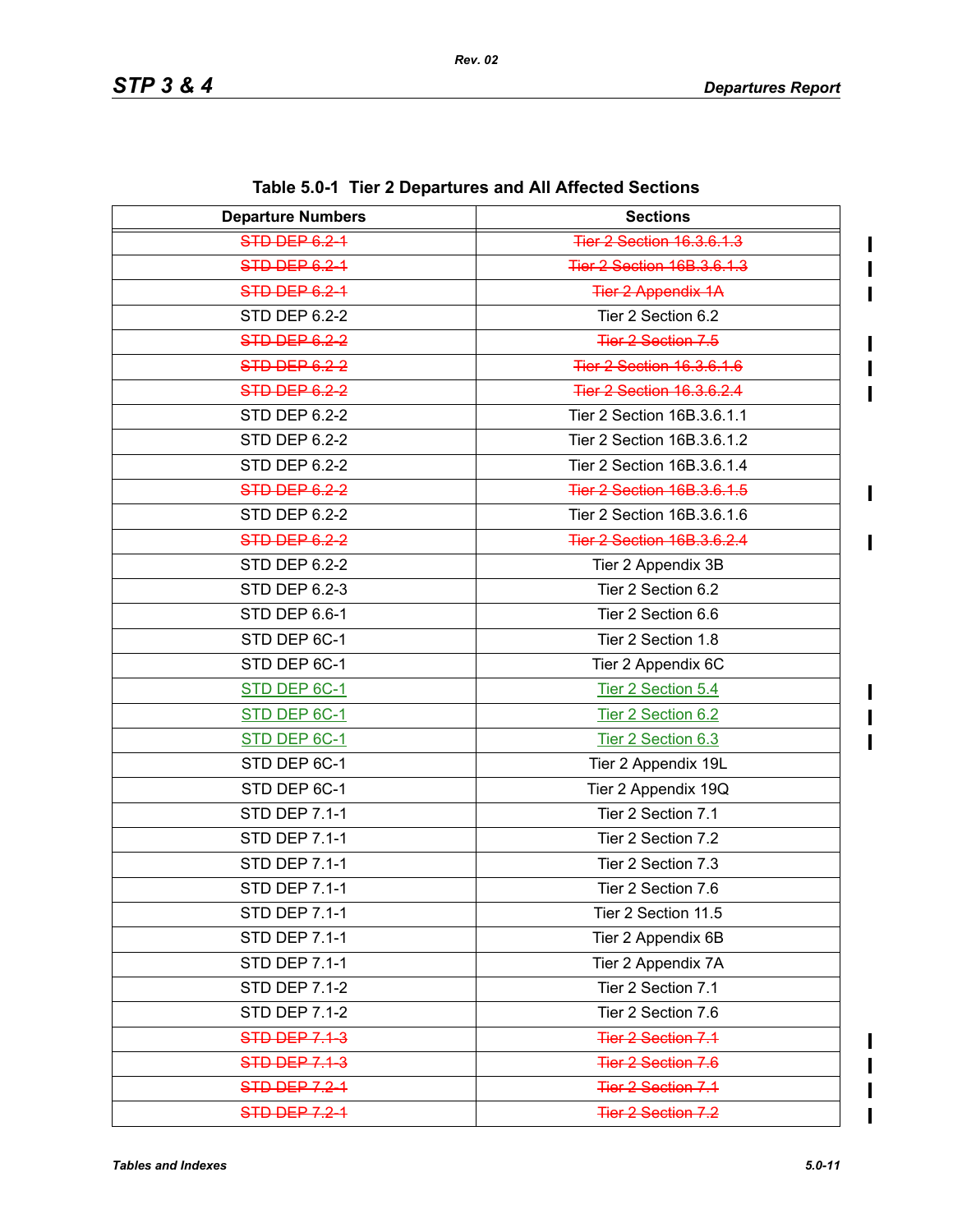**Table 5.0-1 Tier 2 Departures and All Affected Sections**

| Departure Numbers | Sections |
|---|---|
| ~~STD DEP 6.2-1~~ | ~~Tier 2 Section 16.3.6.1.3~~ |
| ~~STD DEP 6.2-1~~ | ~~Tier 2 Section 16B.3.6.1.3~~ |
| ~~STD DEP 6.2-1~~ | ~~Tier 2 Appendix 1A~~ |
| STD DEP 6.2-2 | Tier 2 Section 6.2 |
| ~~STD DEP 6.2-2~~ | ~~Tier 2 Section 7.5~~ |
| ~~STD DEP 6.2-2~~ | ~~Tier 2 Section 16.3.6.1.6~~ |
| ~~STD DEP 6.2-2~~ | ~~Tier 2 Section 16.3.6.2.4~~ |
| STD DEP 6.2-2 | Tier 2 Section 16B.3.6.1.1 |
| STD DEP 6.2-2 | Tier 2 Section 16B.3.6.1.2 |
| STD DEP 6.2-2 | Tier 2 Section 16B.3.6.1.4 |
| ~~STD DEP 6.2-2~~ | ~~Tier 2 Section 16B.3.6.1.5~~ |
| STD DEP 6.2-2 | Tier 2 Section 16B.3.6.1.6 |
| ~~STD DEP 6.2-2~~ | ~~Tier 2 Section 16B.3.6.2.4~~ |
| STD DEP 6.2-2 | Tier 2 Appendix 3B |
| STD DEP 6.2-3 | Tier 2 Section 6.2 |
| STD DEP 6.6-1 | Tier 2 Section 6.6 |
| STD DEP 6C-1 | Tier 2 Section 1.8 |
| STD DEP 6C-1 | Tier 2 Appendix 6C |
| STD DEP 6C-1 | Tier 2 Section 5.4 |
| STD DEP 6C-1 | Tier 2 Section 6.2 |
| STD DEP 6C-1 | Tier 2 Section 6.3 |
| STD DEP 6C-1 | Tier 2 Appendix 19L |
| STD DEP 6C-1 | Tier 2 Appendix 19Q |
| STD DEP 7.1-1 | Tier 2 Section 7.1 |
| STD DEP 7.1-1 | Tier 2 Section 7.2 |
| STD DEP 7.1-1 | Tier 2 Section 7.3 |
| STD DEP 7.1-1 | Tier 2 Section 7.6 |
| STD DEP 7.1-1 | Tier 2 Section 11.5 |
| STD DEP 7.1-1 | Tier 2 Appendix 6B |
| STD DEP 7.1-1 | Tier 2 Appendix 7A |
| STD DEP 7.1-2 | Tier 2 Section 7.1 |
| STD DEP 7.1-2 | Tier 2 Section 7.6 |
| ~~STD DEP 7.1-3~~ | ~~Tier 2 Section 7.1~~ |
| ~~STD DEP 7.1-3~~ | ~~Tier 2 Section 7.6~~ |
| ~~STD DEP 7.2-1~~ | ~~Tier 2 Section 7.1~~ |
| ~~STD DEP 7.2-1~~ | ~~Tier 2 Section 7.2~~ |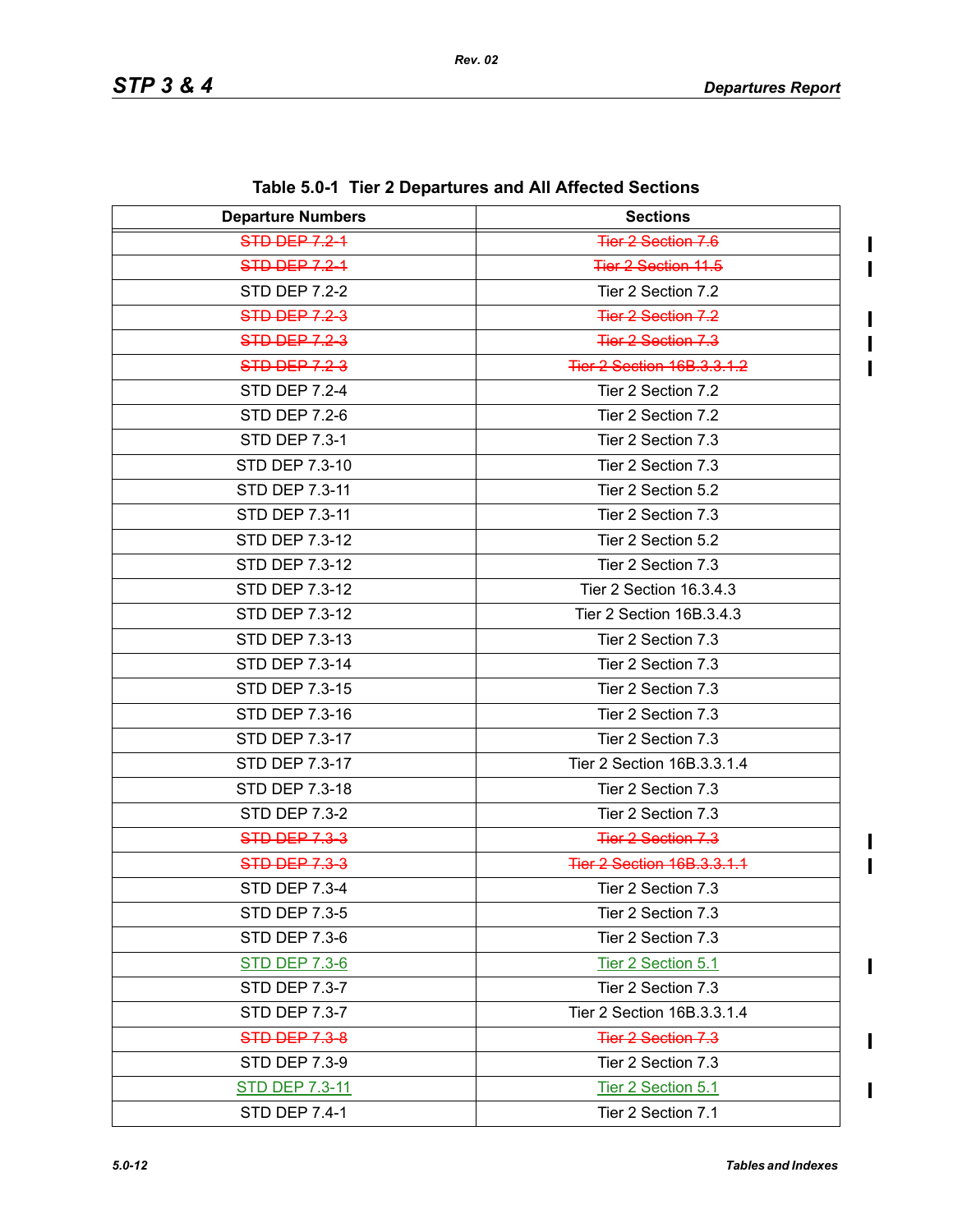Table 5.0-1 Tier 2 Departures and All Affected Sections

| Departure Numbers | Sections |
|---|---|
| ~~STD DEP 7.2-1~~ | ~~Tier 2 Section 7.6~~ |
| ~~STD DEP 7.2-1~~ | ~~Tier 2 Section 11.5~~ |
| STD DEP 7.2-2 | Tier 2 Section 7.2 |
| ~~STD DEP 7.2-3~~ | ~~Tier 2 Section 7.2~~ |
| ~~STD DEP 7.2-3~~ | ~~Tier 2 Section 7.3~~ |
| ~~STD DEP 7.2-3~~ | ~~Tier 2 Section 16B.3.3.1.2~~ |
| STD DEP 7.2-4 | Tier 2 Section 7.2 |
| STD DEP 7.2-6 | Tier 2 Section 7.2 |
| STD DEP 7.3-1 | Tier 2 Section 7.3 |
| STD DEP 7.3-10 | Tier 2 Section 7.3 |
| STD DEP 7.3-11 | Tier 2 Section 5.2 |
| STD DEP 7.3-11 | Tier 2 Section 7.3 |
| STD DEP 7.3-12 | Tier 2 Section 5.2 |
| STD DEP 7.3-12 | Tier 2 Section 7.3 |
| STD DEP 7.3-12 | Tier 2 Section 16.3.4.3 |
| STD DEP 7.3-12 | Tier 2 Section 16B.3.4.3 |
| STD DEP 7.3-13 | Tier 2 Section 7.3 |
| STD DEP 7.3-14 | Tier 2 Section 7.3 |
| STD DEP 7.3-15 | Tier 2 Section 7.3 |
| STD DEP 7.3-16 | Tier 2 Section 7.3 |
| STD DEP 7.3-17 | Tier 2 Section 7.3 |
| STD DEP 7.3-17 | Tier 2 Section 16B.3.3.1.4 |
| STD DEP 7.3-18 | Tier 2 Section 7.3 |
| STD DEP 7.3-2 | Tier 2 Section 7.3 |
| ~~STD DEP 7.3-3~~ | ~~Tier 2 Section 7.3~~ |
| ~~STD DEP 7.3-3~~ | ~~Tier 2 Section 16B.3.3.1.1~~ |
| STD DEP 7.3-4 | Tier 2 Section 7.3 |
| STD DEP 7.3-5 | Tier 2 Section 7.3 |
| STD DEP 7.3-6 | Tier 2 Section 7.3 |
| STD DEP 7.3-6 | Tier 2 Section 5.1 |
| STD DEP 7.3-7 | Tier 2 Section 7.3 |
| STD DEP 7.3-7 | Tier 2 Section 16B.3.3.1.4 |
| ~~STD DEP 7.3-8~~ | ~~Tier 2 Section 7.3~~ |
| STD DEP 7.3-9 | Tier 2 Section 7.3 |
| STD DEP 7.3-11 | Tier 2 Section 5.1 |
| STD DEP 7.4-1 | Tier 2 Section 7.1 |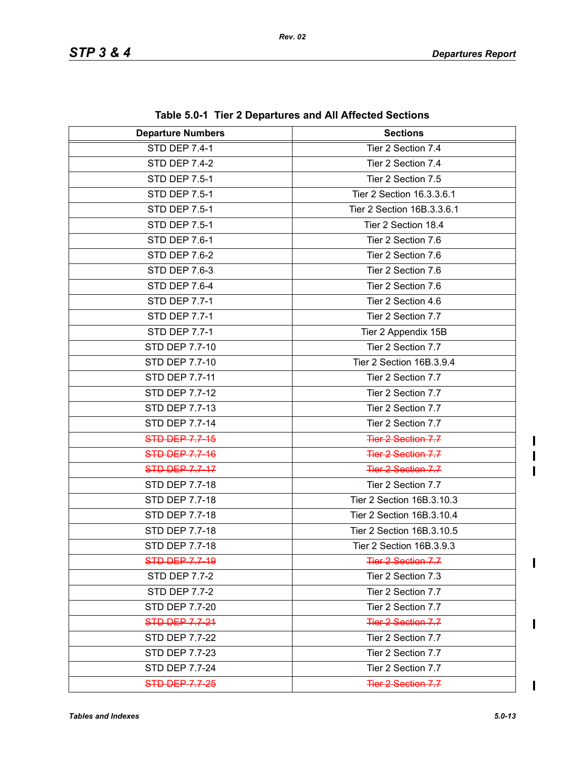Table 5.0-1 Tier 2 Departures and All Affected Sections

| Departure Numbers | Sections |
|---|---|
| STD DEP 7.4-1 | Tier 2 Section 7.4 |
| STD DEP 7.4-2 | Tier 2 Section 7.4 |
| STD DEP 7.5-1 | Tier 2 Section 7.5 |
| STD DEP 7.5-1 | Tier 2 Section 16.3.3.6.1 |
| STD DEP 7.5-1 | Tier 2 Section 16B.3.3.6.1 |
| STD DEP 7.5-1 | Tier 2 Section 18.4 |
| STD DEP 7.6-1 | Tier 2 Section 7.6 |
| STD DEP 7.6-2 | Tier 2 Section 7.6 |
| STD DEP 7.6-3 | Tier 2 Section 7.6 |
| STD DEP 7.6-4 | Tier 2 Section 7.6 |
| STD DEP 7.7-1 | Tier 2 Section 4.6 |
| STD DEP 7.7-1 | Tier 2 Section 7.7 |
| STD DEP 7.7-1 | Tier 2 Appendix 15B |
| STD DEP 7.7-10 | Tier 2 Section 7.7 |
| STD DEP 7.7-10 | Tier 2 Section 16B.3.9.4 |
| STD DEP 7.7-11 | Tier 2 Section 7.7 |
| STD DEP 7.7-12 | Tier 2 Section 7.7 |
| STD DEP 7.7-13 | Tier 2 Section 7.7 |
| STD DEP 7.7-14 | Tier 2 Section 7.7 |
| ~~STD DEP 7.7-15~~ | ~~Tier 2 Section 7.7~~ |
| ~~STD DEP 7.7-16~~ | ~~Tier 2 Section 7.7~~ |
| ~~STD DEP 7.7-17~~ | ~~Tier 2 Section 7.7~~ |
| STD DEP 7.7-18 | Tier 2 Section 7.7 |
| STD DEP 7.7-18 | Tier 2 Section 16B.3.10.3 |
| STD DEP 7.7-18 | Tier 2 Section 16B.3.10.4 |
| STD DEP 7.7-18 | Tier 2 Section 16B.3.10.5 |
| STD DEP 7.7-18 | Tier 2 Section 16B.3.9.3 |
| ~~STD DEP 7.7-19~~ | ~~Tier 2 Section 7.7~~ |
| STD DEP 7.7-2 | Tier 2 Section 7.3 |
| STD DEP 7.7-2 | Tier 2 Section 7.7 |
| STD DEP 7.7-20 | Tier 2 Section 7.7 |
| ~~STD DEP 7.7-21~~ | ~~Tier 2 Section 7.7~~ |
| STD DEP 7.7-22 | Tier 2 Section 7.7 |
| STD DEP 7.7-23 | Tier 2 Section 7.7 |
| STD DEP 7.7-24 | Tier 2 Section 7.7 |
| ~~STD DEP 7.7-25~~ | ~~Tier 2 Section 7.7~~ |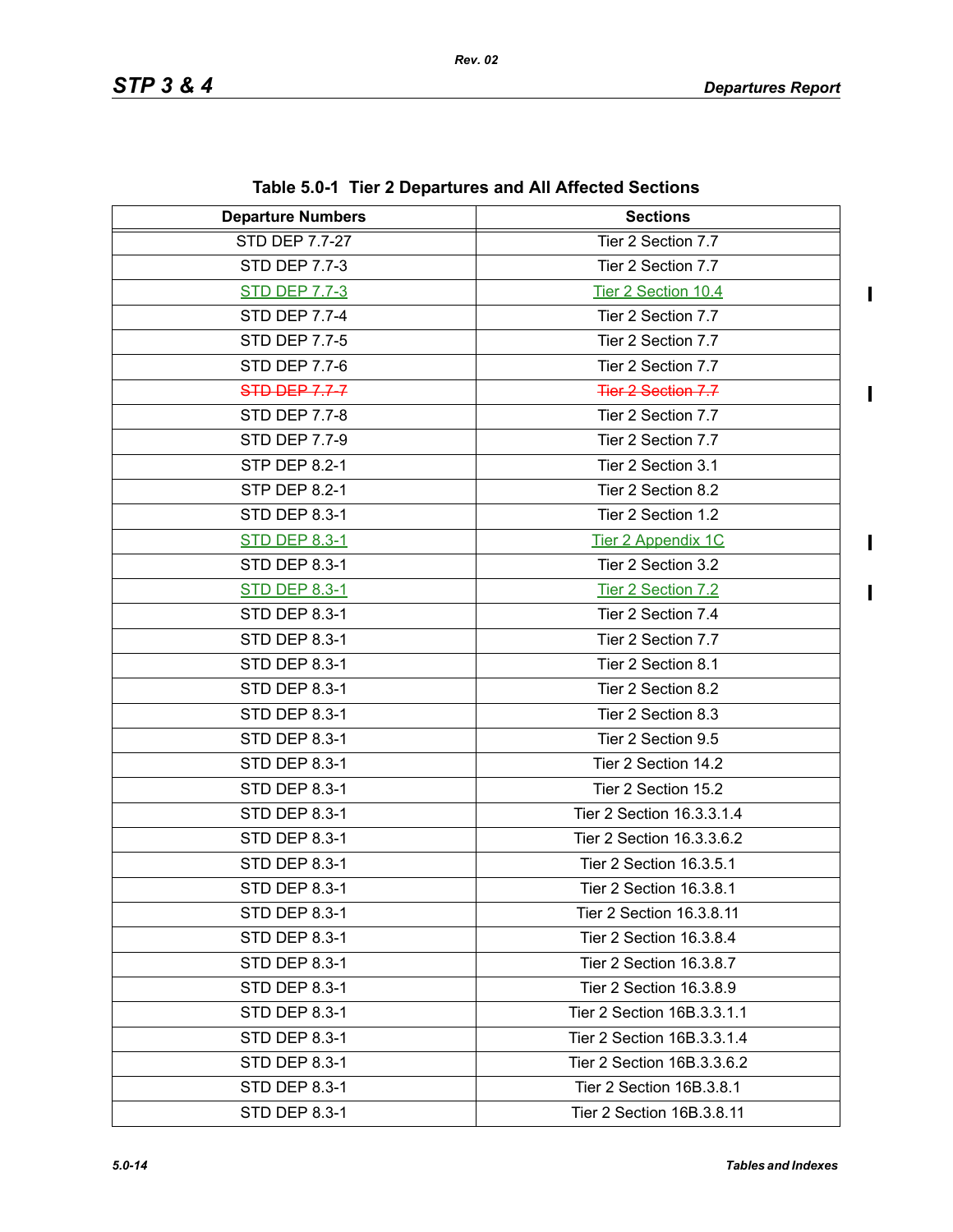**Table 5.0-1 Tier 2 Departures and All Affected Sections**

| Departure Numbers | Sections |
|---|---|
| STD DEP 7.7-27 | Tier 2 Section 7.7 |
| STD DEP 7.7-3 | Tier 2 Section 7.7 |
| <u>STD DEP 7.7-3</u> | <u>Tier 2 Section 10.4</u> |
| STD DEP 7.7-4 | Tier 2 Section 7.7 |
| STD DEP 7.7-5 | Tier 2 Section 7.7 |
| STD DEP 7.7-6 | Tier 2 Section 7.7 |
| ~~STD DEP 7.7-7~~ | ~~Tier 2 Section 7.7~~ |
| STD DEP 7.7-8 | Tier 2 Section 7.7 |
| STD DEP 7.7-9 | Tier 2 Section 7.7 |
| STP DEP 8.2-1 | Tier 2 Section 3.1 |
| STP DEP 8.2-1 | Tier 2 Section 8.2 |
| STD DEP 8.3-1 | Tier 2 Section 1.2 |
| <u>STD DEP 8.3-1</u> | <u>Tier 2 Appendix 1C</u> |
| STD DEP 8.3-1 | Tier 2 Section 3.2 |
| <u>STD DEP 8.3-1</u> | <u>Tier 2 Section 7.2</u> |
| STD DEP 8.3-1 | Tier 2 Section 7.4 |
| STD DEP 8.3-1 | Tier 2 Section 7.7 |
| STD DEP 8.3-1 | Tier 2 Section 8.1 |
| STD DEP 8.3-1 | Tier 2 Section 8.2 |
| STD DEP 8.3-1 | Tier 2 Section 8.3 |
| STD DEP 8.3-1 | Tier 2 Section 9.5 |
| STD DEP 8.3-1 | Tier 2 Section 14.2 |
| STD DEP 8.3-1 | Tier 2 Section 15.2 |
| STD DEP 8.3-1 | Tier 2 Section 16.3.3.1.4 |
| STD DEP 8.3-1 | Tier 2 Section 16.3.3.6.2 |
| STD DEP 8.3-1 | Tier 2 Section 16.3.5.1 |
| STD DEP 8.3-1 | Tier 2 Section 16.3.8.1 |
| STD DEP 8.3-1 | Tier 2 Section 16.3.8.11 |
| STD DEP 8.3-1 | Tier 2 Section 16.3.8.4 |
| STD DEP 8.3-1 | Tier 2 Section 16.3.8.7 |
| STD DEP 8.3-1 | Tier 2 Section 16.3.8.9 |
| STD DEP 8.3-1 | Tier 2 Section 16B.3.3.1.1 |
| STD DEP 8.3-1 | Tier 2 Section 16B.3.3.1.4 |
| STD DEP 8.3-1 | Tier 2 Section 16B.3.3.6.2 |
| STD DEP 8.3-1 | Tier 2 Section 16B.3.8.1 |
| STD DEP 8.3-1 | Tier 2 Section 16B.3.8.11 |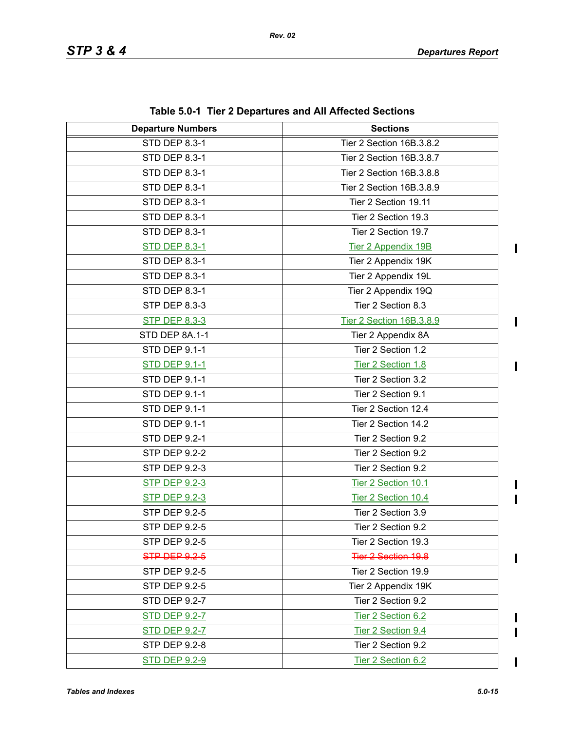**Table 5.0-1 Tier 2 Departures and All Affected Sections**

| Departure Numbers | Sections |
|---|---|
| STD DEP 8.3-1 | Tier 2 Section 16B.3.8.2 |
| STD DEP 8.3-1 | Tier 2 Section 16B.3.8.7 |
| STD DEP 8.3-1 | Tier 2 Section 16B.3.8.8 |
| STD DEP 8.3-1 | Tier 2 Section 16B.3.8.9 |
| STD DEP 8.3-1 | Tier 2 Section 19.11 |
| STD DEP 8.3-1 | Tier 2 Section 19.3 |
| STD DEP 8.3-1 | Tier 2 Section 19.7 |
| STD DEP 8.3-1 | Tier 2 Appendix 19B |
| STD DEP 8.3-1 | Tier 2 Appendix 19K |
| STD DEP 8.3-1 | Tier 2 Appendix 19L |
| STD DEP 8.3-1 | Tier 2 Appendix 19Q |
| STP DEP 8.3-3 | Tier 2 Section 8.3 |
| STP DEP 8.3-3 | Tier 2 Section 16B.3.8.9 |
| STD DEP 8A.1-1 | Tier 2 Appendix 8A |
| STD DEP 9.1-1 | Tier 2 Section 1.2 |
| STD DEP 9.1-1 | Tier 2 Section 1.8 |
| STD DEP 9.1-1 | Tier 2 Section 3.2 |
| STD DEP 9.1-1 | Tier 2 Section 9.1 |
| STD DEP 9.1-1 | Tier 2 Section 12.4 |
| STD DEP 9.1-1 | Tier 2 Section 14.2 |
| STD DEP 9.2-1 | Tier 2 Section 9.2 |
| STP DEP 9.2-2 | Tier 2 Section 9.2 |
| STP DEP 9.2-3 | Tier 2 Section 9.2 |
| STP DEP 9.2-3 | Tier 2 Section 10.1 |
| STP DEP 9.2-3 | Tier 2 Section 10.4 |
| STP DEP 9.2-5 | Tier 2 Section 3.9 |
| STP DEP 9.2-5 | Tier 2 Section 9.2 |
| STP DEP 9.2-5 | Tier 2 Section 19.3 |
| ~~STP DEP 9.2-5~~ | ~~Tier 2 Section 19.8~~ |
| STP DEP 9.2-5 | Tier 2 Section 19.9 |
| STP DEP 9.2-5 | Tier 2 Appendix 19K |
| STD DEP 9.2-7 | Tier 2 Section 9.2 |
| STD DEP 9.2-7 | Tier 2 Section 6.2 |
| STD DEP 9.2-7 | Tier 2 Section 9.4 |
| STP DEP 9.2-8 | Tier 2 Section 9.2 |
| STD DEP 9.2-9 | Tier 2 Section 6.2 |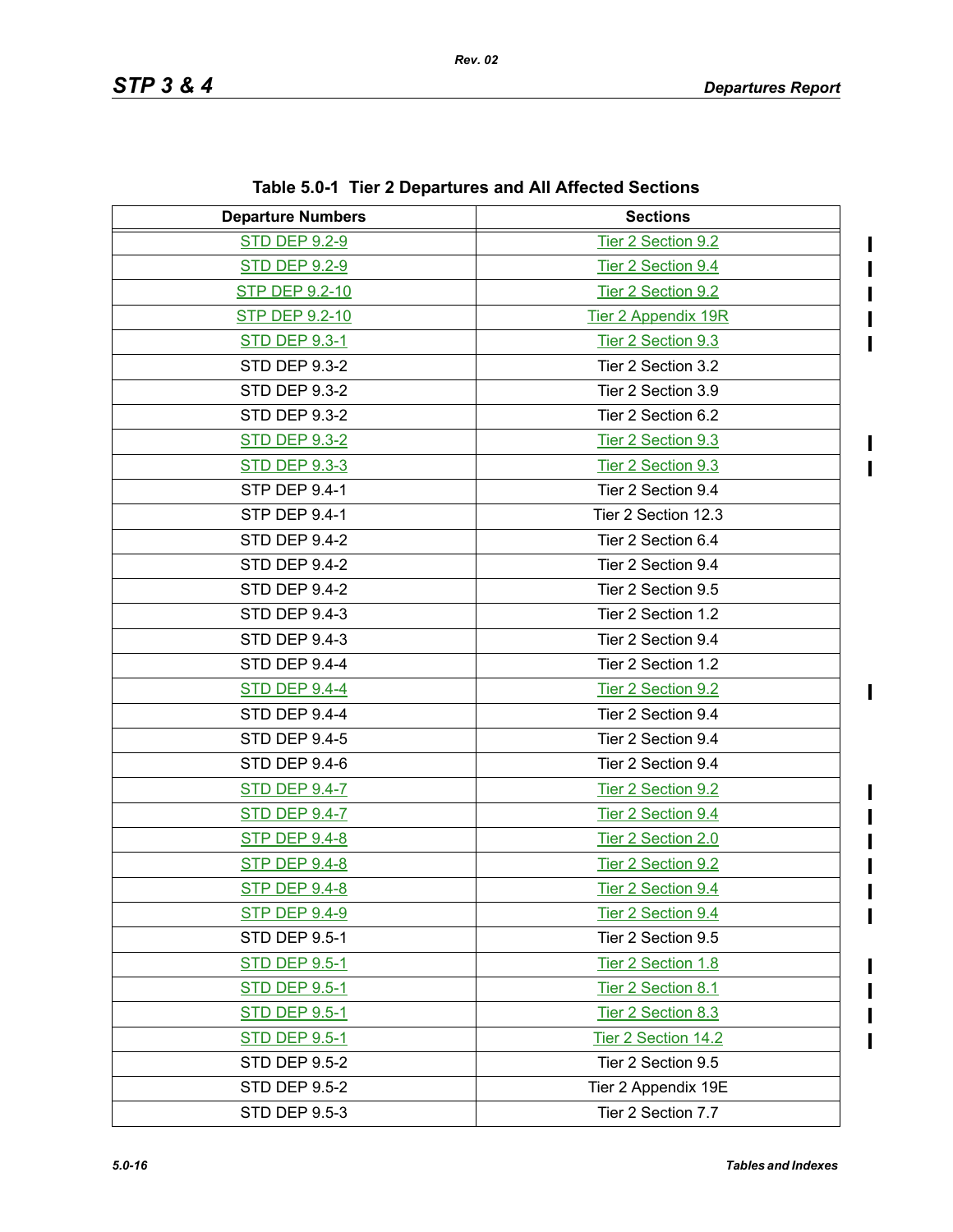**Table 5.0-1 Tier 2 Departures and All Affected Sections**

| Departure Numbers | Sections |
|---|---|
| STD DEP 9.2-9 | Tier 2 Section 9.2 |
| STD DEP 9.2-9 | Tier 2 Section 9.4 |
| STP DEP 9.2-10 | Tier 2 Section 9.2 |
| STP DEP 9.2-10 | Tier 2 Appendix 19R |
| STD DEP 9.3-1 | Tier 2 Section 9.3 |
| STD DEP 9.3-2 | Tier 2 Section 3.2 |
| STD DEP 9.3-2 | Tier 2 Section 3.9 |
| STD DEP 9.3-2 | Tier 2 Section 6.2 |
| STD DEP 9.3-2 | Tier 2 Section 9.3 |
| STD DEP 9.3-3 | Tier 2 Section 9.3 |
| STP DEP 9.4-1 | Tier 2 Section 9.4 |
| STP DEP 9.4-1 | Tier 2 Section 12.3 |
| STD DEP 9.4-2 | Tier 2 Section 6.4 |
| STD DEP 9.4-2 | Tier 2 Section 9.4 |
| STD DEP 9.4-2 | Tier 2 Section 9.5 |
| STD DEP 9.4-3 | Tier 2 Section 1.2 |
| STD DEP 9.4-3 | Tier 2 Section 9.4 |
| STD DEP 9.4-4 | Tier 2 Section 1.2 |
| STD DEP 9.4-4 | Tier 2 Section 9.2 |
| STD DEP 9.4-4 | Tier 2 Section 9.4 |
| STD DEP 9.4-5 | Tier 2 Section 9.4 |
| STD DEP 9.4-6 | Tier 2 Section 9.4 |
| STD DEP 9.4-7 | Tier 2 Section 9.2 |
| STD DEP 9.4-7 | Tier 2 Section 9.4 |
| STP DEP 9.4-8 | Tier 2 Section 2.0 |
| STP DEP 9.4-8 | Tier 2 Section 9.2 |
| STP DEP 9.4-8 | Tier 2 Section 9.4 |
| STP DEP 9.4-9 | Tier 2 Section 9.4 |
| STD DEP 9.5-1 | Tier 2 Section 9.5 |
| STD DEP 9.5-1 | Tier 2 Section 1.8 |
| STD DEP 9.5-1 | Tier 2 Section 8.1 |
| STD DEP 9.5-1 | Tier 2 Section 8.3 |
| STD DEP 9.5-1 | Tier 2 Section 14.2 |
| STD DEP 9.5-2 | Tier 2 Section 9.5 |
| STD DEP 9.5-2 | Tier 2 Appendix 19E |
| STD DEP 9.5-3 | Tier 2 Section 7.7 |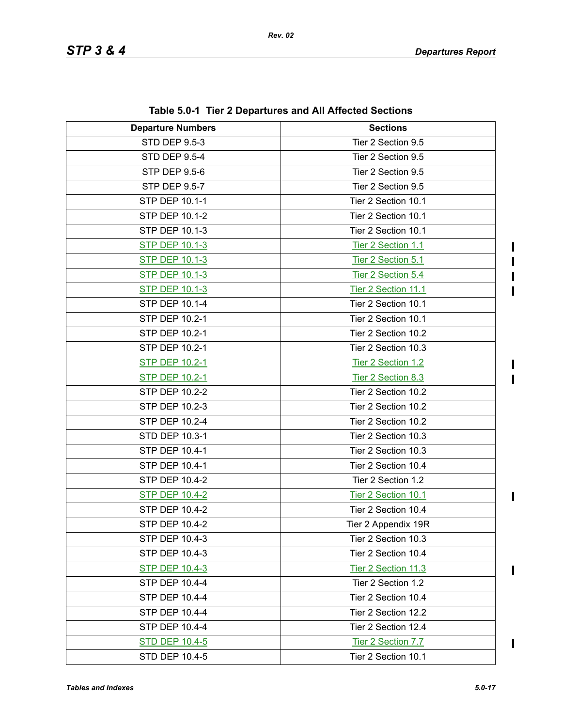**Table 5.0-1 Tier 2 Departures and All Affected Sections**

| Departure Numbers | Sections |
|---|---|
| STD DEP 9.5-3 | Tier 2 Section 9.5 |
| STD DEP 9.5-4 | Tier 2 Section 9.5 |
| STP DEP 9.5-6 | Tier 2 Section 9.5 |
| STP DEP 9.5-7 | Tier 2 Section 9.5 |
| STP DEP 10.1-1 | Tier 2 Section 10.1 |
| STP DEP 10.1-2 | Tier 2 Section 10.1 |
| STP DEP 10.1-3 | Tier 2 Section 10.1 |
| STP DEP 10.1-3 | Tier 2 Section 1.1 |
| STP DEP 10.1-3 | Tier 2 Section 5.1 |
| STP DEP 10.1-3 | Tier 2 Section 5.4 |
| STP DEP 10.1-3 | Tier 2 Section 11.1 |
| STP DEP 10.1-4 | Tier 2 Section 10.1 |
| STP DEP 10.2-1 | Tier 2 Section 10.1 |
| STP DEP 10.2-1 | Tier 2 Section 10.2 |
| STP DEP 10.2-1 | Tier 2 Section 10.3 |
| STP DEP 10.2-1 | Tier 2 Section 1.2 |
| STP DEP 10.2-1 | Tier 2 Section 8.3 |
| STP DEP 10.2-2 | Tier 2 Section 10.2 |
| STP DEP 10.2-3 | Tier 2 Section 10.2 |
| STP DEP 10.2-4 | Tier 2 Section 10.2 |
| STD DEP 10.3-1 | Tier 2 Section 10.3 |
| STP DEP 10.4-1 | Tier 2 Section 10.3 |
| STP DEP 10.4-1 | Tier 2 Section 10.4 |
| STP DEP 10.4-2 | Tier 2 Section 1.2 |
| STP DEP 10.4-2 | Tier 2 Section 10.1 |
| STP DEP 10.4-2 | Tier 2 Section 10.4 |
| STP DEP 10.4-2 | Tier 2 Appendix 19R |
| STP DEP 10.4-3 | Tier 2 Section 10.3 |
| STP DEP 10.4-3 | Tier 2 Section 10.4 |
| STP DEP 10.4-3 | Tier 2 Section 11.3 |
| STP DEP 10.4-4 | Tier 2 Section 1.2 |
| STP DEP 10.4-4 | Tier 2 Section 10.4 |
| STP DEP 10.4-4 | Tier 2 Section 12.2 |
| STP DEP 10.4-4 | Tier 2 Section 12.4 |
| STD DEP 10.4-5 | Tier 2 Section 7.7 |
| STD DEP 10.4-5 | Tier 2 Section 10.1 |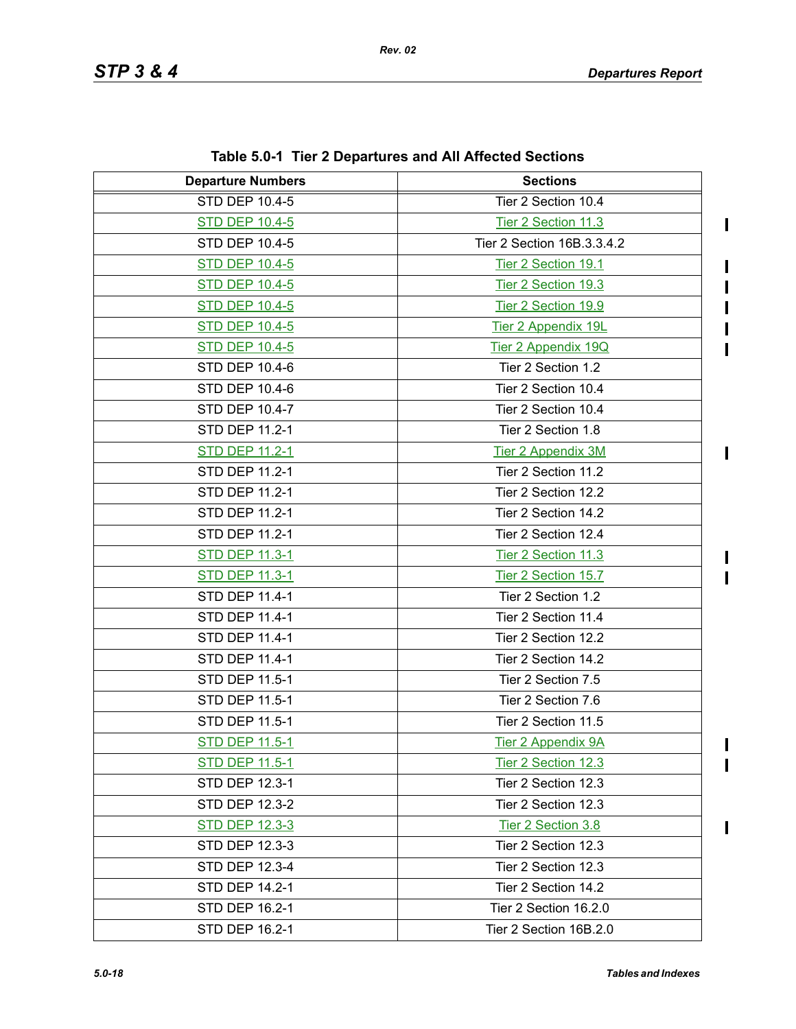**Table 5.0-1 Tier 2 Departures and All Affected Sections**

| Departure Numbers | Sections |
|---|---|
| STD DEP 10.4-5 | Tier 2 Section 10.4 |
| STD DEP 10.4-5 | Tier 2 Section 11.3 |
| STD DEP 10.4-5 | Tier 2 Section 16B.3.3.4.2 |
| STD DEP 10.4-5 | Tier 2 Section 19.1 |
| STD DEP 10.4-5 | Tier 2 Section 19.3 |
| STD DEP 10.4-5 | Tier 2 Section 19.9 |
| STD DEP 10.4-5 | Tier 2 Appendix 19L |
| STD DEP 10.4-5 | Tier 2 Appendix 19Q |
| STD DEP 10.4-6 | Tier 2 Section 1.2 |
| STD DEP 10.4-6 | Tier 2 Section 10.4 |
| STD DEP 10.4-7 | Tier 2 Section 10.4 |
| STD DEP 11.2-1 | Tier 2 Section 1.8 |
| STD DEP 11.2-1 | Tier 2 Appendix 3M |
| STD DEP 11.2-1 | Tier 2 Section 11.2 |
| STD DEP 11.2-1 | Tier 2 Section 12.2 |
| STD DEP 11.2-1 | Tier 2 Section 14.2 |
| STD DEP 11.2-1 | Tier 2 Section 12.4 |
| STD DEP 11.3-1 | Tier 2 Section 11.3 |
| STD DEP 11.3-1 | Tier 2 Section 15.7 |
| STD DEP 11.4-1 | Tier 2 Section 1.2 |
| STD DEP 11.4-1 | Tier 2 Section 11.4 |
| STD DEP 11.4-1 | Tier 2 Section 12.2 |
| STD DEP 11.4-1 | Tier 2 Section 14.2 |
| STD DEP 11.5-1 | Tier 2 Section 7.5 |
| STD DEP 11.5-1 | Tier 2 Section 7.6 |
| STD DEP 11.5-1 | Tier 2 Section 11.5 |
| STD DEP 11.5-1 | Tier 2 Appendix 9A |
| STD DEP 11.5-1 | Tier 2 Section 12.3 |
| STD DEP 12.3-1 | Tier 2 Section 12.3 |
| STD DEP 12.3-2 | Tier 2 Section 12.3 |
| STD DEP 12.3-3 | Tier 2 Section 3.8 |
| STD DEP 12.3-3 | Tier 2 Section 12.3 |
| STD DEP 12.3-4 | Tier 2 Section 12.3 |
| STD DEP 14.2-1 | Tier 2 Section 14.2 |
| STD DEP 16.2-1 | Tier 2 Section 16.2.0 |
| STD DEP 16.2-1 | Tier 2 Section 16B.2.0 |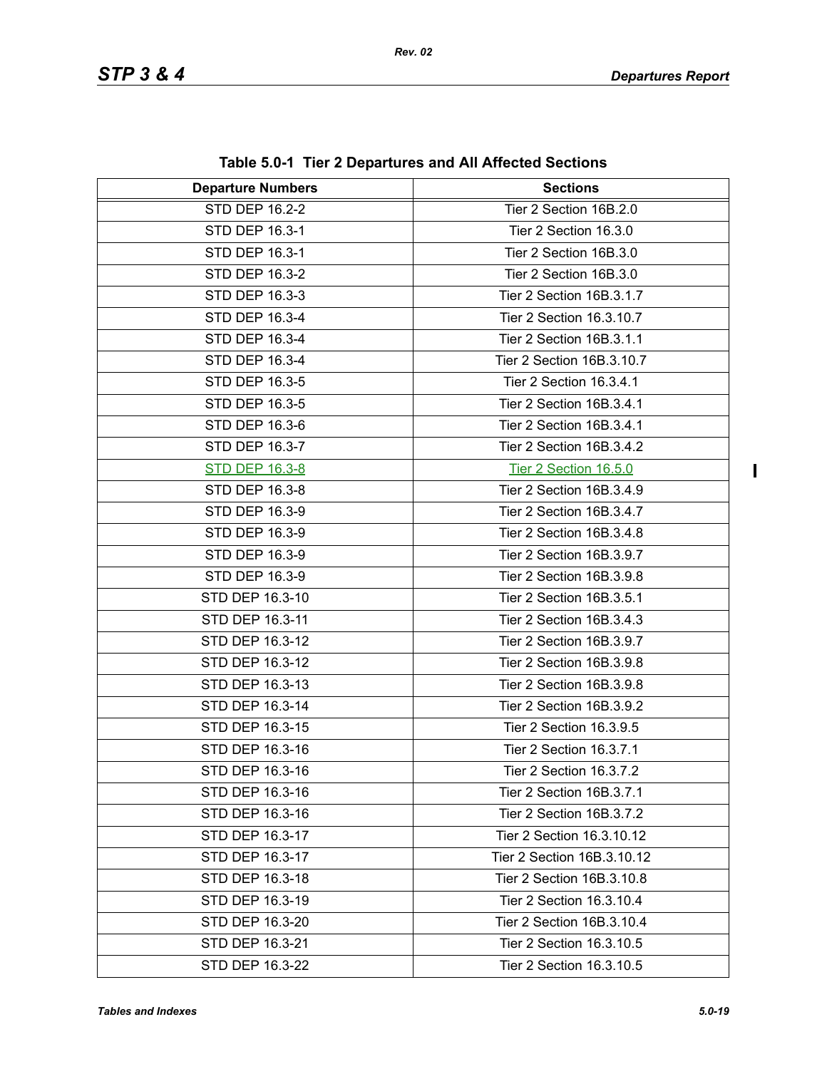**Table 5.0-1 Tier 2 Departures and All Affected Sections**

| Departure Numbers | Sections |
|---|---|
| STD DEP 16.2-2 | Tier 2 Section 16B.2.0 |
| STD DEP 16.3-1 | Tier 2 Section 16.3.0 |
| STD DEP 16.3-1 | Tier 2 Section 16B.3.0 |
| STD DEP 16.3-2 | Tier 2 Section 16B.3.0 |
| STD DEP 16.3-3 | Tier 2 Section 16B.3.1.7 |
| STD DEP 16.3-4 | Tier 2 Section 16.3.10.7 |
| STD DEP 16.3-4 | Tier 2 Section 16B.3.1.1 |
| STD DEP 16.3-4 | Tier 2 Section 16B.3.10.7 |
| STD DEP 16.3-5 | Tier 2 Section 16.3.4.1 |
| STD DEP 16.3-5 | Tier 2 Section 16B.3.4.1 |
| STD DEP 16.3-6 | Tier 2 Section 16B.3.4.1 |
| STD DEP 16.3-7 | Tier 2 Section 16B.3.4.2 |
| STD DEP 16.3-8 | Tier 2 Section 16.5.0 |
| STD DEP 16.3-8 | Tier 2 Section 16B.3.4.9 |
| STD DEP 16.3-9 | Tier 2 Section 16B.3.4.7 |
| STD DEP 16.3-9 | Tier 2 Section 16B.3.4.8 |
| STD DEP 16.3-9 | Tier 2 Section 16B.3.9.7 |
| STD DEP 16.3-9 | Tier 2 Section 16B.3.9.8 |
| STD DEP 16.3-10 | Tier 2 Section 16B.3.5.1 |
| STD DEP 16.3-11 | Tier 2 Section 16B.3.4.3 |
| STD DEP 16.3-12 | Tier 2 Section 16B.3.9.7 |
| STD DEP 16.3-12 | Tier 2 Section 16B.3.9.8 |
| STD DEP 16.3-13 | Tier 2 Section 16B.3.9.8 |
| STD DEP 16.3-14 | Tier 2 Section 16B.3.9.2 |
| STD DEP 16.3-15 | Tier 2 Section 16.3.9.5 |
| STD DEP 16.3-16 | Tier 2 Section 16.3.7.1 |
| STD DEP 16.3-16 | Tier 2 Section 16.3.7.2 |
| STD DEP 16.3-16 | Tier 2 Section 16B.3.7.1 |
| STD DEP 16.3-16 | Tier 2 Section 16B.3.7.2 |
| STD DEP 16.3-17 | Tier 2 Section 16.3.10.12 |
| STD DEP 16.3-17 | Tier 2 Section 16B.3.10.12 |
| STD DEP 16.3-18 | Tier 2 Section 16B.3.10.8 |
| STD DEP 16.3-19 | Tier 2 Section 16.3.10.4 |
| STD DEP 16.3-20 | Tier 2 Section 16B.3.10.4 |
| STD DEP 16.3-21 | Tier 2 Section 16.3.10.5 |
| STD DEP 16.3-22 | Tier 2 Section 16.3.10.5 |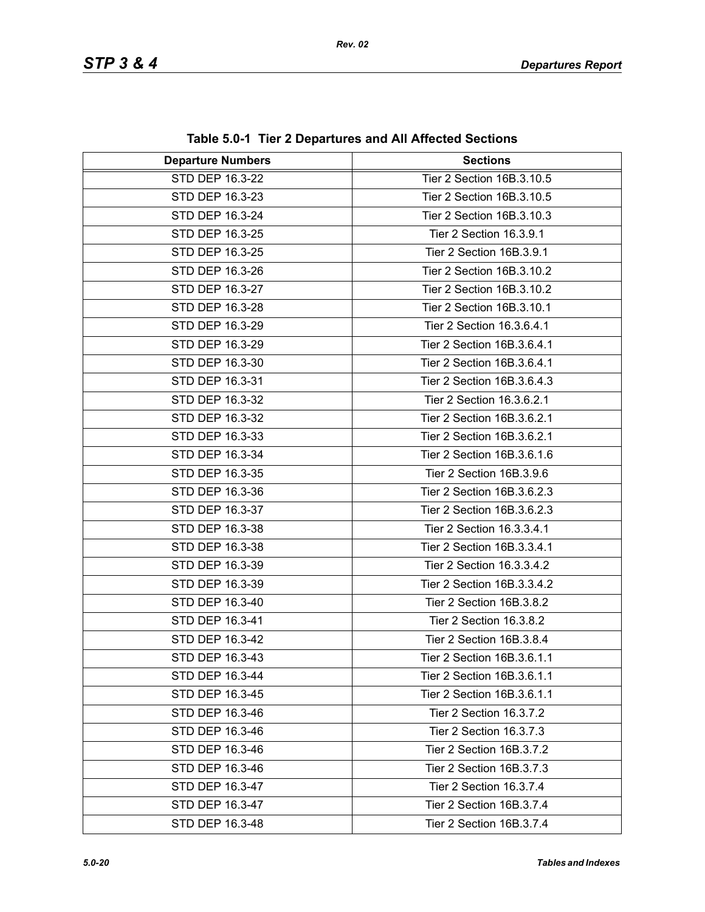**Table 5.0-1 Tier 2 Departures and All Affected Sections**

| Departure Numbers | Sections |
|---|---|
| STD DEP 16.3-22 | Tier 2 Section 16B.3.10.5 |
| STD DEP 16.3-23 | Tier 2 Section 16B.3.10.5 |
| STD DEP 16.3-24 | Tier 2 Section 16B.3.10.3 |
| STD DEP 16.3-25 | Tier 2 Section 16.3.9.1 |
| STD DEP 16.3-25 | Tier 2 Section 16B.3.9.1 |
| STD DEP 16.3-26 | Tier 2 Section 16B.3.10.2 |
| STD DEP 16.3-27 | Tier 2 Section 16B.3.10.2 |
| STD DEP 16.3-28 | Tier 2 Section 16B.3.10.1 |
| STD DEP 16.3-29 | Tier 2 Section 16.3.6.4.1 |
| STD DEP 16.3-29 | Tier 2 Section 16B.3.6.4.1 |
| STD DEP 16.3-30 | Tier 2 Section 16B.3.6.4.1 |
| STD DEP 16.3-31 | Tier 2 Section 16B.3.6.4.3 |
| STD DEP 16.3-32 | Tier 2 Section 16.3.6.2.1 |
| STD DEP 16.3-32 | Tier 2 Section 16B.3.6.2.1 |
| STD DEP 16.3-33 | Tier 2 Section 16B.3.6.2.1 |
| STD DEP 16.3-34 | Tier 2 Section 16B.3.6.1.6 |
| STD DEP 16.3-35 | Tier 2 Section 16B.3.9.6 |
| STD DEP 16.3-36 | Tier 2 Section 16B.3.6.2.3 |
| STD DEP 16.3-37 | Tier 2 Section 16B.3.6.2.3 |
| STD DEP 16.3-38 | Tier 2 Section 16.3.3.4.1 |
| STD DEP 16.3-38 | Tier 2 Section 16B.3.3.4.1 |
| STD DEP 16.3-39 | Tier 2 Section 16.3.3.4.2 |
| STD DEP 16.3-39 | Tier 2 Section 16B.3.3.4.2 |
| STD DEP 16.3-40 | Tier 2 Section 16B.3.8.2 |
| STD DEP 16.3-41 | Tier 2 Section 16.3.8.2 |
| STD DEP 16.3-42 | Tier 2 Section 16B.3.8.4 |
| STD DEP 16.3-43 | Tier 2 Section 16B.3.6.1.1 |
| STD DEP 16.3-44 | Tier 2 Section 16B.3.6.1.1 |
| STD DEP 16.3-45 | Tier 2 Section 16B.3.6.1.1 |
| STD DEP 16.3-46 | Tier 2 Section 16.3.7.2 |
| STD DEP 16.3-46 | Tier 2 Section 16.3.7.3 |
| STD DEP 16.3-46 | Tier 2 Section 16B.3.7.2 |
| STD DEP 16.3-46 | Tier 2 Section 16B.3.7.3 |
| STD DEP 16.3-47 | Tier 2 Section 16.3.7.4 |
| STD DEP 16.3-47 | Tier 2 Section 16B.3.7.4 |
| STD DEP 16.3-48 | Tier 2 Section 16B.3.7.4 |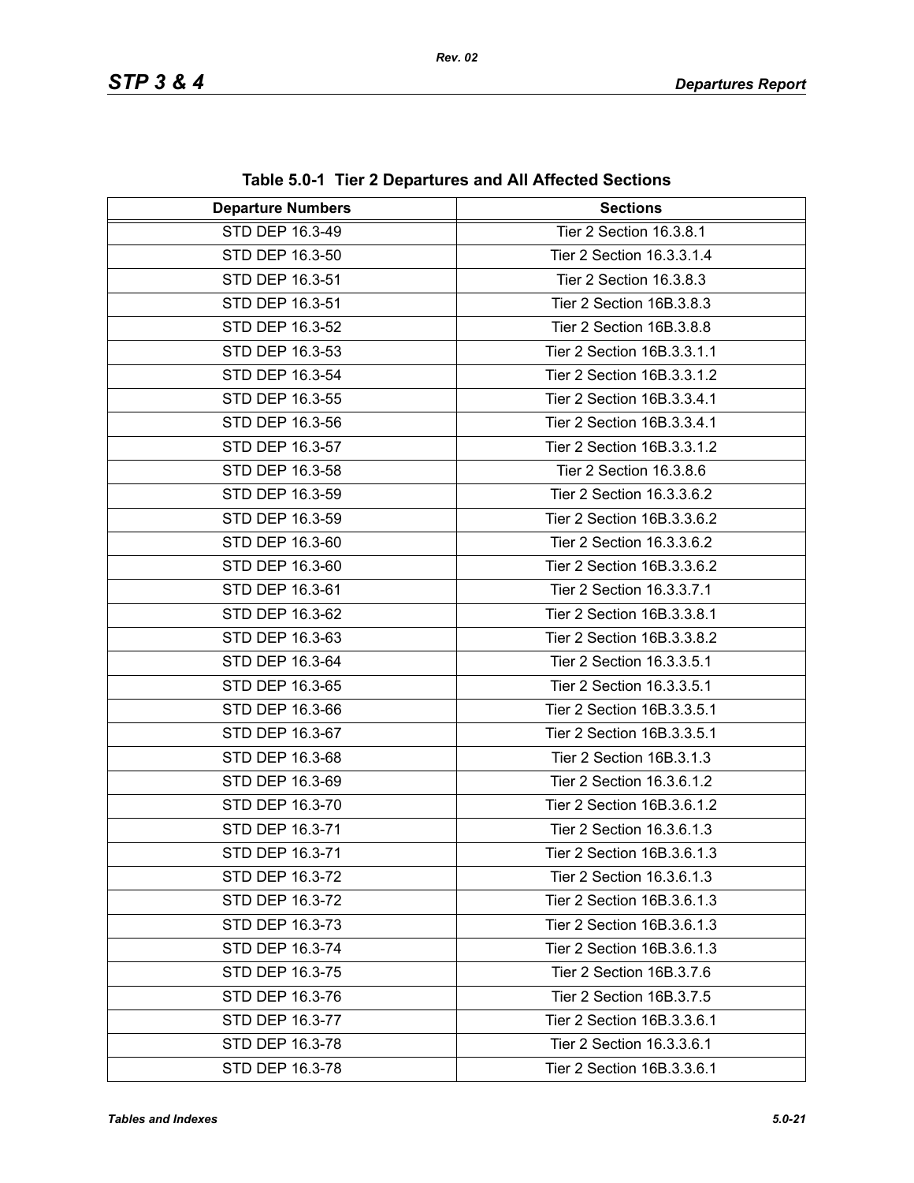**Table 5.0-1 Tier 2 Departures and All Affected Sections**

| Departure Numbers | Sections |
|---|---|
| STD DEP 16.3-49 | Tier 2 Section 16.3.8.1 |
| STD DEP 16.3-50 | Tier 2 Section 16.3.3.1.4 |
| STD DEP 16.3-51 | Tier 2 Section 16.3.8.3 |
| STD DEP 16.3-51 | Tier 2 Section 16B.3.8.3 |
| STD DEP 16.3-52 | Tier 2 Section 16B.3.8.8 |
| STD DEP 16.3-53 | Tier 2 Section 16B.3.3.1.1 |
| STD DEP 16.3-54 | Tier 2 Section 16B.3.3.1.2 |
| STD DEP 16.3-55 | Tier 2 Section 16B.3.3.4.1 |
| STD DEP 16.3-56 | Tier 2 Section 16B.3.3.4.1 |
| STD DEP 16.3-57 | Tier 2 Section 16B.3.3.1.2 |
| STD DEP 16.3-58 | Tier 2 Section 16.3.8.6 |
| STD DEP 16.3-59 | Tier 2 Section 16.3.3.6.2 |
| STD DEP 16.3-59 | Tier 2 Section 16B.3.3.6.2 |
| STD DEP 16.3-60 | Tier 2 Section 16.3.3.6.2 |
| STD DEP 16.3-60 | Tier 2 Section 16B.3.3.6.2 |
| STD DEP 16.3-61 | Tier 2 Section 16.3.3.7.1 |
| STD DEP 16.3-62 | Tier 2 Section 16B.3.3.8.1 |
| STD DEP 16.3-63 | Tier 2 Section 16B.3.3.8.2 |
| STD DEP 16.3-64 | Tier 2 Section 16.3.3.5.1 |
| STD DEP 16.3-65 | Tier 2 Section 16.3.3.5.1 |
| STD DEP 16.3-66 | Tier 2 Section 16B.3.3.5.1 |
| STD DEP 16.3-67 | Tier 2 Section 16B.3.3.5.1 |
| STD DEP 16.3-68 | Tier 2 Section 16B.3.1.3 |
| STD DEP 16.3-69 | Tier 2 Section 16.3.6.1.2 |
| STD DEP 16.3-70 | Tier 2 Section 16B.3.6.1.2 |
| STD DEP 16.3-71 | Tier 2 Section 16.3.6.1.3 |
| STD DEP 16.3-71 | Tier 2 Section 16B.3.6.1.3 |
| STD DEP 16.3-72 | Tier 2 Section 16.3.6.1.3 |
| STD DEP 16.3-72 | Tier 2 Section 16B.3.6.1.3 |
| STD DEP 16.3-73 | Tier 2 Section 16B.3.6.1.3 |
| STD DEP 16.3-74 | Tier 2 Section 16B.3.6.1.3 |
| STD DEP 16.3-75 | Tier 2 Section 16B.3.7.6 |
| STD DEP 16.3-76 | Tier 2 Section 16B.3.7.5 |
| STD DEP 16.3-77 | Tier 2 Section 16B.3.3.6.1 |
| STD DEP 16.3-78 | Tier 2 Section 16.3.3.6.1 |
| STD DEP 16.3-78 | Tier 2 Section 16B.3.3.6.1 |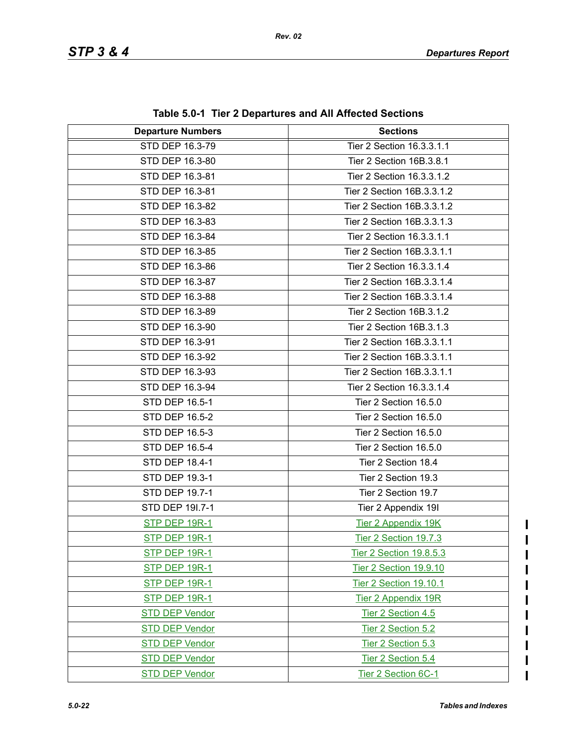**Table 5.0-1 Tier 2 Departures and All Affected Sections**

| Departure Numbers | Sections |
|---|---|
| STD DEP 16.3-79 | Tier 2 Section 16.3.3.1.1 |
| STD DEP 16.3-80 | Tier 2 Section 16B.3.8.1 |
| STD DEP 16.3-81 | Tier 2 Section 16.3.3.1.2 |
| STD DEP 16.3-81 | Tier 2 Section 16B.3.3.1.2 |
| STD DEP 16.3-82 | Tier 2 Section 16B.3.3.1.2 |
| STD DEP 16.3-83 | Tier 2 Section 16B.3.3.1.3 |
| STD DEP 16.3-84 | Tier 2 Section 16.3.3.1.1 |
| STD DEP 16.3-85 | Tier 2 Section 16B.3.3.1.1 |
| STD DEP 16.3-86 | Tier 2 Section 16.3.3.1.4 |
| STD DEP 16.3-87 | Tier 2 Section 16B.3.3.1.4 |
| STD DEP 16.3-88 | Tier 2 Section 16B.3.3.1.4 |
| STD DEP 16.3-89 | Tier 2 Section 16B.3.1.2 |
| STD DEP 16.3-90 | Tier 2 Section 16B.3.1.3 |
| STD DEP 16.3-91 | Tier 2 Section 16B.3.3.1.1 |
| STD DEP 16.3-92 | Tier 2 Section 16B.3.3.1.1 |
| STD DEP 16.3-93 | Tier 2 Section 16B.3.3.1.1 |
| STD DEP 16.3-94 | Tier 2 Section 16.3.3.1.4 |
| STD DEP 16.5-1 | Tier 2 Section 16.5.0 |
| STD DEP 16.5-2 | Tier 2 Section 16.5.0 |
| STD DEP 16.5-3 | Tier 2 Section 16.5.0 |
| STD DEP 16.5-4 | Tier 2 Section 16.5.0 |
| STD DEP 18.4-1 | Tier 2 Section 18.4 |
| STD DEP 19.3-1 | Tier 2 Section 19.3 |
| STD DEP 19.7-1 | Tier 2 Section 19.7 |
| STD DEP 19I.7-1 | Tier 2 Appendix 19I |
| STP DEP 19R-1 | Tier 2 Appendix 19K |
| STP DEP 19R-1 | Tier 2 Section 19.7.3 |
| STP DEP 19R-1 | Tier 2 Section 19.8.5.3 |
| STP DEP 19R-1 | Tier 2 Section 19.9.10 |
| STP DEP 19R-1 | Tier 2 Section 19.10.1 |
| STP DEP 19R-1 | Tier 2 Appendix 19R |
| STD DEP Vendor | Tier 2 Section 4.5 |
| STD DEP Vendor | Tier 2 Section 5.2 |
| STD DEP Vendor | Tier 2 Section 5.3 |
| STD DEP Vendor | Tier 2 Section 5.4 |
| STD DEP Vendor | Tier 2 Section 6C-1 |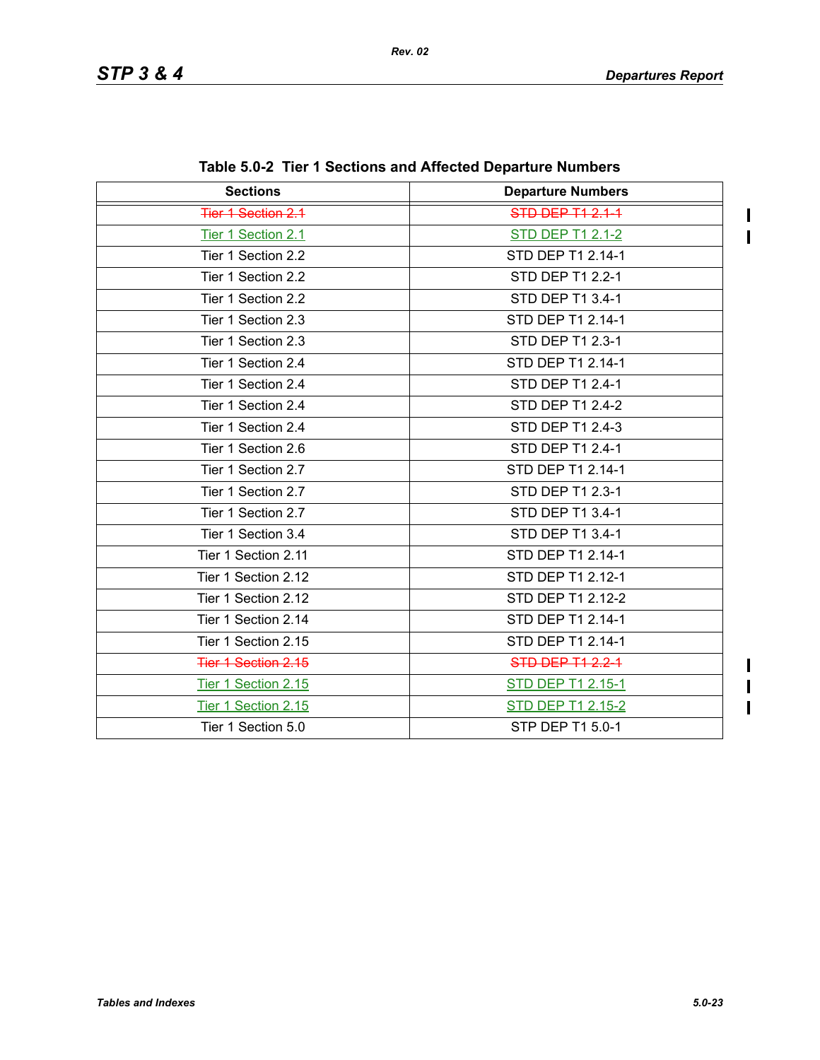**Table 5.0-2 Tier 1 Sections and Affected Departure Numbers**

| Sections | Departure Numbers |
|---|---|
| ~~Tier 1 Section 2.1~~ | ~~STD DEP T1 2.1-1~~ |
| Tier 1 Section 2.1 | STD DEP T1 2.1-2 |
| Tier 1 Section 2.2 | STD DEP T1 2.14-1 |
| Tier 1 Section 2.2 | STD DEP T1 2.2-1 |
| Tier 1 Section 2.2 | STD DEP T1 3.4-1 |
| Tier 1 Section 2.3 | STD DEP T1 2.14-1 |
| Tier 1 Section 2.3 | STD DEP T1 2.3-1 |
| Tier 1 Section 2.4 | STD DEP T1 2.14-1 |
| Tier 1 Section 2.4 | STD DEP T1 2.4-1 |
| Tier 1 Section 2.4 | STD DEP T1 2.4-2 |
| Tier 1 Section 2.4 | STD DEP T1 2.4-3 |
| Tier 1 Section 2.6 | STD DEP T1 2.4-1 |
| Tier 1 Section 2.7 | STD DEP T1 2.14-1 |
| Tier 1 Section 2.7 | STD DEP T1 2.3-1 |
| Tier 1 Section 2.7 | STD DEP T1 3.4-1 |
| Tier 1 Section 3.4 | STD DEP T1 3.4-1 |
| Tier 1 Section 2.11 | STD DEP T1 2.14-1 |
| Tier 1 Section 2.12 | STD DEP T1 2.12-1 |
| Tier 1 Section 2.12 | STD DEP T1 2.12-2 |
| Tier 1 Section 2.14 | STD DEP T1 2.14-1 |
| Tier 1 Section 2.15 | STD DEP T1 2.14-1 |
| ~~Tier 1 Section 2.15~~ | ~~STD DEP T1 2.2-1~~ |
| Tier 1 Section 2.15 | STD DEP T1 2.15-1 |
| Tier 1 Section 2.15 | STD DEP T1 2.15-2 |
| Tier 1 Section 5.0 | STP DEP T1 5.0-1 |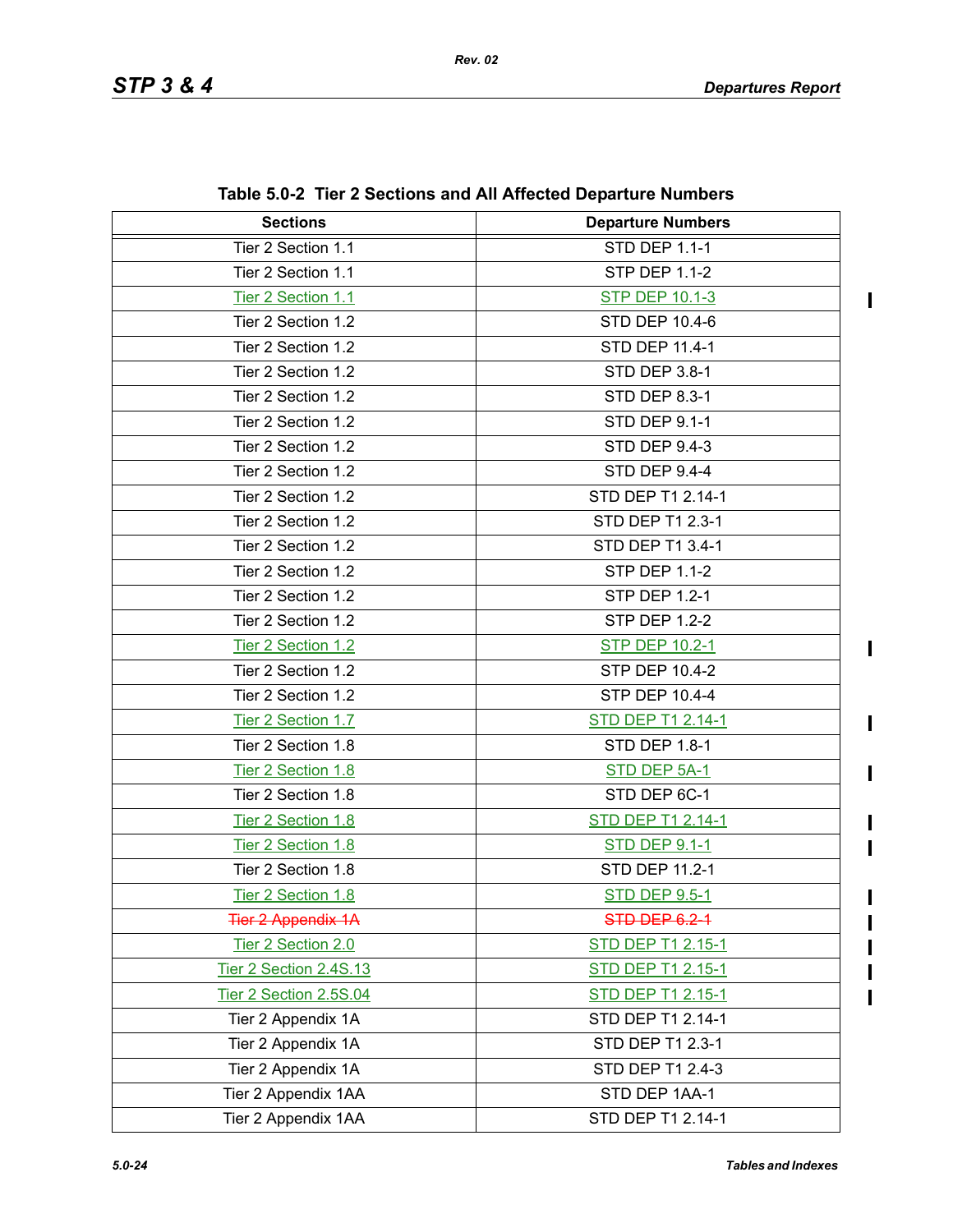Table 5.0-2 Tier 2 Sections and All Affected Departure Numbers

| Sections | Departure Numbers |
|---|---|
| Tier 2 Section 1.1 | STD DEP 1.1-1 |
| Tier 2 Section 1.1 | STP DEP 1.1-2 |
| Tier 2 Section 1.1 | STP DEP 10.1-3 |
| Tier 2 Section 1.2 | STD DEP 10.4-6 |
| Tier 2 Section 1.2 | STD DEP 11.4-1 |
| Tier 2 Section 1.2 | STD DEP 3.8-1 |
| Tier 2 Section 1.2 | STD DEP 8.3-1 |
| Tier 2 Section 1.2 | STD DEP 9.1-1 |
| Tier 2 Section 1.2 | STD DEP 9.4-3 |
| Tier 2 Section 1.2 | STD DEP 9.4-4 |
| Tier 2 Section 1.2 | STD DEP T1 2.14-1 |
| Tier 2 Section 1.2 | STD DEP T1 2.3-1 |
| Tier 2 Section 1.2 | STD DEP T1 3.4-1 |
| Tier 2 Section 1.2 | STP DEP 1.1-2 |
| Tier 2 Section 1.2 | STP DEP 1.2-1 |
| Tier 2 Section 1.2 | STP DEP 1.2-2 |
| Tier 2 Section 1.2 | STP DEP 10.2-1 |
| Tier 2 Section 1.2 | STP DEP 10.4-2 |
| Tier 2 Section 1.2 | STP DEP 10.4-4 |
| Tier 2 Section 1.7 | STD DEP T1 2.14-1 |
| Tier 2 Section 1.8 | STD DEP 1.8-1 |
| Tier 2 Section 1.8 | STD DEP 5A-1 |
| Tier 2 Section 1.8 | STD DEP 6C-1 |
| Tier 2 Section 1.8 | STD DEP T1 2.14-1 |
| Tier 2 Section 1.8 | STD DEP 9.1-1 |
| Tier 2 Section 1.8 | STD DEP 11.2-1 |
| Tier 2 Section 1.8 | STD DEP 9.5-1 |
| ~~Tier 2 Appendix 1A~~ | ~~STD DEP 6.2-1~~ |
| Tier 2 Section 2.0 | STD DEP T1 2.15-1 |
| Tier 2 Section 2.4S.13 | STD DEP T1 2.15-1 |
| Tier 2 Section 2.5S.04 | STD DEP T1 2.15-1 |
| Tier 2 Appendix 1A | STD DEP T1 2.14-1 |
| Tier 2 Appendix 1A | STD DEP T1 2.3-1 |
| Tier 2 Appendix 1A | STD DEP T1 2.4-3 |
| Tier 2 Appendix 1AA | STD DEP 1AA-1 |
| Tier 2 Appendix 1AA | STD DEP T1 2.14-1 |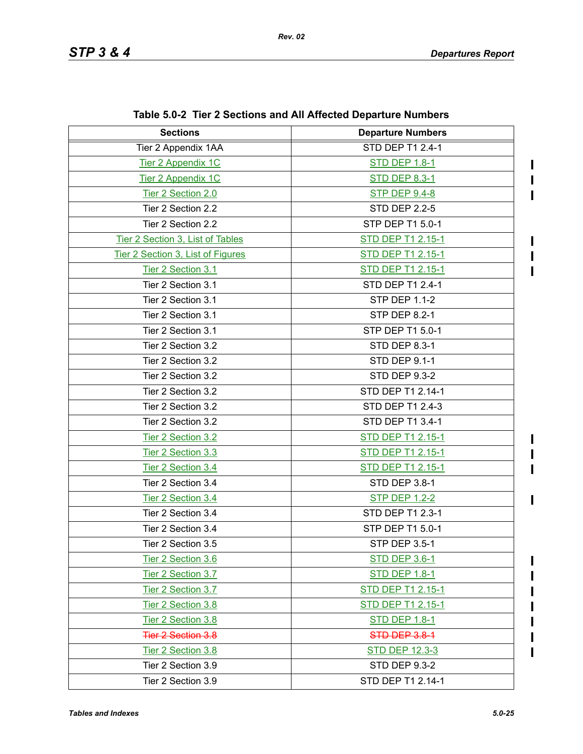**Table 5.0-2 Tier 2 Sections and All Affected Departure Numbers**

| Sections | Departure Numbers |
|---|---|
| Tier 2 Appendix 1AA | STD DEP T1 2.4-1 |
| Tier 2 Appendix 1C | STD DEP 1.8-1 |
| Tier 2 Appendix 1C | STD DEP 8.3-1 |
| Tier 2 Section 2.0 | STP DEP 9.4-8 |
| Tier 2 Section 2.2 | STD DEP 2.2-5 |
| Tier 2 Section 2.2 | STP DEP T1 5.0-1 |
| Tier 2 Section 3, List of Tables | STD DEP T1 2.15-1 |
| Tier 2 Section 3, List of Figures | STD DEP T1 2.15-1 |
| Tier 2 Section 3.1 | STD DEP T1 2.15-1 |
| Tier 2 Section 3.1 | STD DEP T1 2.4-1 |
| Tier 2 Section 3.1 | STP DEP 1.1-2 |
| Tier 2 Section 3.1 | STP DEP 8.2-1 |
| Tier 2 Section 3.1 | STP DEP T1 5.0-1 |
| Tier 2 Section 3.2 | STD DEP 8.3-1 |
| Tier 2 Section 3.2 | STD DEP 9.1-1 |
| Tier 2 Section 3.2 | STD DEP 9.3-2 |
| Tier 2 Section 3.2 | STD DEP T1 2.14-1 |
| Tier 2 Section 3.2 | STD DEP T1 2.4-3 |
| Tier 2 Section 3.2 | STD DEP T1 3.4-1 |
| Tier 2 Section 3.2 | STD DEP T1 2.15-1 |
| Tier 2 Section 3.3 | STD DEP T1 2.15-1 |
| Tier 2 Section 3.4 | STD DEP T1 2.15-1 |
| Tier 2 Section 3.4 | STD DEP 3.8-1 |
| Tier 2 Section 3.4 | STP DEP 1.2-2 |
| Tier 2 Section 3.4 | STD DEP T1 2.3-1 |
| Tier 2 Section 3.4 | STP DEP T1 5.0-1 |
| Tier 2 Section 3.5 | STP DEP 3.5-1 |
| Tier 2 Section 3.6 | STD DEP 3.6-1 |
| Tier 2 Section 3.7 | STD DEP 1.8-1 |
| Tier 2 Section 3.7 | STD DEP T1 2.15-1 |
| Tier 2 Section 3.8 | STD DEP T1 2.15-1 |
| Tier 2 Section 3.8 | STD DEP 1.8-1 |
| ~~Tier 2 Section 3.8~~ | ~~STD DEP 3.8-1~~ |
| Tier 2 Section 3.8 | STD DEP 12.3-3 |
| Tier 2 Section 3.9 | STD DEP 9.3-2 |
| Tier 2 Section 3.9 | STD DEP T1 2.14-1 |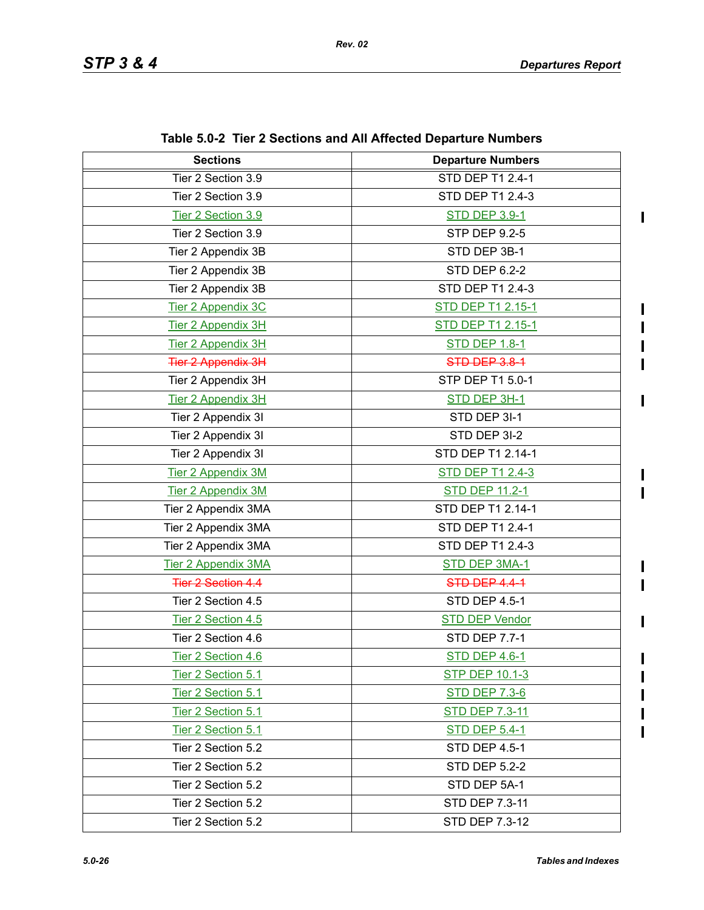**Table 5.0-2 Tier 2 Sections and All Affected Departure Numbers**

| Sections | Departure Numbers |
|---|---|
| Tier 2 Section 3.9 | STD DEP T1 2.4-1 |
| Tier 2 Section 3.9 | STD DEP T1 2.4-3 |
| Tier 2 Section 3.9 | STD DEP 3.9-1 |
| Tier 2 Section 3.9 | STP DEP 9.2-5 |
| Tier 2 Appendix 3B | STD DEP 3B-1 |
| Tier 2 Appendix 3B | STD DEP 6.2-2 |
| Tier 2 Appendix 3B | STD DEP T1 2.4-3 |
| Tier 2 Appendix 3C | STD DEP T1 2.15-1 |
| Tier 2 Appendix 3H | STD DEP T1 2.15-1 |
| Tier 2 Appendix 3H | STD DEP 1.8-1 |
| ~~Tier 2 Appendix 3H~~ | ~~STD DEP 3.8-1~~ |
| Tier 2 Appendix 3H | STP DEP T1 5.0-1 |
| Tier 2 Appendix 3H | STD DEP 3H-1 |
| Tier 2 Appendix 3I | STD DEP 3I-1 |
| Tier 2 Appendix 3I | STD DEP 3I-2 |
| Tier 2 Appendix 3I | STD DEP T1 2.14-1 |
| Tier 2 Appendix 3M | STD DEP T1 2.4-3 |
| Tier 2 Appendix 3M | STD DEP 11.2-1 |
| Tier 2 Appendix 3MA | STD DEP T1 2.14-1 |
| Tier 2 Appendix 3MA | STD DEP T1 2.4-1 |
| Tier 2 Appendix 3MA | STD DEP T1 2.4-3 |
| Tier 2 Appendix 3MA | STD DEP 3MA-1 |
| ~~Tier 2 Section 4.4~~ | ~~STD DEP 4.4-1~~ |
| Tier 2 Section 4.5 | STD DEP 4.5-1 |
| Tier 2 Section 4.5 | STD DEP Vendor |
| Tier 2 Section 4.6 | STD DEP 7.7-1 |
| Tier 2 Section 4.6 | STD DEP 4.6-1 |
| Tier 2 Section 5.1 | STP DEP 10.1-3 |
| Tier 2 Section 5.1 | STD DEP 7.3-6 |
| Tier 2 Section 5.1 | STD DEP 7.3-11 |
| Tier 2 Section 5.1 | STD DEP 5.4-1 |
| Tier 2 Section 5.2 | STD DEP 4.5-1 |
| Tier 2 Section 5.2 | STD DEP 5.2-2 |
| Tier 2 Section 5.2 | STD DEP 5A-1 |
| Tier 2 Section 5.2 | STD DEP 7.3-11 |
| Tier 2 Section 5.2 | STD DEP 7.3-12 |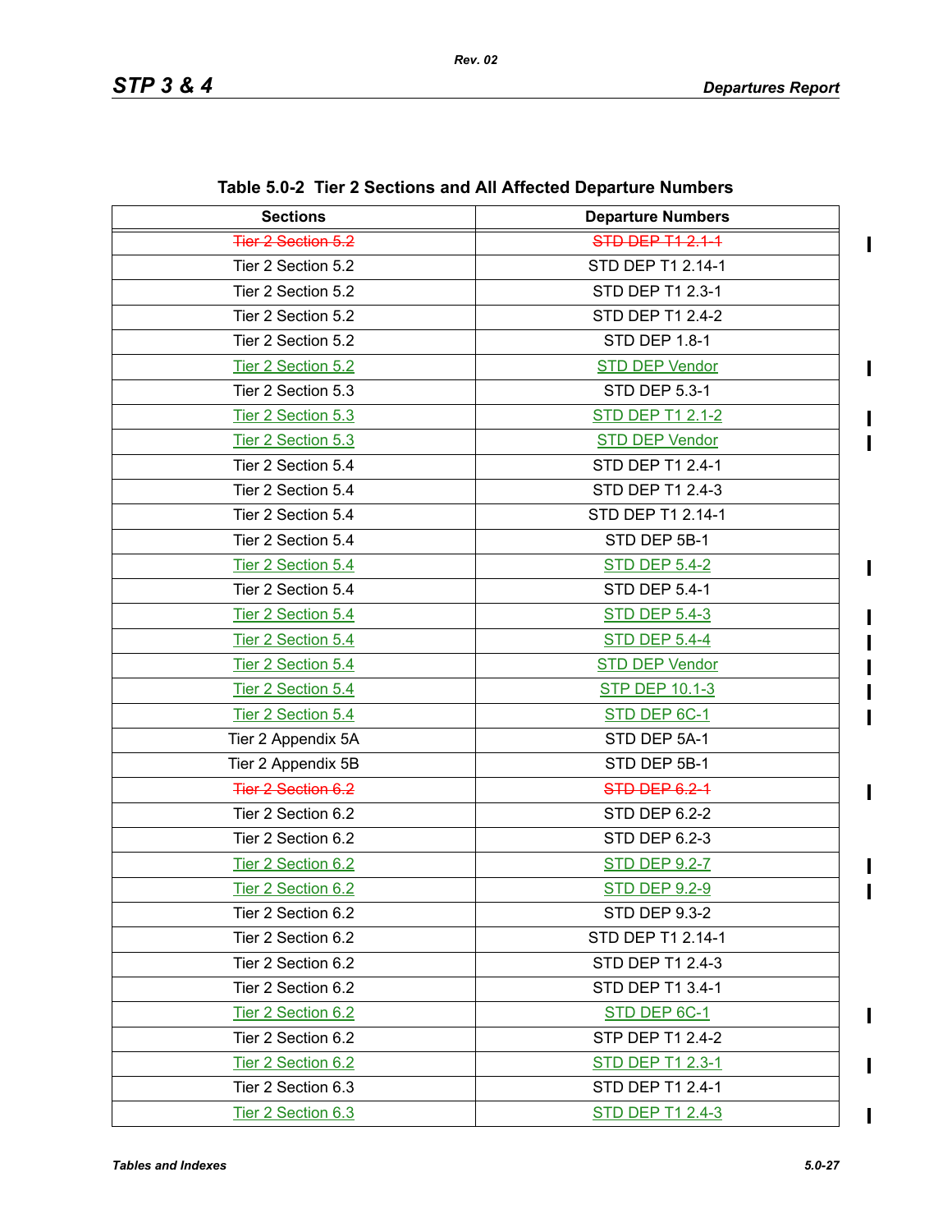**Table 5.0-2 Tier 2 Sections and All Affected Departure Numbers**

| Sections | Departure Numbers |
|---|---|
| ~~Tier 2 Section 5.2~~ | ~~STD DEP T1 2.1-1~~ |
| Tier 2 Section 5.2 | STD DEP T1 2.14-1 |
| Tier 2 Section 5.2 | STD DEP T1 2.3-1 |
| Tier 2 Section 5.2 | STD DEP T1 2.4-2 |
| Tier 2 Section 5.2 | STD DEP 1.8-1 |
| Tier 2 Section 5.2 | STD DEP Vendor |
| Tier 2 Section 5.3 | STD DEP 5.3-1 |
| Tier 2 Section 5.3 | STD DEP T1 2.1-2 |
| Tier 2 Section 5.3 | STD DEP Vendor |
| Tier 2 Section 5.4 | STD DEP T1 2.4-1 |
| Tier 2 Section 5.4 | STD DEP T1 2.4-3 |
| Tier 2 Section 5.4 | STD DEP T1 2.14-1 |
| Tier 2 Section 5.4 | STD DEP 5B-1 |
| Tier 2 Section 5.4 | STD DEP 5.4-2 |
| Tier 2 Section 5.4 | STD DEP 5.4-1 |
| Tier 2 Section 5.4 | STD DEP 5.4-3 |
| Tier 2 Section 5.4 | STD DEP 5.4-4 |
| Tier 2 Section 5.4 | STD DEP Vendor |
| Tier 2 Section 5.4 | STP DEP 10.1-3 |
| Tier 2 Section 5.4 | STD DEP 6C-1 |
| Tier 2 Appendix 5A | STD DEP 5A-1 |
| Tier 2 Appendix 5B | STD DEP 5B-1 |
| ~~Tier 2 Section 6.2~~ | ~~STD DEP 6.2-1~~ |
| Tier 2 Section 6.2 | STD DEP 6.2-2 |
| Tier 2 Section 6.2 | STD DEP 6.2-3 |
| Tier 2 Section 6.2 | STD DEP 9.2-7 |
| Tier 2 Section 6.2 | STD DEP 9.2-9 |
| Tier 2 Section 6.2 | STD DEP 9.3-2 |
| Tier 2 Section 6.2 | STD DEP T1 2.14-1 |
| Tier 2 Section 6.2 | STD DEP T1 2.4-3 |
| Tier 2 Section 6.2 | STD DEP T1 3.4-1 |
| Tier 2 Section 6.2 | STD DEP 6C-1 |
| Tier 2 Section 6.2 | STP DEP T1 2.4-2 |
| Tier 2 Section 6.2 | STD DEP T1 2.3-1 |
| Tier 2 Section 6.3 | STD DEP T1 2.4-1 |
| Tier 2 Section 6.3 | STD DEP T1 2.4-3 |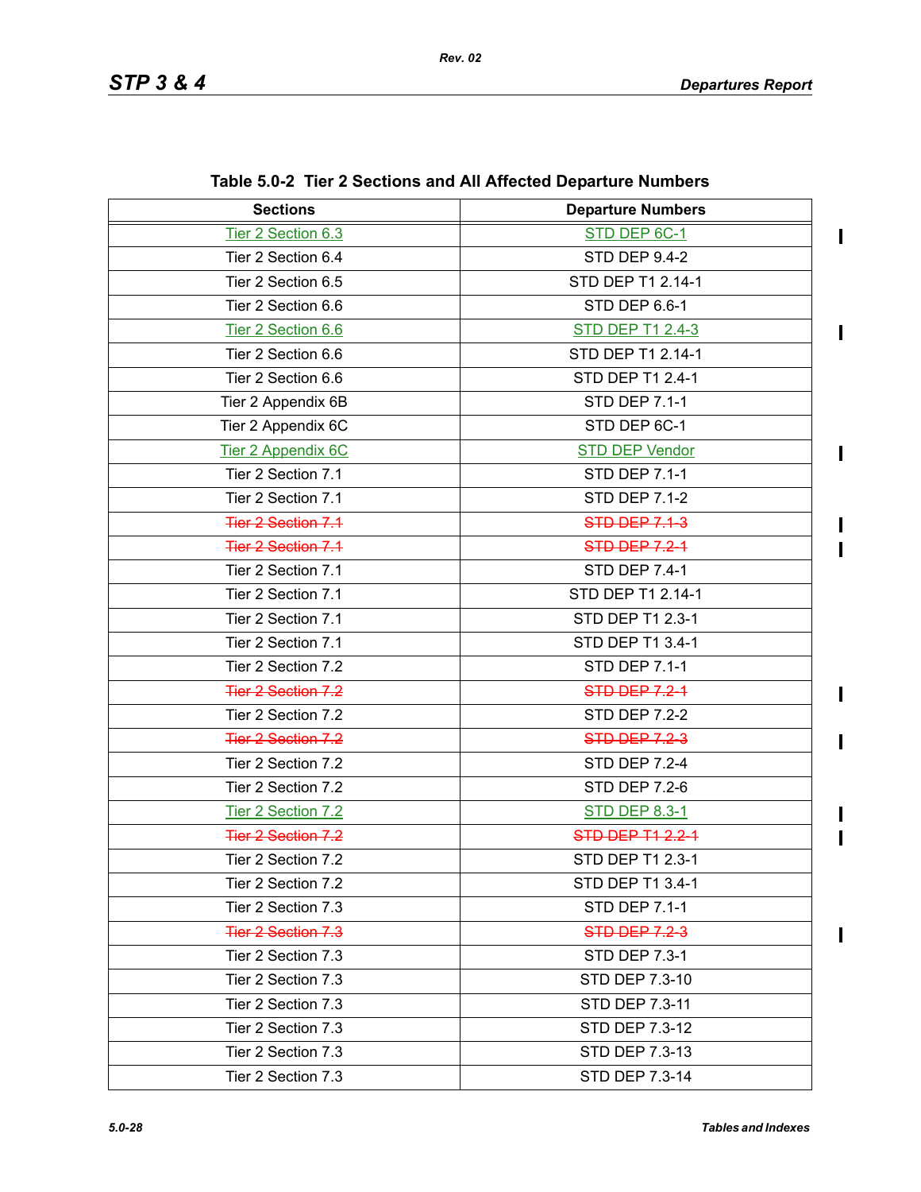**Table 5.0-2 Tier 2 Sections and All Affected Departure Numbers**

| Sections | Departure Numbers |
|---|---|
| Tier 2 Section 6.3 | STD DEP 6C-1 |
| Tier 2 Section 6.4 | STD DEP 9.4-2 |
| Tier 2 Section 6.5 | STD DEP T1 2.14-1 |
| Tier 2 Section 6.6 | STD DEP 6.6-1 |
| Tier 2 Section 6.6 | STD DEP T1 2.4-3 |
| Tier 2 Section 6.6 | STD DEP T1 2.14-1 |
| Tier 2 Section 6.6 | STD DEP T1 2.4-1 |
| Tier 2 Appendix 6B | STD DEP 7.1-1 |
| Tier 2 Appendix 6C | STD DEP 6C-1 |
| Tier 2 Appendix 6C | STD DEP Vendor |
| Tier 2 Section 7.1 | STD DEP 7.1-1 |
| Tier 2 Section 7.1 | STD DEP 7.1-2 |
| ~~Tier 2 Section 7.1~~ | ~~STD DEP 7.1-3~~ |
| ~~Tier 2 Section 7.1~~ | ~~STD DEP 7.2-1~~ |
| Tier 2 Section 7.1 | STD DEP 7.4-1 |
| Tier 2 Section 7.1 | STD DEP T1 2.14-1 |
| Tier 2 Section 7.1 | STD DEP T1 2.3-1 |
| Tier 2 Section 7.1 | STD DEP T1 3.4-1 |
| Tier 2 Section 7.2 | STD DEP 7.1-1 |
| ~~Tier 2 Section 7.2~~ | ~~STD DEP 7.2-1~~ |
| Tier 2 Section 7.2 | STD DEP 7.2-2 |
| ~~Tier 2 Section 7.2~~ | ~~STD DEP 7.2-3~~ |
| Tier 2 Section 7.2 | STD DEP 7.2-4 |
| Tier 2 Section 7.2 | STD DEP 7.2-6 |
| Tier 2 Section 7.2 | STD DEP 8.3-1 |
| ~~Tier 2 Section 7.2~~ | ~~STD DEP T1 2.2-1~~ |
| Tier 2 Section 7.2 | STD DEP T1 2.3-1 |
| Tier 2 Section 7.2 | STD DEP T1 3.4-1 |
| Tier 2 Section 7.3 | STD DEP 7.1-1 |
| ~~Tier 2 Section 7.3~~ | ~~STD DEP 7.2-3~~ |
| Tier 2 Section 7.3 | STD DEP 7.3-1 |
| Tier 2 Section 7.3 | STD DEP 7.3-10 |
| Tier 2 Section 7.3 | STD DEP 7.3-11 |
| Tier 2 Section 7.3 | STD DEP 7.3-12 |
| Tier 2 Section 7.3 | STD DEP 7.3-13 |
| Tier 2 Section 7.3 | STD DEP 7.3-14 |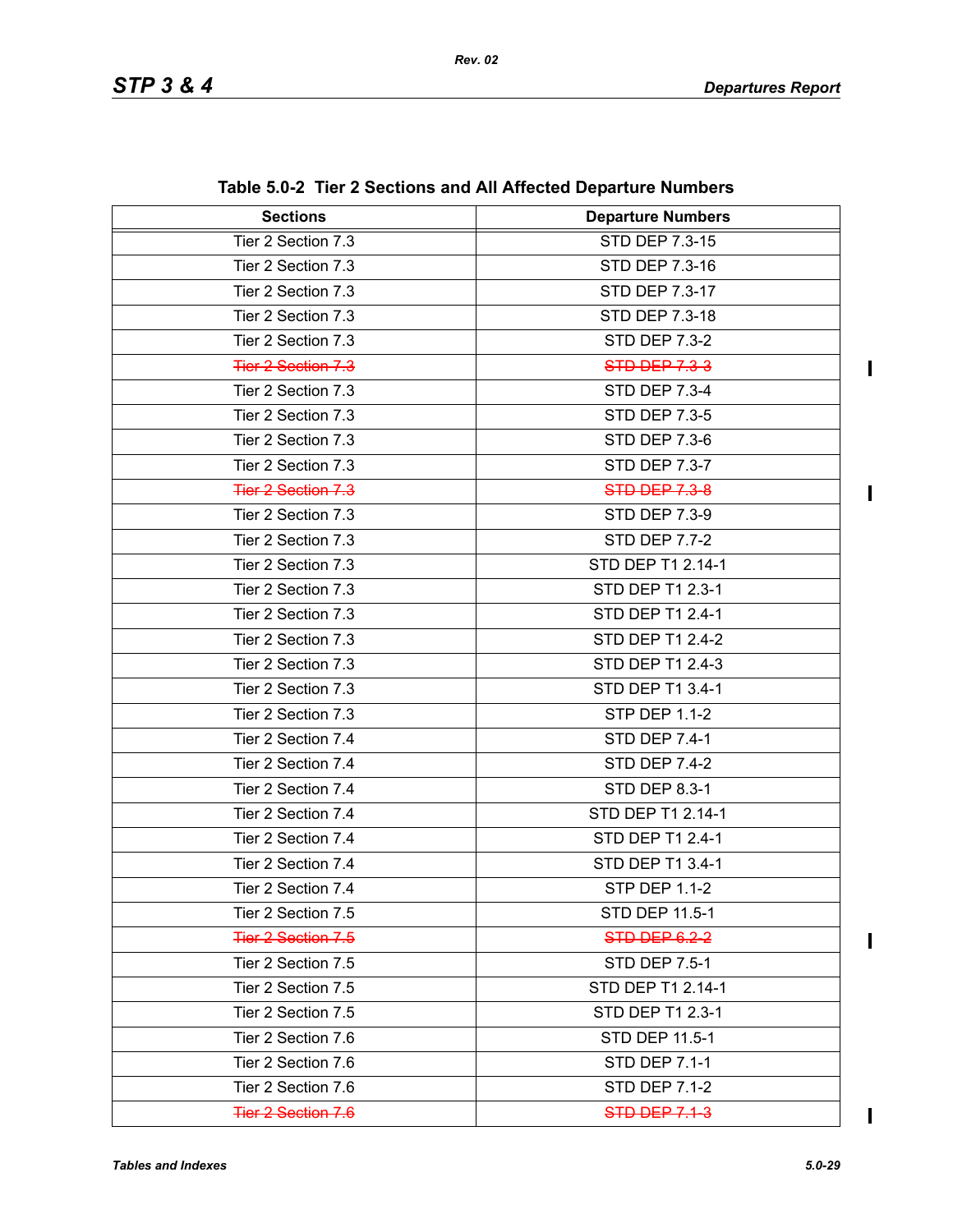**Table 5.0-2 Tier 2 Sections and All Affected Departure Numbers**

| Sections | Departure Numbers |
|---|---|
| Tier 2 Section 7.3 | STD DEP 7.3-15 |
| Tier 2 Section 7.3 | STD DEP 7.3-16 |
| Tier 2 Section 7.3 | STD DEP 7.3-17 |
| Tier 2 Section 7.3 | STD DEP 7.3-18 |
| Tier 2 Section 7.3 | STD DEP 7.3-2 |
| ~~Tier 2 Section 7.3~~ | ~~STD DEP 7.3-3~~ |
| Tier 2 Section 7.3 | STD DEP 7.3-4 |
| Tier 2 Section 7.3 | STD DEP 7.3-5 |
| Tier 2 Section 7.3 | STD DEP 7.3-6 |
| Tier 2 Section 7.3 | STD DEP 7.3-7 |
| ~~Tier 2 Section 7.3~~ | ~~STD DEP 7.3-8~~ |
| Tier 2 Section 7.3 | STD DEP 7.3-9 |
| Tier 2 Section 7.3 | STD DEP 7.7-2 |
| Tier 2 Section 7.3 | STD DEP T1 2.14-1 |
| Tier 2 Section 7.3 | STD DEP T1 2.3-1 |
| Tier 2 Section 7.3 | STD DEP T1 2.4-1 |
| Tier 2 Section 7.3 | STD DEP T1 2.4-2 |
| Tier 2 Section 7.3 | STD DEP T1 2.4-3 |
| Tier 2 Section 7.3 | STD DEP T1 3.4-1 |
| Tier 2 Section 7.3 | STP DEP 1.1-2 |
| Tier 2 Section 7.4 | STD DEP 7.4-1 |
| Tier 2 Section 7.4 | STD DEP 7.4-2 |
| Tier 2 Section 7.4 | STD DEP 8.3-1 |
| Tier 2 Section 7.4 | STD DEP T1 2.14-1 |
| Tier 2 Section 7.4 | STD DEP T1 2.4-1 |
| Tier 2 Section 7.4 | STD DEP T1 3.4-1 |
| Tier 2 Section 7.4 | STP DEP 1.1-2 |
| Tier 2 Section 7.5 | STD DEP 11.5-1 |
| ~~Tier 2 Section 7.5~~ | ~~STD DEP 6.2-2~~ |
| Tier 2 Section 7.5 | STD DEP 7.5-1 |
| Tier 2 Section 7.5 | STD DEP T1 2.14-1 |
| Tier 2 Section 7.5 | STD DEP T1 2.3-1 |
| Tier 2 Section 7.6 | STD DEP 11.5-1 |
| Tier 2 Section 7.6 | STD DEP 7.1-1 |
| Tier 2 Section 7.6 | STD DEP 7.1-2 |
| ~~Tier 2 Section 7.6~~ | ~~STD DEP 7.1-3~~ |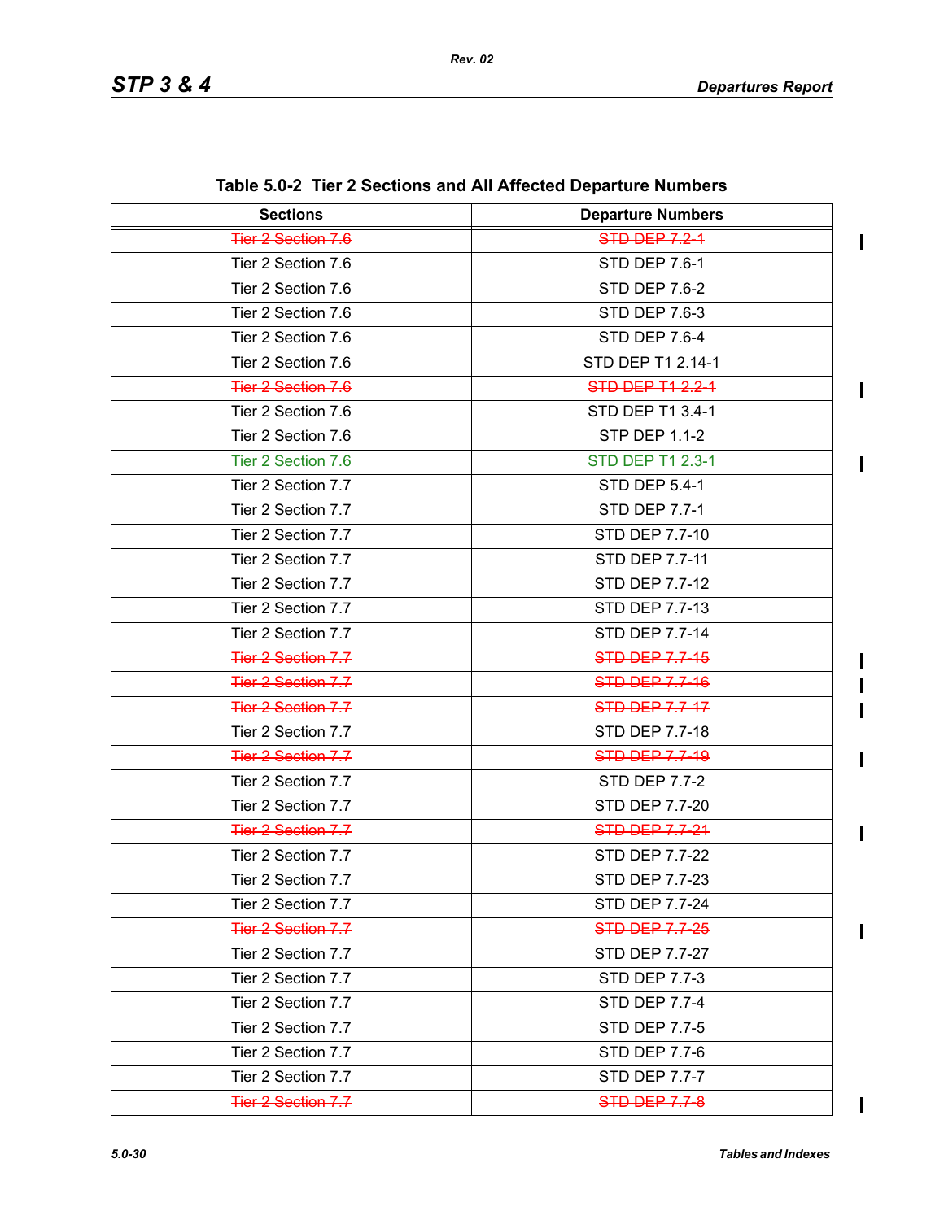**Table 5.0-2 Tier 2 Sections and All Affected Departure Numbers**

| Sections | Departure Numbers |
|---|---|
| ~~Tier 2 Section 7.6~~ | ~~STD DEP 7.2-1~~ |
| Tier 2 Section 7.6 | STD DEP 7.6-1 |
| Tier 2 Section 7.6 | STD DEP 7.6-2 |
| Tier 2 Section 7.6 | STD DEP 7.6-3 |
| Tier 2 Section 7.6 | STD DEP 7.6-4 |
| Tier 2 Section 7.6 | STD DEP T1 2.14-1 |
| ~~Tier 2 Section 7.6~~ | ~~STD DEP T1 2.2-1~~ |
| Tier 2 Section 7.6 | STD DEP T1 3.4-1 |
| Tier 2 Section 7.6 | STP DEP 1.1-2 |
| Tier 2 Section 7.6 | STD DEP T1 2.3-1 |
| Tier 2 Section 7.7 | STD DEP 5.4-1 |
| Tier 2 Section 7.7 | STD DEP 7.7-1 |
| Tier 2 Section 7.7 | STD DEP 7.7-10 |
| Tier 2 Section 7.7 | STD DEP 7.7-11 |
| Tier 2 Section 7.7 | STD DEP 7.7-12 |
| Tier 2 Section 7.7 | STD DEP 7.7-13 |
| Tier 2 Section 7.7 | STD DEP 7.7-14 |
| ~~Tier 2 Section 7.7~~ | ~~STD DEP 7.7-15~~ |
| ~~Tier 2 Section 7.7~~ | ~~STD DEP 7.7-16~~ |
| ~~Tier 2 Section 7.7~~ | ~~STD DEP 7.7-17~~ |
| Tier 2 Section 7.7 | STD DEP 7.7-18 |
| ~~Tier 2 Section 7.7~~ | ~~STD DEP 7.7-19~~ |
| Tier 2 Section 7.7 | STD DEP 7.7-2 |
| Tier 2 Section 7.7 | STD DEP 7.7-20 |
| ~~Tier 2 Section 7.7~~ | ~~STD DEP 7.7-21~~ |
| Tier 2 Section 7.7 | STD DEP 7.7-22 |
| Tier 2 Section 7.7 | STD DEP 7.7-23 |
| Tier 2 Section 7.7 | STD DEP 7.7-24 |
| ~~Tier 2 Section 7.7~~ | ~~STD DEP 7.7-25~~ |
| Tier 2 Section 7.7 | STD DEP 7.7-27 |
| Tier 2 Section 7.7 | STD DEP 7.7-3 |
| Tier 2 Section 7.7 | STD DEP 7.7-4 |
| Tier 2 Section 7.7 | STD DEP 7.7-5 |
| Tier 2 Section 7.7 | STD DEP 7.7-6 |
| Tier 2 Section 7.7 | STD DEP 7.7-7 |
| ~~Tier 2 Section 7.7~~ | ~~STD DEP 7.7-8~~ |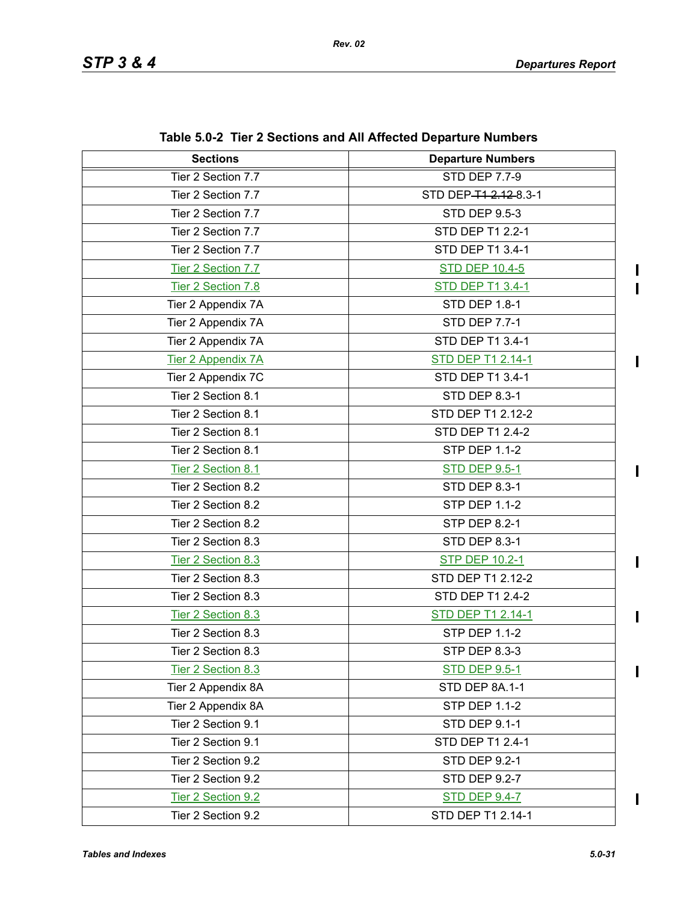**Table 5.0-2 Tier 2 Sections and All Affected Departure Numbers**

| Sections | Departure Numbers |
|---|---|
| Tier 2 Section 7.7 | STD DEP 7.7-9 |
| Tier 2 Section 7.7 | STD DEP ~~T1 2.12~~ 8.3-1 |
| Tier 2 Section 7.7 | STD DEP 9.5-3 |
| Tier 2 Section 7.7 | STD DEP T1 2.2-1 |
| Tier 2 Section 7.7 | STD DEP T1 3.4-1 |
| Tier 2 Section 7.7 | STD DEP 10.4-5 |
| Tier 2 Section 7.8 | STD DEP T1 3.4-1 |
| Tier 2 Appendix 7A | STD DEP 1.8-1 |
| Tier 2 Appendix 7A | STD DEP 7.7-1 |
| Tier 2 Appendix 7A | STD DEP T1 3.4-1 |
| Tier 2 Appendix 7A | STD DEP T1 2.14-1 |
| Tier 2 Appendix 7C | STD DEP T1 3.4-1 |
| Tier 2 Section 8.1 | STD DEP 8.3-1 |
| Tier 2 Section 8.1 | STD DEP T1 2.12-2 |
| Tier 2 Section 8.1 | STD DEP T1 2.4-2 |
| Tier 2 Section 8.1 | STP DEP 1.1-2 |
| Tier 2 Section 8.1 | STD DEP 9.5-1 |
| Tier 2 Section 8.2 | STD DEP 8.3-1 |
| Tier 2 Section 8.2 | STP DEP 1.1-2 |
| Tier 2 Section 8.2 | STP DEP 8.2-1 |
| Tier 2 Section 8.3 | STD DEP 8.3-1 |
| Tier 2 Section 8.3 | STP DEP 10.2-1 |
| Tier 2 Section 8.3 | STD DEP T1 2.12-2 |
| Tier 2 Section 8.3 | STD DEP T1 2.4-2 |
| Tier 2 Section 8.3 | STD DEP T1 2.14-1 |
| Tier 2 Section 8.3 | STP DEP 1.1-2 |
| Tier 2 Section 8.3 | STP DEP 8.3-3 |
| Tier 2 Section 8.3 | STD DEP 9.5-1 |
| Tier 2 Appendix 8A | STD DEP 8A.1-1 |
| Tier 2 Appendix 8A | STP DEP 1.1-2 |
| Tier 2 Section 9.1 | STD DEP 9.1-1 |
| Tier 2 Section 9.1 | STD DEP T1 2.4-1 |
| Tier 2 Section 9.2 | STD DEP 9.2-1 |
| Tier 2 Section 9.2 | STD DEP 9.2-7 |
| Tier 2 Section 9.2 | STD DEP 9.4-7 |
| Tier 2 Section 9.2 | STD DEP T1 2.14-1 |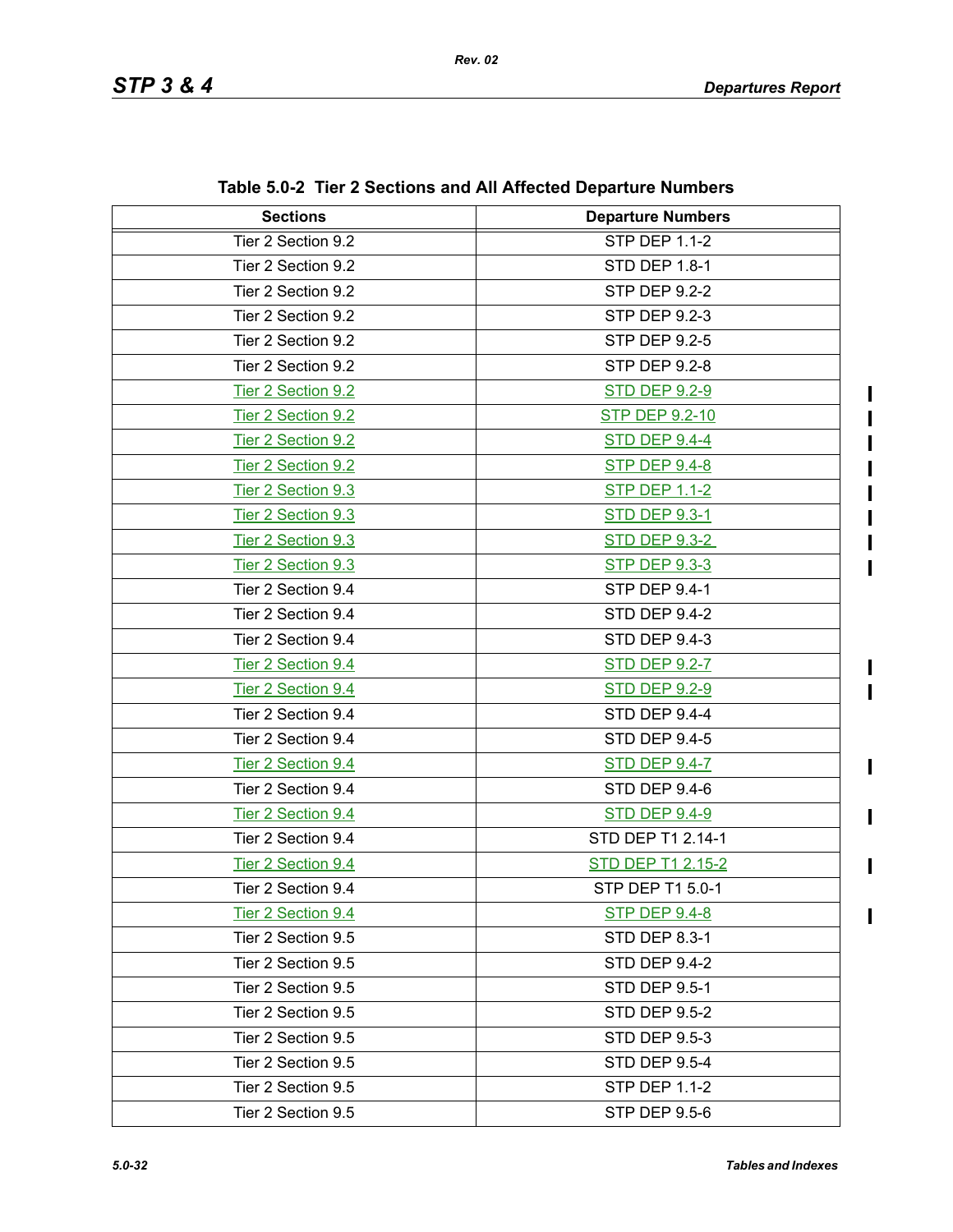**Table 5.0-2 Tier 2 Sections and All Affected Departure Numbers**

| Sections | Departure Numbers |
|---|---|
| Tier 2 Section 9.2 | STP DEP 1.1-2 |
| Tier 2 Section 9.2 | STD DEP 1.8-1 |
| Tier 2 Section 9.2 | STP DEP 9.2-2 |
| Tier 2 Section 9.2 | STP DEP 9.2-3 |
| Tier 2 Section 9.2 | STP DEP 9.2-5 |
| Tier 2 Section 9.2 | STP DEP 9.2-8 |
| Tier 2 Section 9.2 | STD DEP 9.2-9 |
| Tier 2 Section 9.2 | STP DEP 9.2-10 |
| Tier 2 Section 9.2 | STD DEP 9.4-4 |
| Tier 2 Section 9.2 | STP DEP 9.4-8 |
| Tier 2 Section 9.3 | STP DEP 1.1-2 |
| Tier 2 Section 9.3 | STD DEP 9.3-1 |
| Tier 2 Section 9.3 | STD DEP 9.3-2 |
| Tier 2 Section 9.3 | STP DEP 9.3-3 |
| Tier 2 Section 9.4 | STP DEP 9.4-1 |
| Tier 2 Section 9.4 | STD DEP 9.4-2 |
| Tier 2 Section 9.4 | STD DEP 9.4-3 |
| Tier 2 Section 9.4 | STD DEP 9.2-7 |
| Tier 2 Section 9.4 | STD DEP 9.2-9 |
| Tier 2 Section 9.4 | STD DEP 9.4-4 |
| Tier 2 Section 9.4 | STD DEP 9.4-5 |
| Tier 2 Section 9.4 | STD DEP 9.4-7 |
| Tier 2 Section 9.4 | STD DEP 9.4-6 |
| Tier 2 Section 9.4 | STD DEP 9.4-9 |
| Tier 2 Section 9.4 | STD DEP T1 2.14-1 |
| Tier 2 Section 9.4 | STD DEP T1 2.15-2 |
| Tier 2 Section 9.4 | STP DEP T1 5.0-1 |
| Tier 2 Section 9.4 | STP DEP 9.4-8 |
| Tier 2 Section 9.5 | STD DEP 8.3-1 |
| Tier 2 Section 9.5 | STD DEP 9.4-2 |
| Tier 2 Section 9.5 | STD DEP 9.5-1 |
| Tier 2 Section 9.5 | STD DEP 9.5-2 |
| Tier 2 Section 9.5 | STD DEP 9.5-3 |
| Tier 2 Section 9.5 | STD DEP 9.5-4 |
| Tier 2 Section 9.5 | STP DEP 1.1-2 |
| Tier 2 Section 9.5 | STP DEP 9.5-6 |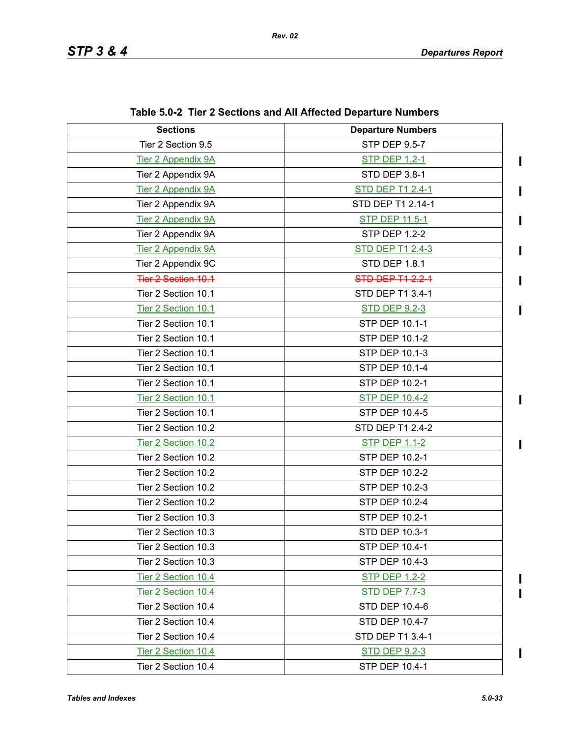**Table 5.0-2 Tier 2 Sections and All Affected Departure Numbers**

| Sections | Departure Numbers |
|---|---|
| Tier 2 Section 9.5 | STP DEP 9.5-7 |
| Tier 2 Appendix 9A | STP DEP 1.2-1 |
| Tier 2 Appendix 9A | STD DEP 3.8-1 |
| Tier 2 Appendix 9A | STD DEP T1 2.4-1 |
| Tier 2 Appendix 9A | STD DEP T1 2.14-1 |
| Tier 2 Appendix 9A | STP DEP 11.5-1 |
| Tier 2 Appendix 9A | STP DEP 1.2-2 |
| Tier 2 Appendix 9A | STD DEP T1 2.4-3 |
| Tier 2 Appendix 9C | STD DEP 1.8.1 |
| ~~Tier 2 Section 10.1~~ | ~~STD DEP T1 2.2-1~~ |
| Tier 2 Section 10.1 | STD DEP T1 3.4-1 |
| Tier 2 Section 10.1 | STD DEP 9.2-3 |
| Tier 2 Section 10.1 | STP DEP 10.1-1 |
| Tier 2 Section 10.1 | STP DEP 10.1-2 |
| Tier 2 Section 10.1 | STP DEP 10.1-3 |
| Tier 2 Section 10.1 | STP DEP 10.1-4 |
| Tier 2 Section 10.1 | STP DEP 10.2-1 |
| Tier 2 Section 10.1 | STP DEP 10.4-2 |
| Tier 2 Section 10.1 | STP DEP 10.4-5 |
| Tier 2 Section 10.2 | STD DEP T1 2.4-2 |
| Tier 2 Section 10.2 | STP DEP 1.1-2 |
| Tier 2 Section 10.2 | STP DEP 10.2-1 |
| Tier 2 Section 10.2 | STP DEP 10.2-2 |
| Tier 2 Section 10.2 | STP DEP 10.2-3 |
| Tier 2 Section 10.2 | STP DEP 10.2-4 |
| Tier 2 Section 10.3 | STP DEP 10.2-1 |
| Tier 2 Section 10.3 | STD DEP 10.3-1 |
| Tier 2 Section 10.3 | STP DEP 10.4-1 |
| Tier 2 Section 10.3 | STP DEP 10.4-3 |
| Tier 2 Section 10.4 | STP DEP 1.2-2 |
| Tier 2 Section 10.4 | STD DEP 7.7-3 |
| Tier 2 Section 10.4 | STD DEP 10.4-6 |
| Tier 2 Section 10.4 | STD DEP 10.4-7 |
| Tier 2 Section 10.4 | STD DEP T1 3.4-1 |
| Tier 2 Section 10.4 | STD DEP 9.2-3 |
| Tier 2 Section 10.4 | STP DEP 10.4-1 |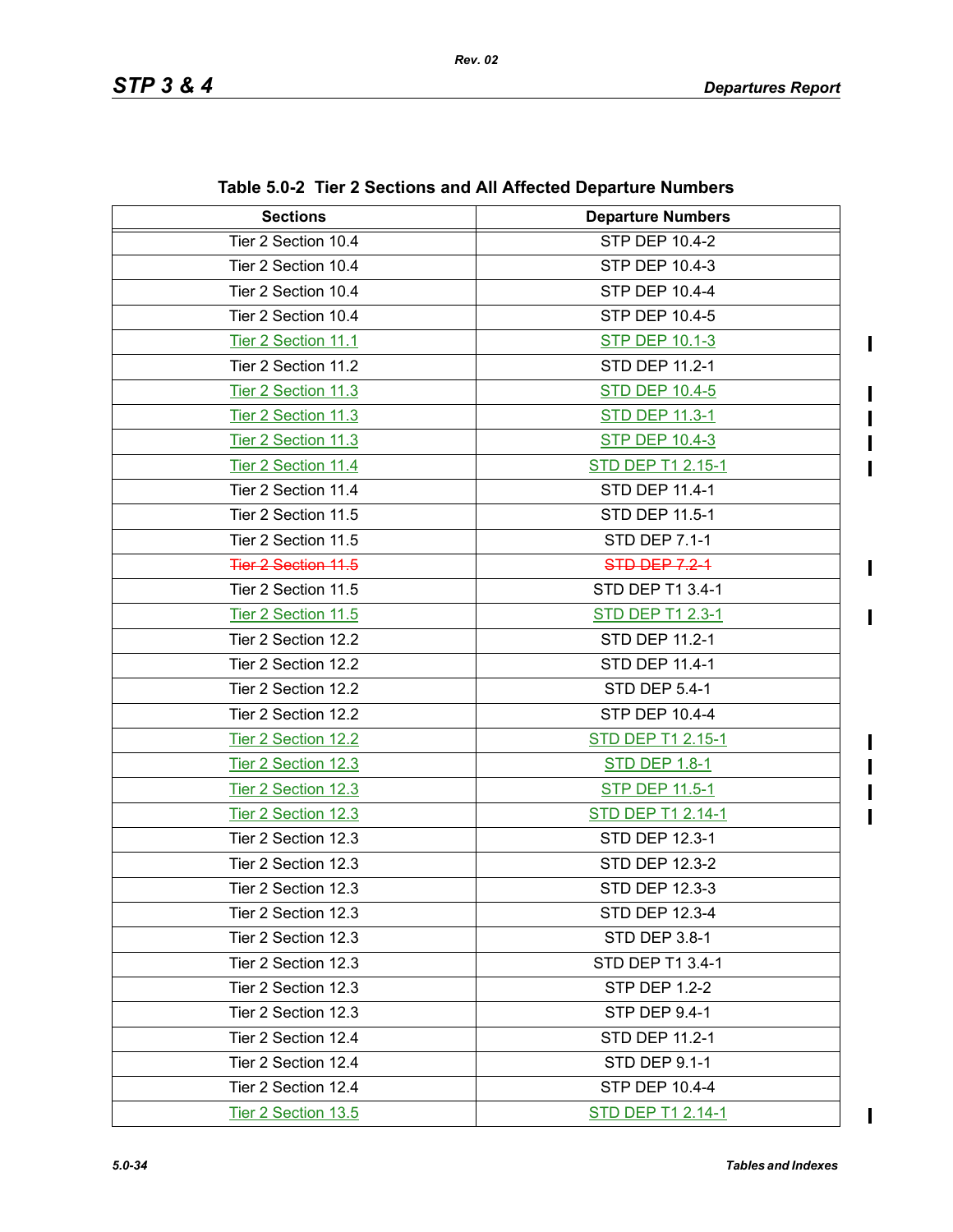Table 5.0-2  Tier 2 Sections and All Affected Departure Numbers

| Sections | Departure Numbers |
| --- | --- |
| Tier 2 Section 10.4 | STP DEP 10.4-2 |
| Tier 2 Section 10.4 | STP DEP 10.4-3 |
| Tier 2 Section 10.4 | STP DEP 10.4-4 |
| Tier 2 Section 10.4 | STP DEP 10.4-5 |
| Tier 2 Section 11.1 | STP DEP 10.1-3 |
| Tier 2 Section 11.2 | STD DEP 11.2-1 |
| Tier 2 Section 11.3 | STD DEP 10.4-5 |
| Tier 2 Section 11.3 | STD DEP 11.3-1 |
| Tier 2 Section 11.3 | STP DEP 10.4-3 |
| Tier 2 Section 11.4 | STD DEP T1 2.15-1 |
| Tier 2 Section 11.4 | STD DEP 11.4-1 |
| Tier 2 Section 11.5 | STD DEP 11.5-1 |
| Tier 2 Section 11.5 | STD DEP 7.1-1 |
| ~~Tier 2 Section 11.5~~ | ~~STD DEP 7.2-1~~ |
| Tier 2 Section 11.5 | STD DEP T1 3.4-1 |
| Tier 2 Section 11.5 | STD DEP T1 2.3-1 |
| Tier 2 Section 12.2 | STD DEP 11.2-1 |
| Tier 2 Section 12.2 | STD DEP 11.4-1 |
| Tier 2 Section 12.2 | STD DEP 5.4-1 |
| Tier 2 Section 12.2 | STP DEP 10.4-4 |
| Tier 2 Section 12.2 | STD DEP T1 2.15-1 |
| Tier 2 Section 12.3 | STD DEP 1.8-1 |
| Tier 2 Section 12.3 | STP DEP 11.5-1 |
| Tier 2 Section 12.3 | STD DEP T1 2.14-1 |
| Tier 2 Section 12.3 | STD DEP 12.3-1 |
| Tier 2 Section 12.3 | STD DEP 12.3-2 |
| Tier 2 Section 12.3 | STD DEP 12.3-3 |
| Tier 2 Section 12.3 | STD DEP 12.3-4 |
| Tier 2 Section 12.3 | STD DEP 3.8-1 |
| Tier 2 Section 12.3 | STD DEP T1 3.4-1 |
| Tier 2 Section 12.3 | STP DEP 1.2-2 |
| Tier 2 Section 12.3 | STP DEP 9.4-1 |
| Tier 2 Section 12.4 | STD DEP 11.2-1 |
| Tier 2 Section 12.4 | STD DEP 9.1-1 |
| Tier 2 Section 12.4 | STP DEP 10.4-4 |
| Tier 2 Section 13.5 | STD DEP T1 2.14-1 |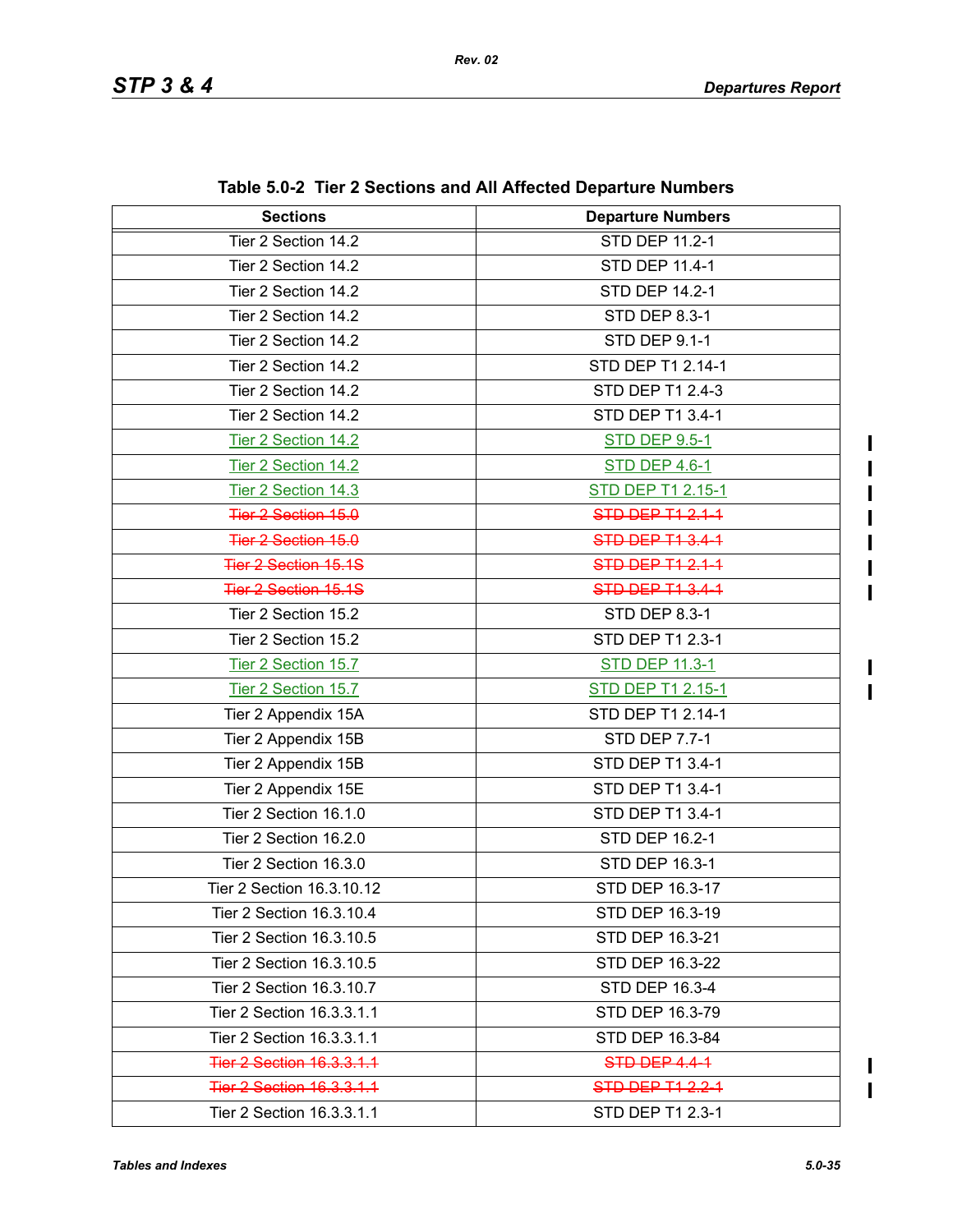**Table 5.0-2 Tier 2 Sections and All Affected Departure Numbers**

| Sections | Departure Numbers |
|---|---|
| Tier 2 Section 14.2 | STD DEP 11.2-1 |
| Tier 2 Section 14.2 | STD DEP 11.4-1 |
| Tier 2 Section 14.2 | STD DEP 14.2-1 |
| Tier 2 Section 14.2 | STD DEP 8.3-1 |
| Tier 2 Section 14.2 | STD DEP 9.1-1 |
| Tier 2 Section 14.2 | STD DEP T1 2.14-1 |
| Tier 2 Section 14.2 | STD DEP T1 2.4-3 |
| Tier 2 Section 14.2 | STD DEP T1 3.4-1 |
| Tier 2 Section 14.2 | STD DEP 9.5-1 |
| Tier 2 Section 14.2 | STD DEP 4.6-1 |
| Tier 2 Section 14.3 | STD DEP T1 2.15-1 |
| ~~Tier 2 Section 15.0~~ | ~~STD DEP T1 2.1-1~~ |
| ~~Tier 2 Section 15.0~~ | ~~STD DEP T1 3.4-1~~ |
| ~~Tier 2 Section 15.1S~~ | ~~STD DEP T1 2.1-1~~ |
| ~~Tier 2 Section 15.1S~~ | ~~STD DEP T1 3.4-1~~ |
| Tier 2 Section 15.2 | STD DEP 8.3-1 |
| Tier 2 Section 15.2 | STD DEP T1 2.3-1 |
| Tier 2 Section 15.7 | STD DEP 11.3-1 |
| Tier 2 Section 15.7 | STD DEP T1 2.15-1 |
| Tier 2 Appendix 15A | STD DEP T1 2.14-1 |
| Tier 2 Appendix 15B | STD DEP 7.7-1 |
| Tier 2 Appendix 15B | STD DEP T1 3.4-1 |
| Tier 2 Appendix 15E | STD DEP T1 3.4-1 |
| Tier 2 Section 16.1.0 | STD DEP T1 3.4-1 |
| Tier 2 Section 16.2.0 | STD DEP 16.2-1 |
| Tier 2 Section 16.3.0 | STD DEP 16.3-1 |
| Tier 2 Section 16.3.10.12 | STD DEP 16.3-17 |
| Tier 2 Section 16.3.10.4 | STD DEP 16.3-19 |
| Tier 2 Section 16.3.10.5 | STD DEP 16.3-21 |
| Tier 2 Section 16.3.10.5 | STD DEP 16.3-22 |
| Tier 2 Section 16.3.10.7 | STD DEP 16.3-4 |
| Tier 2 Section 16.3.3.1.1 | STD DEP 16.3-79 |
| Tier 2 Section 16.3.3.1.1 | STD DEP 16.3-84 |
| ~~Tier 2 Section 16.3.3.1.1~~ | ~~STD DEP 4.4-1~~ |
| ~~Tier 2 Section 16.3.3.1.1~~ | ~~STD DEP T1 2.2-1~~ |
| Tier 2 Section 16.3.3.1.1 | STD DEP T1 2.3-1 |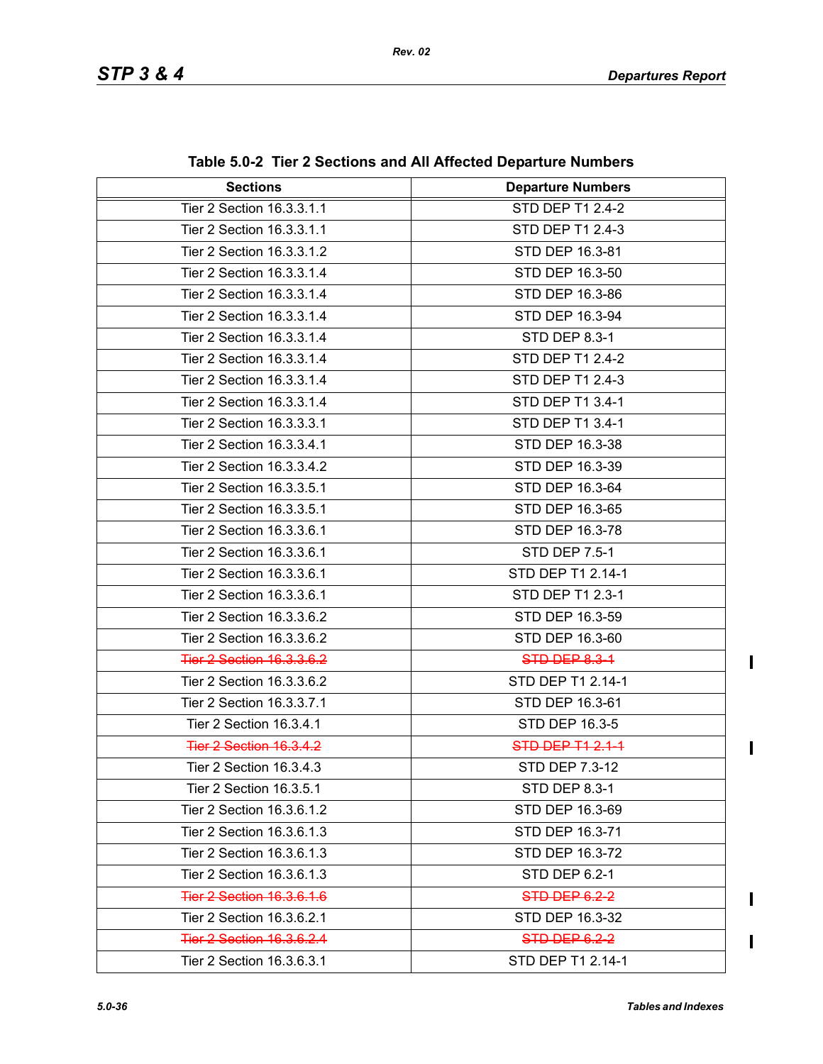**Table 5.0-2 Tier 2 Sections and All Affected Departure Numbers**

| Sections | Departure Numbers |
|---|---|
| Tier 2 Section 16.3.3.1.1 | STD DEP T1 2.4-2 |
| Tier 2 Section 16.3.3.1.1 | STD DEP T1 2.4-3 |
| Tier 2 Section 16.3.3.1.2 | STD DEP 16.3-81 |
| Tier 2 Section 16.3.3.1.4 | STD DEP 16.3-50 |
| Tier 2 Section 16.3.3.1.4 | STD DEP 16.3-86 |
| Tier 2 Section 16.3.3.1.4 | STD DEP 16.3-94 |
| Tier 2 Section 16.3.3.1.4 | STD DEP 8.3-1 |
| Tier 2 Section 16.3.3.1.4 | STD DEP T1 2.4-2 |
| Tier 2 Section 16.3.3.1.4 | STD DEP T1 2.4-3 |
| Tier 2 Section 16.3.3.1.4 | STD DEP T1 3.4-1 |
| Tier 2 Section 16.3.3.3.1 | STD DEP T1 3.4-1 |
| Tier 2 Section 16.3.3.4.1 | STD DEP 16.3-38 |
| Tier 2 Section 16.3.3.4.2 | STD DEP 16.3-39 |
| Tier 2 Section 16.3.3.5.1 | STD DEP 16.3-64 |
| Tier 2 Section 16.3.3.5.1 | STD DEP 16.3-65 |
| Tier 2 Section 16.3.3.6.1 | STD DEP 16.3-78 |
| Tier 2 Section 16.3.3.6.1 | STD DEP 7.5-1 |
| Tier 2 Section 16.3.3.6.1 | STD DEP T1 2.14-1 |
| Tier 2 Section 16.3.3.6.1 | STD DEP T1 2.3-1 |
| Tier 2 Section 16.3.3.6.2 | STD DEP 16.3-59 |
| Tier 2 Section 16.3.3.6.2 | STD DEP 16.3-60 |
| ~~Tier 2 Section 16.3.3.6.2~~ | ~~STD DEP 8.3-1~~ |
| Tier 2 Section 16.3.3.6.2 | STD DEP T1 2.14-1 |
| Tier 2 Section 16.3.3.7.1 | STD DEP 16.3-61 |
| Tier 2 Section 16.3.4.1 | STD DEP 16.3-5 |
| ~~Tier 2 Section 16.3.4.2~~ | ~~STD DEP T1 2.1-1~~ |
| Tier 2 Section 16.3.4.3 | STD DEP 7.3-12 |
| Tier 2 Section 16.3.5.1 | STD DEP 8.3-1 |
| Tier 2 Section 16.3.6.1.2 | STD DEP 16.3-69 |
| Tier 2 Section 16.3.6.1.3 | STD DEP 16.3-71 |
| Tier 2 Section 16.3.6.1.3 | STD DEP 16.3-72 |
| Tier 2 Section 16.3.6.1.3 | STD DEP 6.2-1 |
| ~~Tier 2 Section 16.3.6.1.6~~ | ~~STD DEP 6.2-2~~ |
| Tier 2 Section 16.3.6.2.1 | STD DEP 16.3-32 |
| ~~Tier 2 Section 16.3.6.2.4~~ | ~~STD DEP 6.2-2~~ |
| Tier 2 Section 16.3.6.3.1 | STD DEP T1 2.14-1 |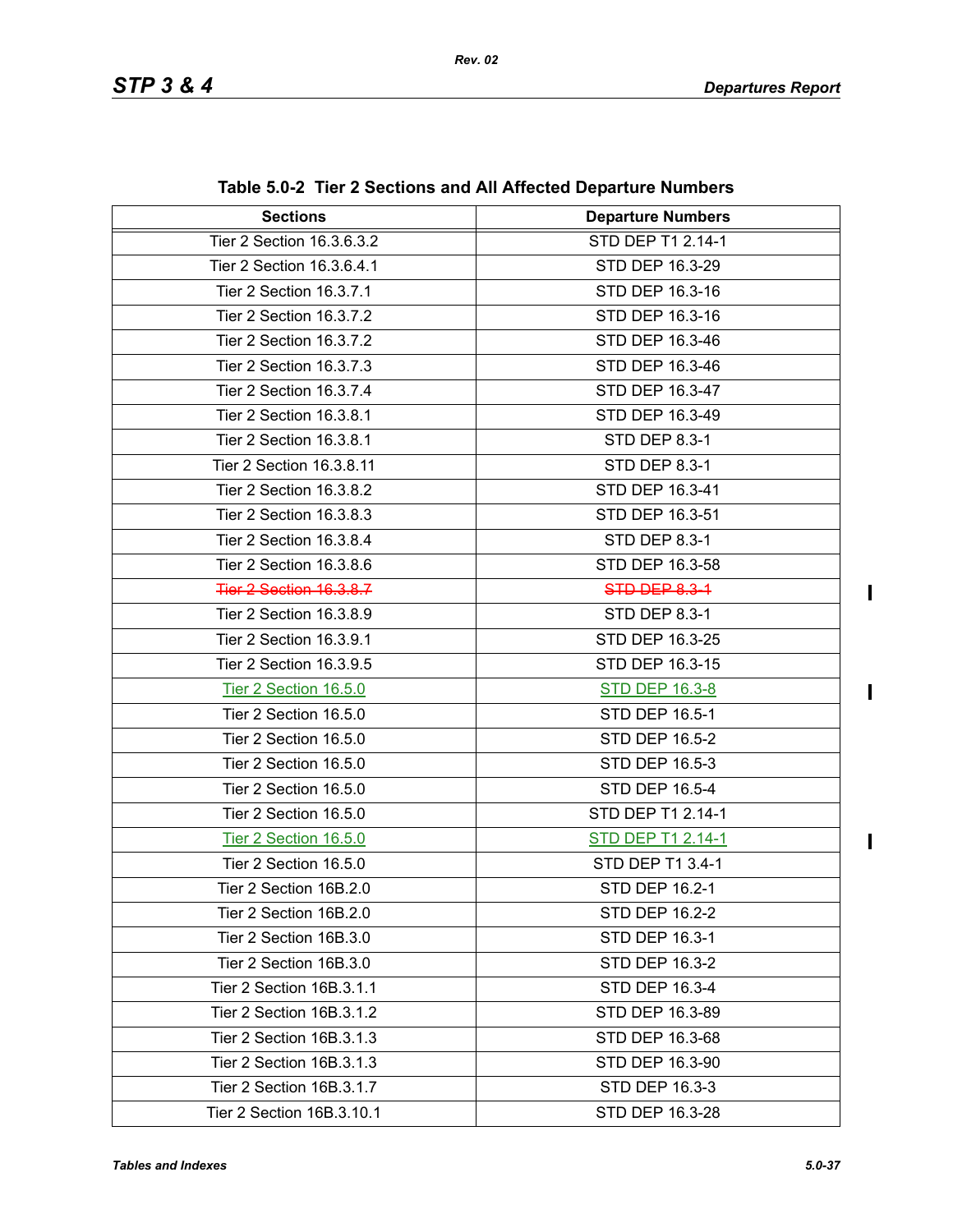**Table 5.0-2 Tier 2 Sections and All Affected Departure Numbers**

| Sections | Departure Numbers |
|---|---|
| Tier 2 Section 16.3.6.3.2 | STD DEP T1 2.14-1 |
| Tier 2 Section 16.3.6.4.1 | STD DEP 16.3-29 |
| Tier 2 Section 16.3.7.1 | STD DEP 16.3-16 |
| Tier 2 Section 16.3.7.2 | STD DEP 16.3-16 |
| Tier 2 Section 16.3.7.2 | STD DEP 16.3-46 |
| Tier 2 Section 16.3.7.3 | STD DEP 16.3-46 |
| Tier 2 Section 16.3.7.4 | STD DEP 16.3-47 |
| Tier 2 Section 16.3.8.1 | STD DEP 16.3-49 |
| Tier 2 Section 16.3.8.1 | STD DEP 8.3-1 |
| Tier 2 Section 16.3.8.11 | STD DEP 8.3-1 |
| Tier 2 Section 16.3.8.2 | STD DEP 16.3-41 |
| Tier 2 Section 16.3.8.3 | STD DEP 16.3-51 |
| Tier 2 Section 16.3.8.4 | STD DEP 8.3-1 |
| Tier 2 Section 16.3.8.6 | STD DEP 16.3-58 |
| ~~Tier 2 Section 16.3.8.7~~ | ~~STD DEP 8.3-1~~ |
| Tier 2 Section 16.3.8.9 | STD DEP 8.3-1 |
| Tier 2 Section 16.3.9.1 | STD DEP 16.3-25 |
| Tier 2 Section 16.3.9.5 | STD DEP 16.3-15 |
| Tier 2 Section 16.5.0 | STD DEP 16.3-8 |
| Tier 2 Section 16.5.0 | STD DEP 16.5-1 |
| Tier 2 Section 16.5.0 | STD DEP 16.5-2 |
| Tier 2 Section 16.5.0 | STD DEP 16.5-3 |
| Tier 2 Section 16.5.0 | STD DEP 16.5-4 |
| Tier 2 Section 16.5.0 | STD DEP T1 2.14-1 |
| Tier 2 Section 16.5.0 | STD DEP T1 2.14-1 |
| Tier 2 Section 16.5.0 | STD DEP T1 3.4-1 |
| Tier 2 Section 16B.2.0 | STD DEP 16.2-1 |
| Tier 2 Section 16B.2.0 | STD DEP 16.2-2 |
| Tier 2 Section 16B.3.0 | STD DEP 16.3-1 |
| Tier 2 Section 16B.3.0 | STD DEP 16.3-2 |
| Tier 2 Section 16B.3.1.1 | STD DEP 16.3-4 |
| Tier 2 Section 16B.3.1.2 | STD DEP 16.3-89 |
| Tier 2 Section 16B.3.1.3 | STD DEP 16.3-68 |
| Tier 2 Section 16B.3.1.3 | STD DEP 16.3-90 |
| Tier 2 Section 16B.3.1.7 | STD DEP 16.3-3 |
| Tier 2 Section 16B.3.10.1 | STD DEP 16.3-28 |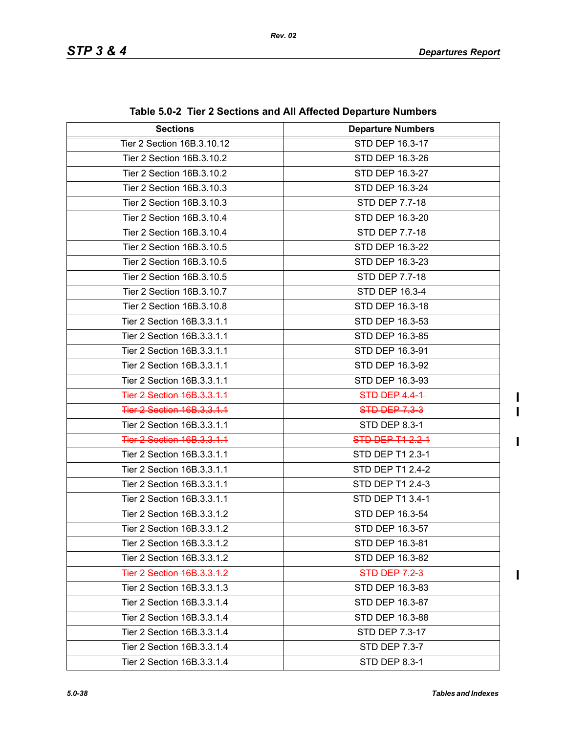Table 5.0-2 Tier 2 Sections and All Affected Departure Numbers

| Sections | Departure Numbers |
|---|---|
| Tier 2 Section 16B.3.10.12 | STD DEP 16.3-17 |
| Tier 2 Section 16B.3.10.2 | STD DEP 16.3-26 |
| Tier 2 Section 16B.3.10.2 | STD DEP 16.3-27 |
| Tier 2 Section 16B.3.10.3 | STD DEP 16.3-24 |
| Tier 2 Section 16B.3.10.3 | STD DEP 7.7-18 |
| Tier 2 Section 16B.3.10.4 | STD DEP 16.3-20 |
| Tier 2 Section 16B.3.10.4 | STD DEP 7.7-18 |
| Tier 2 Section 16B.3.10.5 | STD DEP 16.3-22 |
| Tier 2 Section 16B.3.10.5 | STD DEP 16.3-23 |
| Tier 2 Section 16B.3.10.5 | STD DEP 7.7-18 |
| Tier 2 Section 16B.3.10.7 | STD DEP 16.3-4 |
| Tier 2 Section 16B.3.10.8 | STD DEP 16.3-18 |
| Tier 2 Section 16B.3.3.1.1 | STD DEP 16.3-53 |
| Tier 2 Section 16B.3.3.1.1 | STD DEP 16.3-85 |
| Tier 2 Section 16B.3.3.1.1 | STD DEP 16.3-91 |
| Tier 2 Section 16B.3.3.1.1 | STD DEP 16.3-92 |
| Tier 2 Section 16B.3.3.1.1 | STD DEP 16.3-93 |
| ~~Tier 2 Section 16B.3.3.1.1~~ | ~~STD DEP 4.4-1~~ |
| ~~Tier 2 Section 16B.3.3.1.1~~ | ~~STD DEP 7.3-3~~ |
| Tier 2 Section 16B.3.3.1.1 | STD DEP 8.3-1 |
| ~~Tier 2 Section 16B.3.3.1.1~~ | ~~STD DEP T1 2.2-1~~ |
| Tier 2 Section 16B.3.3.1.1 | STD DEP T1 2.3-1 |
| Tier 2 Section 16B.3.3.1.1 | STD DEP T1 2.4-2 |
| Tier 2 Section 16B.3.3.1.1 | STD DEP T1 2.4-3 |
| Tier 2 Section 16B.3.3.1.1 | STD DEP T1 3.4-1 |
| Tier 2 Section 16B.3.3.1.2 | STD DEP 16.3-54 |
| Tier 2 Section 16B.3.3.1.2 | STD DEP 16.3-57 |
| Tier 2 Section 16B.3.3.1.2 | STD DEP 16.3-81 |
| Tier 2 Section 16B.3.3.1.2 | STD DEP 16.3-82 |
| ~~Tier 2 Section 16B.3.3.1.2~~ | ~~STD DEP 7.2-3~~ |
| Tier 2 Section 16B.3.3.1.3 | STD DEP 16.3-83 |
| Tier 2 Section 16B.3.3.1.4 | STD DEP 16.3-87 |
| Tier 2 Section 16B.3.3.1.4 | STD DEP 16.3-88 |
| Tier 2 Section 16B.3.3.1.4 | STD DEP 7.3-17 |
| Tier 2 Section 16B.3.3.1.4 | STD DEP 7.3-7 |
| Tier 2 Section 16B.3.3.1.4 | STD DEP 8.3-1 |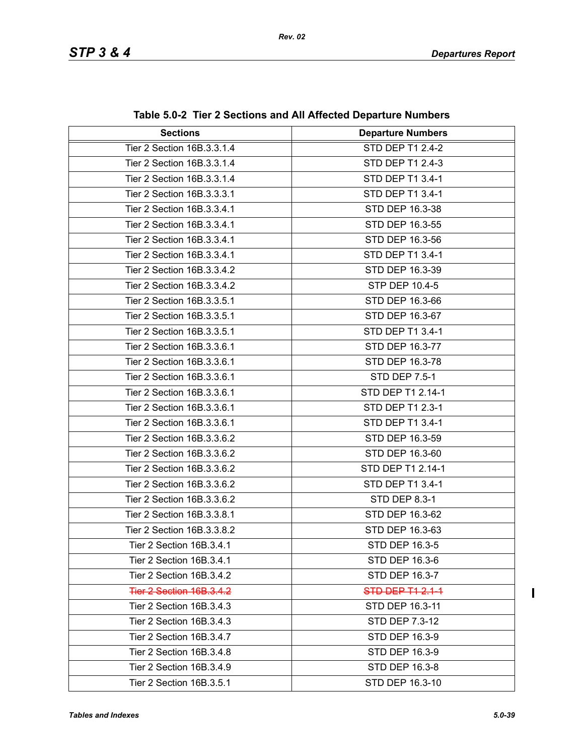**Table 5.0-2 Tier 2 Sections and All Affected Departure Numbers**

| Sections | Departure Numbers |
|---|---|
| Tier 2 Section 16B.3.3.1.4 | STD DEP T1 2.4-2 |
| Tier 2 Section 16B.3.3.1.4 | STD DEP T1 2.4-3 |
| Tier 2 Section 16B.3.3.1.4 | STD DEP T1 3.4-1 |
| Tier 2 Section 16B.3.3.3.1 | STD DEP T1 3.4-1 |
| Tier 2 Section 16B.3.3.4.1 | STD DEP 16.3-38 |
| Tier 2 Section 16B.3.3.4.1 | STD DEP 16.3-55 |
| Tier 2 Section 16B.3.3.4.1 | STD DEP 16.3-56 |
| Tier 2 Section 16B.3.3.4.1 | STD DEP T1 3.4-1 |
| Tier 2 Section 16B.3.3.4.2 | STD DEP 16.3-39 |
| Tier 2 Section 16B.3.3.4.2 | STP DEP 10.4-5 |
| Tier 2 Section 16B.3.3.5.1 | STD DEP 16.3-66 |
| Tier 2 Section 16B.3.3.5.1 | STD DEP 16.3-67 |
| Tier 2 Section 16B.3.3.5.1 | STD DEP T1 3.4-1 |
| Tier 2 Section 16B.3.3.6.1 | STD DEP 16.3-77 |
| Tier 2 Section 16B.3.3.6.1 | STD DEP 16.3-78 |
| Tier 2 Section 16B.3.3.6.1 | STD DEP 7.5-1 |
| Tier 2 Section 16B.3.3.6.1 | STD DEP T1 2.14-1 |
| Tier 2 Section 16B.3.3.6.1 | STD DEP T1 2.3-1 |
| Tier 2 Section 16B.3.3.6.1 | STD DEP T1 3.4-1 |
| Tier 2 Section 16B.3.3.6.2 | STD DEP 16.3-59 |
| Tier 2 Section 16B.3.3.6.2 | STD DEP 16.3-60 |
| Tier 2 Section 16B.3.3.6.2 | STD DEP T1 2.14-1 |
| Tier 2 Section 16B.3.3.6.2 | STD DEP T1 3.4-1 |
| Tier 2 Section 16B.3.3.6.2 | STD DEP 8.3-1 |
| Tier 2 Section 16B.3.3.8.1 | STD DEP 16.3-62 |
| Tier 2 Section 16B.3.3.8.2 | STD DEP 16.3-63 |
| Tier 2 Section 16B.3.4.1 | STD DEP 16.3-5 |
| Tier 2 Section 16B.3.4.1 | STD DEP 16.3-6 |
| Tier 2 Section 16B.3.4.2 | STD DEP 16.3-7 |
| ~~Tier 2 Section 16B.3.4.2~~ | ~~STD DEP T1 2.1-1~~ |
| Tier 2 Section 16B.3.4.3 | STD DEP 16.3-11 |
| Tier 2 Section 16B.3.4.3 | STD DEP 7.3-12 |
| Tier 2 Section 16B.3.4.7 | STD DEP 16.3-9 |
| Tier 2 Section 16B.3.4.8 | STD DEP 16.3-9 |
| Tier 2 Section 16B.3.4.9 | STD DEP 16.3-8 |
| Tier 2 Section 16B.3.5.1 | STD DEP 16.3-10 |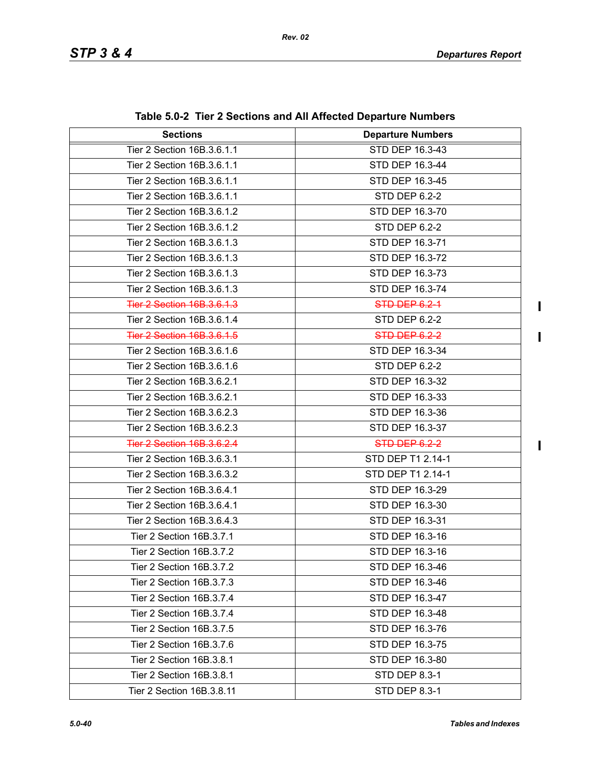**Table 5.0-2 Tier 2 Sections and All Affected Departure Numbers**

| Sections | Departure Numbers |
|---|---|
| Tier 2 Section 16B.3.6.1.1 | STD DEP 16.3-43 |
| Tier 2 Section 16B.3.6.1.1 | STD DEP 16.3-44 |
| Tier 2 Section 16B.3.6.1.1 | STD DEP 16.3-45 |
| Tier 2 Section 16B.3.6.1.1 | STD DEP 6.2-2 |
| Tier 2 Section 16B.3.6.1.2 | STD DEP 16.3-70 |
| Tier 2 Section 16B.3.6.1.2 | STD DEP 6.2-2 |
| Tier 2 Section 16B.3.6.1.3 | STD DEP 16.3-71 |
| Tier 2 Section 16B.3.6.1.3 | STD DEP 16.3-72 |
| Tier 2 Section 16B.3.6.1.3 | STD DEP 16.3-73 |
| Tier 2 Section 16B.3.6.1.3 | STD DEP 16.3-74 |
| ~~Tier 2 Section 16B.3.6.1.3~~ | ~~STD DEP 6.2-1~~ |
| Tier 2 Section 16B.3.6.1.4 | STD DEP 6.2-2 |
| ~~Tier 2 Section 16B.3.6.1.5~~ | ~~STD DEP 6.2-2~~ |
| Tier 2 Section 16B.3.6.1.6 | STD DEP 16.3-34 |
| Tier 2 Section 16B.3.6.1.6 | STD DEP 6.2-2 |
| Tier 2 Section 16B.3.6.2.1 | STD DEP 16.3-32 |
| Tier 2 Section 16B.3.6.2.1 | STD DEP 16.3-33 |
| Tier 2 Section 16B.3.6.2.3 | STD DEP 16.3-36 |
| Tier 2 Section 16B.3.6.2.3 | STD DEP 16.3-37 |
| ~~Tier 2 Section 16B.3.6.2.4~~ | ~~STD DEP 6.2-2~~ |
| Tier 2 Section 16B.3.6.3.1 | STD DEP T1 2.14-1 |
| Tier 2 Section 16B.3.6.3.2 | STD DEP T1 2.14-1 |
| Tier 2 Section 16B.3.6.4.1 | STD DEP 16.3-29 |
| Tier 2 Section 16B.3.6.4.1 | STD DEP 16.3-30 |
| Tier 2 Section 16B.3.6.4.3 | STD DEP 16.3-31 |
| Tier 2 Section 16B.3.7.1 | STD DEP 16.3-16 |
| Tier 2 Section 16B.3.7.2 | STD DEP 16.3-16 |
| Tier 2 Section 16B.3.7.2 | STD DEP 16.3-46 |
| Tier 2 Section 16B.3.7.3 | STD DEP 16.3-46 |
| Tier 2 Section 16B.3.7.4 | STD DEP 16.3-47 |
| Tier 2 Section 16B.3.7.4 | STD DEP 16.3-48 |
| Tier 2 Section 16B.3.7.5 | STD DEP 16.3-76 |
| Tier 2 Section 16B.3.7.6 | STD DEP 16.3-75 |
| Tier 2 Section 16B.3.8.1 | STD DEP 16.3-80 |
| Tier 2 Section 16B.3.8.1 | STD DEP 8.3-1 |
| Tier 2 Section 16B.3.8.11 | STD DEP 8.3-1 |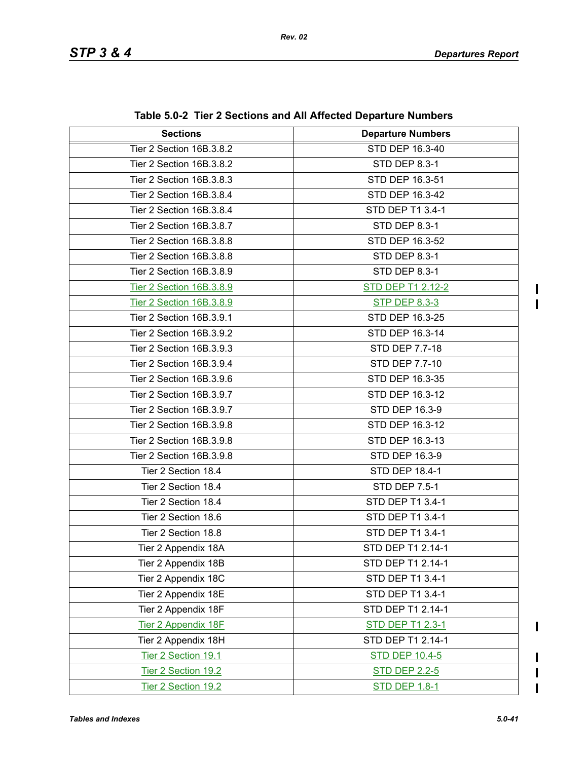**Table 5.0-2 Tier 2 Sections and All Affected Departure Numbers**

| Sections | Departure Numbers |
|---|---|
| Tier 2 Section 16B.3.8.2 | STD DEP 16.3-40 |
| Tier 2 Section 16B.3.8.2 | STD DEP 8.3-1 |
| Tier 2 Section 16B.3.8.3 | STD DEP 16.3-51 |
| Tier 2 Section 16B.3.8.4 | STD DEP 16.3-42 |
| Tier 2 Section 16B.3.8.4 | STD DEP T1 3.4-1 |
| Tier 2 Section 16B.3.8.7 | STD DEP 8.3-1 |
| Tier 2 Section 16B.3.8.8 | STD DEP 16.3-52 |
| Tier 2 Section 16B.3.8.8 | STD DEP 8.3-1 |
| Tier 2 Section 16B.3.8.9 | STD DEP 8.3-1 |
| Tier 2 Section 16B.3.8.9 | STD DEP T1 2.12-2 |
| Tier 2 Section 16B.3.8.9 | STP DEP 8.3-3 |
| Tier 2 Section 16B.3.9.1 | STD DEP 16.3-25 |
| Tier 2 Section 16B.3.9.2 | STD DEP 16.3-14 |
| Tier 2 Section 16B.3.9.3 | STD DEP 7.7-18 |
| Tier 2 Section 16B.3.9.4 | STD DEP 7.7-10 |
| Tier 2 Section 16B.3.9.6 | STD DEP 16.3-35 |
| Tier 2 Section 16B.3.9.7 | STD DEP 16.3-12 |
| Tier 2 Section 16B.3.9.7 | STD DEP 16.3-9 |
| Tier 2 Section 16B.3.9.8 | STD DEP 16.3-12 |
| Tier 2 Section 16B.3.9.8 | STD DEP 16.3-13 |
| Tier 2 Section 16B.3.9.8 | STD DEP 16.3-9 |
| Tier 2 Section 18.4 | STD DEP 18.4-1 |
| Tier 2 Section 18.4 | STD DEP 7.5-1 |
| Tier 2 Section 18.4 | STD DEP T1 3.4-1 |
| Tier 2 Section 18.6 | STD DEP T1 3.4-1 |
| Tier 2 Section 18.8 | STD DEP T1 3.4-1 |
| Tier 2 Appendix 18A | STD DEP T1 2.14-1 |
| Tier 2 Appendix 18B | STD DEP T1 2.14-1 |
| Tier 2 Appendix 18C | STD DEP T1 3.4-1 |
| Tier 2 Appendix 18E | STD DEP T1 3.4-1 |
| Tier 2 Appendix 18F | STD DEP T1 2.14-1 |
| Tier 2 Appendix 18F | STD DEP T1 2.3-1 |
| Tier 2 Appendix 18H | STD DEP T1 2.14-1 |
| Tier 2 Section 19.1 | STD DEP 10.4-5 |
| Tier 2 Section 19.2 | STD DEP 2.2-5 |
| Tier 2 Section 19.2 | STD DEP 1.8-1 |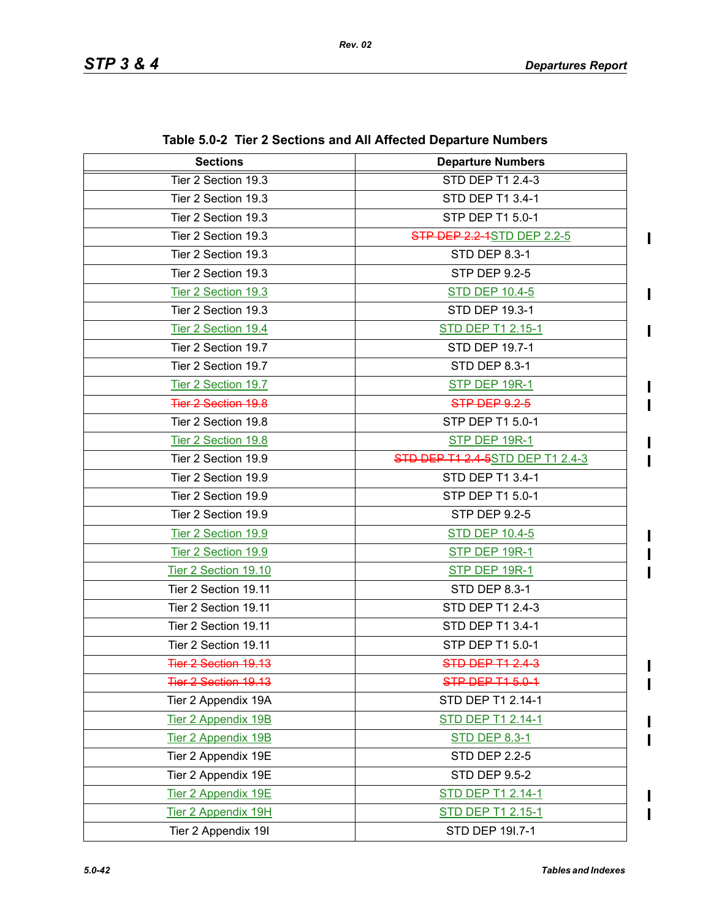**Table 5.0-2 Tier 2 Sections and All Affected Departure Numbers**

| Sections | Departure Numbers |
|---|---|
| Tier 2 Section 19.3 | STD DEP T1 2.4-3 |
| Tier 2 Section 19.3 | STD DEP T1 3.4-1 |
| Tier 2 Section 19.3 | STP DEP T1 5.0-1 |
| Tier 2 Section 19.3 | ~~STP DEP 2.2-1~~STD DEP 2.2-5 |
| Tier 2 Section 19.3 | STD DEP 8.3-1 |
| Tier 2 Section 19.3 | STP DEP 9.2-5 |
| Tier 2 Section 19.3 | STD DEP 10.4-5 |
| Tier 2 Section 19.3 | STD DEP 19.3-1 |
| Tier 2 Section 19.4 | STD DEP T1 2.15-1 |
| Tier 2 Section 19.7 | STD DEP 19.7-1 |
| Tier 2 Section 19.7 | STD DEP 8.3-1 |
| Tier 2 Section 19.7 | STP DEP 19R-1 |
| ~~Tier 2 Section 19.8~~ | ~~STP DEP 9.2-5~~ |
| Tier 2 Section 19.8 | STP DEP T1 5.0-1 |
| Tier 2 Section 19.8 | STP DEP 19R-1 |
| Tier 2 Section 19.9 | ~~STD DEP T1 2.4-5~~STD DEP T1 2.4-3 |
| Tier 2 Section 19.9 | STD DEP T1 3.4-1 |
| Tier 2 Section 19.9 | STP DEP T1 5.0-1 |
| Tier 2 Section 19.9 | STP DEP 9.2-5 |
| Tier 2 Section 19.9 | STD DEP 10.4-5 |
| Tier 2 Section 19.9 | STP DEP 19R-1 |
| Tier 2 Section 19.10 | STP DEP 19R-1 |
| Tier 2 Section 19.11 | STD DEP 8.3-1 |
| Tier 2 Section 19.11 | STD DEP T1 2.4-3 |
| Tier 2 Section 19.11 | STD DEP T1 3.4-1 |
| Tier 2 Section 19.11 | STP DEP T1 5.0-1 |
| ~~Tier 2 Section 19.13~~ | ~~STD DEP T1 2.4-3~~ |
| ~~Tier 2 Section 19.13~~ | ~~STP DEP T1 5.0-1~~ |
| Tier 2 Appendix 19A | STD DEP T1 2.14-1 |
| Tier 2 Appendix 19B | STD DEP T1 2.14-1 |
| Tier 2 Appendix 19B | STD DEP 8.3-1 |
| Tier 2 Appendix 19E | STD DEP 2.2-5 |
| Tier 2 Appendix 19E | STD DEP 9.5-2 |
| Tier 2 Appendix 19E | STD DEP T1 2.14-1 |
| Tier 2 Appendix 19H | STD DEP T1 2.15-1 |
| Tier 2 Appendix 19I | STD DEP 19I.7-1 |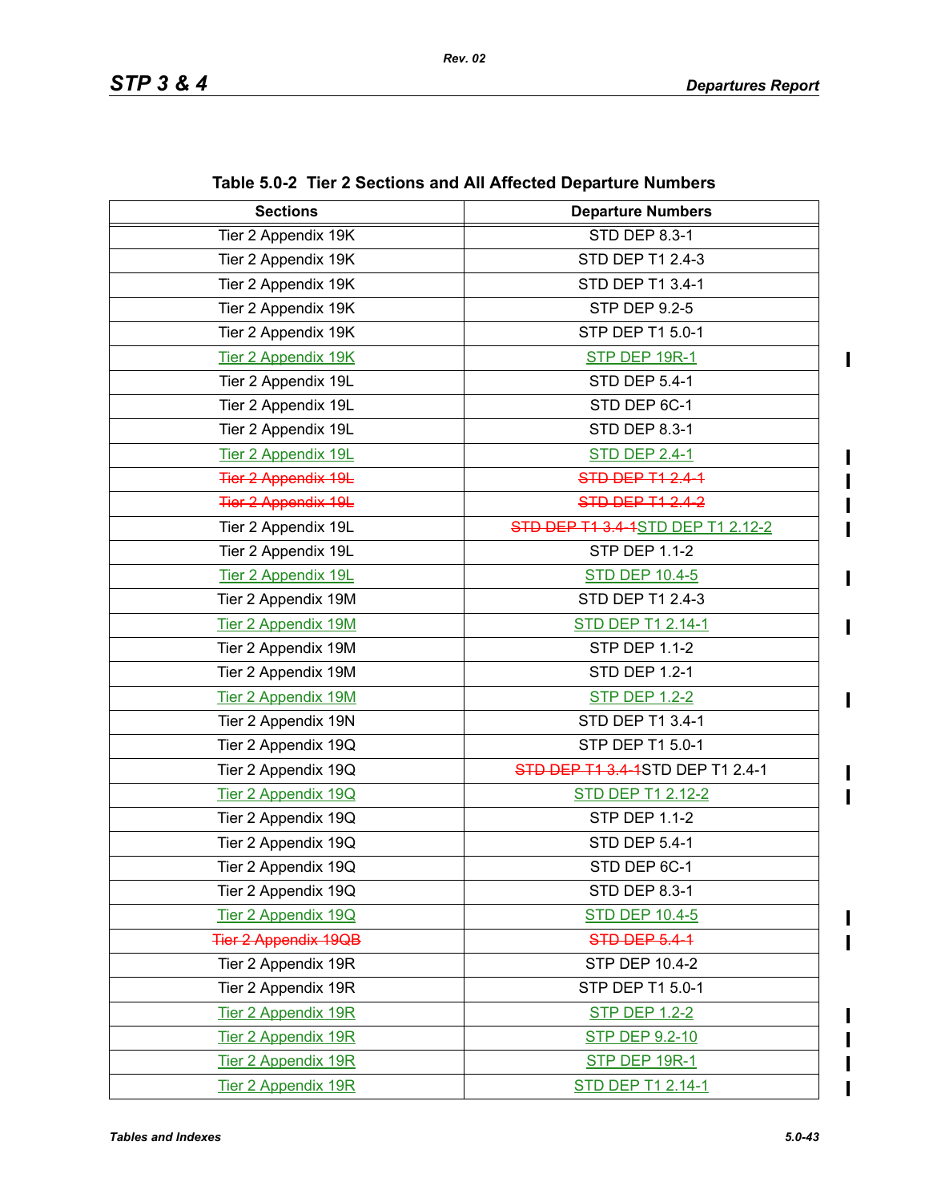**Table 5.0-2 Tier 2 Sections and All Affected Departure Numbers**

| Sections | Departure Numbers |
|---|---|
| Tier 2 Appendix 19K | STD DEP 8.3-1 |
| Tier 2 Appendix 19K | STD DEP T1 2.4-3 |
| Tier 2 Appendix 19K | STD DEP T1 3.4-1 |
| Tier 2 Appendix 19K | STP DEP 9.2-5 |
| Tier 2 Appendix 19K | STP DEP T1 5.0-1 |
| Tier 2 Appendix 19K | STP DEP 19R-1 |
| Tier 2 Appendix 19L | STD DEP 5.4-1 |
| Tier 2 Appendix 19L | STD DEP 6C-1 |
| Tier 2 Appendix 19L | STD DEP 8.3-1 |
| Tier 2 Appendix 19L | STD DEP 2.4-1 |
| ~~Tier 2 Appendix 19L~~ | ~~STD DEP T1 2.4-1~~ |
| ~~Tier 2 Appendix 19L~~ | ~~STD DEP T1 2.4-2~~ |
| Tier 2 Appendix 19L | ~~STD DEP T1 3.4-1~~STD DEP T1 2.12-2 |
| Tier 2 Appendix 19L | STP DEP 1.1-2 |
| Tier 2 Appendix 19L | STD DEP 10.4-5 |
| Tier 2 Appendix 19M | STD DEP T1 2.4-3 |
| Tier 2 Appendix 19M | STD DEP T1 2.14-1 |
| Tier 2 Appendix 19M | STP DEP 1.1-2 |
| Tier 2 Appendix 19M | STD DEP 1.2-1 |
| Tier 2 Appendix 19M | STP DEP 1.2-2 |
| Tier 2 Appendix 19N | STD DEP T1 3.4-1 |
| Tier 2 Appendix 19Q | STP DEP T1 5.0-1 |
| Tier 2 Appendix 19Q | ~~STD DEP T1 3.4-1~~STD DEP T1 2.4-1 |
| Tier 2 Appendix 19Q | STD DEP T1 2.12-2 |
| Tier 2 Appendix 19Q | STP DEP 1.1-2 |
| Tier 2 Appendix 19Q | STD DEP 5.4-1 |
| Tier 2 Appendix 19Q | STD DEP 6C-1 |
| Tier 2 Appendix 19Q | STD DEP 8.3-1 |
| Tier 2 Appendix 19Q | STD DEP 10.4-5 |
| ~~Tier 2 Appendix 19QB~~ | ~~STD DEP 5.4-1~~ |
| Tier 2 Appendix 19R | STP DEP 10.4-2 |
| Tier 2 Appendix 19R | STP DEP T1 5.0-1 |
| Tier 2 Appendix 19R | STP DEP 1.2-2 |
| Tier 2 Appendix 19R | STP DEP 9.2-10 |
| Tier 2 Appendix 19R | STP DEP 19R-1 |
| Tier 2 Appendix 19R | STD DEP T1 2.14-1 |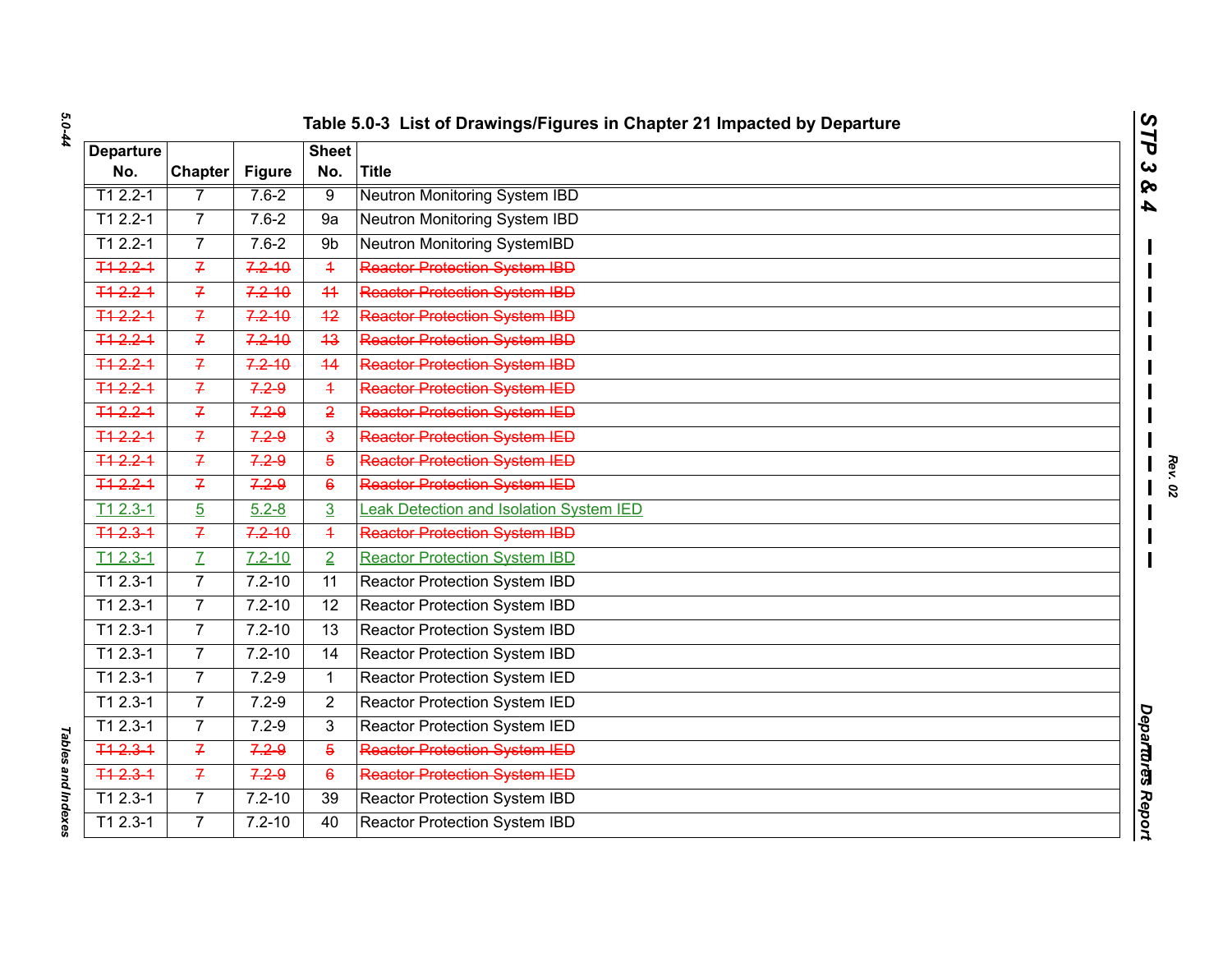# Table 5.0-3 List of Drawings/Figures in Chapter 21 Impacted by Departure

| Departure No. | Chapter | Figure | Sheet No. | Title |
|---|---|---|---|---|
| T1 2.2-1 | 7 | 7.6-2 | 9 | Neutron Monitoring System IBD |
| T1 2.2-1 | 7 | 7.6-2 | 9a | Neutron Monitoring System IBD |
| T1 2.2-1 | 7 | 7.6-2 | 9b | Neutron Monitoring SystemIBD |
| ~~T1 2.2-1~~ | ~~7~~ | ~~7.2-10~~ | ~~1~~ | ~~Reactor Protection System IBD~~ |
| ~~T1 2.2-1~~ | ~~7~~ | ~~7.2-10~~ | ~~11~~ | ~~Reactor Protection System IBD~~ |
| ~~T1 2.2-1~~ | ~~7~~ | ~~7.2-10~~ | ~~12~~ | ~~Reactor Protection System IBD~~ |
| ~~T1 2.2-1~~ | ~~7~~ | ~~7.2-10~~ | ~~13~~ | ~~Reactor Protection System IBD~~ |
| ~~T1 2.2-1~~ | ~~7~~ | ~~7.2-10~~ | ~~14~~ | ~~Reactor Protection System IBD~~ |
| ~~T1 2.2-1~~ | ~~7~~ | ~~7.2-9~~ | ~~1~~ | ~~Reactor Protection System IED~~ |
| ~~T1 2.2-1~~ | ~~7~~ | ~~7.2-9~~ | ~~2~~ | ~~Reactor Protection System IED~~ |
| ~~T1 2.2-1~~ | ~~7~~ | ~~7.2-9~~ | ~~3~~ | ~~Reactor Protection System IED~~ |
| ~~T1 2.2-1~~ | ~~7~~ | ~~7.2-9~~ | ~~5~~ | ~~Reactor Protection System IED~~ |
| ~~T1 2.2-1~~ | ~~7~~ | ~~7.2-9~~ | ~~6~~ | ~~Reactor Protection System IED~~ |
| T1 2.3-1 | 5 | 5.2-8 | 3 | Leak Detection and Isolation System IED |
| ~~T1 2.3-1~~ | ~~7~~ | ~~7.2-10~~ | ~~1~~ | ~~Reactor Protection System IBD~~ |
| T1 2.3-1 | 7 | 7.2-10 | 2 | Reactor Protection System IBD |
| T1 2.3-1 | 7 | 7.2-10 | 11 | Reactor Protection System IBD |
| T1 2.3-1 | 7 | 7.2-10 | 12 | Reactor Protection System IBD |
| T1 2.3-1 | 7 | 7.2-10 | 13 | Reactor Protection System IBD |
| T1 2.3-1 | 7 | 7.2-10 | 14 | Reactor Protection System IBD |
| T1 2.3-1 | 7 | 7.2-9 | 1 | Reactor Protection System IED |
| T1 2.3-1 | 7 | 7.2-9 | 2 | Reactor Protection System IED |
| T1 2.3-1 | 7 | 7.2-9 | 3 | Reactor Protection System IED |
| ~~T1 2.3-1~~ | ~~7~~ | ~~7.2-9~~ | ~~5~~ | ~~Reactor Protection System IED~~ |
| ~~T1 2.3-1~~ | ~~7~~ | ~~7.2-9~~ | ~~6~~ | ~~Reactor Protection System IED~~ |
| T1 2.3-1 | 7 | 7.2-10 | 39 | Reactor Protection System IBD |
| T1 2.3-1 | 7 | 7.2-10 | 40 | Reactor Protection System IBD |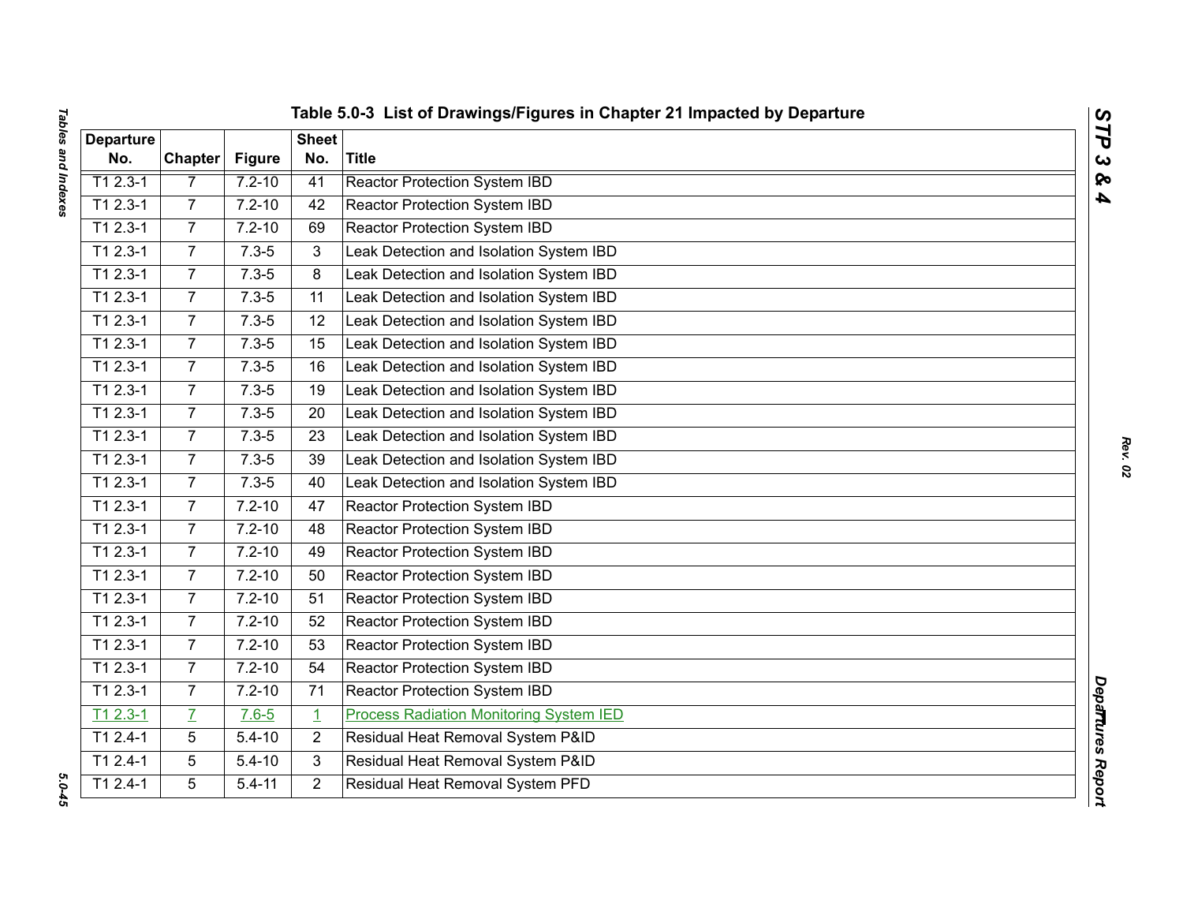**Table 5.0-3 List of Drawings/Figures in Chapter 21 Impacted by Departure**

| Departure No. | Chapter | Figure | Sheet No. | Title |
|---|---|---|---|---|
| T1 2.3-1 | 7 | 7.2-10 | 41 | Reactor Protection System IBD |
| T1 2.3-1 | 7 | 7.2-10 | 42 | Reactor Protection System IBD |
| T1 2.3-1 | 7 | 7.2-10 | 69 | Reactor Protection System IBD |
| T1 2.3-1 | 7 | 7.3-5 | 3 | Leak Detection and Isolation System IBD |
| T1 2.3-1 | 7 | 7.3-5 | 8 | Leak Detection and Isolation System IBD |
| T1 2.3-1 | 7 | 7.3-5 | 11 | Leak Detection and Isolation System IBD |
| T1 2.3-1 | 7 | 7.3-5 | 12 | Leak Detection and Isolation System IBD |
| T1 2.3-1 | 7 | 7.3-5 | 15 | Leak Detection and Isolation System IBD |
| T1 2.3-1 | 7 | 7.3-5 | 16 | Leak Detection and Isolation System IBD |
| T1 2.3-1 | 7 | 7.3-5 | 19 | Leak Detection and Isolation System IBD |
| T1 2.3-1 | 7 | 7.3-5 | 20 | Leak Detection and Isolation System IBD |
| T1 2.3-1 | 7 | 7.3-5 | 23 | Leak Detection and Isolation System IBD |
| T1 2.3-1 | 7 | 7.3-5 | 39 | Leak Detection and Isolation System IBD |
| T1 2.3-1 | 7 | 7.3-5 | 40 | Leak Detection and Isolation System IBD |
| T1 2.3-1 | 7 | 7.2-10 | 47 | Reactor Protection System IBD |
| T1 2.3-1 | 7 | 7.2-10 | 48 | Reactor Protection System IBD |
| T1 2.3-1 | 7 | 7.2-10 | 49 | Reactor Protection System IBD |
| T1 2.3-1 | 7 | 7.2-10 | 50 | Reactor Protection System IBD |
| T1 2.3-1 | 7 | 7.2-10 | 51 | Reactor Protection System IBD |
| T1 2.3-1 | 7 | 7.2-10 | 52 | Reactor Protection System IBD |
| T1 2.3-1 | 7 | 7.2-10 | 53 | Reactor Protection System IBD |
| T1 2.3-1 | 7 | 7.2-10 | 54 | Reactor Protection System IBD |
| T1 2.3-1 | 7 | 7.2-10 | 71 | Reactor Protection System IBD |
| T1 2.3-1 | 7 | 7.6-5 | 1 | Process Radiation Monitoring System IED |
| T1 2.4-1 | 5 | 5.4-10 | 2 | Residual Heat Removal System P&ID |
| T1 2.4-1 | 5 | 5.4-10 | 3 | Residual Heat Removal System P&ID |
| T1 2.4-1 | 5 | 5.4-11 | 2 | Residual Heat Removal System PFD |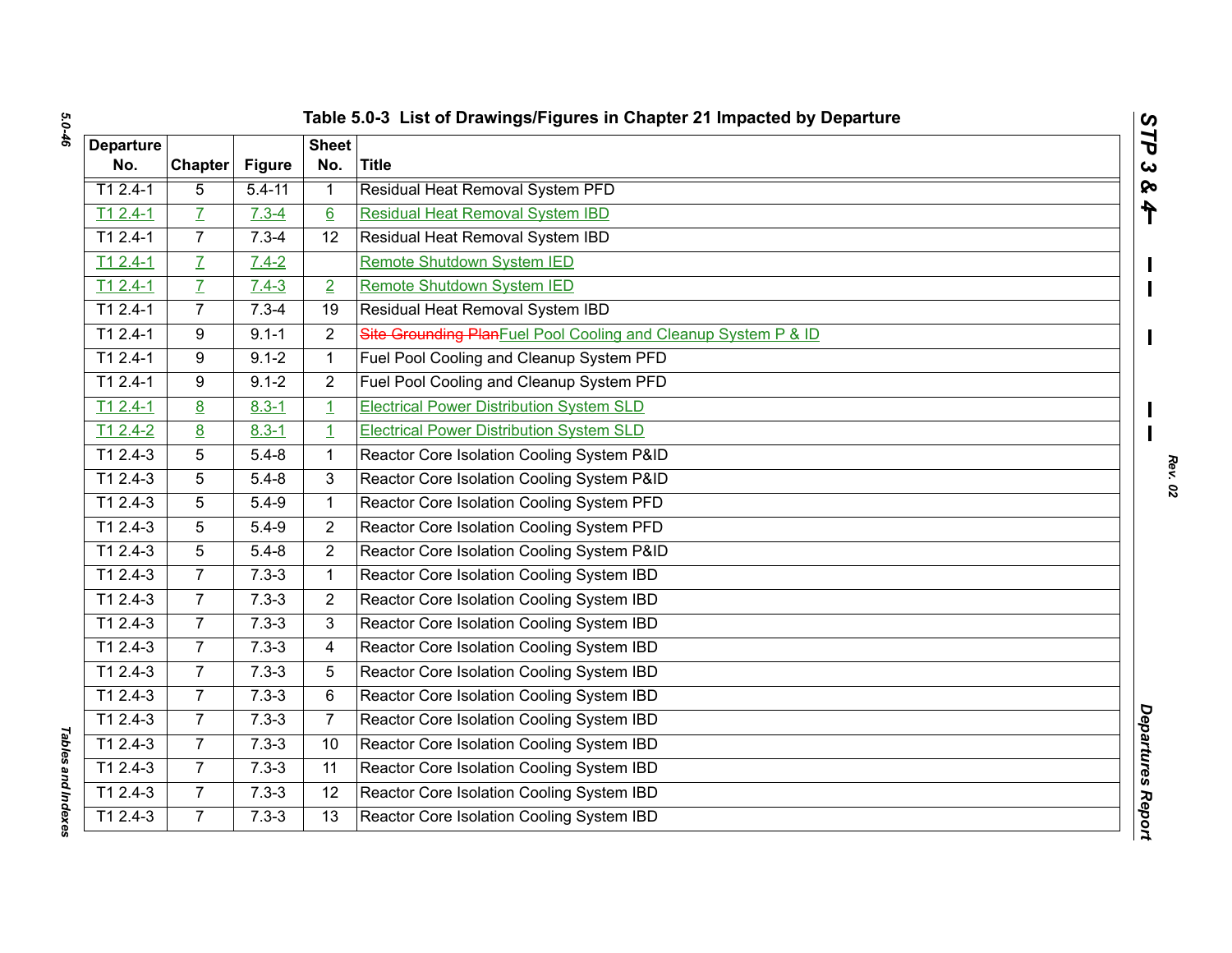# Table 5.0-3 List of Drawings/Figures in Chapter 21 Impacted by Departure

| Departure No. | Chapter | Figure | Sheet No. | Title |
|---|---|---|---|---|
| T1 2.4-1 | 5 | 5.4-11 | 1 | Residual Heat Removal System PFD |
| T1 2.4-1 | 7 | 7.3-4 | 6 | Residual Heat Removal System IBD |
| T1 2.4-1 | 7 | 7.3-4 | 12 | Residual Heat Removal System IBD |
| T1 2.4-1 | 7 | 7.4-2 | | Remote Shutdown System IED |
| T1 2.4-1 | 7 | 7.4-3 | 2 | Remote Shutdown System IED |
| T1 2.4-1 | 7 | 7.3-4 | 19 | Residual Heat Removal System IBD |
| T1 2.4-1 | 9 | 9.1-1 | 2 | ~~Site Grounding Plan~~Fuel Pool Cooling and Cleanup System P & ID |
| T1 2.4-1 | 9 | 9.1-2 | 1 | Fuel Pool Cooling and Cleanup System PFD |
| T1 2.4-1 | 9 | 9.1-2 | 2 | Fuel Pool Cooling and Cleanup System PFD |
| T1 2.4-1 | 8 | 8.3-1 | 1 | Electrical Power Distribution System SLD |
| T1 2.4-2 | 8 | 8.3-1 | 1 | Electrical Power Distribution System SLD |
| T1 2.4-3 | 5 | 5.4-8 | 1 | Reactor Core Isolation Cooling System P&ID |
| T1 2.4-3 | 5 | 5.4-8 | 3 | Reactor Core Isolation Cooling System P&ID |
| T1 2.4-3 | 5 | 5.4-9 | 1 | Reactor Core Isolation Cooling System PFD |
| T1 2.4-3 | 5 | 5.4-9 | 2 | Reactor Core Isolation Cooling System PFD |
| T1 2.4-3 | 5 | 5.4-8 | 2 | Reactor Core Isolation Cooling System P&ID |
| T1 2.4-3 | 7 | 7.3-3 | 1 | Reactor Core Isolation Cooling System IBD |
| T1 2.4-3 | 7 | 7.3-3 | 2 | Reactor Core Isolation Cooling System IBD |
| T1 2.4-3 | 7 | 7.3-3 | 3 | Reactor Core Isolation Cooling System IBD |
| T1 2.4-3 | 7 | 7.3-3 | 4 | Reactor Core Isolation Cooling System IBD |
| T1 2.4-3 | 7 | 7.3-3 | 5 | Reactor Core Isolation Cooling System IBD |
| T1 2.4-3 | 7 | 7.3-3 | 6 | Reactor Core Isolation Cooling System IBD |
| T1 2.4-3 | 7 | 7.3-3 | 7 | Reactor Core Isolation Cooling System IBD |
| T1 2.4-3 | 7 | 7.3-3 | 10 | Reactor Core Isolation Cooling System IBD |
| T1 2.4-3 | 7 | 7.3-3 | 11 | Reactor Core Isolation Cooling System IBD |
| T1 2.4-3 | 7 | 7.3-3 | 12 | Reactor Core Isolation Cooling System IBD |
| T1 2.4-3 | 7 | 7.3-3 | 13 | Reactor Core Isolation Cooling System IBD |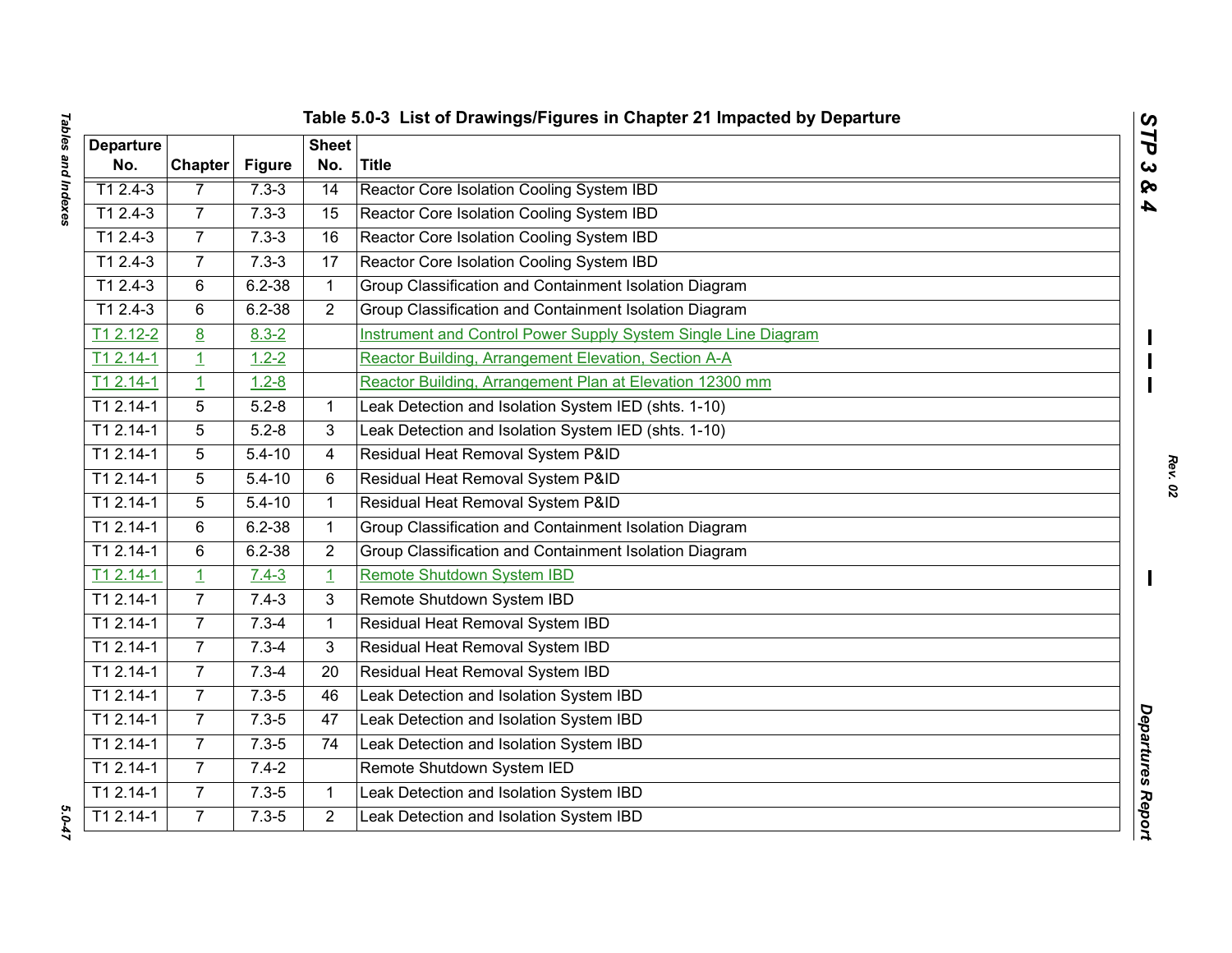# Table 5.0-3 List of Drawings/Figures in Chapter 21 Impacted by Departure

| Departure No. | Chapter | Figure | Sheet No. | Title |
|---|---|---|---|---|
| T1 2.4-3 | 7 | 7.3-3 | 14 | Reactor Core Isolation Cooling System IBD |
| T1 2.4-3 | 7 | 7.3-3 | 15 | Reactor Core Isolation Cooling System IBD |
| T1 2.4-3 | 7 | 7.3-3 | 16 | Reactor Core Isolation Cooling System IBD |
| T1 2.4-3 | 7 | 7.3-3 | 17 | Reactor Core Isolation Cooling System IBD |
| T1 2.4-3 | 6 | 6.2-38 | 1 | Group Classification and Containment Isolation Diagram |
| T1 2.4-3 | 6 | 6.2-38 | 2 | Group Classification and Containment Isolation Diagram |
| T1 2.12-2 | 8 | 8.3-2 | | Instrument and Control Power Supply System Single Line Diagram |
| T1 2.14-1 | 1 | 1.2-2 | | Reactor Building, Arrangement Elevation, Section A-A |
| T1 2.14-1 | 1 | 1.2-8 | | Reactor Building, Arrangement Plan at Elevation 12300 mm |
| T1 2.14-1 | 5 | 5.2-8 | 1 | Leak Detection and Isolation System IED (shts. 1-10) |
| T1 2.14-1 | 5 | 5.2-8 | 3 | Leak Detection and Isolation System IED (shts. 1-10) |
| T1 2.14-1 | 5 | 5.4-10 | 4 | Residual Heat Removal System P&ID |
| T1 2.14-1 | 5 | 5.4-10 | 6 | Residual Heat Removal System P&ID |
| T1 2.14-1 | 5 | 5.4-10 | 1 | Residual Heat Removal System P&ID |
| T1 2.14-1 | 6 | 6.2-38 | 1 | Group Classification and Containment Isolation Diagram |
| T1 2.14-1 | 6 | 6.2-38 | 2 | Group Classification and Containment Isolation Diagram |
| T1 2.14-1 | 1 | 7.4-3 | 1 | Remote Shutdown System IBD |
| T1 2.14-1 | 7 | 7.4-3 | 3 | Remote Shutdown System IBD |
| T1 2.14-1 | 7 | 7.3-4 | 1 | Residual Heat Removal System IBD |
| T1 2.14-1 | 7 | 7.3-4 | 3 | Residual Heat Removal System IBD |
| T1 2.14-1 | 7 | 7.3-4 | 20 | Residual Heat Removal System IBD |
| T1 2.14-1 | 7 | 7.3-5 | 46 | Leak Detection and Isolation System IBD |
| T1 2.14-1 | 7 | 7.3-5 | 47 | Leak Detection and Isolation System IBD |
| T1 2.14-1 | 7 | 7.3-5 | 74 | Leak Detection and Isolation System IBD |
| T1 2.14-1 | 7 | 7.4-2 | | Remote Shutdown System IED |
| T1 2.14-1 | 7 | 7.3-5 | 1 | Leak Detection and Isolation System IBD |
| T1 2.14-1 | 7 | 7.3-5 | 2 | Leak Detection and Isolation System IBD |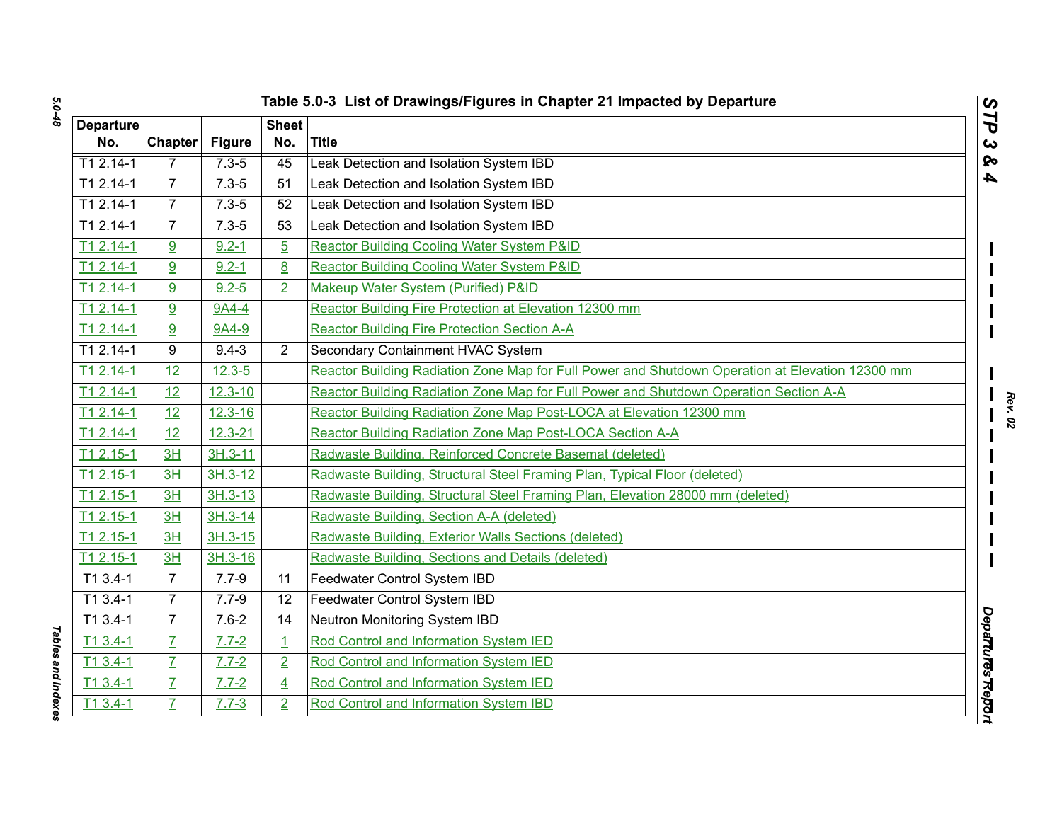### Table 5.0-3 List of Drawings/Figures in Chapter 21 Impacted by Departure

| Departure No. | Chapter | Figure | Sheet No. | Title |
|---|---|---|---|---|
| T1 2.14-1 | 7 | 7.3-5 | 45 | Leak Detection and Isolation System IBD |
| T1 2.14-1 | 7 | 7.3-5 | 51 | Leak Detection and Isolation System IBD |
| T1 2.14-1 | 7 | 7.3-5 | 52 | Leak Detection and Isolation System IBD |
| T1 2.14-1 | 7 | 7.3-5 | 53 | Leak Detection and Isolation System IBD |
| T1 2.14-1 | 9 | 9.2-1 | 5 | Reactor Building Cooling Water System P&ID |
| T1 2.14-1 | 9 | 9.2-1 | 8 | Reactor Building Cooling Water System P&ID |
| T1 2.14-1 | 9 | 9.2-5 | 2 | Makeup Water System (Purified) P&ID |
| T1 2.14-1 | 9 | 9A4-4 | | Reactor Building Fire Protection at Elevation 12300 mm |
| T1 2.14-1 | 9 | 9A4-9 | | Reactor Building Fire Protection Section A-A |
| T1 2.14-1 | 9 | 9.4-3 | 2 | Secondary Containment HVAC System |
| T1 2.14-1 | 12 | 12.3-5 | | Reactor Building Radiation Zone Map for Full Power and Shutdown Operation at Elevation 12300 mm |
| T1 2.14-1 | 12 | 12.3-10 | | Reactor Building Radiation Zone Map for Full Power and Shutdown Operation Section A-A |
| T1 2.14-1 | 12 | 12.3-16 | | Reactor Building Radiation Zone Map Post-LOCA at Elevation 12300 mm |
| T1 2.14-1 | 12 | 12.3-21 | | Reactor Building Radiation Zone Map Post-LOCA Section A-A |
| T1 2.15-1 | 3H | 3H.3-11 | | Radwaste Building, Reinforced Concrete Basemat (deleted) |
| T1 2.15-1 | 3H | 3H.3-12 | | Radwaste Building, Structural Steel Framing Plan, Typical Floor (deleted) |
| T1 2.15-1 | 3H | 3H.3-13 | | Radwaste Building, Structural Steel Framing Plan, Elevation 28000 mm (deleted) |
| T1 2.15-1 | 3H | 3H.3-14 | | Radwaste Building, Section A-A (deleted) |
| T1 2.15-1 | 3H | 3H.3-15 | | Radwaste Building, Exterior Walls Sections (deleted) |
| T1 2.15-1 | 3H | 3H.3-16 | | Radwaste Building, Sections and Details (deleted) |
| T1 3.4-1 | 7 | 7.7-9 | 11 | Feedwater Control System IBD |
| T1 3.4-1 | 7 | 7.7-9 | 12 | Feedwater Control System IBD |
| T1 3.4-1 | 7 | 7.6-2 | 14 | Neutron Monitoring System IBD |
| T1 3.4-1 | 7 | 7.7-2 | 1 | Rod Control and Information System IED |
| T1 3.4-1 | 7 | 7.7-2 | 2 | Rod Control and Information System IED |
| T1 3.4-1 | 7 | 7.7-2 | 4 | Rod Control and Information System IED |
| T1 3.4-1 | 7 | 7.7-3 | 2 | Rod Control and Information System IBD |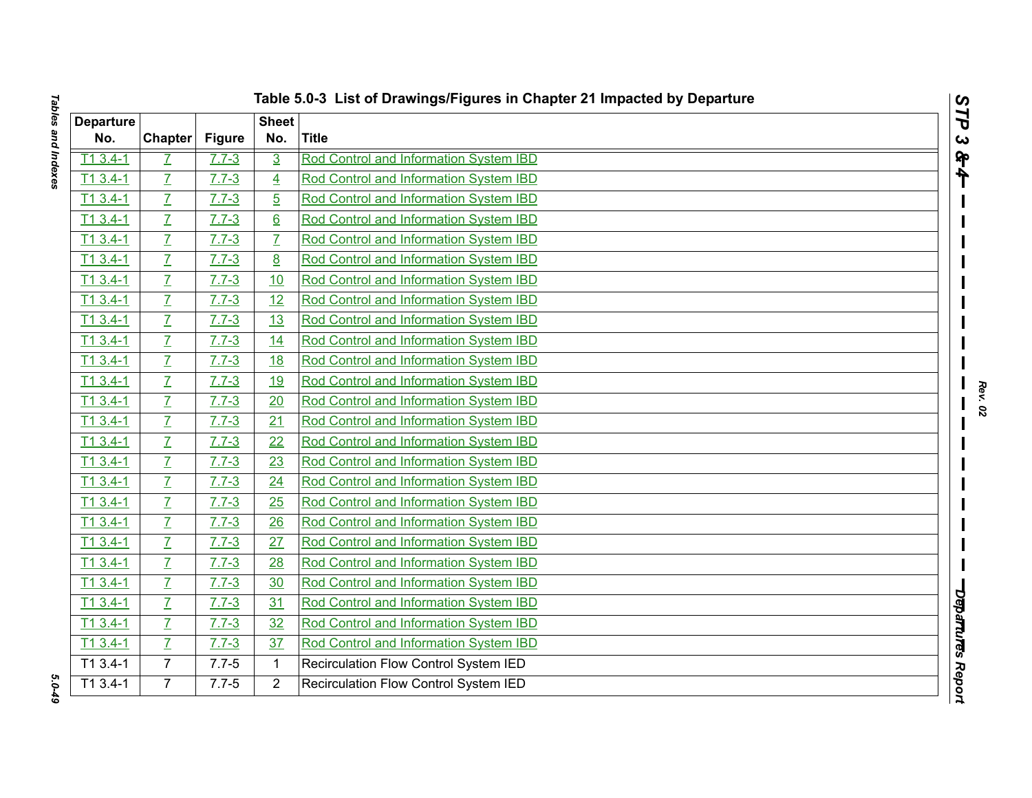Table 5.0-3 List of Drawings/Figures in Chapter 21 Impacted by Departure

| Departure No. | Chapter | Figure | Sheet No. | Title |
|---|---|---|---|---|
| T1 3.4-1 | 7 | 7.7-3 | 3 | Rod Control and Information System IBD |
| T1 3.4-1 | 7 | 7.7-3 | 4 | Rod Control and Information System IBD |
| T1 3.4-1 | 7 | 7.7-3 | 5 | Rod Control and Information System IBD |
| T1 3.4-1 | 7 | 7.7-3 | 6 | Rod Control and Information System IBD |
| T1 3.4-1 | 7 | 7.7-3 | 7 | Rod Control and Information System IBD |
| T1 3.4-1 | 7 | 7.7-3 | 8 | Rod Control and Information System IBD |
| T1 3.4-1 | 7 | 7.7-3 | 10 | Rod Control and Information System IBD |
| T1 3.4-1 | 7 | 7.7-3 | 12 | Rod Control and Information System IBD |
| T1 3.4-1 | 7 | 7.7-3 | 13 | Rod Control and Information System IBD |
| T1 3.4-1 | 7 | 7.7-3 | 14 | Rod Control and Information System IBD |
| T1 3.4-1 | 7 | 7.7-3 | 18 | Rod Control and Information System IBD |
| T1 3.4-1 | 7 | 7.7-3 | 19 | Rod Control and Information System IBD |
| T1 3.4-1 | 7 | 7.7-3 | 20 | Rod Control and Information System IBD |
| T1 3.4-1 | 7 | 7.7-3 | 21 | Rod Control and Information System IBD |
| T1 3.4-1 | 7 | 7.7-3 | 22 | Rod Control and Information System IBD |
| T1 3.4-1 | 7 | 7.7-3 | 23 | Rod Control and Information System IBD |
| T1 3.4-1 | 7 | 7.7-3 | 24 | Rod Control and Information System IBD |
| T1 3.4-1 | 7 | 7.7-3 | 25 | Rod Control and Information System IBD |
| T1 3.4-1 | 7 | 7.7-3 | 26 | Rod Control and Information System IBD |
| T1 3.4-1 | 7 | 7.7-3 | 27 | Rod Control and Information System IBD |
| T1 3.4-1 | 7 | 7.7-3 | 28 | Rod Control and Information System IBD |
| T1 3.4-1 | 7 | 7.7-3 | 30 | Rod Control and Information System IBD |
| T1 3.4-1 | 7 | 7.7-3 | 31 | Rod Control and Information System IBD |
| T1 3.4-1 | 7 | 7.7-3 | 32 | Rod Control and Information System IBD |
| T1 3.4-1 | 7 | 7.7-3 | 37 | Rod Control and Information System IBD |
| T1 3.4-1 | 7 | 7.7-5 | 1 | Recirculation Flow Control System IED |
| T1 3.4-1 | 7 | 7.7-5 | 2 | Recirculation Flow Control System IED |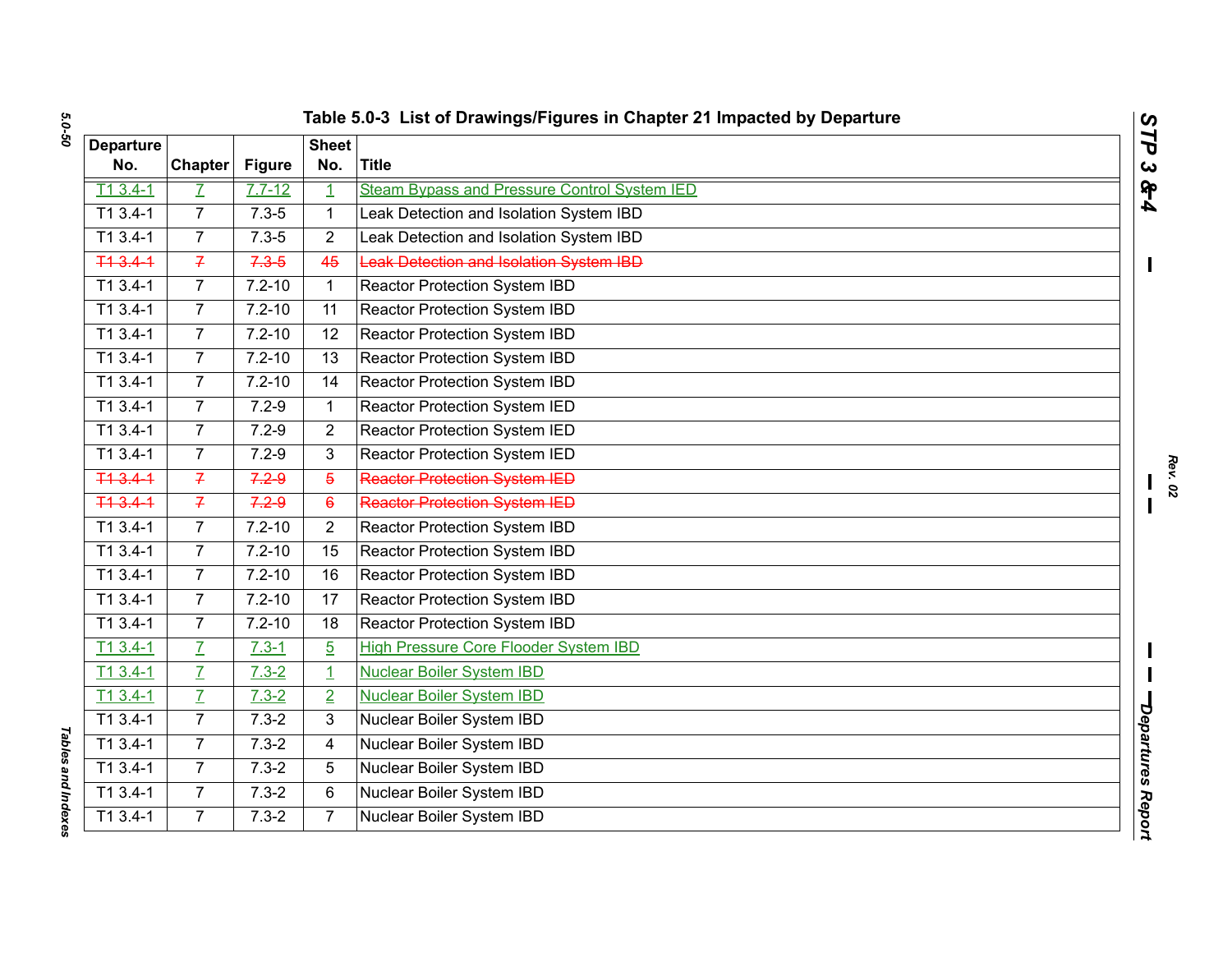## Table 5.0-3 List of Drawings/Figures in Chapter 21 Impacted by Departure

| Departure No. | Chapter | Figure | Sheet No. | Title |
|---|---|---|---|---|
| T1 3.4-1 | 7 | 7.7-12 | 1 | Steam Bypass and Pressure Control System IED |
| T1 3.4-1 | 7 | 7.3-5 | 1 | Leak Detection and Isolation System IBD |
| T1 3.4-1 | 7 | 7.3-5 | 2 | Leak Detection and Isolation System IBD |
| ~~T1 3.4-1~~ | ~~7~~ | ~~7.3-5~~ | ~~45~~ | ~~Leak Detection and Isolation System IBD~~ |
| T1 3.4-1 | 7 | 7.2-10 | 1 | Reactor Protection System IBD |
| T1 3.4-1 | 7 | 7.2-10 | 11 | Reactor Protection System IBD |
| T1 3.4-1 | 7 | 7.2-10 | 12 | Reactor Protection System IBD |
| T1 3.4-1 | 7 | 7.2-10 | 13 | Reactor Protection System IBD |
| T1 3.4-1 | 7 | 7.2-10 | 14 | Reactor Protection System IBD |
| T1 3.4-1 | 7 | 7.2-9 | 1 | Reactor Protection System IED |
| T1 3.4-1 | 7 | 7.2-9 | 2 | Reactor Protection System IED |
| T1 3.4-1 | 7 | 7.2-9 | 3 | Reactor Protection System IED |
| ~~T1 3.4-1~~ | ~~7~~ | ~~7.2-9~~ | ~~5~~ | ~~Reactor Protection System IED~~ |
| ~~T1 3.4-1~~ | ~~7~~ | ~~7.2-9~~ | ~~6~~ | ~~Reactor Protection System IED~~ |
| T1 3.4-1 | 7 | 7.2-10 | 2 | Reactor Protection System IBD |
| T1 3.4-1 | 7 | 7.2-10 | 15 | Reactor Protection System IBD |
| T1 3.4-1 | 7 | 7.2-10 | 16 | Reactor Protection System IBD |
| T1 3.4-1 | 7 | 7.2-10 | 17 | Reactor Protection System IBD |
| T1 3.4-1 | 7 | 7.2-10 | 18 | Reactor Protection System IBD |
| T1 3.4-1 | 7 | 7.3-1 | 5 | High Pressure Core Flooder System IBD |
| T1 3.4-1 | 7 | 7.3-2 | 1 | Nuclear Boiler System IBD |
| T1 3.4-1 | 7 | 7.3-2 | 2 | Nuclear Boiler System IBD |
| T1 3.4-1 | 7 | 7.3-2 | 3 | Nuclear Boiler System IBD |
| T1 3.4-1 | 7 | 7.3-2 | 4 | Nuclear Boiler System IBD |
| T1 3.4-1 | 7 | 7.3-2 | 5 | Nuclear Boiler System IBD |
| T1 3.4-1 | 7 | 7.3-2 | 6 | Nuclear Boiler System IBD |
| T1 3.4-1 | 7 | 7.3-2 | 7 | Nuclear Boiler System IBD |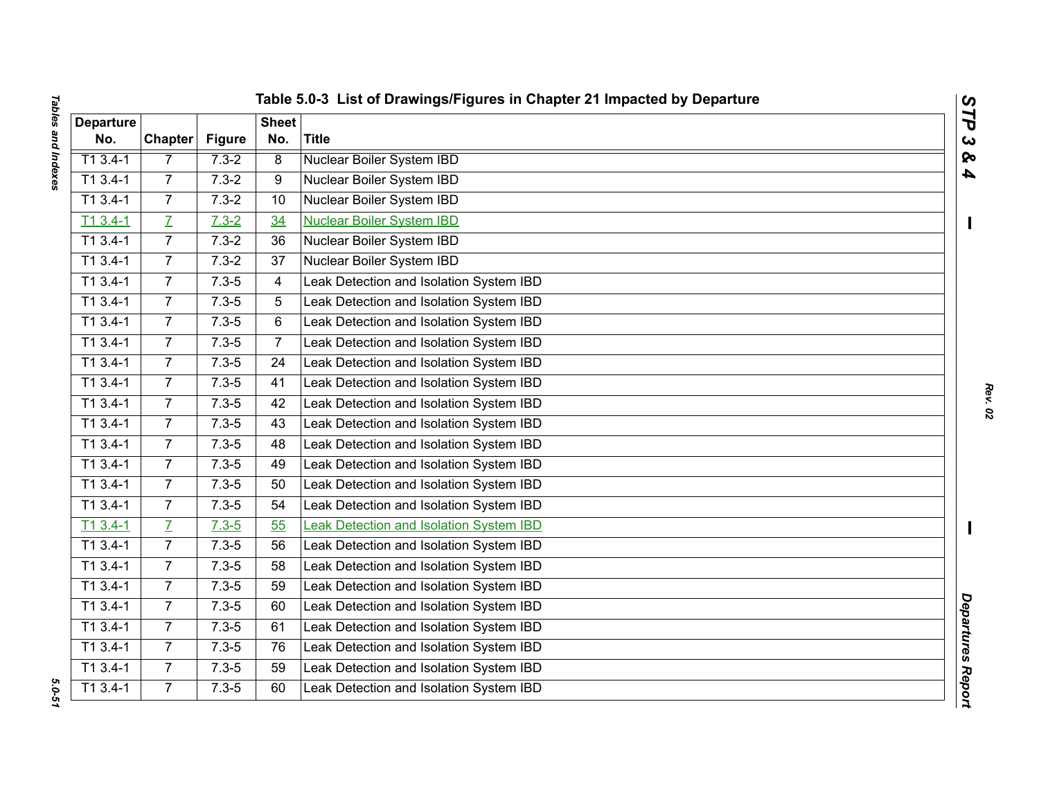**Table 5.0-3 List of Drawings/Figures in Chapter 21 Impacted by Departure**

| Departure No. | Chapter | Figure | Sheet No. | Title |
|---|---|---|---|---|
| T1 3.4-1 | 7 | 7.3-2 | 8 | Nuclear Boiler System IBD |
| T1 3.4-1 | 7 | 7.3-2 | 9 | Nuclear Boiler System IBD |
| T1 3.4-1 | 7 | 7.3-2 | 10 | Nuclear Boiler System IBD |
| T1 3.4-1 | 7 | 7.3-2 | 34 | Nuclear Boiler System IBD |
| T1 3.4-1 | 7 | 7.3-2 | 36 | Nuclear Boiler System IBD |
| T1 3.4-1 | 7 | 7.3-2 | 37 | Nuclear Boiler System IBD |
| T1 3.4-1 | 7 | 7.3-5 | 4 | Leak Detection and Isolation System IBD |
| T1 3.4-1 | 7 | 7.3-5 | 5 | Leak Detection and Isolation System IBD |
| T1 3.4-1 | 7 | 7.3-5 | 6 | Leak Detection and Isolation System IBD |
| T1 3.4-1 | 7 | 7.3-5 | 7 | Leak Detection and Isolation System IBD |
| T1 3.4-1 | 7 | 7.3-5 | 24 | Leak Detection and Isolation System IBD |
| T1 3.4-1 | 7 | 7.3-5 | 41 | Leak Detection and Isolation System IBD |
| T1 3.4-1 | 7 | 7.3-5 | 42 | Leak Detection and Isolation System IBD |
| T1 3.4-1 | 7 | 7.3-5 | 43 | Leak Detection and Isolation System IBD |
| T1 3.4-1 | 7 | 7.3-5 | 48 | Leak Detection and Isolation System IBD |
| T1 3.4-1 | 7 | 7.3-5 | 49 | Leak Detection and Isolation System IBD |
| T1 3.4-1 | 7 | 7.3-5 | 50 | Leak Detection and Isolation System IBD |
| T1 3.4-1 | 7 | 7.3-5 | 54 | Leak Detection and Isolation System IBD |
| T1 3.4-1 | 7 | 7.3-5 | 55 | Leak Detection and Isolation System IBD |
| T1 3.4-1 | 7 | 7.3-5 | 56 | Leak Detection and Isolation System IBD |
| T1 3.4-1 | 7 | 7.3-5 | 58 | Leak Detection and Isolation System IBD |
| T1 3.4-1 | 7 | 7.3-5 | 59 | Leak Detection and Isolation System IBD |
| T1 3.4-1 | 7 | 7.3-5 | 60 | Leak Detection and Isolation System IBD |
| T1 3.4-1 | 7 | 7.3-5 | 61 | Leak Detection and Isolation System IBD |
| T1 3.4-1 | 7 | 7.3-5 | 76 | Leak Detection and Isolation System IBD |
| T1 3.4-1 | 7 | 7.3-5 | 59 | Leak Detection and Isolation System IBD |
| T1 3.4-1 | 7 | 7.3-5 | 60 | Leak Detection and Isolation System IBD |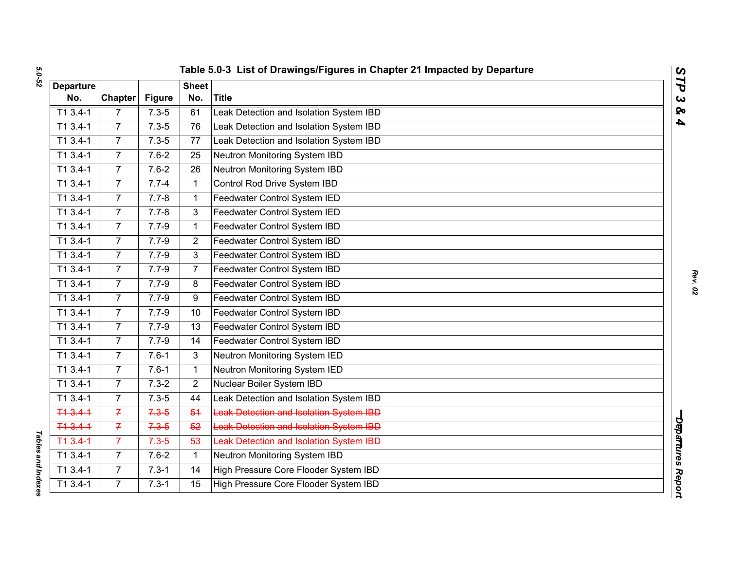## Table 5.0-3 List of Drawings/Figures in Chapter 21 Impacted by Departure

| Departure No. | Chapter | Figure | Sheet No. | Title |
|---|---|---|---|---|
| T1 3.4-1 | 7 | 7.3-5 | 61 | Leak Detection and Isolation System IBD |
| T1 3.4-1 | 7 | 7.3-5 | 76 | Leak Detection and Isolation System IBD |
| T1 3.4-1 | 7 | 7.3-5 | 77 | Leak Detection and Isolation System IBD |
| T1 3.4-1 | 7 | 7.6-2 | 25 | Neutron Monitoring System IBD |
| T1 3.4-1 | 7 | 7.6-2 | 26 | Neutron Monitoring System IBD |
| T1 3.4-1 | 7 | 7.7-4 | 1 | Control Rod Drive System IBD |
| T1 3.4-1 | 7 | 7.7-8 | 1 | Feedwater Control System IED |
| T1 3.4-1 | 7 | 7.7-8 | 3 | Feedwater Control System IED |
| T1 3.4-1 | 7 | 7.7-9 | 1 | Feedwater Control System IBD |
| T1 3.4-1 | 7 | 7.7-9 | 2 | Feedwater Control System IBD |
| T1 3.4-1 | 7 | 7.7-9 | 3 | Feedwater Control System IBD |
| T1 3.4-1 | 7 | 7.7-9 | 7 | Feedwater Control System IBD |
| T1 3.4-1 | 7 | 7.7-9 | 8 | Feedwater Control System IBD |
| T1 3.4-1 | 7 | 7.7-9 | 9 | Feedwater Control System IBD |
| T1 3.4-1 | 7 | 7.7-9 | 10 | Feedwater Control System IBD |
| T1 3.4-1 | 7 | 7.7-9 | 13 | Feedwater Control System IBD |
| T1 3.4-1 | 7 | 7.7-9 | 14 | Feedwater Control System IBD |
| T1 3.4-1 | 7 | 7.6-1 | 3 | Neutron Monitoring System IED |
| T1 3.4-1 | 7 | 7.6-1 | 1 | Neutron Monitoring System IED |
| T1 3.4-1 | 7 | 7.3-2 | 2 | Nuclear Boiler System IBD |
| T1 3.4-1 | 7 | 7.3-5 | 44 | Leak Detection and Isolation System IBD |
| ~~T1 3.4-1~~ | ~~7~~ | ~~7.3-5~~ | ~~51~~ | ~~Leak Detection and Isolation System IBD~~ |
| ~~T1 3.4-1~~ | ~~7~~ | ~~7.3-5~~ | ~~52~~ | ~~Leak Detection and Isolation System IBD~~ |
| ~~T1 3.4-1~~ | ~~7~~ | ~~7.3-5~~ | ~~53~~ | ~~Leak Detection and Isolation System IBD~~ |
| T1 3.4-1 | 7 | 7.6-2 | 1 | Neutron Monitoring System IBD |
| T1 3.4-1 | 7 | 7.3-1 | 14 | High Pressure Core Flooder System IBD |
| T1 3.4-1 | 7 | 7.3-1 | 15 | High Pressure Core Flooder System IBD |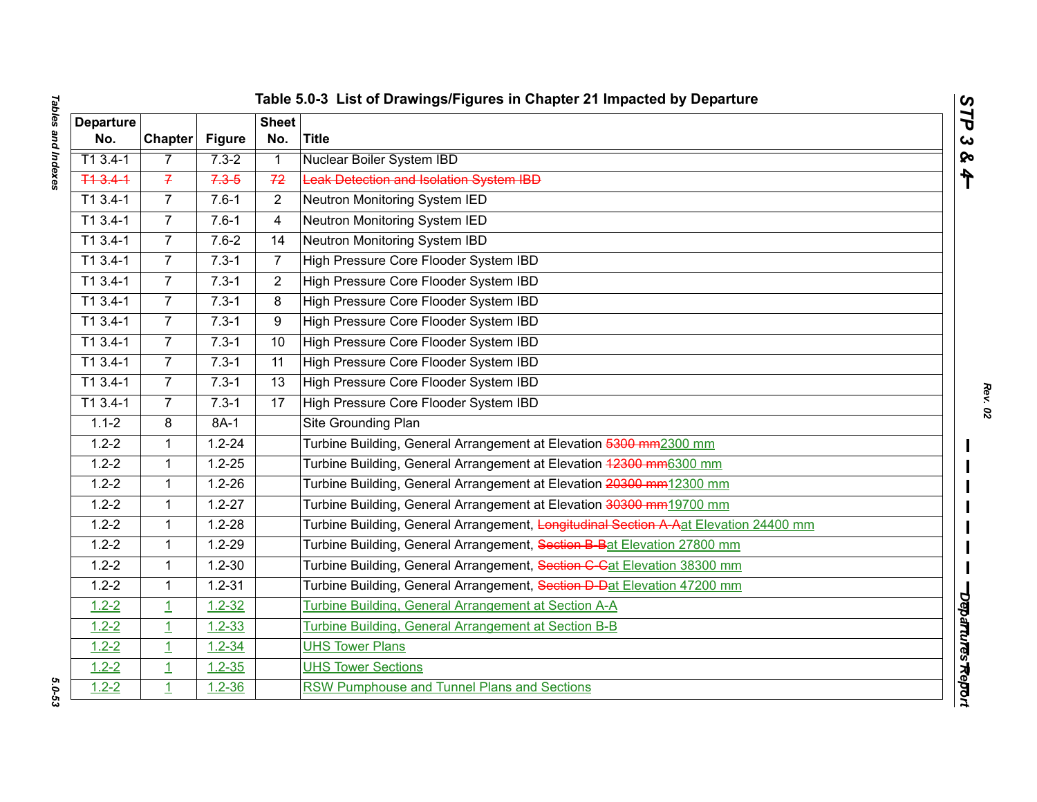**Table 5.0-3 List of Drawings/Figures in Chapter 21 Impacted by Departure**

| Departure No. | Chapter | Figure | Sheet No. | Title |
|---|---|---|---|---|
| T1 3.4-1 | 7 | 7.3-2 | 1 | Nuclear Boiler System IBD |
| ~~T1 3.4-1~~ | ~~7~~ | ~~7.3-5~~ | ~~72~~ | ~~Leak Detection and Isolation System IBD~~ |
| T1 3.4-1 | 7 | 7.6-1 | 2 | Neutron Monitoring System IED |
| T1 3.4-1 | 7 | 7.6-1 | 4 | Neutron Monitoring System IED |
| T1 3.4-1 | 7 | 7.6-2 | 14 | Neutron Monitoring System IBD |
| T1 3.4-1 | 7 | 7.3-1 | 7 | High Pressure Core Flooder System IBD |
| T1 3.4-1 | 7 | 7.3-1 | 2 | High Pressure Core Flooder System IBD |
| T1 3.4-1 | 7 | 7.3-1 | 8 | High Pressure Core Flooder System IBD |
| T1 3.4-1 | 7 | 7.3-1 | 9 | High Pressure Core Flooder System IBD |
| T1 3.4-1 | 7 | 7.3-1 | 10 | High Pressure Core Flooder System IBD |
| T1 3.4-1 | 7 | 7.3-1 | 11 | High Pressure Core Flooder System IBD |
| T1 3.4-1 | 7 | 7.3-1 | 13 | High Pressure Core Flooder System IBD |
| T1 3.4-1 | 7 | 7.3-1 | 17 | High Pressure Core Flooder System IBD |
| 1.1-2 | 8 | 8A-1 | | Site Grounding Plan |
| 1.2-2 | 1 | 1.2-24 | | Turbine Building, General Arrangement at Elevation ~~5300 mm~~2300 mm |
| 1.2-2 | 1 | 1.2-25 | | Turbine Building, General Arrangement at Elevation ~~12300 mm~~6300 mm |
| 1.2-2 | 1 | 1.2-26 | | Turbine Building, General Arrangement at Elevation ~~20300 mm~~12300 mm |
| 1.2-2 | 1 | 1.2-27 | | Turbine Building, General Arrangement at Elevation ~~30300 mm~~19700 mm |
| 1.2-2 | 1 | 1.2-28 | | Turbine Building, General Arrangement, ~~Longitudinal Section A-A~~at Elevation 24400 mm |
| 1.2-2 | 1 | 1.2-29 | | Turbine Building, General Arrangement, ~~Section B-B~~at Elevation 27800 mm |
| 1.2-2 | 1 | 1.2-30 | | Turbine Building, General Arrangement, ~~Section C-C~~at Elevation 38300 mm |
| 1.2-2 | 1 | 1.2-31 | | Turbine Building, General Arrangement, ~~Section D-D~~at Elevation 47200 mm |
| 1.2-2 | 1 | 1.2-32 | | Turbine Building, General Arrangement at Section A-A |
| 1.2-2 | 1 | 1.2-33 | | Turbine Building, General Arrangement at Section B-B |
| 1.2-2 | 1 | 1.2-34 | | UHS Tower Plans |
| 1.2-2 | 1 | 1.2-35 | | UHS Tower Sections |
| 1.2-2 | 1 | 1.2-36 | | RSW Pumphouse and Tunnel Plans and Sections |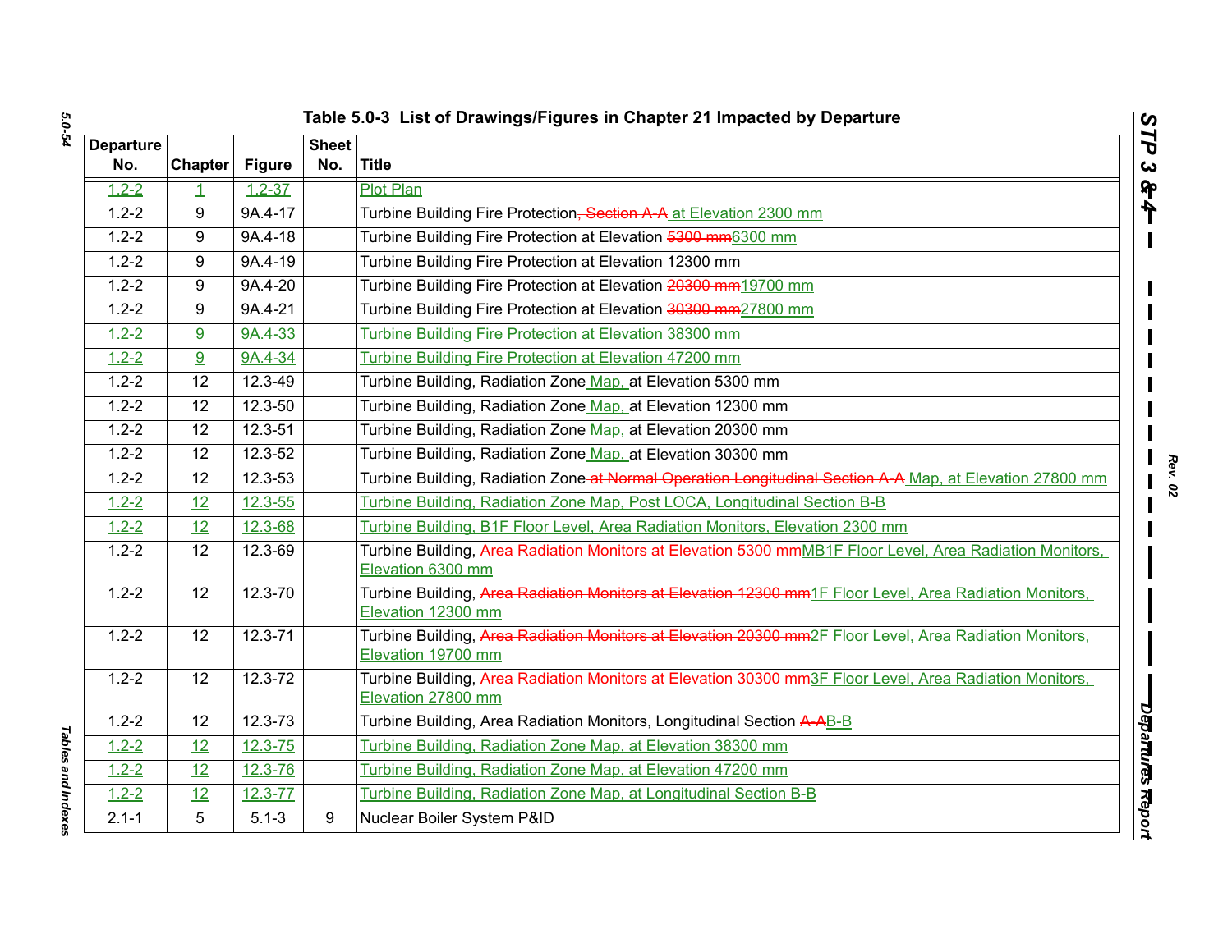### Table 5.0-3 List of Drawings/Figures in Chapter 21 Impacted by Departure

| Departure No. | Chapter | Figure | Sheet No. | Title |
|---|---|---|---|---|
| 1.2-2 | 1 | 1.2-37 | | Plot Plan |
| 1.2-2 | 9 | 9A.4-17 | | Turbine Building Fire Protection, ~~Section A-A~~ at Elevation 2300 mm |
| 1.2-2 | 9 | 9A.4-18 | | Turbine Building Fire Protection at Elevation ~~5300 mm~~6300 mm |
| 1.2-2 | 9 | 9A.4-19 | | Turbine Building Fire Protection at Elevation 12300 mm |
| 1.2-2 | 9 | 9A.4-20 | | Turbine Building Fire Protection at Elevation ~~20300 mm~~19700 mm |
| 1.2-2 | 9 | 9A.4-21 | | Turbine Building Fire Protection at Elevation ~~30300 mm~~27800 mm |
| 1.2-2 | 9 | 9A.4-33 | | Turbine Building Fire Protection at Elevation 38300 mm |
| 1.2-2 | 9 | 9A.4-34 | | Turbine Building Fire Protection at Elevation 47200 mm |
| 1.2-2 | 12 | 12.3-49 | | Turbine Building, Radiation Zone Map, at Elevation 5300 mm |
| 1.2-2 | 12 | 12.3-50 | | Turbine Building, Radiation Zone Map, at Elevation 12300 mm |
| 1.2-2 | 12 | 12.3-51 | | Turbine Building, Radiation Zone Map, at Elevation 20300 mm |
| 1.2-2 | 12 | 12.3-52 | | Turbine Building, Radiation Zone Map, at Elevation 30300 mm |
| 1.2-2 | 12 | 12.3-53 | | Turbine Building, Radiation Zone ~~at Normal Operation Longitudinal Section A-A~~ Map, at Elevation 27800 mm |
| 1.2-2 | 12 | 12.3-55 | | Turbine Building, Radiation Zone Map, Post LOCA, Longitudinal Section B-B |
| 1.2-2 | 12 | 12.3-68 | | Turbine Building, B1F Floor Level, Area Radiation Monitors, Elevation 2300 mm |
| 1.2-2 | 12 | 12.3-69 | | Turbine Building, ~~Area Radiation Monitors at Elevation 5300 mm~~MB1F Floor Level, Area Radiation Monitors, Elevation 6300 mm |
| 1.2-2 | 12 | 12.3-70 | | Turbine Building, ~~Area Radiation Monitors at Elevation 12300 mm~~1F Floor Level, Area Radiation Monitors, Elevation 12300 mm |
| 1.2-2 | 12 | 12.3-71 | | Turbine Building, ~~Area Radiation Monitors at Elevation 20300 mm~~2F Floor Level, Area Radiation Monitors, Elevation 19700 mm |
| 1.2-2 | 12 | 12.3-72 | | Turbine Building, ~~Area Radiation Monitors at Elevation 30300 mm~~3F Floor Level, Area Radiation Monitors, Elevation 27800 mm |
| 1.2-2 | 12 | 12.3-73 | | Turbine Building, Area Radiation Monitors, Longitudinal Section ~~A-A~~B-B |
| 1.2-2 | 12 | 12.3-75 | | Turbine Building, Radiation Zone Map, at Elevation 38300 mm |
| 1.2-2 | 12 | 12.3-76 | | Turbine Building, Radiation Zone Map, at Elevation 47200 mm |
| 1.2-2 | 12 | 12.3-77 | | Turbine Building, Radiation Zone Map, at Longitudinal Section B-B |
| 2.1-1 | 5 | 5.1-3 | 9 | Nuclear Boiler System P&ID |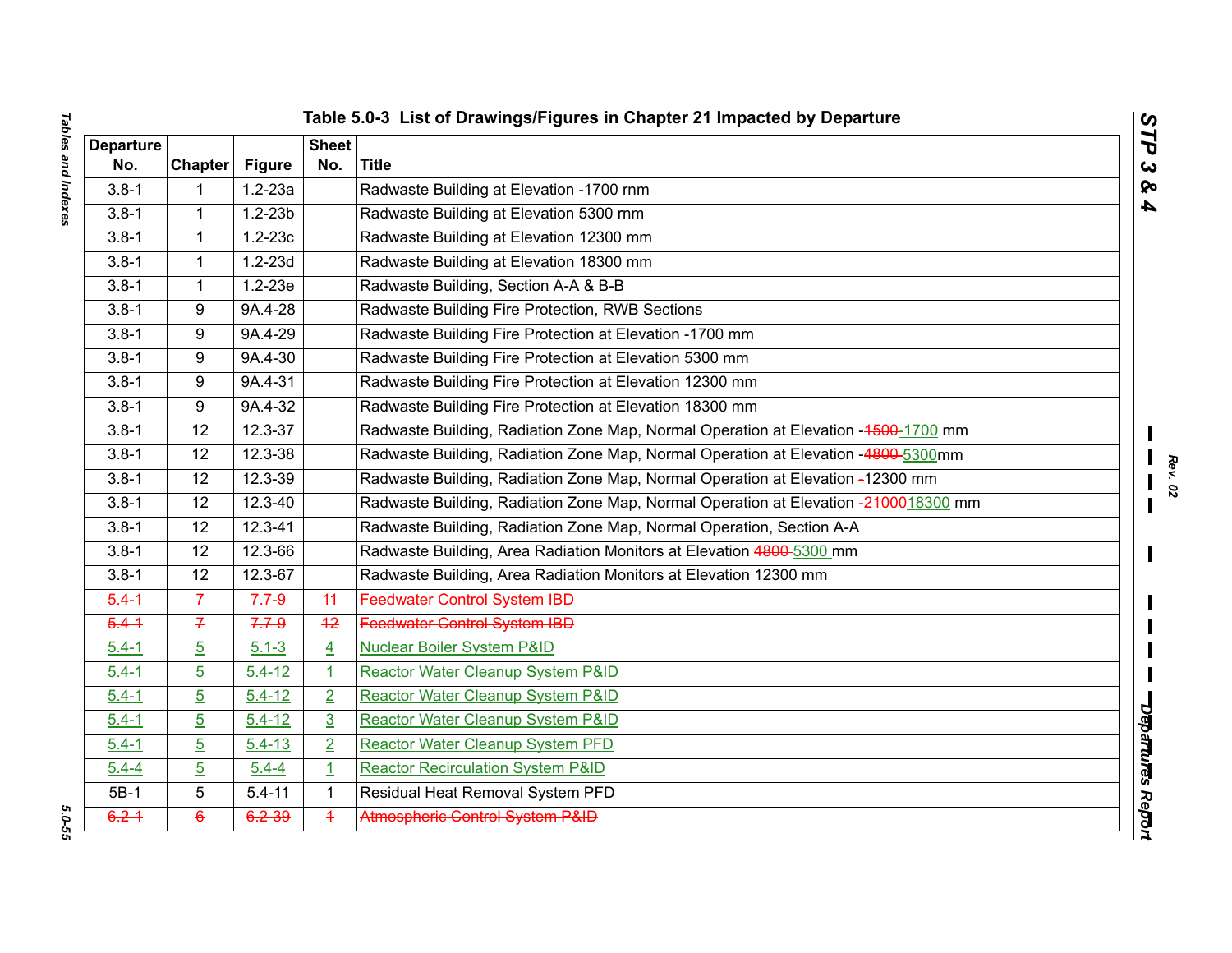## Table 5.0-3 List of Drawings/Figures in Chapter 21 Impacted by Departure

| Departure No. | Chapter | Figure | Sheet No. | Title |
|---|---|---|---|---|
| 3.8-1 | 1 | 1.2-23a | | Radwaste Building at Elevation -1700 rnm |
| 3.8-1 | 1 | 1.2-23b | | Radwaste Building at Elevation 5300 rnm |
| 3.8-1 | 1 | 1.2-23c | | Radwaste Building at Elevation 12300 mm |
| 3.8-1 | 1 | 1.2-23d | | Radwaste Building at Elevation 18300 mm |
| 3.8-1 | 1 | 1.2-23e | | Radwaste Building, Section A-A & B-B |
| 3.8-1 | 9 | 9A.4-28 | | Radwaste Building Fire Protection, RWB Sections |
| 3.8-1 | 9 | 9A.4-29 | | Radwaste Building Fire Protection at Elevation -1700 mm |
| 3.8-1 | 9 | 9A.4-30 | | Radwaste Building Fire Protection at Elevation 5300 mm |
| 3.8-1 | 9 | 9A.4-31 | | Radwaste Building Fire Protection at Elevation 12300 mm |
| 3.8-1 | 9 | 9A.4-32 | | Radwaste Building Fire Protection at Elevation 18300 mm |
| 3.8-1 | 12 | 12.3-37 | | Radwaste Building, Radiation Zone Map, Normal Operation at Elevation -~~1500~~ 1700 mm |
| 3.8-1 | 12 | 12.3-38 | | Radwaste Building, Radiation Zone Map, Normal Operation at Elevation ~~-4800~~ 5300mm |
| 3.8-1 | 12 | 12.3-39 | | Radwaste Building, Radiation Zone Map, Normal Operation at Elevation ~~-~~12300 mm |
| 3.8-1 | 12 | 12.3-40 | | Radwaste Building, Radiation Zone Map, Normal Operation at Elevation ~~-21000~~18300 mm |
| 3.8-1 | 12 | 12.3-41 | | Radwaste Building, Radiation Zone Map, Normal Operation, Section A-A |
| 3.8-1 | 12 | 12.3-66 | | Radwaste Building, Area Radiation Monitors at Elevation ~~4800~~ 5300 mm |
| 3.8-1 | 12 | 12.3-67 | | Radwaste Building, Area Radiation Monitors at Elevation 12300 mm |
| ~~5.4-1~~ | ~~7~~ | ~~7.7-9~~ | ~~11~~ | ~~Feedwater Control System IBD~~ |
| ~~5.4-1~~ | ~~7~~ | ~~7.7-9~~ | ~~12~~ | ~~Feedwater Control System IBD~~ |
| 5.4-1 | 5 | 5.1-3 | 4 | Nuclear Boiler System P&ID |
| 5.4-1 | 5 | 5.4-12 | 1 | Reactor Water Cleanup System P&ID |
| 5.4-1 | 5 | 5.4-12 | 2 | Reactor Water Cleanup System P&ID |
| 5.4-1 | 5 | 5.4-12 | 3 | Reactor Water Cleanup System P&ID |
| 5.4-1 | 5 | 5.4-13 | 2 | Reactor Water Cleanup System PFD |
| 5.4-4 | 5 | 5.4-4 | 1 | Reactor Recirculation System P&ID |
| 5B-1 | 5 | 5.4-11 | 1 | Residual Heat Removal System PFD |
| ~~6.2-1~~ | ~~6~~ | ~~6.2-39~~ | ~~1~~ | ~~Atmospheric Control System P&ID~~ |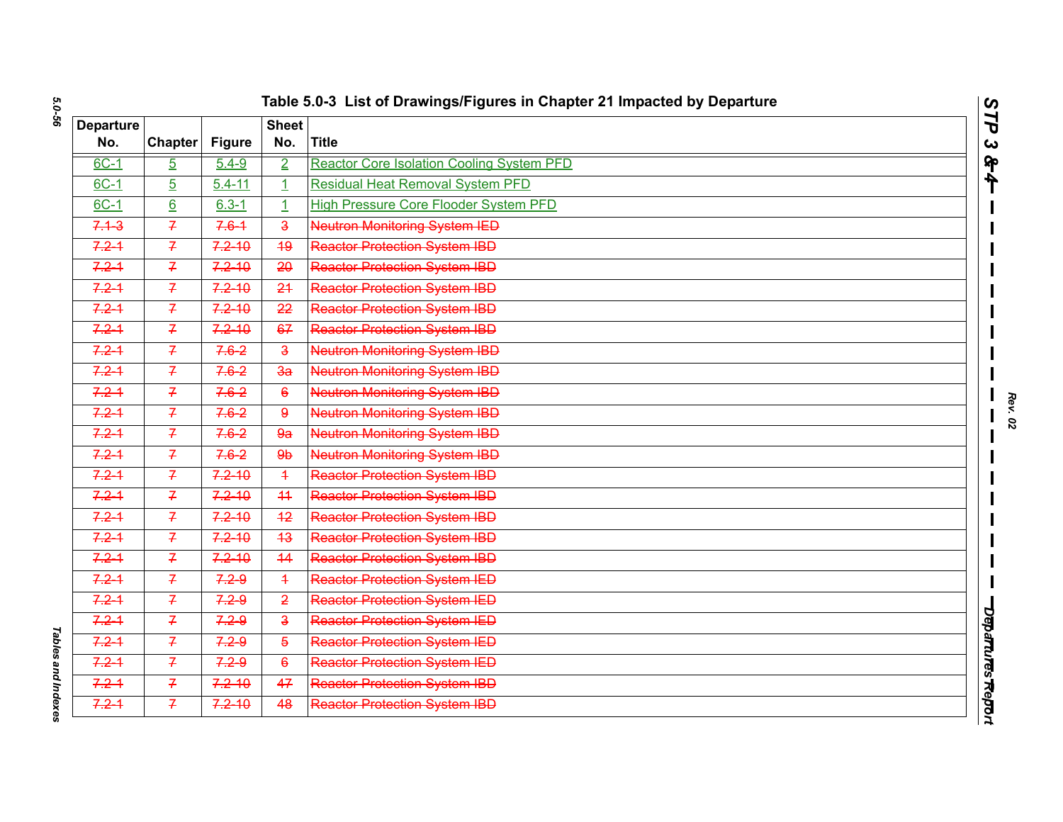# Table 5.0-3 List of Drawings/Figures in Chapter 21 Impacted by Departure

| Departure No. | Chapter | Figure | Sheet No. | Title |
|---|---|---|---|---|
| 6C-1 | 5 | 5.4-9 | 2 | Reactor Core Isolation Cooling System PFD |
| 6C-1 | 5 | 5.4-11 | 1 | Residual Heat Removal System PFD |
| 6C-1 | 6 | 6.3-1 | 1 | High Pressure Core Flooder System PFD |
| ~~7.1-3~~ | ~~7~~ | ~~7.6-1~~ | ~~3~~ | ~~Neutron Monitoring System IED~~ |
| ~~7.2-1~~ | ~~7~~ | ~~7.2-10~~ | ~~19~~ | ~~Reactor Protection System IBD~~ |
| ~~7.2-1~~ | ~~7~~ | ~~7.2-10~~ | ~~20~~ | ~~Reactor Protection System IBD~~ |
| ~~7.2-1~~ | ~~7~~ | ~~7.2-10~~ | ~~21~~ | ~~Reactor Protection System IBD~~ |
| ~~7.2-1~~ | ~~7~~ | ~~7.2-10~~ | ~~22~~ | ~~Reactor Protection System IBD~~ |
| ~~7.2-1~~ | ~~7~~ | ~~7.2-10~~ | ~~67~~ | ~~Reactor Protection System IBD~~ |
| ~~7.2-1~~ | ~~7~~ | ~~7.6-2~~ | ~~3~~ | ~~Neutron Monitoring System IBD~~ |
| ~~7.2-1~~ | ~~7~~ | ~~7.6-2~~ | ~~3a~~ | ~~Neutron Monitoring System IBD~~ |
| ~~7.2-1~~ | ~~7~~ | ~~7.6-2~~ | ~~6~~ | ~~Neutron Monitoring System IBD~~ |
| ~~7.2-1~~ | ~~7~~ | ~~7.6-2~~ | ~~9~~ | ~~Neutron Monitoring System IBD~~ |
| ~~7.2-1~~ | ~~7~~ | ~~7.6-2~~ | ~~9a~~ | ~~Neutron Monitoring System IBD~~ |
| ~~7.2-1~~ | ~~7~~ | ~~7.6-2~~ | ~~9b~~ | ~~Neutron Monitoring System IBD~~ |
| ~~7.2-1~~ | ~~7~~ | ~~7.2-10~~ | ~~1~~ | ~~Reactor Protection System IBD~~ |
| ~~7.2-1~~ | ~~7~~ | ~~7.2-10~~ | ~~11~~ | ~~Reactor Protection System IBD~~ |
| ~~7.2-1~~ | ~~7~~ | ~~7.2-10~~ | ~~12~~ | ~~Reactor Protection System IBD~~ |
| ~~7.2-1~~ | ~~7~~ | ~~7.2-10~~ | ~~13~~ | ~~Reactor Protection System IBD~~ |
| ~~7.2-1~~ | ~~7~~ | ~~7.2-10~~ | ~~14~~ | ~~Reactor Protection System IBD~~ |
| ~~7.2-1~~ | ~~7~~ | ~~7.2-9~~ | ~~1~~ | ~~Reactor Protection System IED~~ |
| ~~7.2-1~~ | ~~7~~ | ~~7.2-9~~ | ~~2~~ | ~~Reactor Protection System IED~~ |
| ~~7.2-1~~ | ~~7~~ | ~~7.2-9~~ | ~~3~~ | ~~Reactor Protection System IED~~ |
| ~~7.2-1~~ | ~~7~~ | ~~7.2-9~~ | ~~5~~ | ~~Reactor Protection System IED~~ |
| ~~7.2-1~~ | ~~7~~ | ~~7.2-9~~ | ~~6~~ | ~~Reactor Protection System IED~~ |
| ~~7.2-1~~ | ~~7~~ | ~~7.2-10~~ | ~~47~~ | ~~Reactor Protection System IBD~~ |
| ~~7.2-1~~ | ~~7~~ | ~~7.2-10~~ | ~~48~~ | ~~Reactor Protection System IBD~~ |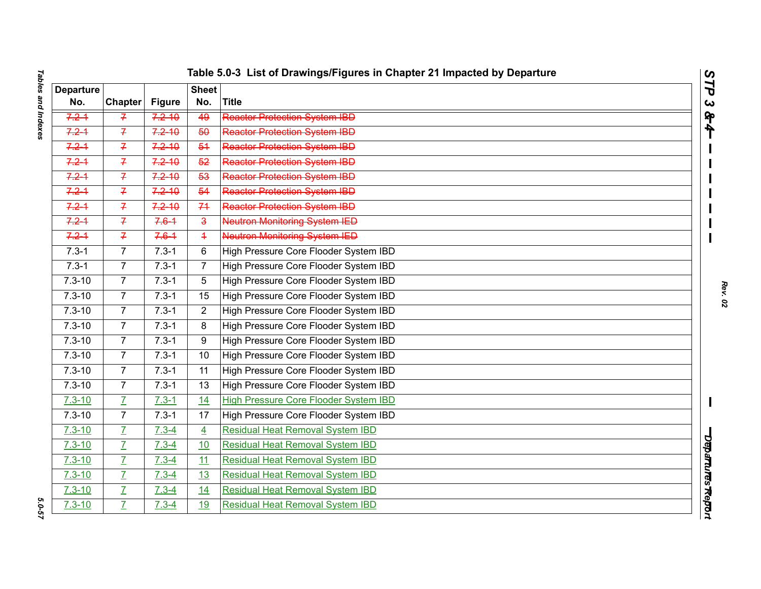**Table 5.0-3 List of Drawings/Figures in Chapter 21 Impacted by Departure**

| Departure No. | Chapter | Figure | Sheet No. | Title |
|---|---|---|---|---|
| ~~7.2-1~~ | ~~7~~ | ~~7.2-10~~ | ~~49~~ | ~~Reactor Protection System IBD~~ |
| ~~7.2-1~~ | ~~7~~ | ~~7.2-10~~ | ~~50~~ | ~~Reactor Protection System IBD~~ |
| ~~7.2-1~~ | ~~7~~ | ~~7.2-10~~ | ~~51~~ | ~~Reactor Protection System IBD~~ |
| ~~7.2-1~~ | ~~7~~ | ~~7.2-10~~ | ~~52~~ | ~~Reactor Protection System IBD~~ |
| ~~7.2-1~~ | ~~7~~ | ~~7.2-10~~ | ~~53~~ | ~~Reactor Protection System IBD~~ |
| ~~7.2-1~~ | ~~7~~ | ~~7.2-10~~ | ~~54~~ | ~~Reactor Protection System IBD~~ |
| ~~7.2-1~~ | ~~7~~ | ~~7.2-10~~ | ~~71~~ | ~~Reactor Protection System IBD~~ |
| ~~7.2-1~~ | ~~7~~ | ~~7.6-1~~ | ~~3~~ | ~~Neutron Monitoring System IED~~ |
| ~~7.2-1~~ | ~~7~~ | ~~7.6-1~~ | ~~1~~ | ~~Neutron Monitoring System IED~~ |
| 7.3-1 | 7 | 7.3-1 | 6 | High Pressure Core Flooder System IBD |
| 7.3-1 | 7 | 7.3-1 | 7 | High Pressure Core Flooder System IBD |
| 7.3-10 | 7 | 7.3-1 | 5 | High Pressure Core Flooder System IBD |
| 7.3-10 | 7 | 7.3-1 | 15 | High Pressure Core Flooder System IBD |
| 7.3-10 | 7 | 7.3-1 | 2 | High Pressure Core Flooder System IBD |
| 7.3-10 | 7 | 7.3-1 | 8 | High Pressure Core Flooder System IBD |
| 7.3-10 | 7 | 7.3-1 | 9 | High Pressure Core Flooder System IBD |
| 7.3-10 | 7 | 7.3-1 | 10 | High Pressure Core Flooder System IBD |
| 7.3-10 | 7 | 7.3-1 | 11 | High Pressure Core Flooder System IBD |
| 7.3-10 | 7 | 7.3-1 | 13 | High Pressure Core Flooder System IBD |
| 7.3-10 | 7 | 7.3-1 | 14 | High Pressure Core Flooder System IBD |
| 7.3-10 | 7 | 7.3-1 | 17 | High Pressure Core Flooder System IBD |
| 7.3-10 | 7 | 7.3-4 | 4 | Residual Heat Removal System IBD |
| 7.3-10 | 7 | 7.3-4 | 10 | Residual Heat Removal System IBD |
| 7.3-10 | 7 | 7.3-4 | 11 | Residual Heat Removal System IBD |
| 7.3-10 | 7 | 7.3-4 | 13 | Residual Heat Removal System IBD |
| 7.3-10 | 7 | 7.3-4 | 14 | Residual Heat Removal System IBD |
| 7.3-10 | 7 | 7.3-4 | 19 | Residual Heat Removal System IBD |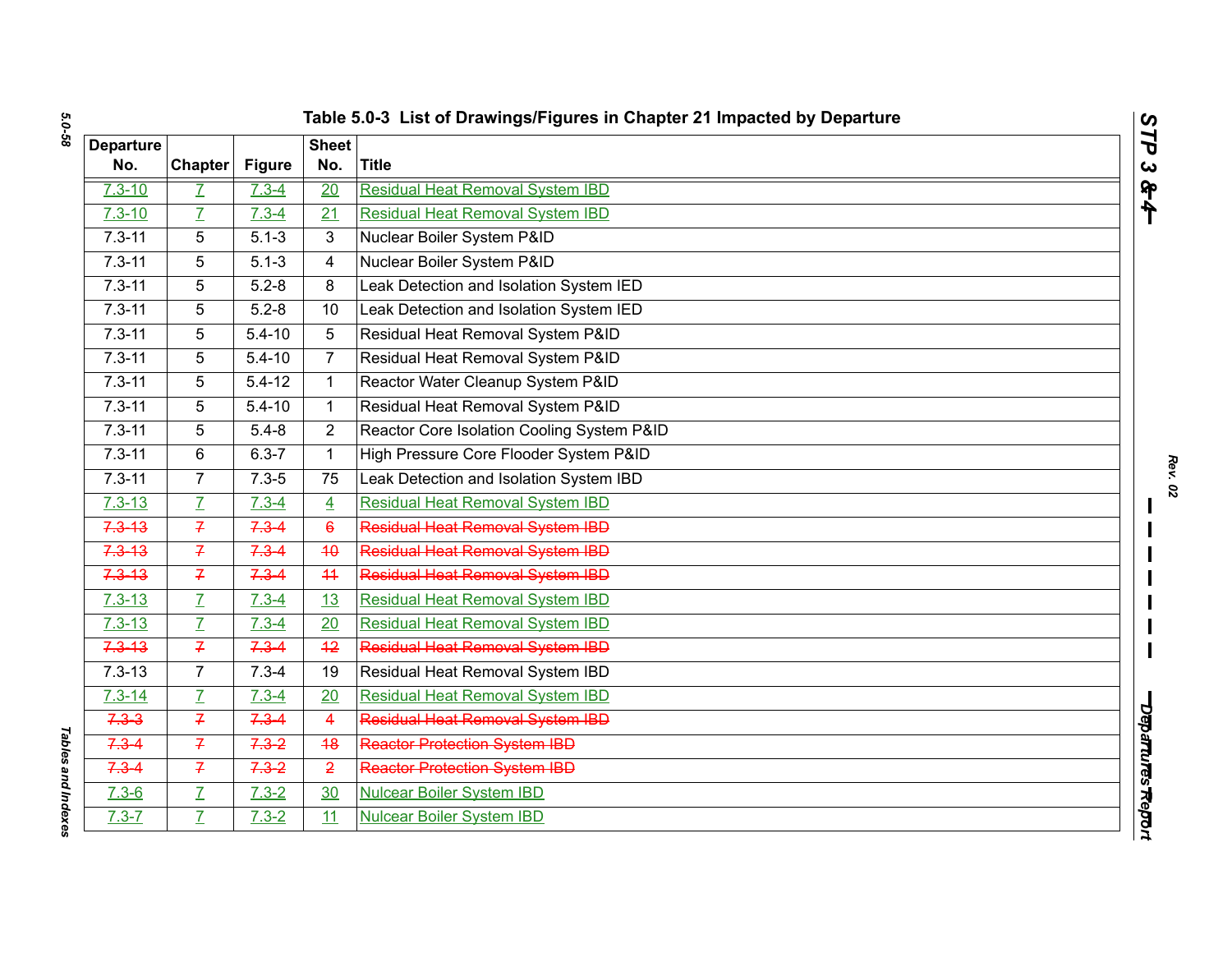### Table 5.0-3 List of Drawings/Figures in Chapter 21 Impacted by Departure

| Departure No. | Chapter | Figure | Sheet No. | Title |
|---|---|---|---|---|
| 7.3-10 | 7 | 7.3-4 | 20 | Residual Heat Removal System IBD |
| 7.3-10 | 7 | 7.3-4 | 21 | Residual Heat Removal System IBD |
| 7.3-11 | 5 | 5.1-3 | 3 | Nuclear Boiler System P&ID |
| 7.3-11 | 5 | 5.1-3 | 4 | Nuclear Boiler System P&ID |
| 7.3-11 | 5 | 5.2-8 | 8 | Leak Detection and Isolation System IED |
| 7.3-11 | 5 | 5.2-8 | 10 | Leak Detection and Isolation System IED |
| 7.3-11 | 5 | 5.4-10 | 5 | Residual Heat Removal System P&ID |
| 7.3-11 | 5 | 5.4-10 | 7 | Residual Heat Removal System P&ID |
| 7.3-11 | 5 | 5.4-12 | 1 | Reactor Water Cleanup System P&ID |
| 7.3-11 | 5 | 5.4-10 | 1 | Residual Heat Removal System P&ID |
| 7.3-11 | 5 | 5.4-8 | 2 | Reactor Core Isolation Cooling System P&ID |
| 7.3-11 | 6 | 6.3-7 | 1 | High Pressure Core Flooder System P&ID |
| 7.3-11 | 7 | 7.3-5 | 75 | Leak Detection and Isolation System IBD |
| 7.3-13 | 7 | 7.3-4 | 4 | Residual Heat Removal System IBD |
| ~~7.3-13~~ | ~~7~~ | ~~7.3-4~~ | ~~6~~ | ~~Residual Heat Removal System IBD~~ |
| ~~7.3-13~~ | ~~7~~ | ~~7.3-4~~ | ~~10~~ | ~~Residual Heat Removal System IBD~~ |
| ~~7.3-13~~ | ~~7~~ | ~~7.3-4~~ | ~~11~~ | ~~Residual Heat Removal System IBD~~ |
| 7.3-13 | 7 | 7.3-4 | 13 | Residual Heat Removal System IBD |
| 7.3-13 | 7 | 7.3-4 | 20 | Residual Heat Removal System IBD |
| ~~7.3-13~~ | ~~7~~ | ~~7.3-4~~ | ~~12~~ | ~~Residual Heat Removal System IBD~~ |
| 7.3-13 | 7 | 7.3-4 | 19 | Residual Heat Removal System IBD |
| 7.3-14 | 7 | 7.3-4 | 20 | Residual Heat Removal System IBD |
| ~~7.3-3~~ | ~~7~~ | ~~7.3-4~~ | ~~4~~ | ~~Residual Heat Removal System IBD~~ |
| ~~7.3-4~~ | ~~7~~ | ~~7.3-2~~ | ~~18~~ | ~~Reactor Protection System IBD~~ |
| ~~7.3-4~~ | ~~7~~ | ~~7.3-2~~ | ~~2~~ | ~~Reactor Protection System IBD~~ |
| 7.3-6 | 7 | 7.3-2 | 30 | Nulcear Boiler System IBD |
| 7.3-7 | 7 | 7.3-2 | 11 | Nulcear Boiler System IBD |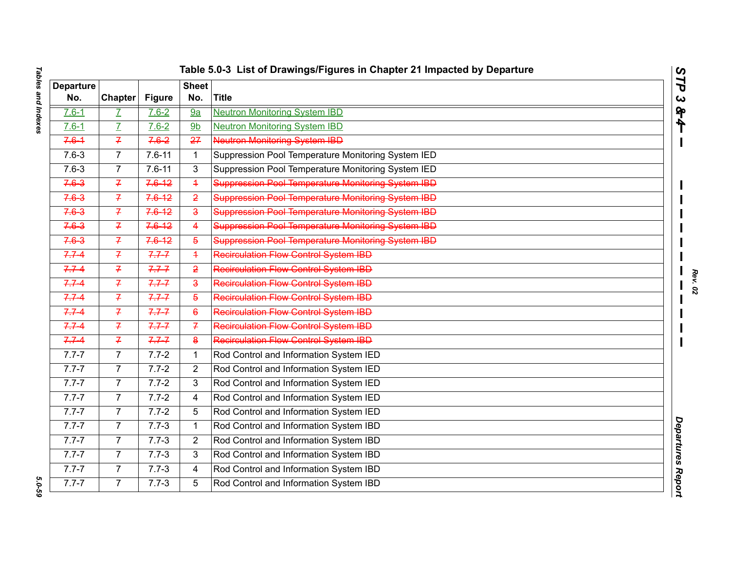# Table 5.0-3 List of Drawings/Figures in Chapter 21 Impacted by Departure

| Departure No. | Chapter | Figure | Sheet No. | Title |
|---|---|---|---|---|
| 7.6-1 | 7 | 7.6-2 | 9a | Neutron Monitoring System IBD |
| 7.6-1 | 7 | 7.6-2 | 9b | Neutron Monitoring System IBD |
| ~~7.6-1~~ | ~~7~~ | ~~7.6-2~~ | ~~27~~ | ~~Neutron Monitoring System IBD~~ |
| 7.6-3 | 7 | 7.6-11 | 1 | Suppression Pool Temperature Monitoring System IED |
| 7.6-3 | 7 | 7.6-11 | 3 | Suppression Pool Temperature Monitoring System IED |
| ~~7.6-3~~ | ~~7~~ | ~~7.6-12~~ | ~~1~~ | ~~Suppression Pool Temperature Monitoring System IBD~~ |
| ~~7.6-3~~ | ~~7~~ | ~~7.6-12~~ | ~~2~~ | ~~Suppression Pool Temperature Monitoring System IBD~~ |
| ~~7.6-3~~ | ~~7~~ | ~~7.6-12~~ | ~~3~~ | ~~Suppression Pool Temperature Monitoring System IBD~~ |
| ~~7.6-3~~ | ~~7~~ | ~~7.6-12~~ | ~~4~~ | ~~Suppression Pool Temperature Monitoring System IBD~~ |
| ~~7.6-3~~ | ~~7~~ | ~~7.6-12~~ | ~~5~~ | ~~Suppression Pool Temperature Monitoring System IBD~~ |
| ~~7.7-4~~ | ~~7~~ | ~~7.7-7~~ | ~~1~~ | ~~Recirculation Flow Control System IBD~~ |
| ~~7.7-4~~ | ~~7~~ | ~~7.7-7~~ | ~~2~~ | ~~Recirculation Flow Control System IBD~~ |
| ~~7.7-4~~ | ~~7~~ | ~~7.7-7~~ | ~~3~~ | ~~Recirculation Flow Control System IBD~~ |
| ~~7.7-4~~ | ~~7~~ | ~~7.7-7~~ | ~~5~~ | ~~Recirculation Flow Control System IBD~~ |
| ~~7.7-4~~ | ~~7~~ | ~~7.7-7~~ | ~~6~~ | ~~Recirculation Flow Control System IBD~~ |
| ~~7.7-4~~ | ~~7~~ | ~~7.7-7~~ | ~~7~~ | ~~Recirculation Flow Control System IBD~~ |
| ~~7.7-4~~ | ~~7~~ | ~~7.7-7~~ | ~~8~~ | ~~Recirculation Flow Control System IBD~~ |
| 7.7-7 | 7 | 7.7-2 | 1 | Rod Control and Information System IED |
| 7.7-7 | 7 | 7.7-2 | 2 | Rod Control and Information System IED |
| 7.7-7 | 7 | 7.7-2 | 3 | Rod Control and Information System IED |
| 7.7-7 | 7 | 7.7-2 | 4 | Rod Control and Information System IED |
| 7.7-7 | 7 | 7.7-2 | 5 | Rod Control and Information System IED |
| 7.7-7 | 7 | 7.7-3 | 1 | Rod Control and Information System IBD |
| 7.7-7 | 7 | 7.7-3 | 2 | Rod Control and Information System IBD |
| 7.7-7 | 7 | 7.7-3 | 3 | Rod Control and Information System IBD |
| 7.7-7 | 7 | 7.7-3 | 4 | Rod Control and Information System IBD |
| 7.7-7 | 7 | 7.7-3 | 5 | Rod Control and Information System IBD |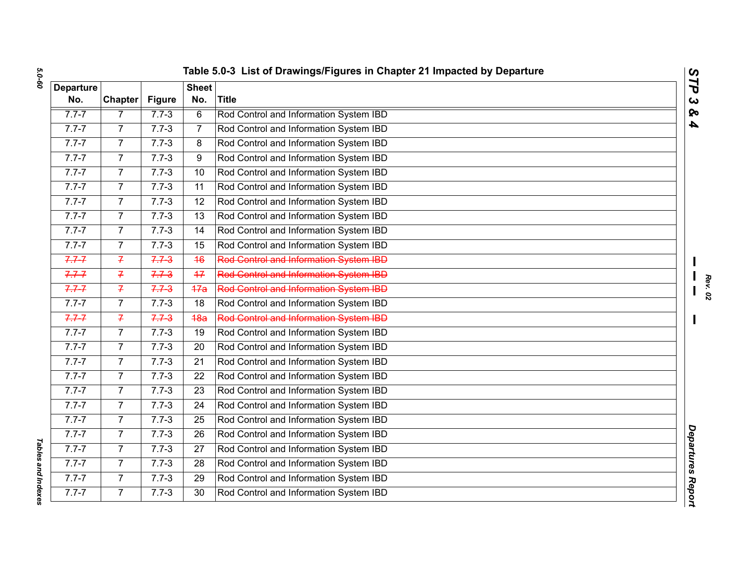### Table 5.0-3 List of Drawings/Figures in Chapter 21 Impacted by Departure

| Departure No. | Chapter | Figure | Sheet No. | Title |
|---|---|---|---|---|
| 7.7-7 | 7 | 7.7-3 | 6 | Rod Control and Information System IBD |
| 7.7-7 | 7 | 7.7-3 | 7 | Rod Control and Information System IBD |
| 7.7-7 | 7 | 7.7-3 | 8 | Rod Control and Information System IBD |
| 7.7-7 | 7 | 7.7-3 | 9 | Rod Control and Information System IBD |
| 7.7-7 | 7 | 7.7-3 | 10 | Rod Control and Information System IBD |
| 7.7-7 | 7 | 7.7-3 | 11 | Rod Control and Information System IBD |
| 7.7-7 | 7 | 7.7-3 | 12 | Rod Control and Information System IBD |
| 7.7-7 | 7 | 7.7-3 | 13 | Rod Control and Information System IBD |
| 7.7-7 | 7 | 7.7-3 | 14 | Rod Control and Information System IBD |
| 7.7-7 | 7 | 7.7-3 | 15 | Rod Control and Information System IBD |
| ~~7.7-7~~ | ~~7~~ | ~~7.7-3~~ | ~~16~~ | ~~Rod Control and Information System IBD~~ |
| ~~7.7-7~~ | ~~7~~ | ~~7.7-3~~ | ~~17~~ | ~~Rod Control and Information System IBD~~ |
| ~~7.7-7~~ | ~~7~~ | ~~7.7-3~~ | ~~17a~~ | ~~Rod Control and Information System IBD~~ |
| 7.7-7 | 7 | 7.7-3 | 18 | Rod Control and Information System IBD |
| ~~7.7-7~~ | ~~7~~ | ~~7.7-3~~ | ~~18a~~ | ~~Rod Control and Information System IBD~~ |
| 7.7-7 | 7 | 7.7-3 | 19 | Rod Control and Information System IBD |
| 7.7-7 | 7 | 7.7-3 | 20 | Rod Control and Information System IBD |
| 7.7-7 | 7 | 7.7-3 | 21 | Rod Control and Information System IBD |
| 7.7-7 | 7 | 7.7-3 | 22 | Rod Control and Information System IBD |
| 7.7-7 | 7 | 7.7-3 | 23 | Rod Control and Information System IBD |
| 7.7-7 | 7 | 7.7-3 | 24 | Rod Control and Information System IBD |
| 7.7-7 | 7 | 7.7-3 | 25 | Rod Control and Information System IBD |
| 7.7-7 | 7 | 7.7-3 | 26 | Rod Control and Information System IBD |
| 7.7-7 | 7 | 7.7-3 | 27 | Rod Control and Information System IBD |
| 7.7-7 | 7 | 7.7-3 | 28 | Rod Control and Information System IBD |
| 7.7-7 | 7 | 7.7-3 | 29 | Rod Control and Information System IBD |
| 7.7-7 | 7 | 7.7-3 | 30 | Rod Control and Information System IBD |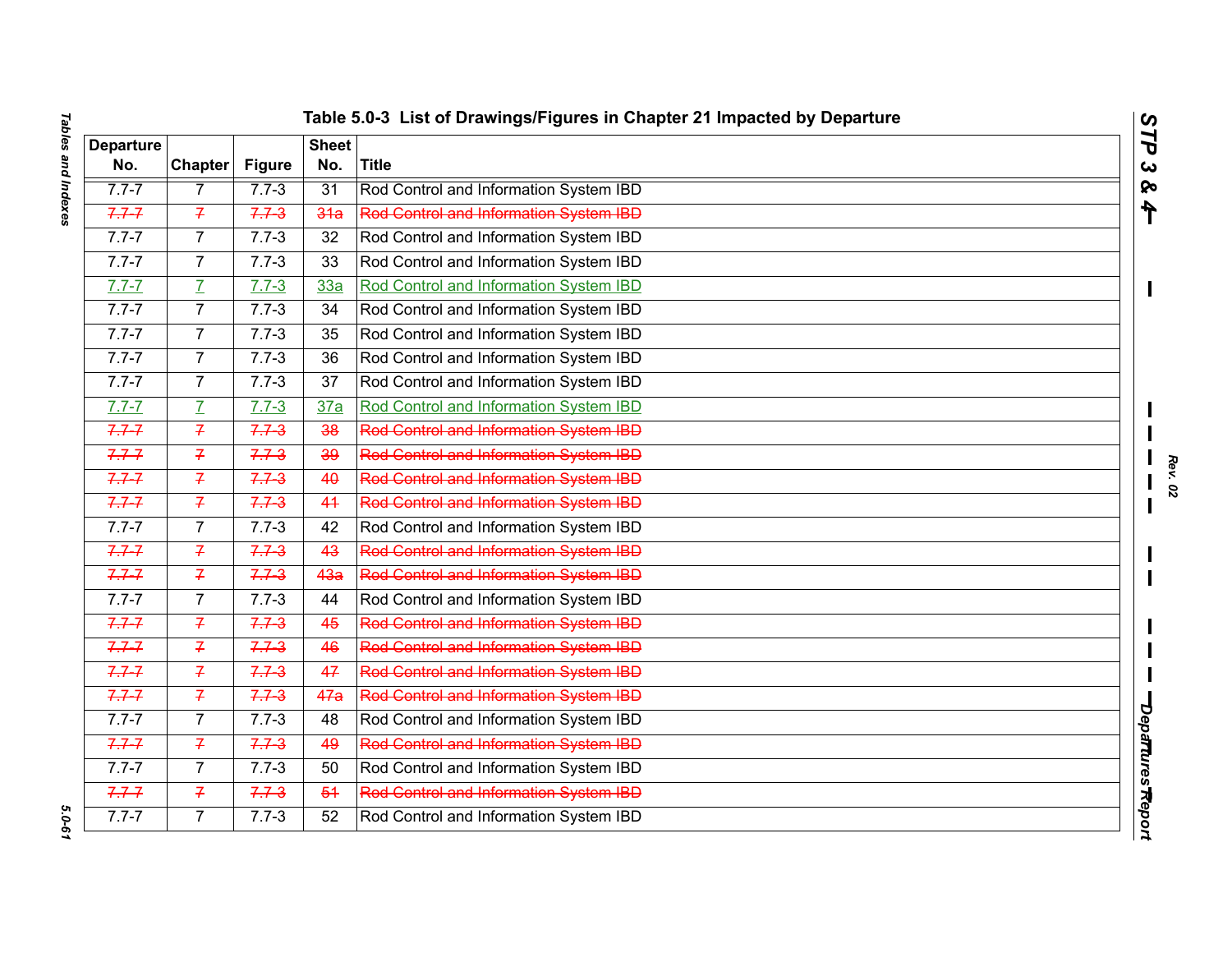# Table 5.0-3 List of Drawings/Figures in Chapter 21 Impacted by Departure

| Departure No. | Chapter | Figure | Sheet No. | Title |
|---|---|---|---|---|
| 7.7-7 | 7 | 7.7-3 | 31 | Rod Control and Information System IBD |
| ~~7.7-7~~ | ~~7~~ | ~~7.7-3~~ | ~~31a~~ | ~~Rod Control and Information System IBD~~ |
| 7.7-7 | 7 | 7.7-3 | 32 | Rod Control and Information System IBD |
| 7.7-7 | 7 | 7.7-3 | 33 | Rod Control and Information System IBD |
| 7.7-7 | 7 | 7.7-3 | 33a | Rod Control and Information System IBD |
| 7.7-7 | 7 | 7.7-3 | 34 | Rod Control and Information System IBD |
| 7.7-7 | 7 | 7.7-3 | 35 | Rod Control and Information System IBD |
| 7.7-7 | 7 | 7.7-3 | 36 | Rod Control and Information System IBD |
| 7.7-7 | 7 | 7.7-3 | 37 | Rod Control and Information System IBD |
| 7.7-7 | 7 | 7.7-3 | 37a | Rod Control and Information System IBD |
| ~~7.7-7~~ | ~~7~~ | ~~7.7-3~~ | ~~38~~ | ~~Rod Control and Information System IBD~~ |
| ~~7.7-7~~ | ~~7~~ | ~~7.7-3~~ | ~~39~~ | ~~Rod Control and Information System IBD~~ |
| ~~7.7-7~~ | ~~7~~ | ~~7.7-3~~ | ~~40~~ | ~~Rod Control and Information System IBD~~ |
| ~~7.7-7~~ | ~~7~~ | ~~7.7-3~~ | ~~41~~ | ~~Rod Control and Information System IBD~~ |
| 7.7-7 | 7 | 7.7-3 | 42 | Rod Control and Information System IBD |
| ~~7.7-7~~ | ~~7~~ | ~~7.7-3~~ | ~~43~~ | ~~Rod Control and Information System IBD~~ |
| ~~7.7-7~~ | ~~7~~ | ~~7.7-3~~ | ~~43a~~ | ~~Rod Control and Information System IBD~~ |
| 7.7-7 | 7 | 7.7-3 | 44 | Rod Control and Information System IBD |
| ~~7.7-7~~ | ~~7~~ | ~~7.7-3~~ | ~~45~~ | ~~Rod Control and Information System IBD~~ |
| ~~7.7-7~~ | ~~7~~ | ~~7.7-3~~ | ~~46~~ | ~~Rod Control and Information System IBD~~ |
| ~~7.7-7~~ | ~~7~~ | ~~7.7-3~~ | ~~47~~ | ~~Rod Control and Information System IBD~~ |
| ~~7.7-7~~ | ~~7~~ | ~~7.7-3~~ | ~~47a~~ | ~~Rod Control and Information System IBD~~ |
| 7.7-7 | 7 | 7.7-3 | 48 | Rod Control and Information System IBD |
| ~~7.7-7~~ | ~~7~~ | ~~7.7-3~~ | ~~49~~ | ~~Rod Control and Information System IBD~~ |
| 7.7-7 | 7 | 7.7-3 | 50 | Rod Control and Information System IBD |
| ~~7.7-7~~ | ~~7~~ | ~~7.7-3~~ | ~~51~~ | ~~Rod Control and Information System IBD~~ |
| 7.7-7 | 7 | 7.7-3 | 52 | Rod Control and Information System IBD |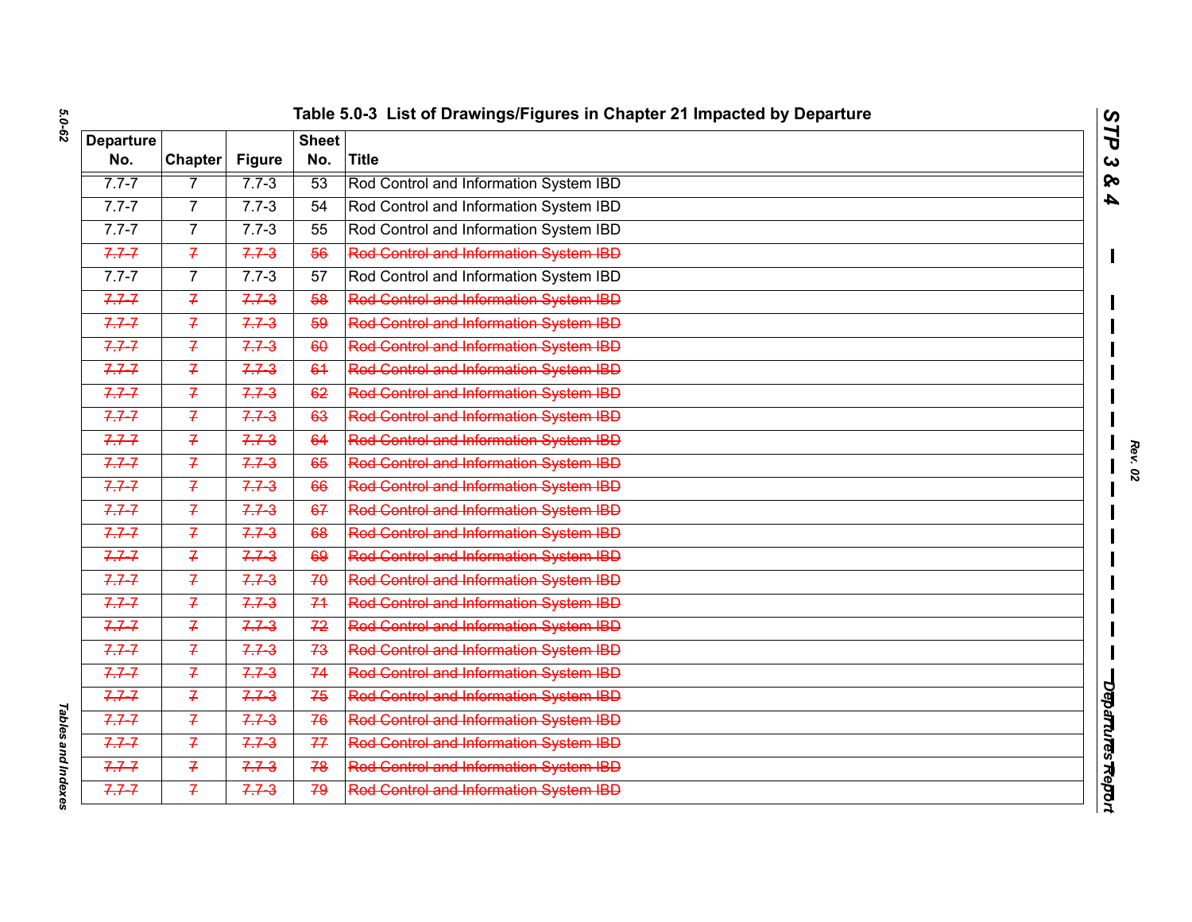# Table 5.0-3 List of Drawings/Figures in Chapter 21 Impacted by Departure

| Departure No. | Chapter | Figure | Sheet No. | Title |
|---|---|---|---|---|
| 7.7-7 | 7 | 7.7-3 | 53 | Rod Control and Information System IBD |
| 7.7-7 | 7 | 7.7-3 | 54 | Rod Control and Information System IBD |
| 7.7-7 | 7 | 7.7-3 | 55 | Rod Control and Information System IBD |
| ~~7.7-7~~ | ~~7~~ | ~~7.7-3~~ | ~~56~~ | ~~Rod Control and Information System IBD~~ |
| 7.7-7 | 7 | 7.7-3 | 57 | Rod Control and Information System IBD |
| ~~7.7-7~~ | ~~7~~ | ~~7.7-3~~ | ~~58~~ | ~~Rod Control and Information System IBD~~ |
| ~~7.7-7~~ | ~~7~~ | ~~7.7-3~~ | ~~59~~ | ~~Rod Control and Information System IBD~~ |
| ~~7.7-7~~ | ~~7~~ | ~~7.7-3~~ | ~~60~~ | ~~Rod Control and Information System IBD~~ |
| ~~7.7-7~~ | ~~7~~ | ~~7.7-3~~ | ~~61~~ | ~~Rod Control and Information System IBD~~ |
| ~~7.7-7~~ | ~~7~~ | ~~7.7-3~~ | ~~62~~ | ~~Rod Control and Information System IBD~~ |
| ~~7.7-7~~ | ~~7~~ | ~~7.7-3~~ | ~~63~~ | ~~Rod Control and Information System IBD~~ |
| ~~7.7-7~~ | ~~7~~ | ~~7.7-3~~ | ~~64~~ | ~~Rod Control and Information System IBD~~ |
| ~~7.7-7~~ | ~~7~~ | ~~7.7-3~~ | ~~65~~ | ~~Rod Control and Information System IBD~~ |
| ~~7.7-7~~ | ~~7~~ | ~~7.7-3~~ | ~~66~~ | ~~Rod Control and Information System IBD~~ |
| ~~7.7-7~~ | ~~7~~ | ~~7.7-3~~ | ~~67~~ | ~~Rod Control and Information System IBD~~ |
| ~~7.7-7~~ | ~~7~~ | ~~7.7-3~~ | ~~68~~ | ~~Rod Control and Information System IBD~~ |
| ~~7.7-7~~ | ~~7~~ | ~~7.7-3~~ | ~~69~~ | ~~Rod Control and Information System IBD~~ |
| ~~7.7-7~~ | ~~7~~ | ~~7.7-3~~ | ~~70~~ | ~~Rod Control and Information System IBD~~ |
| ~~7.7-7~~ | ~~7~~ | ~~7.7-3~~ | ~~71~~ | ~~Rod Control and Information System IBD~~ |
| ~~7.7-7~~ | ~~7~~ | ~~7.7-3~~ | ~~72~~ | ~~Rod Control and Information System IBD~~ |
| ~~7.7-7~~ | ~~7~~ | ~~7.7-3~~ | ~~73~~ | ~~Rod Control and Information System IBD~~ |
| ~~7.7-7~~ | ~~7~~ | ~~7.7-3~~ | ~~74~~ | ~~Rod Control and Information System IBD~~ |
| ~~7.7-7~~ | ~~7~~ | ~~7.7-3~~ | ~~75~~ | ~~Rod Control and Information System IBD~~ |
| ~~7.7-7~~ | ~~7~~ | ~~7.7-3~~ | ~~76~~ | ~~Rod Control and Information System IBD~~ |
| ~~7.7-7~~ | ~~7~~ | ~~7.7-3~~ | ~~77~~ | ~~Rod Control and Information System IBD~~ |
| ~~7.7-7~~ | ~~7~~ | ~~7.7-3~~ | ~~78~~ | ~~Rod Control and Information System IBD~~ |
| ~~7.7-7~~ | ~~7~~ | ~~7.7-3~~ | ~~79~~ | ~~Rod Control and Information System IBD~~ |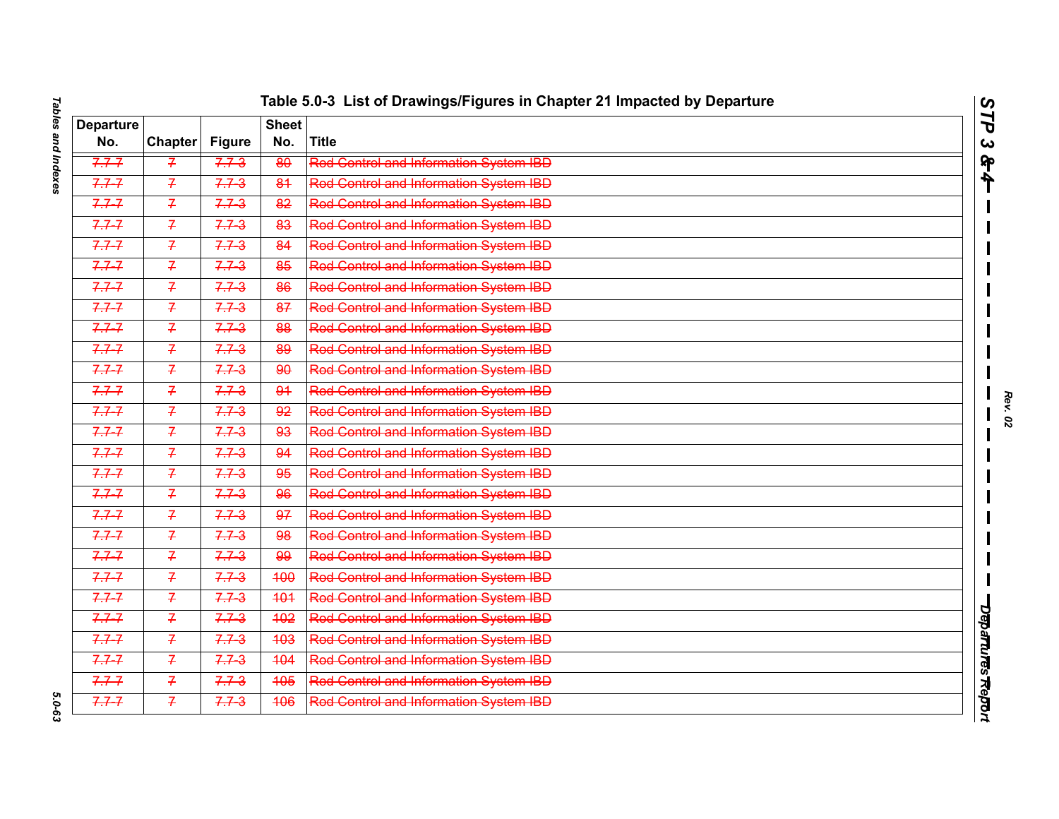# Table 5.0-3 List of Drawings/Figures in Chapter 21 Impacted by Departure

| Departure No. | Chapter | Figure | Sheet No. | Title |
|---|---|---|---|---|
| ~~7.7-7~~ | ~~7~~ | ~~7.7-3~~ | ~~80~~ | ~~Rod Control and Information System IBD~~ |
| ~~7.7-7~~ | ~~7~~ | ~~7.7-3~~ | ~~81~~ | ~~Rod Control and Information System IBD~~ |
| ~~7.7-7~~ | ~~7~~ | ~~7.7-3~~ | ~~82~~ | ~~Rod Control and Information System IBD~~ |
| ~~7.7-7~~ | ~~7~~ | ~~7.7-3~~ | ~~83~~ | ~~Rod Control and Information System IBD~~ |
| ~~7.7-7~~ | ~~7~~ | ~~7.7-3~~ | ~~84~~ | ~~Rod Control and Information System IBD~~ |
| ~~7.7-7~~ | ~~7~~ | ~~7.7-3~~ | ~~85~~ | ~~Rod Control and Information System IBD~~ |
| ~~7.7-7~~ | ~~7~~ | ~~7.7-3~~ | ~~86~~ | ~~Rod Control and Information System IBD~~ |
| ~~7.7-7~~ | ~~7~~ | ~~7.7-3~~ | ~~87~~ | ~~Rod Control and Information System IBD~~ |
| ~~7.7-7~~ | ~~7~~ | ~~7.7-3~~ | ~~88~~ | ~~Rod Control and Information System IBD~~ |
| ~~7.7-7~~ | ~~7~~ | ~~7.7-3~~ | ~~89~~ | ~~Rod Control and Information System IBD~~ |
| ~~7.7-7~~ | ~~7~~ | ~~7.7-3~~ | ~~90~~ | ~~Rod Control and Information System IBD~~ |
| ~~7.7-7~~ | ~~7~~ | ~~7.7-3~~ | ~~91~~ | ~~Rod Control and Information System IBD~~ |
| ~~7.7-7~~ | ~~7~~ | ~~7.7-3~~ | ~~92~~ | ~~Rod Control and Information System IBD~~ |
| ~~7.7-7~~ | ~~7~~ | ~~7.7-3~~ | ~~93~~ | ~~Rod Control and Information System IBD~~ |
| ~~7.7-7~~ | ~~7~~ | ~~7.7-3~~ | ~~94~~ | ~~Rod Control and Information System IBD~~ |
| ~~7.7-7~~ | ~~7~~ | ~~7.7-3~~ | ~~95~~ | ~~Rod Control and Information System IBD~~ |
| ~~7.7-7~~ | ~~7~~ | ~~7.7-3~~ | ~~96~~ | ~~Rod Control and Information System IBD~~ |
| ~~7.7-7~~ | ~~7~~ | ~~7.7-3~~ | ~~97~~ | ~~Rod Control and Information System IBD~~ |
| ~~7.7-7~~ | ~~7~~ | ~~7.7-3~~ | ~~98~~ | ~~Rod Control and Information System IBD~~ |
| ~~7.7-7~~ | ~~7~~ | ~~7.7-3~~ | ~~99~~ | ~~Rod Control and Information System IBD~~ |
| ~~7.7-7~~ | ~~7~~ | ~~7.7-3~~ | ~~100~~ | ~~Rod Control and Information System IBD~~ |
| ~~7.7-7~~ | ~~7~~ | ~~7.7-3~~ | ~~101~~ | ~~Rod Control and Information System IBD~~ |
| ~~7.7-7~~ | ~~7~~ | ~~7.7-3~~ | ~~102~~ | ~~Rod Control and Information System IBD~~ |
| ~~7.7-7~~ | ~~7~~ | ~~7.7-3~~ | ~~103~~ | ~~Rod Control and Information System IBD~~ |
| ~~7.7-7~~ | ~~7~~ | ~~7.7-3~~ | ~~104~~ | ~~Rod Control and Information System IBD~~ |
| ~~7.7-7~~ | ~~7~~ | ~~7.7-3~~ | ~~105~~ | ~~Rod Control and Information System IBD~~ |
| ~~7.7-7~~ | ~~7~~ | ~~7.7-3~~ | ~~106~~ | ~~Rod Control and Information System IBD~~ |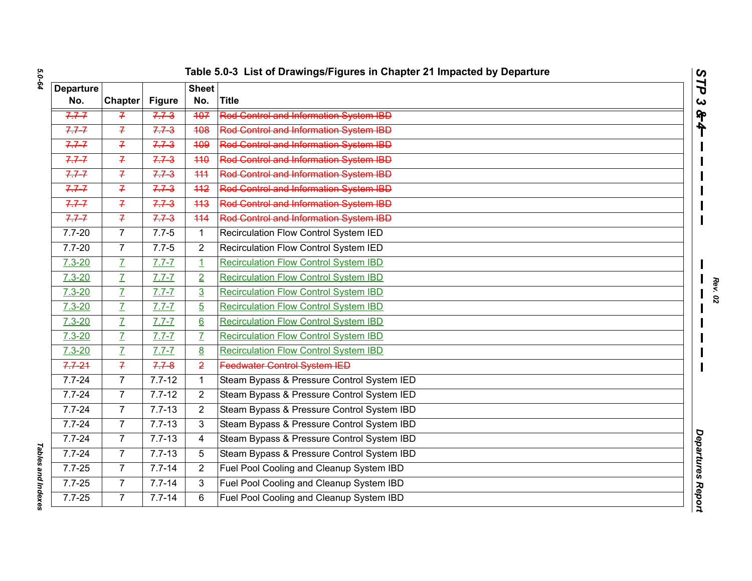# Table 5.0-3 List of Drawings/Figures in Chapter 21 Impacted by Departure

| Departure No. | Chapter | Figure | Sheet No. | Title |
|---|---|---|---|---|
| ~~7.7-7~~ | ~~7~~ | ~~7.7-3~~ | ~~107~~ | ~~Rod Control and Information System IBD~~ |
| ~~7.7-7~~ | ~~7~~ | ~~7.7-3~~ | ~~108~~ | ~~Rod Control and Information System IBD~~ |
| ~~7.7-7~~ | ~~7~~ | ~~7.7-3~~ | ~~109~~ | ~~Rod Control and Information System IBD~~ |
| ~~7.7-7~~ | ~~7~~ | ~~7.7-3~~ | ~~110~~ | ~~Rod Control and Information System IBD~~ |
| ~~7.7-7~~ | ~~7~~ | ~~7.7-3~~ | ~~111~~ | ~~Rod Control and Information System IBD~~ |
| ~~7.7-7~~ | ~~7~~ | ~~7.7-3~~ | ~~112~~ | ~~Rod Control and Information System IBD~~ |
| ~~7.7-7~~ | ~~7~~ | ~~7.7-3~~ | ~~113~~ | ~~Rod Control and Information System IBD~~ |
| ~~7.7-7~~ | ~~7~~ | ~~7.7-3~~ | ~~114~~ | ~~Rod Control and Information System IBD~~ |
| 7.7-20 | 7 | 7.7-5 | 1 | Recirculation Flow Control System IED |
| 7.7-20 | 7 | 7.7-5 | 2 | Recirculation Flow Control System IED |
| 7.3-20 | 7 | 7.7-7 | 1 | Recirculation Flow Control System IBD |
| 7.3-20 | 7 | 7.7-7 | 2 | Recirculation Flow Control System IBD |
| 7.3-20 | 7 | 7.7-7 | 3 | Recirculation Flow Control System IBD |
| 7.3-20 | 7 | 7.7-7 | 5 | Recirculation Flow Control System IBD |
| 7.3-20 | 7 | 7.7-7 | 6 | Recirculation Flow Control System IBD |
| 7.3-20 | 7 | 7.7-7 | 7 | Recirculation Flow Control System IBD |
| 7.3-20 | 7 | 7.7-7 | 8 | Recirculation Flow Control System IBD |
| ~~7.7-21~~ | ~~7~~ | ~~7.7-8~~ | ~~2~~ | ~~Feedwater Control System IED~~ |
| 7.7-24 | 7 | 7.7-12 | 1 | Steam Bypass & Pressure Control System IED |
| 7.7-24 | 7 | 7.7-12 | 2 | Steam Bypass & Pressure Control System IED |
| 7.7-24 | 7 | 7.7-13 | 2 | Steam Bypass & Pressure Control System IBD |
| 7.7-24 | 7 | 7.7-13 | 3 | Steam Bypass & Pressure Control System IBD |
| 7.7-24 | 7 | 7.7-13 | 4 | Steam Bypass & Pressure Control System IBD |
| 7.7-24 | 7 | 7.7-13 | 5 | Steam Bypass & Pressure Control System IBD |
| 7.7-25 | 7 | 7.7-14 | 2 | Fuel Pool Cooling and Cleanup System IBD |
| 7.7-25 | 7 | 7.7-14 | 3 | Fuel Pool Cooling and Cleanup System IBD |
| 7.7-25 | 7 | 7.7-14 | 6 | Fuel Pool Cooling and Cleanup System IBD |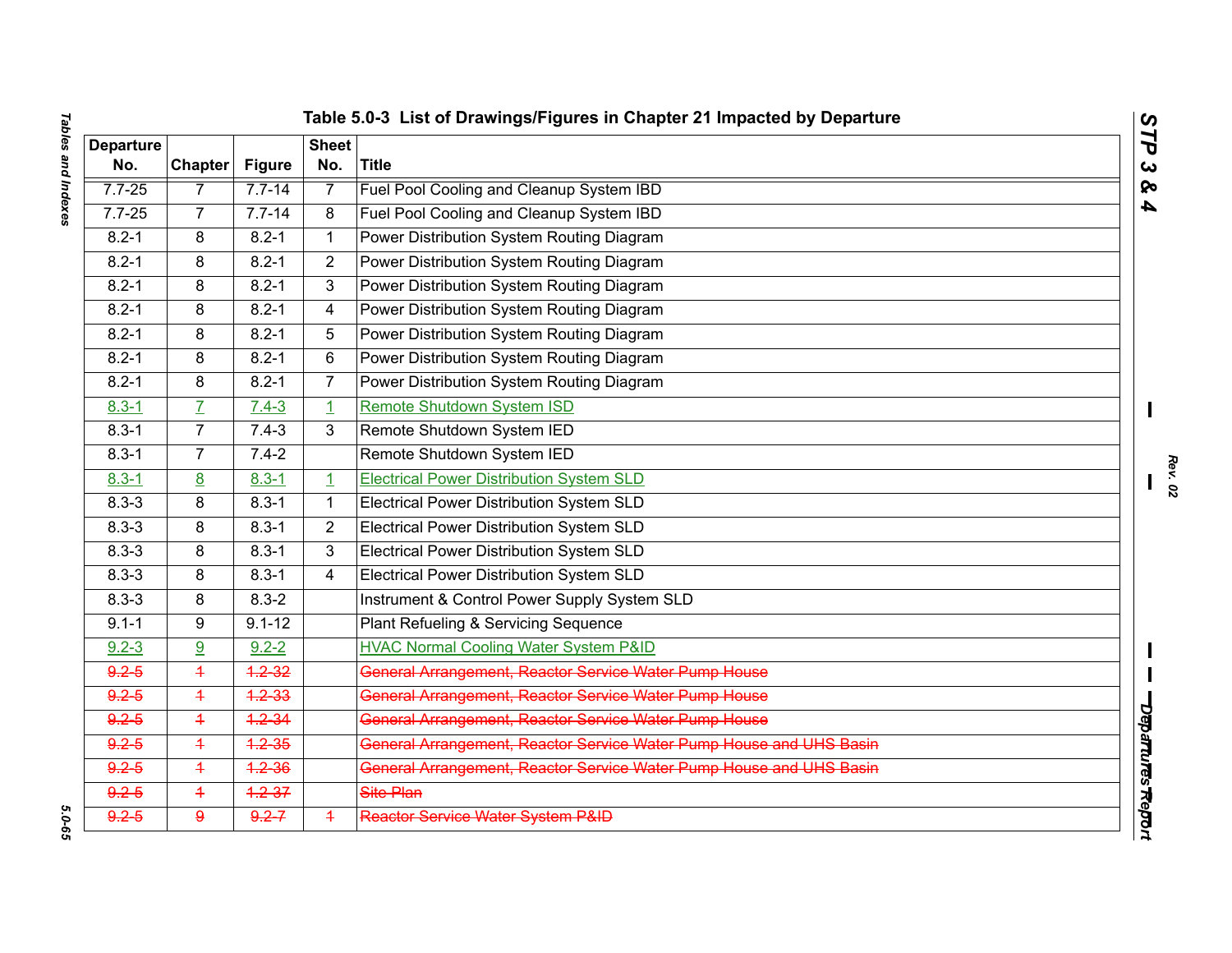# Table 5.0-3 List of Drawings/Figures in Chapter 21 Impacted by Departure

| Departure No. | Chapter | Figure | Sheet No. | Title |
|---|---|---|---|---|
| 7.7-25 | 7 | 7.7-14 | 7 | Fuel Pool Cooling and Cleanup System IBD |
| 7.7-25 | 7 | 7.7-14 | 8 | Fuel Pool Cooling and Cleanup System IBD |
| 8.2-1 | 8 | 8.2-1 | 1 | Power Distribution System Routing Diagram |
| 8.2-1 | 8 | 8.2-1 | 2 | Power Distribution System Routing Diagram |
| 8.2-1 | 8 | 8.2-1 | 3 | Power Distribution System Routing Diagram |
| 8.2-1 | 8 | 8.2-1 | 4 | Power Distribution System Routing Diagram |
| 8.2-1 | 8 | 8.2-1 | 5 | Power Distribution System Routing Diagram |
| 8.2-1 | 8 | 8.2-1 | 6 | Power Distribution System Routing Diagram |
| 8.2-1 | 8 | 8.2-1 | 7 | Power Distribution System Routing Diagram |
| 8.3-1 | 7 | 7.4-3 | 1 | Remote Shutdown System ISD |
| 8.3-1 | 7 | 7.4-3 | 3 | Remote Shutdown System IED |
| 8.3-1 | 7 | 7.4-2 | | Remote Shutdown System IED |
| 8.3-1 | 8 | 8.3-1 | 1 | Electrical Power Distribution System SLD |
| 8.3-3 | 8 | 8.3-1 | 1 | Electrical Power Distribution System SLD |
| 8.3-3 | 8 | 8.3-1 | 2 | Electrical Power Distribution System SLD |
| 8.3-3 | 8 | 8.3-1 | 3 | Electrical Power Distribution System SLD |
| 8.3-3 | 8 | 8.3-1 | 4 | Electrical Power Distribution System SLD |
| 8.3-3 | 8 | 8.3-2 | | Instrument & Control Power Supply System SLD |
| 9.1-1 | 9 | 9.1-12 | | Plant Refueling & Servicing Sequence |
| 9.2-3 | 9 | 9.2-2 | | HVAC Normal Cooling Water System P&ID |
| ~~9.2-5~~ | ~~1~~ | ~~1.2-32~~ | | ~~General Arrangement, Reactor Service Water Pump House~~ |
| ~~9.2-5~~ | ~~1~~ | ~~1.2-33~~ | | ~~General Arrangement, Reactor Service Water Pump House~~ |
| ~~9.2-5~~ | ~~1~~ | ~~1.2-34~~ | | ~~General Arrangement, Reactor Service Water Pump House~~ |
| ~~9.2-5~~ | ~~1~~ | ~~1.2-35~~ | | ~~General Arrangement, Reactor Service Water Pump House and UHS Basin~~ |
| ~~9.2-5~~ | ~~1~~ | ~~1.2-36~~ | | ~~General Arrangement, Reactor Service Water Pump House and UHS Basin~~ |
| ~~9.2-5~~ | ~~1~~ | ~~1.2-37~~ | | ~~Site Plan~~ |
| ~~9.2-5~~ | ~~9~~ | ~~9.2-7~~ | ~~1~~ | ~~Reactor Service Water System P&ID~~ |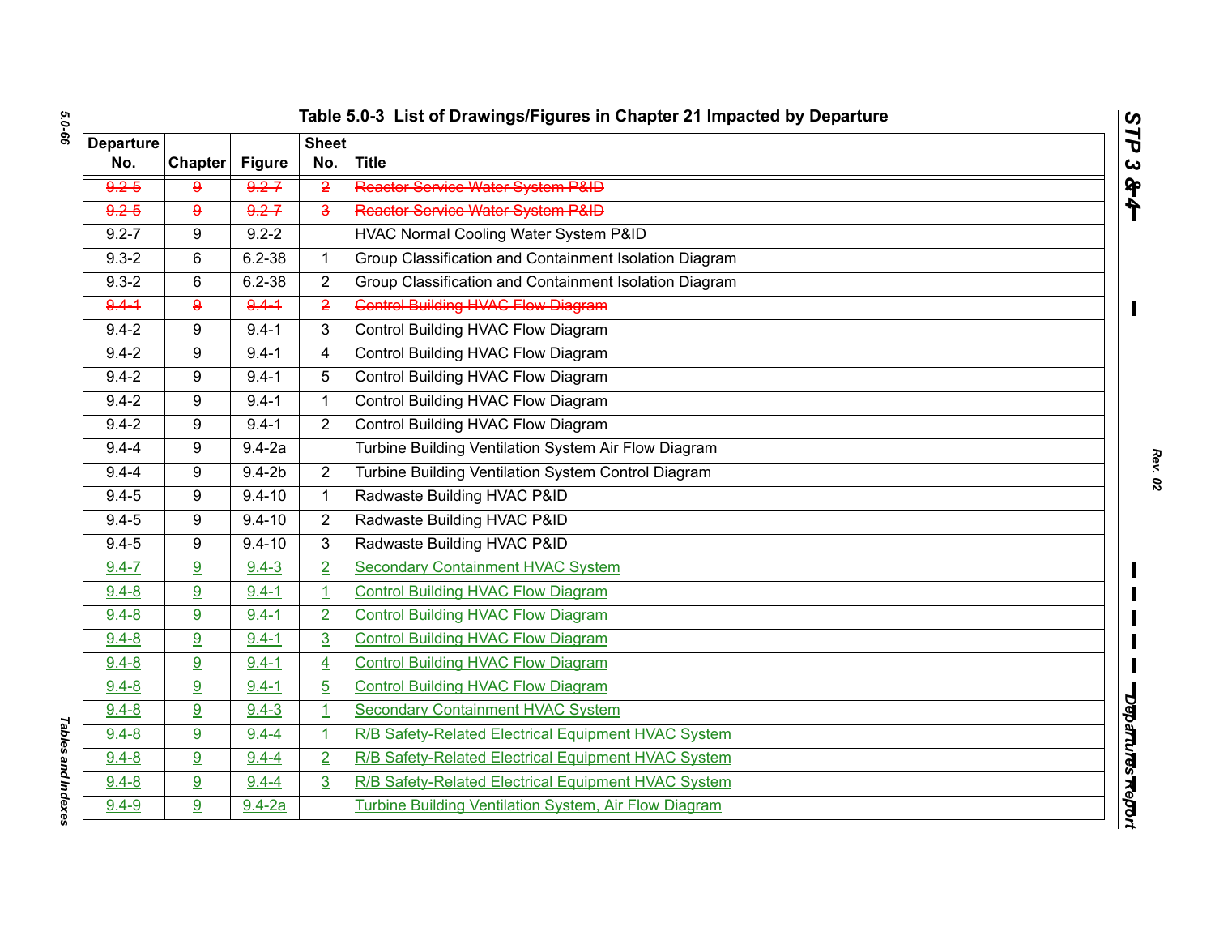## Table 5.0-3 List of Drawings/Figures in Chapter 21 Impacted by Departure

| Departure No. | Chapter | Figure | Sheet No. | Title |
|---|---|---|---|---|
| ~~9.2-5~~ | ~~9~~ | ~~9.2-7~~ | ~~2~~ | ~~Reactor Service Water System P&ID~~ |
| ~~9.2-5~~ | ~~9~~ | ~~9.2-7~~ | ~~3~~ | ~~Reactor Service Water System P&ID~~ |
| 9.2-7 | 9 | 9.2-2 | | HVAC Normal Cooling Water System P&ID |
| 9.3-2 | 6 | 6.2-38 | 1 | Group Classification and Containment Isolation Diagram |
| 9.3-2 | 6 | 6.2-38 | 2 | Group Classification and Containment Isolation Diagram |
| ~~9.4-1~~ | ~~9~~ | ~~9.4-1~~ | ~~2~~ | ~~Control Building HVAC Flow Diagram~~ |
| 9.4-2 | 9 | 9.4-1 | 3 | Control Building HVAC Flow Diagram |
| 9.4-2 | 9 | 9.4-1 | 4 | Control Building HVAC Flow Diagram |
| 9.4-2 | 9 | 9.4-1 | 5 | Control Building HVAC Flow Diagram |
| 9.4-2 | 9 | 9.4-1 | 1 | Control Building HVAC Flow Diagram |
| 9.4-2 | 9 | 9.4-1 | 2 | Control Building HVAC Flow Diagram |
| 9.4-4 | 9 | 9.4-2a | | Turbine Building Ventilation System Air Flow Diagram |
| 9.4-4 | 9 | 9.4-2b | 2 | Turbine Building Ventilation System Control Diagram |
| 9.4-5 | 9 | 9.4-10 | 1 | Radwaste Building HVAC P&ID |
| 9.4-5 | 9 | 9.4-10 | 2 | Radwaste Building HVAC P&ID |
| 9.4-5 | 9 | 9.4-10 | 3 | Radwaste Building HVAC P&ID |
| 9.4-7 | 9 | 9.4-3 | 2 | Secondary Containment HVAC System |
| 9.4-8 | 9 | 9.4-1 | 1 | Control Building HVAC Flow Diagram |
| 9.4-8 | 9 | 9.4-1 | 2 | Control Building HVAC Flow Diagram |
| 9.4-8 | 9 | 9.4-1 | 3 | Control Building HVAC Flow Diagram |
| 9.4-8 | 9 | 9.4-1 | 4 | Control Building HVAC Flow Diagram |
| 9.4-8 | 9 | 9.4-1 | 5 | Control Building HVAC Flow Diagram |
| 9.4-8 | 9 | 9.4-3 | 1 | Secondary Containment HVAC System |
| 9.4-8 | 9 | 9.4-4 | 1 | R/B Safety-Related Electrical Equipment HVAC System |
| 9.4-8 | 9 | 9.4-4 | 2 | R/B Safety-Related Electrical Equipment HVAC System |
| 9.4-8 | 9 | 9.4-4 | 3 | R/B Safety-Related Electrical Equipment HVAC System |
| 9.4-9 | 9 | 9.4-2a | | Turbine Building Ventilation System, Air Flow Diagram |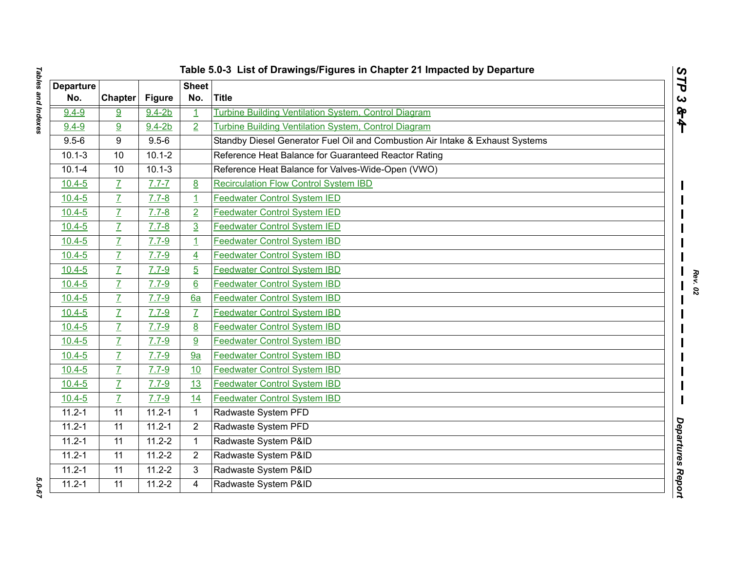# Table 5.0-3 List of Drawings/Figures in Chapter 21 Impacted by Departure

| Departure No. | Chapter | Figure | Sheet No. | Title |
|---|---|---|---|---|
| 9.4-9 | 9 | 9.4-2b | 1 | Turbine Building Ventilation System, Control Diagram |
| 9.4-9 | 9 | 9.4-2b | 2 | Turbine Building Ventilation System, Control Diagram |
| 9.5-6 | 9 | 9.5-6 | | Standby Diesel Generator Fuel Oil and Combustion Air Intake & Exhaust Systems |
| 10.1-3 | 10 | 10.1-2 | | Reference Heat Balance for Guaranteed Reactor Rating |
| 10.1-4 | 10 | 10.1-3 | | Reference Heat Balance for Valves-Wide-Open (VWO) |
| 10.4-5 | 7 | 7.7-7 | 8 | Recirculation Flow Control System IBD |
| 10.4-5 | 7 | 7.7-8 | 1 | Feedwater Control System IED |
| 10.4-5 | 7 | 7.7-8 | 2 | Feedwater Control System IED |
| 10.4-5 | 7 | 7.7-8 | 3 | Feedwater Control System IED |
| 10.4-5 | 7 | 7.7-9 | 1 | Feedwater Control System IBD |
| 10.4-5 | 7 | 7.7-9 | 4 | Feedwater Control System IBD |
| 10.4-5 | 7 | 7.7-9 | 5 | Feedwater Control System IBD |
| 10.4-5 | 7 | 7.7-9 | 6 | Feedwater Control System IBD |
| 10.4-5 | 7 | 7.7-9 | 6a | Feedwater Control System IBD |
| 10.4-5 | 7 | 7.7-9 | 7 | Feedwater Control System IBD |
| 10.4-5 | 7 | 7.7-9 | 8 | Feedwater Control System IBD |
| 10.4-5 | 7 | 7.7-9 | 9 | Feedwater Control System IBD |
| 10.4-5 | 7 | 7.7-9 | 9a | Feedwater Control System IBD |
| 10.4-5 | 7 | 7.7-9 | 10 | Feedwater Control System IBD |
| 10.4-5 | 7 | 7.7-9 | 13 | Feedwater Control System IBD |
| 10.4-5 | 7 | 7.7-9 | 14 | Feedwater Control System IBD |
| 11.2-1 | 11 | 11.2-1 | 1 | Radwaste System PFD |
| 11.2-1 | 11 | 11.2-1 | 2 | Radwaste System PFD |
| 11.2-1 | 11 | 11.2-2 | 1 | Radwaste System P&ID |
| 11.2-1 | 11 | 11.2-2 | 2 | Radwaste System P&ID |
| 11.2-1 | 11 | 11.2-2 | 3 | Radwaste System P&ID |
| 11.2-1 | 11 | 11.2-2 | 4 | Radwaste System P&ID |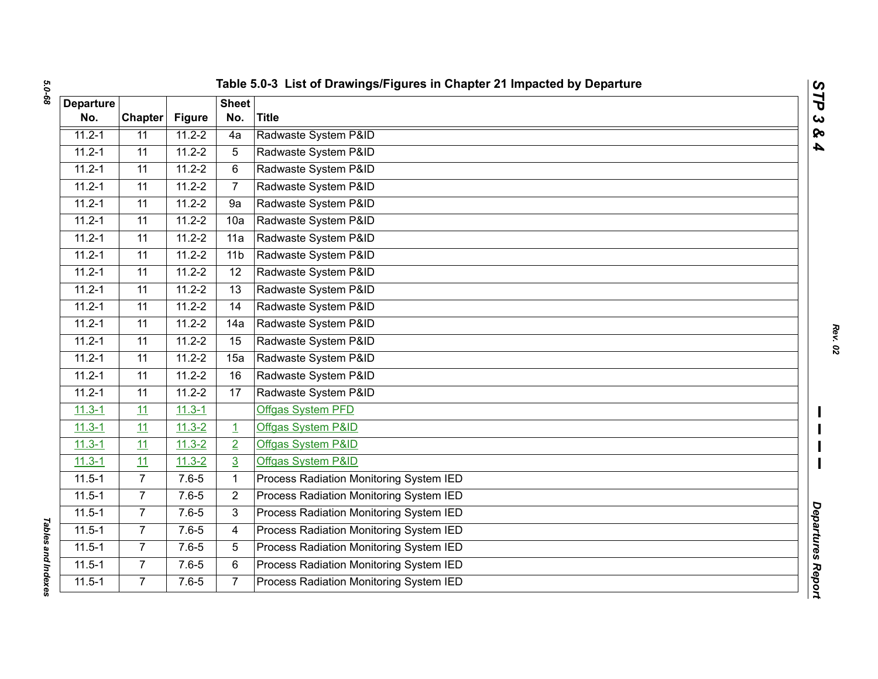# Table 5.0-3 List of Drawings/Figures in Chapter 21 Impacted by Departure

| Departure No. | Chapter | Figure | Sheet No. | Title |
|---|---|---|---|---|
| 11.2-1 | 11 | 11.2-2 | 4a | Radwaste System P&ID |
| 11.2-1 | 11 | 11.2-2 | 5 | Radwaste System P&ID |
| 11.2-1 | 11 | 11.2-2 | 6 | Radwaste System P&ID |
| 11.2-1 | 11 | 11.2-2 | 7 | Radwaste System P&ID |
| 11.2-1 | 11 | 11.2-2 | 9a | Radwaste System P&ID |
| 11.2-1 | 11 | 11.2-2 | 10a | Radwaste System P&ID |
| 11.2-1 | 11 | 11.2-2 | 11a | Radwaste System P&ID |
| 11.2-1 | 11 | 11.2-2 | 11b | Radwaste System P&ID |
| 11.2-1 | 11 | 11.2-2 | 12 | Radwaste System P&ID |
| 11.2-1 | 11 | 11.2-2 | 13 | Radwaste System P&ID |
| 11.2-1 | 11 | 11.2-2 | 14 | Radwaste System P&ID |
| 11.2-1 | 11 | 11.2-2 | 14a | Radwaste System P&ID |
| 11.2-1 | 11 | 11.2-2 | 15 | Radwaste System P&ID |
| 11.2-1 | 11 | 11.2-2 | 15a | Radwaste System P&ID |
| 11.2-1 | 11 | 11.2-2 | 16 | Radwaste System P&ID |
| 11.2-1 | 11 | 11.2-2 | 17 | Radwaste System P&ID |
| 11.3-1 | 11 | 11.3-1 | | Offgas System PFD |
| 11.3-1 | 11 | 11.3-2 | 1 | Offgas System P&ID |
| 11.3-1 | 11 | 11.3-2 | 2 | Offgas System P&ID |
| 11.3-1 | 11 | 11.3-2 | 3 | Offgas System P&ID |
| 11.5-1 | 7 | 7.6-5 | 1 | Process Radiation Monitoring System IED |
| 11.5-1 | 7 | 7.6-5 | 2 | Process Radiation Monitoring System IED |
| 11.5-1 | 7 | 7.6-5 | 3 | Process Radiation Monitoring System IED |
| 11.5-1 | 7 | 7.6-5 | 4 | Process Radiation Monitoring System IED |
| 11.5-1 | 7 | 7.6-5 | 5 | Process Radiation Monitoring System IED |
| 11.5-1 | 7 | 7.6-5 | 6 | Process Radiation Monitoring System IED |
| 11.5-1 | 7 | 7.6-5 | 7 | Process Radiation Monitoring System IED |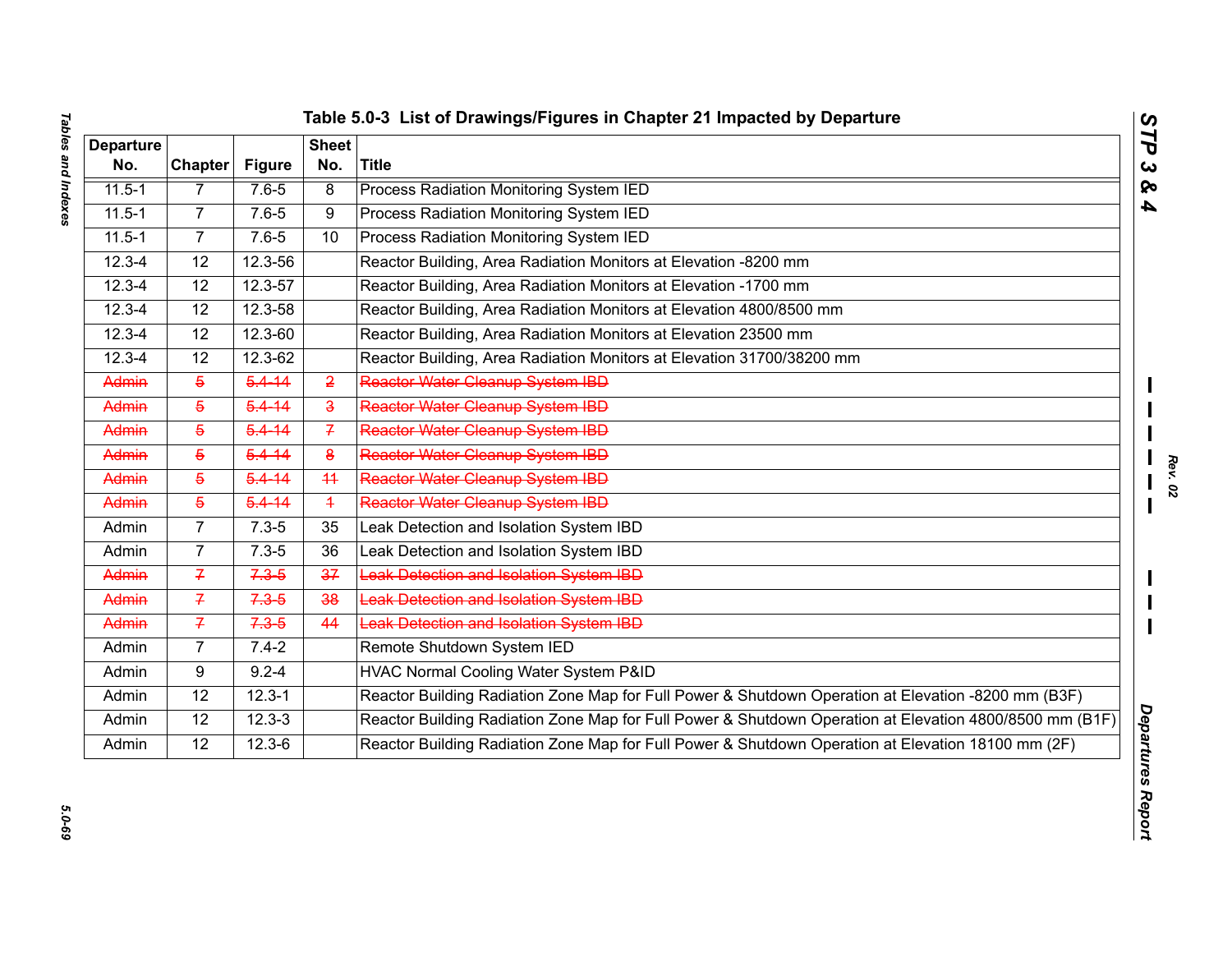# Table 5.0-3 List of Drawings/Figures in Chapter 21 Impacted by Departure

| Departure No. | Chapter | Figure | Sheet No. | Title |
|---|---|---|---|---|
| 11.5-1 | 7 | 7.6-5 | 8 | Process Radiation Monitoring System IED |
| 11.5-1 | 7 | 7.6-5 | 9 | Process Radiation Monitoring System IED |
| 11.5-1 | 7 | 7.6-5 | 10 | Process Radiation Monitoring System IED |
| 12.3-4 | 12 | 12.3-56 | | Reactor Building, Area Radiation Monitors at Elevation -8200 mm |
| 12.3-4 | 12 | 12.3-57 | | Reactor Building, Area Radiation Monitors at Elevation -1700 mm |
| 12.3-4 | 12 | 12.3-58 | | Reactor Building, Area Radiation Monitors at Elevation 4800/8500 mm |
| 12.3-4 | 12 | 12.3-60 | | Reactor Building, Area Radiation Monitors at Elevation 23500 mm |
| 12.3-4 | 12 | 12.3-62 | | Reactor Building, Area Radiation Monitors at Elevation 31700/38200 mm |
| ~~Admin~~ | ~~5~~ | ~~5.4-14~~ | ~~2~~ | ~~Reactor Water Cleanup System IBD~~ |
| ~~Admin~~ | ~~5~~ | ~~5.4-14~~ | ~~3~~ | ~~Reactor Water Cleanup System IBD~~ |
| ~~Admin~~ | ~~5~~ | ~~5.4-14~~ | ~~7~~ | ~~Reactor Water Cleanup System IBD~~ |
| ~~Admin~~ | ~~5~~ | ~~5.4-14~~ | ~~8~~ | ~~Reactor Water Cleanup System IBD~~ |
| ~~Admin~~ | ~~5~~ | ~~5.4-14~~ | ~~11~~ | ~~Reactor Water Cleanup System IBD~~ |
| ~~Admin~~ | ~~5~~ | ~~5.4-14~~ | ~~1~~ | ~~Reactor Water Cleanup System IBD~~ |
| Admin | 7 | 7.3-5 | 35 | Leak Detection and Isolation System IBD |
| Admin | 7 | 7.3-5 | 36 | Leak Detection and Isolation System IBD |
| ~~Admin~~ | ~~7~~ | ~~7.3-5~~ | ~~37~~ | ~~Leak Detection and Isolation System IBD~~ |
| ~~Admin~~ | ~~7~~ | ~~7.3-5~~ | ~~38~~ | ~~Leak Detection and Isolation System IBD~~ |
| ~~Admin~~ | ~~7~~ | ~~7.3-5~~ | ~~44~~ | ~~Leak Detection and Isolation System IBD~~ |
| Admin | 7 | 7.4-2 | | Remote Shutdown System IED |
| Admin | 9 | 9.2-4 | | HVAC Normal Cooling Water System P&ID |
| Admin | 12 | 12.3-1 | | Reactor Building Radiation Zone Map for Full Power & Shutdown Operation at Elevation -8200 mm (B3F) |
| Admin | 12 | 12.3-3 | | Reactor Building Radiation Zone Map for Full Power & Shutdown Operation at Elevation 4800/8500 mm (B1F) |
| Admin | 12 | 12.3-6 | | Reactor Building Radiation Zone Map for Full Power & Shutdown Operation at Elevation 18100 mm (2F) |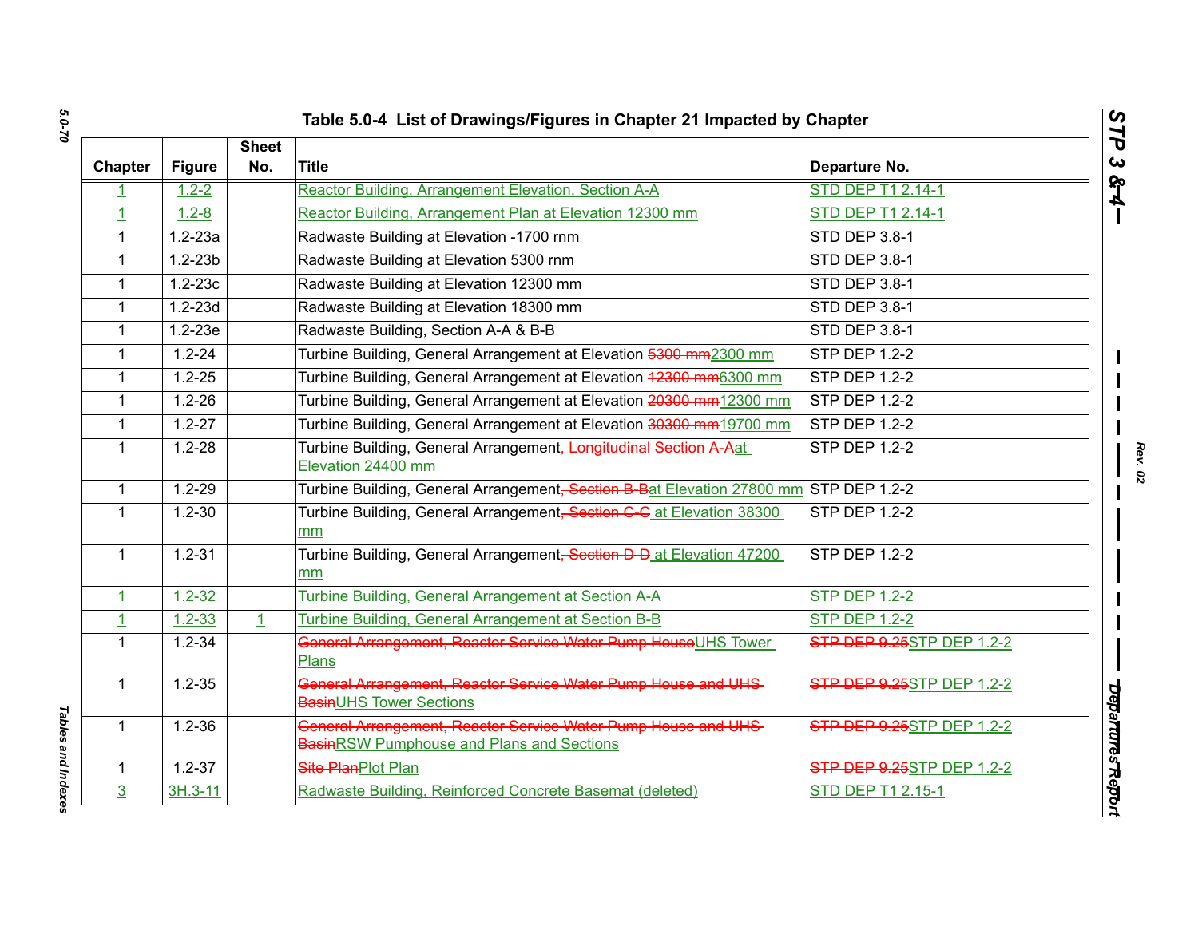### Table 5.0-4 List of Drawings/Figures in Chapter 21 Impacted by Chapter

| Chapter | Figure | Sheet No. | Title | Departure No. |
|---|---|---|---|---|
| 1 | 1.2-2 | | Reactor Building, Arrangement Elevation, Section A-A | STD DEP T1 2.14-1 |
| 1 | 1.2-8 | | Reactor Building, Arrangement Plan at Elevation 12300 mm | STD DEP T1 2.14-1 |
| 1 | 1.2-23a | | Radwaste Building at Elevation -1700 rnm | STD DEP 3.8-1 |
| 1 | 1.2-23b | | Radwaste Building at Elevation 5300 rnm | STD DEP 3.8-1 |
| 1 | 1.2-23c | | Radwaste Building at Elevation 12300 mm | STD DEP 3.8-1 |
| 1 | 1.2-23d | | Radwaste Building at Elevation 18300 mm | STD DEP 3.8-1 |
| 1 | 1.2-23e | | Radwaste Building, Section A-A & B-B | STD DEP 3.8-1 |
| 1 | 1.2-24 | | Turbine Building, General Arrangement at Elevation ~~5300 mm~~2300 mm | STP DEP 1.2-2 |
| 1 | 1.2-25 | | Turbine Building, General Arrangement at Elevation ~~12300 mm~~6300 mm | STP DEP 1.2-2 |
| 1 | 1.2-26 | | Turbine Building, General Arrangement at Elevation ~~20300 mm~~12300 mm | STP DEP 1.2-2 |
| 1 | 1.2-27 | | Turbine Building, General Arrangement at Elevation ~~30300 mm~~19700 mm | STP DEP 1.2-2 |
| 1 | 1.2-28 | | Turbine Building, General Arrangement~~, Longitudinal Section A-A~~at Elevation 24400 mm | STP DEP 1.2-2 |
| 1 | 1.2-29 | | Turbine Building, General Arrangement~~, Section B-B~~at Elevation 27800 mm | STP DEP 1.2-2 |
| 1 | 1.2-30 | | Turbine Building, General Arrangement~~, Section C-C~~ at Elevation 38300 mm | STP DEP 1.2-2 |
| 1 | 1.2-31 | | Turbine Building, General Arrangement~~, Section D-D~~ at Elevation 47200 mm | STP DEP 1.2-2 |
| 1 | 1.2-32 | | Turbine Building, General Arrangement at Section A-A | STP DEP 1.2-2 |
| 1 | 1.2-33 | 1 | Turbine Building, General Arrangement at Section B-B | STP DEP 1.2-2 |
| 1 | 1.2-34 | | ~~General Arrangement, Reactor Service Water Pump House~~UHS Tower Plans | ~~STP DEP 9.25~~STP DEP 1.2-2 |
| 1 | 1.2-35 | | ~~General Arrangement, Reactor Service Water Pump House and UHS Basin~~UHS Tower Sections | ~~STP DEP 9.25~~STP DEP 1.2-2 |
| 1 | 1.2-36 | | ~~General Arrangement, Reactor Service Water Pump House and UHS Basin~~RSW Pumphouse and Plans and Sections | ~~STP DEP 9.25~~STP DEP 1.2-2 |
| 1 | 1.2-37 | | ~~Site Plan~~Plot Plan | ~~STP DEP 9.25~~STP DEP 1.2-2 |
| 3 | 3H.3-11 | | Radwaste Building, Reinforced Concrete Basemat (deleted) | STD DEP T1 2.15-1 |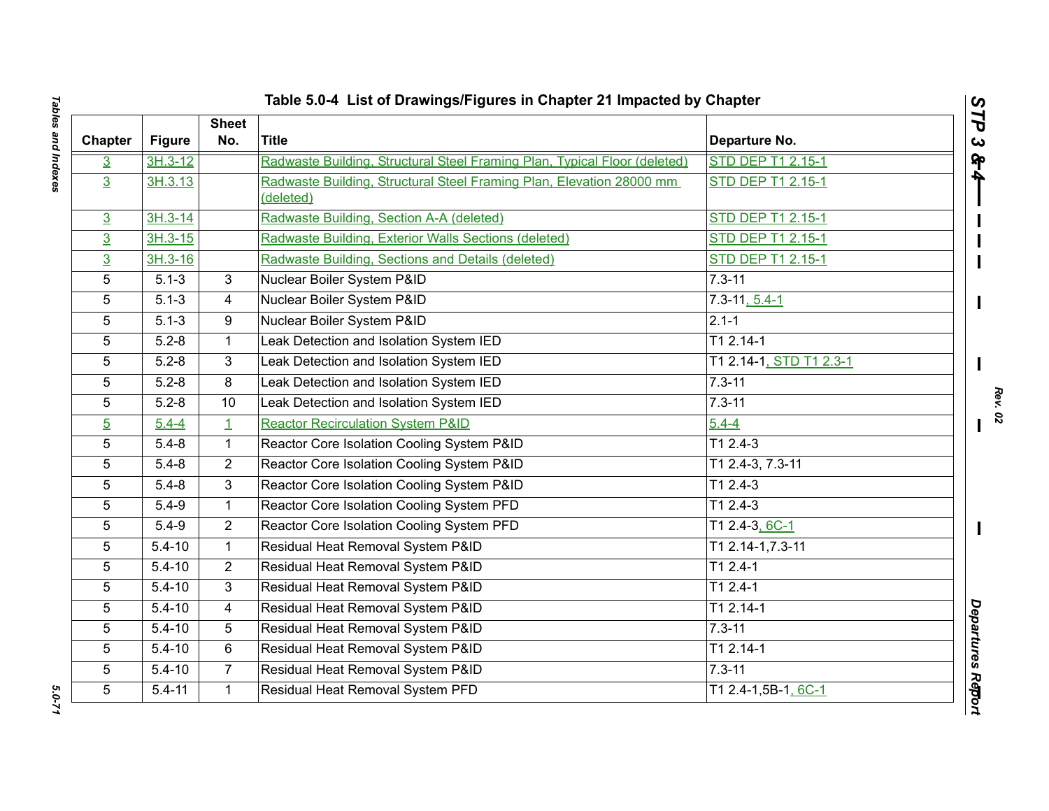### Table 5.0-4 List of Drawings/Figures in Chapter 21 Impacted by Chapter

| Chapter | Figure | Sheet No. | Title | Departure No. |
|---|---|---|---|---|
| 3 | 3H.3-12 | | Radwaste Building, Structural Steel Framing Plan, Typical Floor (deleted) | STD DEP T1 2.15-1 |
| 3 | 3H.3.13 | | Radwaste Building, Structural Steel Framing Plan, Elevation 28000 mm (deleted) | STD DEP T1 2.15-1 |
| 3 | 3H.3-14 | | Radwaste Building, Section A-A (deleted) | STD DEP T1 2.15-1 |
| 3 | 3H.3-15 | | Radwaste Building, Exterior Walls Sections (deleted) | STD DEP T1 2.15-1 |
| 3 | 3H.3-16 | | Radwaste Building, Sections and Details (deleted) | STD DEP T1 2.15-1 |
| 5 | 5.1-3 | 3 | Nuclear Boiler System P&ID | 7.3-11 |
| 5 | 5.1-3 | 4 | Nuclear Boiler System P&ID | 7.3-11, 5.4-1 |
| 5 | 5.1-3 | 9 | Nuclear Boiler System P&ID | 2.1-1 |
| 5 | 5.2-8 | 1 | Leak Detection and Isolation System IED | T1 2.14-1 |
| 5 | 5.2-8 | 3 | Leak Detection and Isolation System IED | T1 2.14-1, STD T1 2.3-1 |
| 5 | 5.2-8 | 8 | Leak Detection and Isolation System IED | 7.3-11 |
| 5 | 5.2-8 | 10 | Leak Detection and Isolation System IED | 7.3-11 |
| 5 | 5.4-4 | 1 | Reactor Recirculation System P&ID | 5.4-4 |
| 5 | 5.4-8 | 1 | Reactor Core Isolation Cooling System P&ID | T1 2.4-3 |
| 5 | 5.4-8 | 2 | Reactor Core Isolation Cooling System P&ID | T1 2.4-3, 7.3-11 |
| 5 | 5.4-8 | 3 | Reactor Core Isolation Cooling System P&ID | T1 2.4-3 |
| 5 | 5.4-9 | 1 | Reactor Core Isolation Cooling System PFD | T1 2.4-3 |
| 5 | 5.4-9 | 2 | Reactor Core Isolation Cooling System PFD | T1 2.4-3, 6C-1 |
| 5 | 5.4-10 | 1 | Residual Heat Removal System P&ID | T1 2.14-1,7.3-11 |
| 5 | 5.4-10 | 2 | Residual Heat Removal System P&ID | T1 2.4-1 |
| 5 | 5.4-10 | 3 | Residual Heat Removal System P&ID | T1 2.4-1 |
| 5 | 5.4-10 | 4 | Residual Heat Removal System P&ID | T1 2.14-1 |
| 5 | 5.4-10 | 5 | Residual Heat Removal System P&ID | 7.3-11 |
| 5 | 5.4-10 | 6 | Residual Heat Removal System P&ID | T1 2.14-1 |
| 5 | 5.4-10 | 7 | Residual Heat Removal System P&ID | 7.3-11 |
| 5 | 5.4-11 | 1 | Residual Heat Removal System PFD | T1 2.4-1,5B-1, 6C-1 |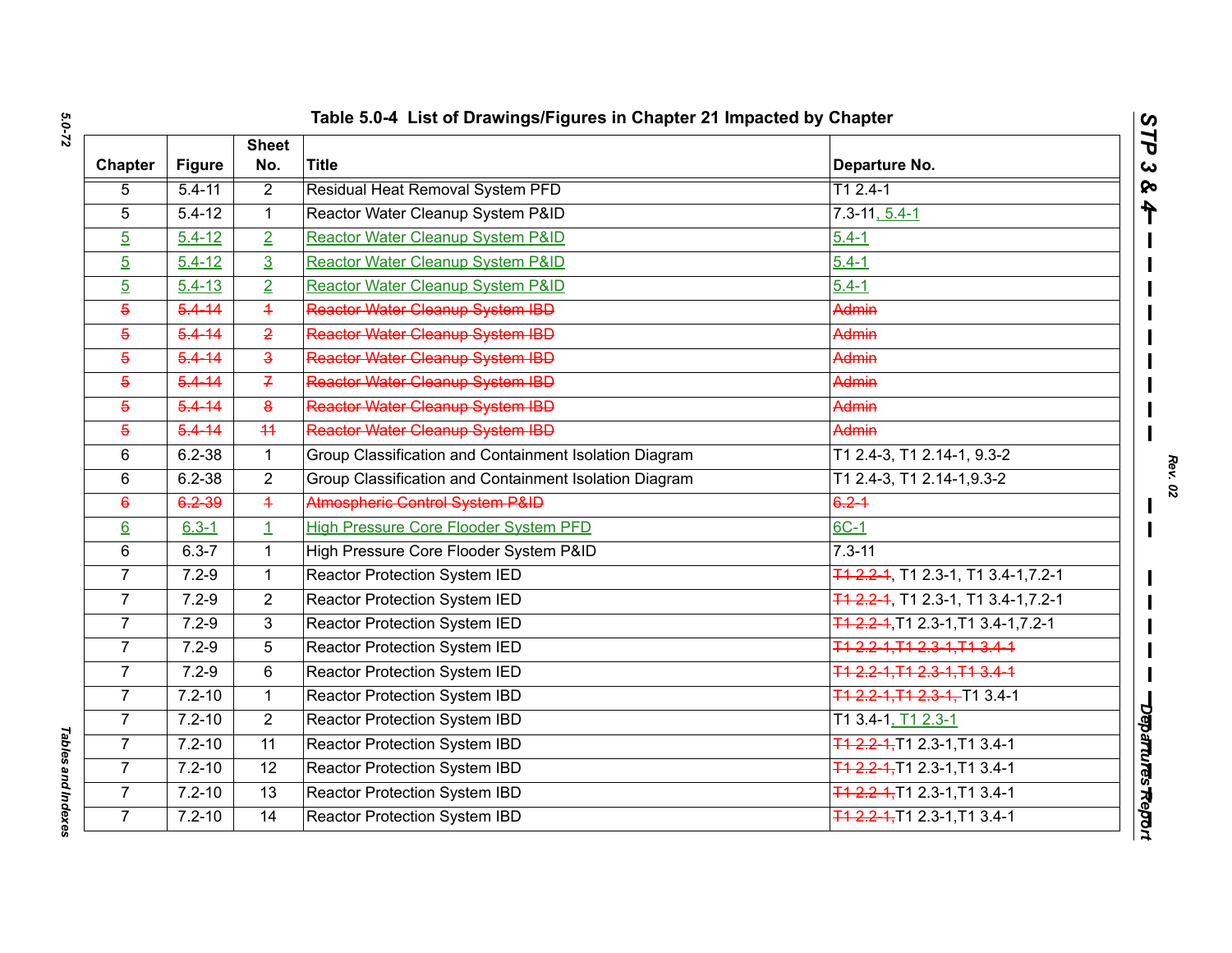### Table 5.0-4 List of Drawings/Figures in Chapter 21 Impacted by Chapter

| Chapter | Figure | Sheet No. | Title | Departure No. |
|---|---|---|---|---|
| 5 | 5.4-11 | 2 | Residual Heat Removal System PFD | T1 2.4-1 |
| 5 | 5.4-12 | 1 | Reactor Water Cleanup System P&ID | 7.3-11, 5.4-1 |
| 5 | 5.4-12 | 2 | Reactor Water Cleanup System P&ID | 5.4-1 |
| 5 | 5.4-12 | 3 | Reactor Water Cleanup System P&ID | 5.4-1 |
| 5 | 5.4-13 | 2 | Reactor Water Cleanup System P&ID | 5.4-1 |
| ~~5~~ | ~~5.4-14~~ | ~~1~~ | ~~Reactor Water Cleanup System IBD~~ | ~~Admin~~ |
| ~~5~~ | ~~5.4-14~~ | ~~2~~ | ~~Reactor Water Cleanup System IBD~~ | ~~Admin~~ |
| ~~5~~ | ~~5.4-14~~ | ~~3~~ | ~~Reactor Water Cleanup System IBD~~ | ~~Admin~~ |
| ~~5~~ | ~~5.4-14~~ | ~~7~~ | ~~Reactor Water Cleanup System IBD~~ | ~~Admin~~ |
| ~~5~~ | ~~5.4-14~~ | ~~8~~ | ~~Reactor Water Cleanup System IBD~~ | ~~Admin~~ |
| ~~5~~ | ~~5.4-14~~ | ~~11~~ | ~~Reactor Water Cleanup System IBD~~ | ~~Admin~~ |
| 6 | 6.2-38 | 1 | Group Classification and Containment Isolation Diagram | T1 2.4-3, T1 2.14-1, 9.3-2 |
| 6 | 6.2-38 | 2 | Group Classification and Containment Isolation Diagram | T1 2.4-3, T1 2.14-1,9.3-2 |
| ~~6~~ | ~~6.2-39~~ | ~~1~~ | ~~Atmospheric Control System P&ID~~ | ~~6.2-1~~ |
| 6 | 6.3-1 | 1 | High Pressure Core Flooder System PFD | 6C-1 |
| 6 | 6.3-7 | 1 | High Pressure Core Flooder System P&ID | 7.3-11 |
| 7 | 7.2-9 | 1 | Reactor Protection System IED | ~~T1 2.2-1~~, T1 2.3-1, T1 3.4-1,7.2-1 |
| 7 | 7.2-9 | 2 | Reactor Protection System IED | ~~T1 2.2-1~~, T1 2.3-1, T1 3.4-1,7.2-1 |
| 7 | 7.2-9 | 3 | Reactor Protection System IED | ~~T1 2.2-1~~,T1 2.3-1,T1 3.4-1,7.2-1 |
| 7 | 7.2-9 | 5 | Reactor Protection System IED | ~~T1 2.2-1,T1 2.3-1,T1 3.4-1~~ |
| 7 | 7.2-9 | 6 | Reactor Protection System IED | ~~T1 2.2-1,T1 2.3-1,T1 3.4-1~~ |
| 7 | 7.2-10 | 1 | Reactor Protection System IBD | ~~T1 2.2-1,T1 2.3-1,~~ T1 3.4-1 |
| 7 | 7.2-10 | 2 | Reactor Protection System IBD | T1 3.4-1, T1 2.3-1 |
| 7 | 7.2-10 | 11 | Reactor Protection System IBD | ~~T1 2.2-1,~~T1 2.3-1,T1 3.4-1 |
| 7 | 7.2-10 | 12 | Reactor Protection System IBD | ~~T1 2.2-1,~~T1 2.3-1,T1 3.4-1 |
| 7 | 7.2-10 | 13 | Reactor Protection System IBD | ~~T1 2.2-1,~~T1 2.3-1,T1 3.4-1 |
| 7 | 7.2-10 | 14 | Reactor Protection System IBD | ~~T1 2.2-1,~~T1 2.3-1,T1 3.4-1 |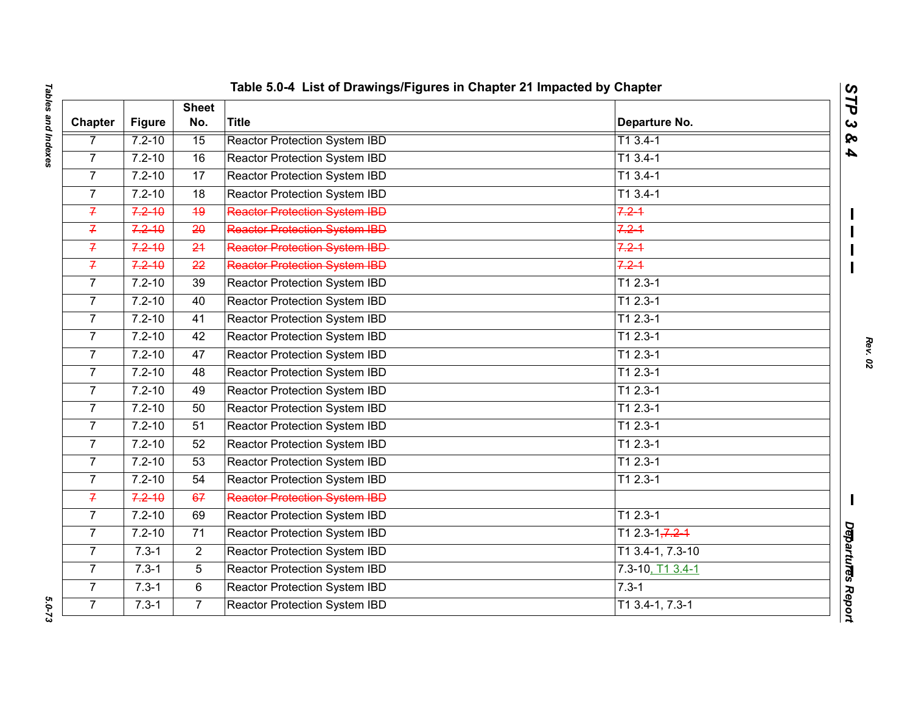# Table 5.0-4 List of Drawings/Figures in Chapter 21 Impacted by Chapter

| Chapter | Figure | Sheet No. | Title | Departure No. |
|---|---|---|---|---|
| 7 | 7.2-10 | 15 | Reactor Protection System IBD | T1 3.4-1 |
| 7 | 7.2-10 | 16 | Reactor Protection System IBD | T1 3.4-1 |
| 7 | 7.2-10 | 17 | Reactor Protection System IBD | T1 3.4-1 |
| 7 | 7.2-10 | 18 | Reactor Protection System IBD | T1 3.4-1 |
| ~~7~~ | ~~7.2-10~~ | ~~19~~ | ~~Reactor Protection System IBD~~ | ~~7.2-1~~ |
| ~~7~~ | ~~7.2-10~~ | ~~20~~ | ~~Reactor Protection System IBD~~ | ~~7.2-1~~ |
| ~~7~~ | ~~7.2-10~~ | ~~21~~ | ~~Reactor Protection System IBD~~ | ~~7.2-1~~ |
| ~~7~~ | ~~7.2-10~~ | ~~22~~ | ~~Reactor Protection System IBD~~ | ~~7.2-1~~ |
| 7 | 7.2-10 | 39 | Reactor Protection System IBD | T1 2.3-1 |
| 7 | 7.2-10 | 40 | Reactor Protection System IBD | T1 2.3-1 |
| 7 | 7.2-10 | 41 | Reactor Protection System IBD | T1 2.3-1 |
| 7 | 7.2-10 | 42 | Reactor Protection System IBD | T1 2.3-1 |
| 7 | 7.2-10 | 47 | Reactor Protection System IBD | T1 2.3-1 |
| 7 | 7.2-10 | 48 | Reactor Protection System IBD | T1 2.3-1 |
| 7 | 7.2-10 | 49 | Reactor Protection System IBD | T1 2.3-1 |
| 7 | 7.2-10 | 50 | Reactor Protection System IBD | T1 2.3-1 |
| 7 | 7.2-10 | 51 | Reactor Protection System IBD | T1 2.3-1 |
| 7 | 7.2-10 | 52 | Reactor Protection System IBD | T1 2.3-1 |
| 7 | 7.2-10 | 53 | Reactor Protection System IBD | T1 2.3-1 |
| 7 | 7.2-10 | 54 | Reactor Protection System IBD | T1 2.3-1 |
| ~~7~~ | ~~7.2-10~~ | ~~67~~ | ~~Reactor Protection System IBD~~ | |
| 7 | 7.2-10 | 69 | Reactor Protection System IBD | T1 2.3-1 |
| 7 | 7.2-10 | 71 | Reactor Protection System IBD | T1 2.3-1~~, 7.2-1~~ |
| 7 | 7.3-1 | 2 | Reactor Protection System IBD | T1 3.4-1, 7.3-10 |
| 7 | 7.3-1 | 5 | Reactor Protection System IBD | 7.3-10, T1 3.4-1 |
| 7 | 7.3-1 | 6 | Reactor Protection System IBD | 7.3-1 |
| 7 | 7.3-1 | 7 | Reactor Protection System IBD | T1 3.4-1, 7.3-1 |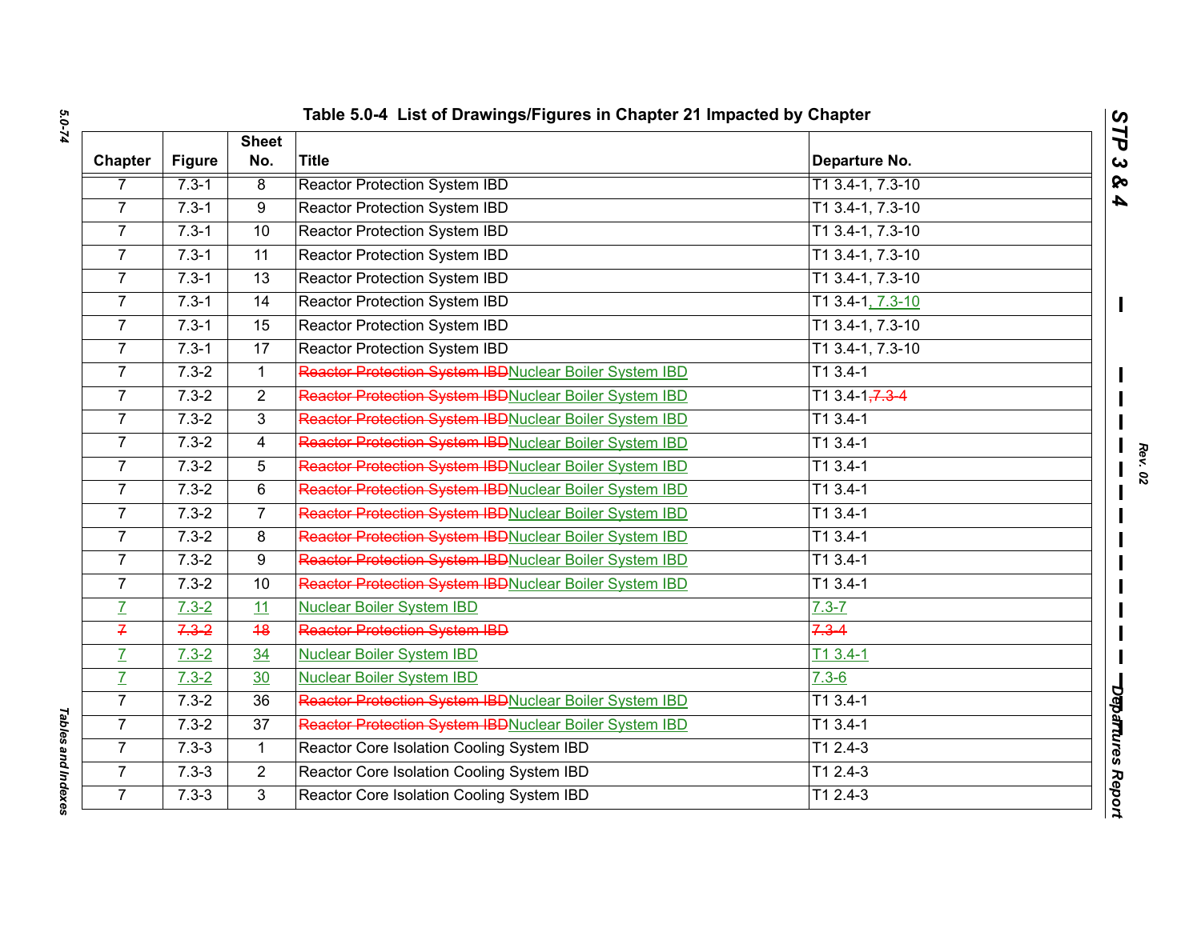## Table 5.0-4 List of Drawings/Figures in Chapter 21 Impacted by Chapter

| Chapter | Figure | Sheet No. | Title | Departure No. |
|---|---|---|---|---|
| 7 | 7.3-1 | 8 | Reactor Protection System IBD | T1 3.4-1, 7.3-10 |
| 7 | 7.3-1 | 9 | Reactor Protection System IBD | T1 3.4-1, 7.3-10 |
| 7 | 7.3-1 | 10 | Reactor Protection System IBD | T1 3.4-1, 7.3-10 |
| 7 | 7.3-1 | 11 | Reactor Protection System IBD | T1 3.4-1, 7.3-10 |
| 7 | 7.3-1 | 13 | Reactor Protection System IBD | T1 3.4-1, 7.3-10 |
| 7 | 7.3-1 | 14 | Reactor Protection System IBD | T1 3.4-1, 7.3-10 |
| 7 | 7.3-1 | 15 | Reactor Protection System IBD | T1 3.4-1, 7.3-10 |
| 7 | 7.3-1 | 17 | Reactor Protection System IBD | T1 3.4-1, 7.3-10 |
| 7 | 7.3-2 | 1 | ~~Reactor Protection System IBD~~Nuclear Boiler System IBD | T1 3.4-1 |
| 7 | 7.3-2 | 2 | ~~Reactor Protection System IBD~~Nuclear Boiler System IBD | T1 3.4-1~~, 7.3-4~~ |
| 7 | 7.3-2 | 3 | ~~Reactor Protection System IBD~~Nuclear Boiler System IBD | T1 3.4-1 |
| 7 | 7.3-2 | 4 | ~~Reactor Protection System IBD~~Nuclear Boiler System IBD | T1 3.4-1 |
| 7 | 7.3-2 | 5 | ~~Reactor Protection System IBD~~Nuclear Boiler System IBD | T1 3.4-1 |
| 7 | 7.3-2 | 6 | ~~Reactor Protection System IBD~~Nuclear Boiler System IBD | T1 3.4-1 |
| 7 | 7.3-2 | 7 | ~~Reactor Protection System IBD~~Nuclear Boiler System IBD | T1 3.4-1 |
| 7 | 7.3-2 | 8 | ~~Reactor Protection System IBD~~Nuclear Boiler System IBD | T1 3.4-1 |
| 7 | 7.3-2 | 9 | ~~Reactor Protection System IBD~~Nuclear Boiler System IBD | T1 3.4-1 |
| 7 | 7.3-2 | 10 | ~~Reactor Protection System IBD~~Nuclear Boiler System IBD | T1 3.4-1 |
| 7 | 7.3-2 | 11 | Nuclear Boiler System IBD | 7.3-7 |
| ~~7~~ | ~~7.3-2~~ | ~~18~~ | ~~Reactor Protection System IBD~~ | ~~7.3-4~~ |
| 7 | 7.3-2 | 34 | Nuclear Boiler System IBD | T1 3.4-1 |
| 7 | 7.3-2 | 30 | Nuclear Boiler System IBD | 7.3-6 |
| 7 | 7.3-2 | 36 | ~~Reactor Protection System IBD~~Nuclear Boiler System IBD | T1 3.4-1 |
| 7 | 7.3-2 | 37 | ~~Reactor Protection System IBD~~Nuclear Boiler System IBD | T1 3.4-1 |
| 7 | 7.3-3 | 1 | Reactor Core Isolation Cooling System IBD | T1 2.4-3 |
| 7 | 7.3-3 | 2 | Reactor Core Isolation Cooling System IBD | T1 2.4-3 |
| 7 | 7.3-3 | 3 | Reactor Core Isolation Cooling System IBD | T1 2.4-3 |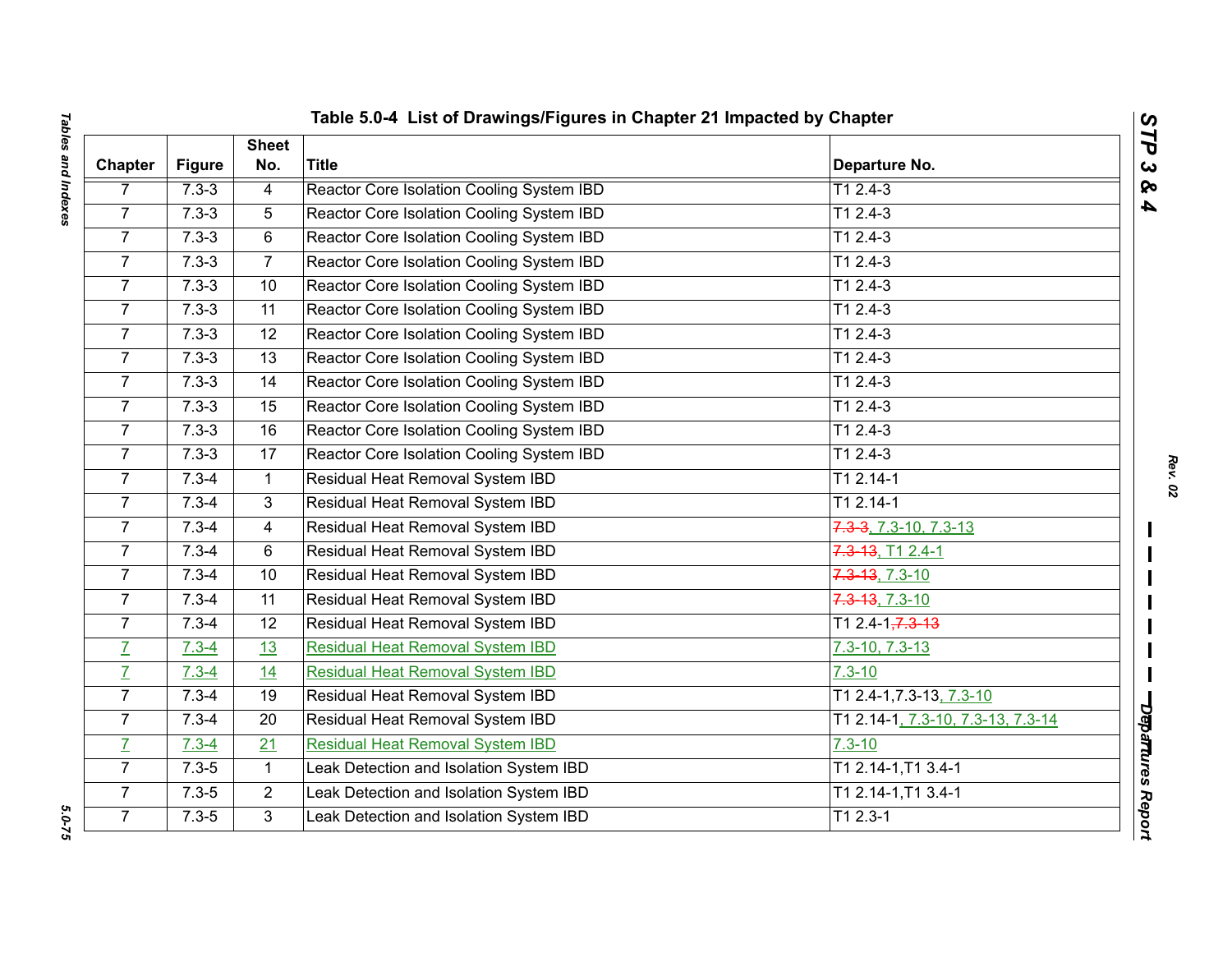## Table 5.0-4 List of Drawings/Figures in Chapter 21 Impacted by Chapter

| Chapter | Figure | Sheet No. | Title | Departure No. |
|---|---|---|---|---|
| 7 | 7.3-3 | 4 | Reactor Core Isolation Cooling System IBD | T1 2.4-3 |
| 7 | 7.3-3 | 5 | Reactor Core Isolation Cooling System IBD | T1 2.4-3 |
| 7 | 7.3-3 | 6 | Reactor Core Isolation Cooling System IBD | T1 2.4-3 |
| 7 | 7.3-3 | 7 | Reactor Core Isolation Cooling System IBD | T1 2.4-3 |
| 7 | 7.3-3 | 10 | Reactor Core Isolation Cooling System IBD | T1 2.4-3 |
| 7 | 7.3-3 | 11 | Reactor Core Isolation Cooling System IBD | T1 2.4-3 |
| 7 | 7.3-3 | 12 | Reactor Core Isolation Cooling System IBD | T1 2.4-3 |
| 7 | 7.3-3 | 13 | Reactor Core Isolation Cooling System IBD | T1 2.4-3 |
| 7 | 7.3-3 | 14 | Reactor Core Isolation Cooling System IBD | T1 2.4-3 |
| 7 | 7.3-3 | 15 | Reactor Core Isolation Cooling System IBD | T1 2.4-3 |
| 7 | 7.3-3 | 16 | Reactor Core Isolation Cooling System IBD | T1 2.4-3 |
| 7 | 7.3-3 | 17 | Reactor Core Isolation Cooling System IBD | T1 2.4-3 |
| 7 | 7.3-4 | 1 | Residual Heat Removal System IBD | T1 2.14-1 |
| 7 | 7.3-4 | 3 | Residual Heat Removal System IBD | T1 2.14-1 |
| 7 | 7.3-4 | 4 | Residual Heat Removal System IBD | ~~7.3-3~~, 7.3-10, 7.3-13 |
| 7 | 7.3-4 | 6 | Residual Heat Removal System IBD | ~~7.3-13~~, T1 2.4-1 |
| 7 | 7.3-4 | 10 | Residual Heat Removal System IBD | ~~7.3-13~~, 7.3-10 |
| 7 | 7.3-4 | 11 | Residual Heat Removal System IBD | ~~7.3-13~~, 7.3-10 |
| 7 | 7.3-4 | 12 | Residual Heat Removal System IBD | T1 2.4-1~~,7.3-13~~ |
| 7 | 7.3-4 | 13 | Residual Heat Removal System IBD | 7.3-10, 7.3-13 |
| 7 | 7.3-4 | 14 | Residual Heat Removal System IBD | 7.3-10 |
| 7 | 7.3-4 | 19 | Residual Heat Removal System IBD | T1 2.4-1,7.3-13, 7.3-10 |
| 7 | 7.3-4 | 20 | Residual Heat Removal System IBD | T1 2.14-1, 7.3-10, 7.3-13, 7.3-14 |
| 7 | 7.3-4 | 21 | Residual Heat Removal System IBD | 7.3-10 |
| 7 | 7.3-5 | 1 | Leak Detection and Isolation System IBD | T1 2.14-1,T1 3.4-1 |
| 7 | 7.3-5 | 2 | Leak Detection and Isolation System IBD | T1 2.14-1,T1 3.4-1 |
| 7 | 7.3-5 | 3 | Leak Detection and Isolation System IBD | T1 2.3-1 |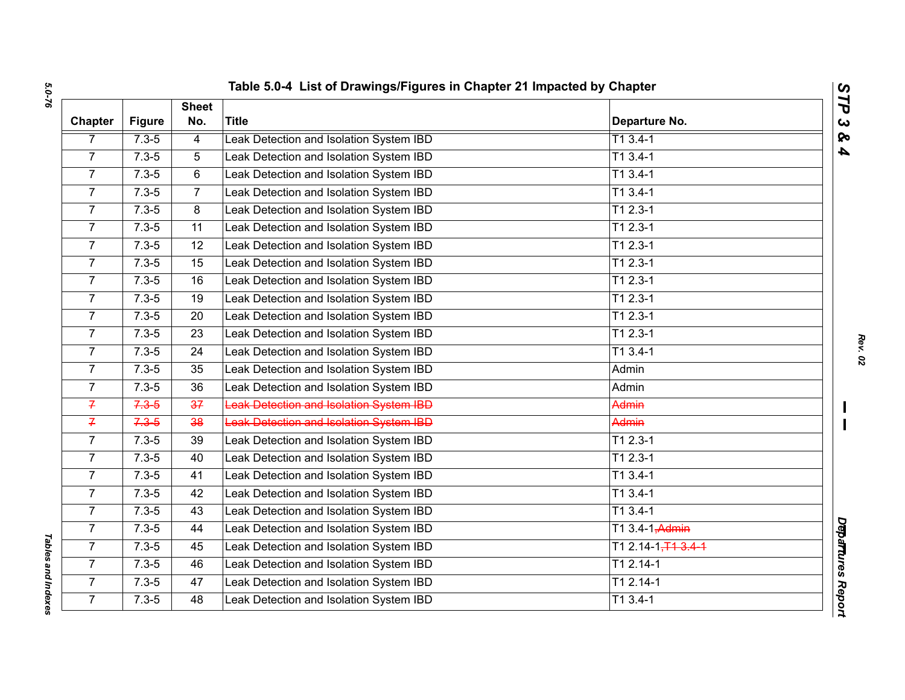# Table 5.0-4 List of Drawings/Figures in Chapter 21 Impacted by Chapter

| Chapter | Figure | Sheet No. | Title | Departure No. |
|---|---|---|---|---|
| 7 | 7.3-5 | 4 | Leak Detection and Isolation System IBD | T1 3.4-1 |
| 7 | 7.3-5 | 5 | Leak Detection and Isolation System IBD | T1 3.4-1 |
| 7 | 7.3-5 | 6 | Leak Detection and Isolation System IBD | T1 3.4-1 |
| 7 | 7.3-5 | 7 | Leak Detection and Isolation System IBD | T1 3.4-1 |
| 7 | 7.3-5 | 8 | Leak Detection and Isolation System IBD | T1 2.3-1 |
| 7 | 7.3-5 | 11 | Leak Detection and Isolation System IBD | T1 2.3-1 |
| 7 | 7.3-5 | 12 | Leak Detection and Isolation System IBD | T1 2.3-1 |
| 7 | 7.3-5 | 15 | Leak Detection and Isolation System IBD | T1 2.3-1 |
| 7 | 7.3-5 | 16 | Leak Detection and Isolation System IBD | T1 2.3-1 |
| 7 | 7.3-5 | 19 | Leak Detection and Isolation System IBD | T1 2.3-1 |
| 7 | 7.3-5 | 20 | Leak Detection and Isolation System IBD | T1 2.3-1 |
| 7 | 7.3-5 | 23 | Leak Detection and Isolation System IBD | T1 2.3-1 |
| 7 | 7.3-5 | 24 | Leak Detection and Isolation System IBD | T1 3.4-1 |
| 7 | 7.3-5 | 35 | Leak Detection and Isolation System IBD | Admin |
| 7 | 7.3-5 | 36 | Leak Detection and Isolation System IBD | Admin |
| ~~7~~ | ~~7.3-5~~ | ~~37~~ | ~~Leak Detection and Isolation System IBD~~ | ~~Admin~~ |
| ~~7~~ | ~~7.3-5~~ | ~~38~~ | ~~Leak Detection and Isolation System IBD~~ | ~~Admin~~ |
| 7 | 7.3-5 | 39 | Leak Detection and Isolation System IBD | T1 2.3-1 |
| 7 | 7.3-5 | 40 | Leak Detection and Isolation System IBD | T1 2.3-1 |
| 7 | 7.3-5 | 41 | Leak Detection and Isolation System IBD | T1 3.4-1 |
| 7 | 7.3-5 | 42 | Leak Detection and Isolation System IBD | T1 3.4-1 |
| 7 | 7.3-5 | 43 | Leak Detection and Isolation System IBD | T1 3.4-1 |
| 7 | 7.3-5 | 44 | Leak Detection and Isolation System IBD | T1 3.4-1~~, Admin~~ |
| 7 | 7.3-5 | 45 | Leak Detection and Isolation System IBD | T1 2.14-1~~, T1 3.4-1~~ |
| 7 | 7.3-5 | 46 | Leak Detection and Isolation System IBD | T1 2.14-1 |
| 7 | 7.3-5 | 47 | Leak Detection and Isolation System IBD | T1 2.14-1 |
| 7 | 7.3-5 | 48 | Leak Detection and Isolation System IBD | T1 3.4-1 |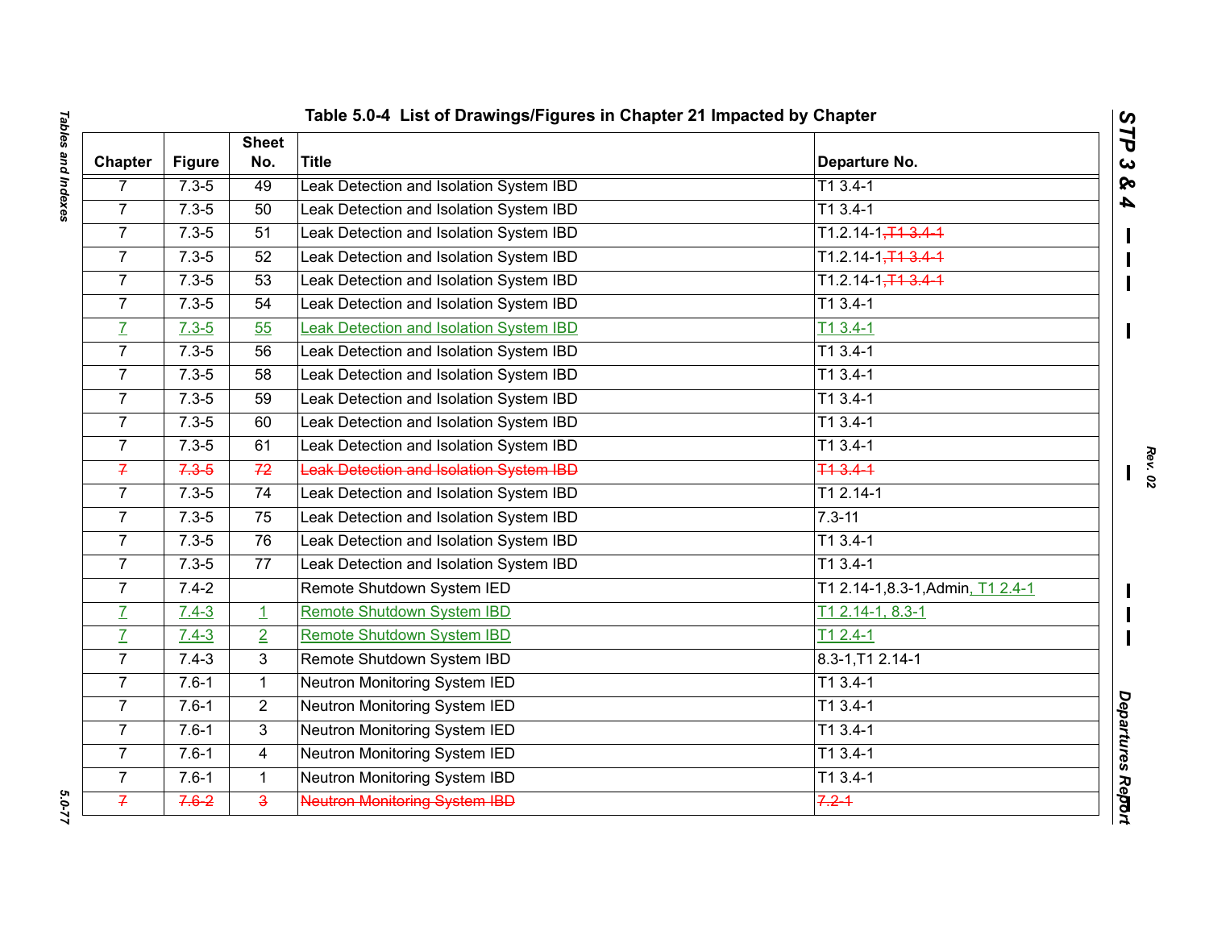## Table 5.0-4 List of Drawings/Figures in Chapter 21 Impacted by Chapter

| Chapter | Figure | Sheet No. | Title | Departure No. |
|---|---|---|---|---|
| 7 | 7.3-5 | 49 | Leak Detection and Isolation System IBD | T1 3.4-1 |
| 7 | 7.3-5 | 50 | Leak Detection and Isolation System IBD | T1 3.4-1 |
| 7 | 7.3-5 | 51 | Leak Detection and Isolation System IBD | T1.2.14-1,~~T1 3.4-1~~ |
| 7 | 7.3-5 | 52 | Leak Detection and Isolation System IBD | T1.2.14-1,~~T1 3.4-1~~ |
| 7 | 7.3-5 | 53 | Leak Detection and Isolation System IBD | T1.2.14-1,~~T1 3.4-1~~ |
| 7 | 7.3-5 | 54 | Leak Detection and Isolation System IBD | T1 3.4-1 |
| 7 | 7.3-5 | 55 | Leak Detection and Isolation System IBD | T1 3.4-1 |
| 7 | 7.3-5 | 56 | Leak Detection and Isolation System IBD | T1 3.4-1 |
| 7 | 7.3-5 | 58 | Leak Detection and Isolation System IBD | T1 3.4-1 |
| 7 | 7.3-5 | 59 | Leak Detection and Isolation System IBD | T1 3.4-1 |
| 7 | 7.3-5 | 60 | Leak Detection and Isolation System IBD | T1 3.4-1 |
| 7 | 7.3-5 | 61 | Leak Detection and Isolation System IBD | T1 3.4-1 |
| ~~7~~ | ~~7.3-5~~ | ~~72~~ | ~~Leak Detection and Isolation System IBD~~ | ~~T1 3.4-1~~ |
| 7 | 7.3-5 | 74 | Leak Detection and Isolation System IBD | T1 2.14-1 |
| 7 | 7.3-5 | 75 | Leak Detection and Isolation System IBD | 7.3-11 |
| 7 | 7.3-5 | 76 | Leak Detection and Isolation System IBD | T1 3.4-1 |
| 7 | 7.3-5 | 77 | Leak Detection and Isolation System IBD | T1 3.4-1 |
| 7 | 7.4-2 | | Remote Shutdown System IED | T1 2.14-1,8.3-1,Admin, T1 2.4-1 |
| 7 | 7.4-3 | 1 | Remote Shutdown System IBD | T1 2.14-1, 8.3-1 |
| 7 | 7.4-3 | 2 | Remote Shutdown System IBD | T1 2.4-1 |
| 7 | 7.4-3 | 3 | Remote Shutdown System IBD | 8.3-1,T1 2.14-1 |
| 7 | 7.6-1 | 1 | Neutron Monitoring System IED | T1 3.4-1 |
| 7 | 7.6-1 | 2 | Neutron Monitoring System IED | T1 3.4-1 |
| 7 | 7.6-1 | 3 | Neutron Monitoring System IED | T1 3.4-1 |
| 7 | 7.6-1 | 4 | Neutron Monitoring System IED | T1 3.4-1 |
| 7 | 7.6-1 | 1 | Neutron Monitoring System IBD | T1 3.4-1 |
| ~~7~~ | ~~7.6-2~~ | ~~3~~ | ~~Neutron Monitoring System IBD~~ | ~~7.2-1~~ |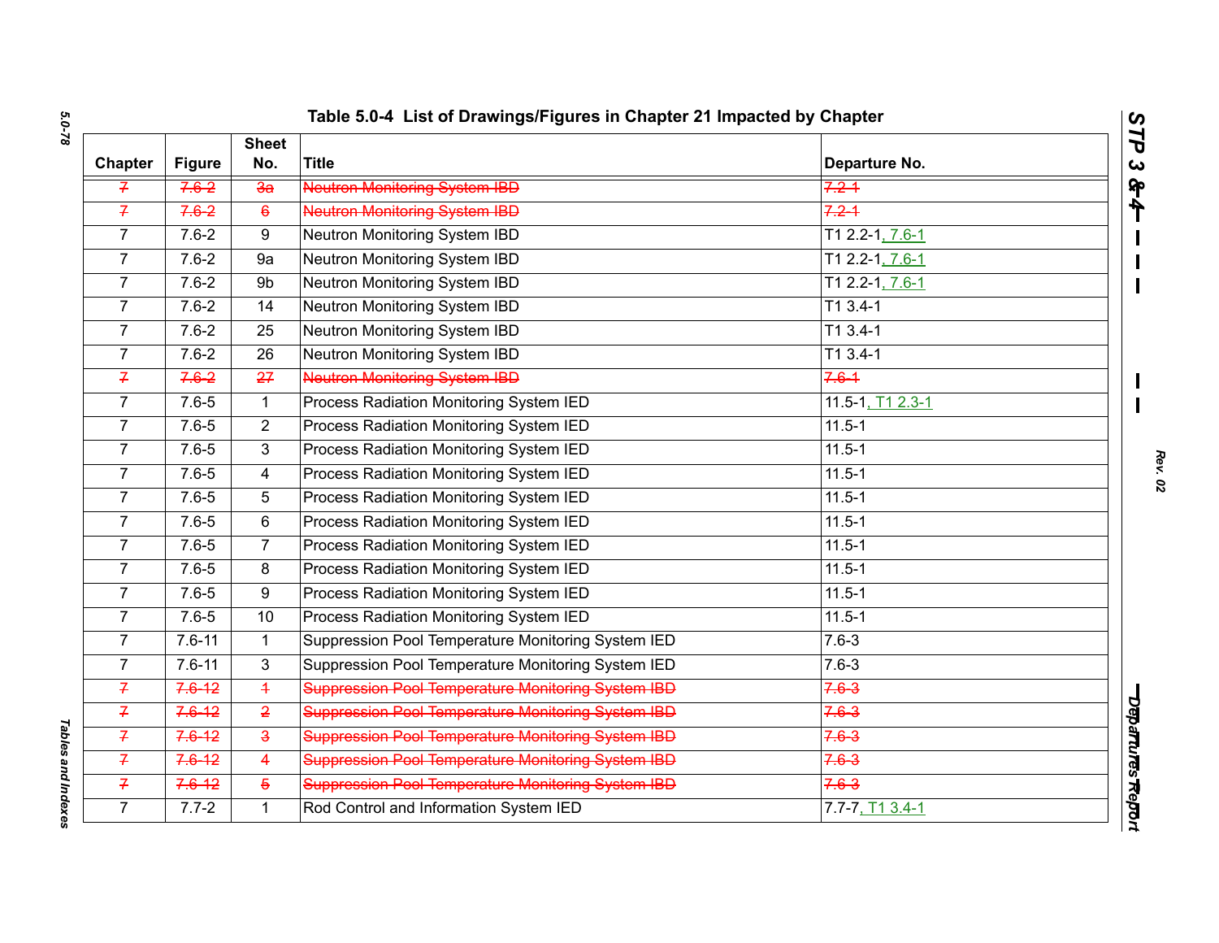## Table 5.0-4 List of Drawings/Figures in Chapter 21 Impacted by Chapter

| Chapter | Figure | Sheet No. | Title | Departure No. |
|---|---|---|---|---|
| ~~7~~ | ~~7.6-2~~ | ~~3a~~ | ~~Neutron Monitoring System IBD~~ | ~~7.2-1~~ |
| ~~7~~ | ~~7.6-2~~ | ~~6~~ | ~~Neutron Monitoring System IBD~~ | ~~7.2-1~~ |
| 7 | 7.6-2 | 9 | Neutron Monitoring System IBD | T1 2.2-1, 7.6-1 |
| 7 | 7.6-2 | 9a | Neutron Monitoring System IBD | T1 2.2-1, 7.6-1 |
| 7 | 7.6-2 | 9b | Neutron Monitoring System IBD | T1 2.2-1, 7.6-1 |
| 7 | 7.6-2 | 14 | Neutron Monitoring System IBD | T1 3.4-1 |
| 7 | 7.6-2 | 25 | Neutron Monitoring System IBD | T1 3.4-1 |
| 7 | 7.6-2 | 26 | Neutron Monitoring System IBD | T1 3.4-1 |
| ~~7~~ | ~~7.6-2~~ | ~~27~~ | ~~Neutron Monitoring System IBD~~ | ~~7.6-1~~ |
| 7 | 7.6-5 | 1 | Process Radiation Monitoring System IED | 11.5-1, T1 2.3-1 |
| 7 | 7.6-5 | 2 | Process Radiation Monitoring System IED | 11.5-1 |
| 7 | 7.6-5 | 3 | Process Radiation Monitoring System IED | 11.5-1 |
| 7 | 7.6-5 | 4 | Process Radiation Monitoring System IED | 11.5-1 |
| 7 | 7.6-5 | 5 | Process Radiation Monitoring System IED | 11.5-1 |
| 7 | 7.6-5 | 6 | Process Radiation Monitoring System IED | 11.5-1 |
| 7 | 7.6-5 | 7 | Process Radiation Monitoring System IED | 11.5-1 |
| 7 | 7.6-5 | 8 | Process Radiation Monitoring System IED | 11.5-1 |
| 7 | 7.6-5 | 9 | Process Radiation Monitoring System IED | 11.5-1 |
| 7 | 7.6-5 | 10 | Process Radiation Monitoring System IED | 11.5-1 |
| 7 | 7.6-11 | 1 | Suppression Pool Temperature Monitoring System IED | 7.6-3 |
| 7 | 7.6-11 | 3 | Suppression Pool Temperature Monitoring System IED | 7.6-3 |
| ~~7~~ | ~~7.6-12~~ | ~~1~~ | ~~Suppression Pool Temperature Monitoring System IBD~~ | ~~7.6-3~~ |
| ~~7~~ | ~~7.6-12~~ | ~~2~~ | ~~Suppression Pool Temperature Monitoring System IBD~~ | ~~7.6-3~~ |
| ~~7~~ | ~~7.6-12~~ | ~~3~~ | ~~Suppression Pool Temperature Monitoring System IBD~~ | ~~7.6-3~~ |
| ~~7~~ | ~~7.6-12~~ | ~~4~~ | ~~Suppression Pool Temperature Monitoring System IBD~~ | ~~7.6-3~~ |
| ~~7~~ | ~~7.6-12~~ | ~~5~~ | ~~Suppression Pool Temperature Monitoring System IBD~~ | ~~7.6-3~~ |
| 7 | 7.7-2 | 1 | Rod Control and Information System IED | 7.7-7, T1 3.4-1 |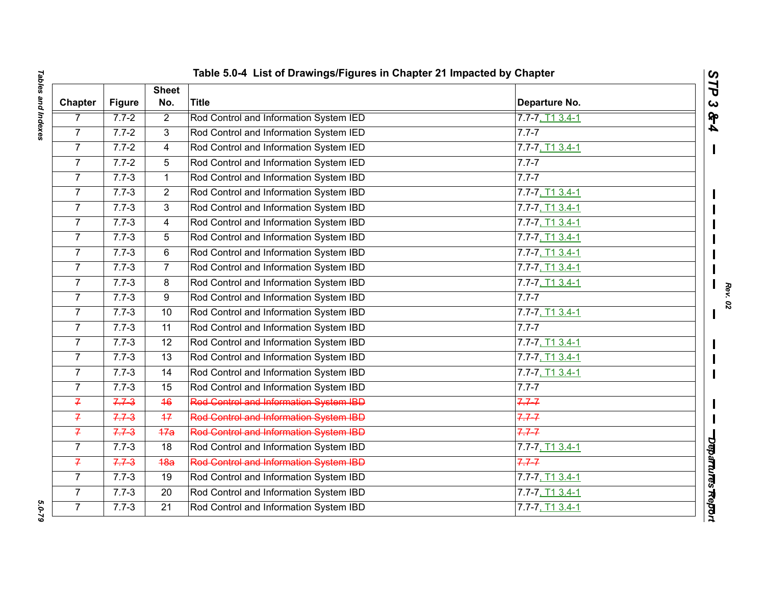## Table 5.0-4 List of Drawings/Figures in Chapter 21 Impacted by Chapter

| Chapter | Figure | Sheet No. | Title | Departure No. |
|---|---|---|---|---|
| 7 | 7.7-2 | 2 | Rod Control and Information System IED | 7.7-7, T1 3.4-1 |
| 7 | 7.7-2 | 3 | Rod Control and Information System IED | 7.7-7 |
| 7 | 7.7-2 | 4 | Rod Control and Information System IED | 7.7-7, T1 3.4-1 |
| 7 | 7.7-2 | 5 | Rod Control and Information System IED | 7.7-7 |
| 7 | 7.7-3 | 1 | Rod Control and Information System IBD | 7.7-7 |
| 7 | 7.7-3 | 2 | Rod Control and Information System IBD | 7.7-7, T1 3.4-1 |
| 7 | 7.7-3 | 3 | Rod Control and Information System IBD | 7.7-7, T1 3.4-1 |
| 7 | 7.7-3 | 4 | Rod Control and Information System IBD | 7.7-7, T1 3.4-1 |
| 7 | 7.7-3 | 5 | Rod Control and Information System IBD | 7.7-7, T1 3.4-1 |
| 7 | 7.7-3 | 6 | Rod Control and Information System IBD | 7.7-7, T1 3.4-1 |
| 7 | 7.7-3 | 7 | Rod Control and Information System IBD | 7.7-7, T1 3.4-1 |
| 7 | 7.7-3 | 8 | Rod Control and Information System IBD | 7.7-7, T1 3.4-1 |
| 7 | 7.7-3 | 9 | Rod Control and Information System IBD | 7.7-7 |
| 7 | 7.7-3 | 10 | Rod Control and Information System IBD | 7.7-7, T1 3.4-1 |
| 7 | 7.7-3 | 11 | Rod Control and Information System IBD | 7.7-7 |
| 7 | 7.7-3 | 12 | Rod Control and Information System IBD | 7.7-7, T1 3.4-1 |
| 7 | 7.7-3 | 13 | Rod Control and Information System IBD | 7.7-7, T1 3.4-1 |
| 7 | 7.7-3 | 14 | Rod Control and Information System IBD | 7.7-7, T1 3.4-1 |
| 7 | 7.7-3 | 15 | Rod Control and Information System IBD | 7.7-7 |
| ~~7~~ | ~~7.7-3~~ | ~~16~~ | ~~Rod Control and Information System IBD~~ | ~~7.7-7~~ |
| ~~7~~ | ~~7.7-3~~ | ~~17~~ | ~~Rod Control and Information System IBD~~ | ~~7.7-7~~ |
| ~~7~~ | ~~7.7-3~~ | ~~17a~~ | ~~Rod Control and Information System IBD~~ | ~~7.7-7~~ |
| 7 | 7.7-3 | 18 | Rod Control and Information System IBD | 7.7-7, T1 3.4-1 |
| ~~7~~ | ~~7.7-3~~ | ~~18a~~ | ~~Rod Control and Information System IBD~~ | ~~7.7-7~~ |
| 7 | 7.7-3 | 19 | Rod Control and Information System IBD | 7.7-7, T1 3.4-1 |
| 7 | 7.7-3 | 20 | Rod Control and Information System IBD | 7.7-7, T1 3.4-1 |
| 7 | 7.7-3 | 21 | Rod Control and Information System IBD | 7.7-7, T1 3.4-1 |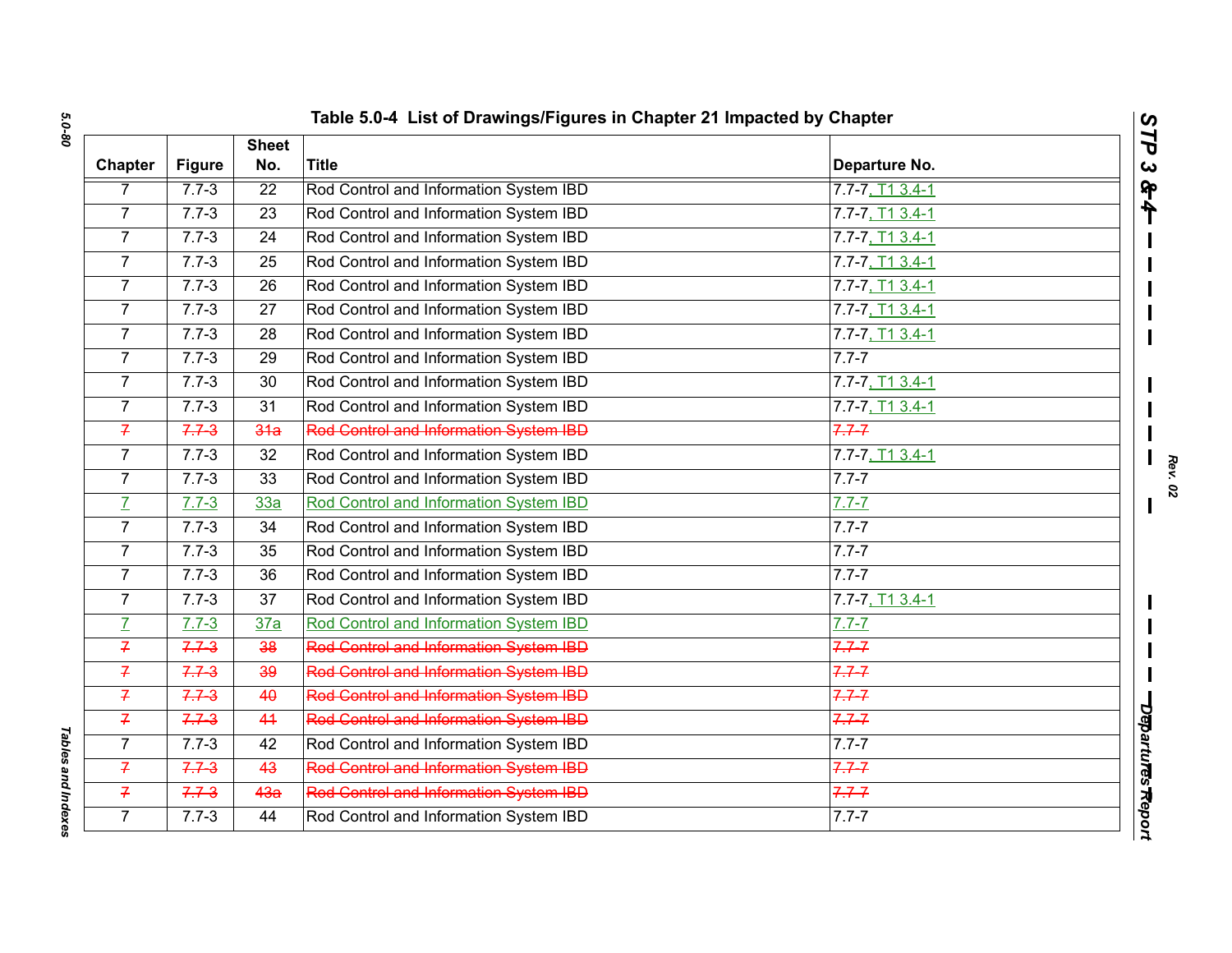## Table 5.0-4 List of Drawings/Figures in Chapter 21 Impacted by Chapter

| Chapter | Figure | Sheet No. | Title | Departure No. |
|---|---|---|---|---|
| 7 | 7.7-3 | 22 | Rod Control and Information System IBD | 7.7-7, T1 3.4-1 |
| 7 | 7.7-3 | 23 | Rod Control and Information System IBD | 7.7-7, T1 3.4-1 |
| 7 | 7.7-3 | 24 | Rod Control and Information System IBD | 7.7-7, T1 3.4-1 |
| 7 | 7.7-3 | 25 | Rod Control and Information System IBD | 7.7-7, T1 3.4-1 |
| 7 | 7.7-3 | 26 | Rod Control and Information System IBD | 7.7-7, T1 3.4-1 |
| 7 | 7.7-3 | 27 | Rod Control and Information System IBD | 7.7-7, T1 3.4-1 |
| 7 | 7.7-3 | 28 | Rod Control and Information System IBD | 7.7-7, T1 3.4-1 |
| 7 | 7.7-3 | 29 | Rod Control and Information System IBD | 7.7-7 |
| 7 | 7.7-3 | 30 | Rod Control and Information System IBD | 7.7-7, T1 3.4-1 |
| 7 | 7.7-3 | 31 | Rod Control and Information System IBD | 7.7-7, T1 3.4-1 |
| ~~7~~ | ~~7.7-3~~ | ~~31a~~ | ~~Rod Control and Information System IBD~~ | ~~7.7-7~~ |
| 7 | 7.7-3 | 32 | Rod Control and Information System IBD | 7.7-7, T1 3.4-1 |
| 7 | 7.7-3 | 33 | Rod Control and Information System IBD | 7.7-7 |
| 7 | 7.7-3 | 33a | Rod Control and Information System IBD | 7.7-7 |
| 7 | 7.7-3 | 34 | Rod Control and Information System IBD | 7.7-7 |
| 7 | 7.7-3 | 35 | Rod Control and Information System IBD | 7.7-7 |
| 7 | 7.7-3 | 36 | Rod Control and Information System IBD | 7.7-7 |
| 7 | 7.7-3 | 37 | Rod Control and Information System IBD | 7.7-7, T1 3.4-1 |
| 7 | 7.7-3 | 37a | Rod Control and Information System IBD | 7.7-7 |
| ~~7~~ | ~~7.7-3~~ | ~~38~~ | ~~Rod Control and Information System IBD~~ | ~~7.7-7~~ |
| ~~7~~ | ~~7.7-3~~ | ~~39~~ | ~~Rod Control and Information System IBD~~ | ~~7.7-7~~ |
| ~~7~~ | ~~7.7-3~~ | ~~40~~ | ~~Rod Control and Information System IBD~~ | ~~7.7-7~~ |
| ~~7~~ | ~~7.7-3~~ | ~~41~~ | ~~Rod Control and Information System IBD~~ | ~~7.7-7~~ |
| 7 | 7.7-3 | 42 | Rod Control and Information System IBD | 7.7-7 |
| ~~7~~ | ~~7.7-3~~ | ~~43~~ | ~~Rod Control and Information System IBD~~ | ~~7.7-7~~ |
| ~~7~~ | ~~7.7-3~~ | ~~43a~~ | ~~Rod Control and Information System IBD~~ | ~~7.7-7~~ |
| 7 | 7.7-3 | 44 | Rod Control and Information System IBD | 7.7-7 |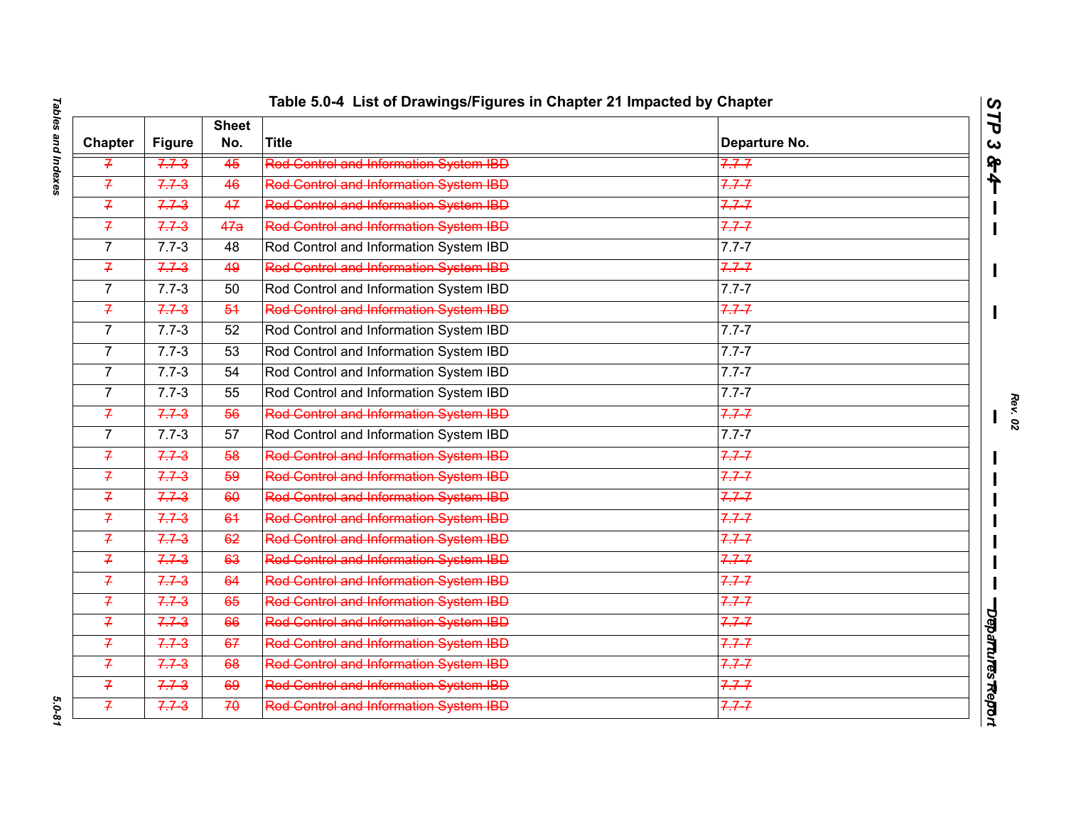# Table 5.0-4 List of Drawings/Figures in Chapter 21 Impacted by Chapter

| Chapter | Figure | Sheet No. | Title | Departure No. |
|---|---|---|---|---|
| ~~7~~ | ~~7.7-3~~ | ~~45~~ | ~~Rod Control and Information System IBD~~ | ~~7.7-7~~ |
| ~~7~~ | ~~7.7-3~~ | ~~46~~ | ~~Rod Control and Information System IBD~~ | ~~7.7-7~~ |
| ~~7~~ | ~~7.7-3~~ | ~~47~~ | ~~Rod Control and Information System IBD~~ | ~~7.7-7~~ |
| ~~7~~ | ~~7.7-3~~ | ~~47a~~ | ~~Rod Control and Information System IBD~~ | ~~7.7-7~~ |
| 7 | 7.7-3 | 48 | Rod Control and Information System IBD | 7.7-7 |
| ~~7~~ | ~~7.7-3~~ | ~~49~~ | ~~Rod Control and Information System IBD~~ | ~~7.7-7~~ |
| 7 | 7.7-3 | 50 | Rod Control and Information System IBD | 7.7-7 |
| ~~7~~ | ~~7.7-3~~ | ~~51~~ | ~~Rod Control and Information System IBD~~ | ~~7.7-7~~ |
| 7 | 7.7-3 | 52 | Rod Control and Information System IBD | 7.7-7 |
| 7 | 7.7-3 | 53 | Rod Control and Information System IBD | 7.7-7 |
| 7 | 7.7-3 | 54 | Rod Control and Information System IBD | 7.7-7 |
| 7 | 7.7-3 | 55 | Rod Control and Information System IBD | 7.7-7 |
| ~~7~~ | ~~7.7-3~~ | ~~56~~ | ~~Rod Control and Information System IBD~~ | ~~7.7-7~~ |
| 7 | 7.7-3 | 57 | Rod Control and Information System IBD | 7.7-7 |
| ~~7~~ | ~~7.7-3~~ | ~~58~~ | ~~Rod Control and Information System IBD~~ | ~~7.7-7~~ |
| ~~7~~ | ~~7.7-3~~ | ~~59~~ | ~~Rod Control and Information System IBD~~ | ~~7.7-7~~ |
| ~~7~~ | ~~7.7-3~~ | ~~60~~ | ~~Rod Control and Information System IBD~~ | ~~7.7-7~~ |
| ~~7~~ | ~~7.7-3~~ | ~~61~~ | ~~Rod Control and Information System IBD~~ | ~~7.7-7~~ |
| ~~7~~ | ~~7.7-3~~ | ~~62~~ | ~~Rod Control and Information System IBD~~ | ~~7.7-7~~ |
| ~~7~~ | ~~7.7-3~~ | ~~63~~ | ~~Rod Control and Information System IBD~~ | ~~7.7-7~~ |
| ~~7~~ | ~~7.7-3~~ | ~~64~~ | ~~Rod Control and Information System IBD~~ | ~~7.7-7~~ |
| ~~7~~ | ~~7.7-3~~ | ~~65~~ | ~~Rod Control and Information System IBD~~ | ~~7.7-7~~ |
| ~~7~~ | ~~7.7-3~~ | ~~66~~ | ~~Rod Control and Information System IBD~~ | ~~7.7-7~~ |
| ~~7~~ | ~~7.7-3~~ | ~~67~~ | ~~Rod Control and Information System IBD~~ | ~~7.7-7~~ |
| ~~7~~ | ~~7.7-3~~ | ~~68~~ | ~~Rod Control and Information System IBD~~ | ~~7.7-7~~ |
| ~~7~~ | ~~7.7-3~~ | ~~69~~ | ~~Rod Control and Information System IBD~~ | ~~7.7-7~~ |
| ~~7~~ | ~~7.7-3~~ | ~~70~~ | ~~Rod Control and Information System IBD~~ | ~~7.7-7~~ |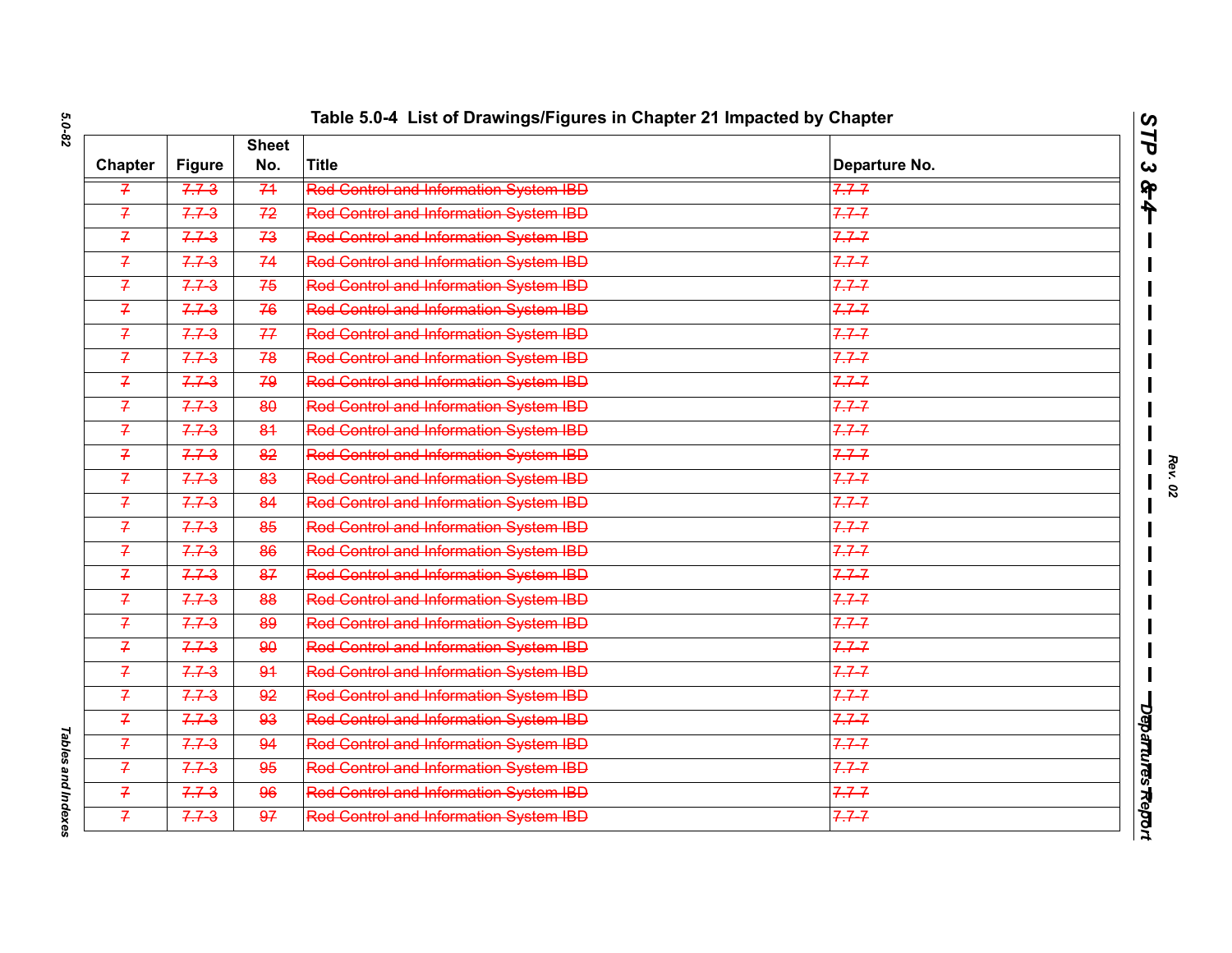## Table 5.0-4 List of Drawings/Figures in Chapter 21 Impacted by Chapter

| Chapter | Figure | Sheet No. | Title | Departure No. |
|---|---|---|---|---|
| ~~7~~ | ~~7.7-3~~ | ~~71~~ | ~~Rod Control and Information System IBD~~ | ~~7.7-7~~ |
| ~~7~~ | ~~7.7-3~~ | ~~72~~ | ~~Rod Control and Information System IBD~~ | ~~7.7-7~~ |
| ~~7~~ | ~~7.7-3~~ | ~~73~~ | ~~Rod Control and Information System IBD~~ | ~~7.7-7~~ |
| ~~7~~ | ~~7.7-3~~ | ~~74~~ | ~~Rod Control and Information System IBD~~ | ~~7.7-7~~ |
| ~~7~~ | ~~7.7-3~~ | ~~75~~ | ~~Rod Control and Information System IBD~~ | ~~7.7-7~~ |
| ~~7~~ | ~~7.7-3~~ | ~~76~~ | ~~Rod Control and Information System IBD~~ | ~~7.7-7~~ |
| ~~7~~ | ~~7.7-3~~ | ~~77~~ | ~~Rod Control and Information System IBD~~ | ~~7.7-7~~ |
| ~~7~~ | ~~7.7-3~~ | ~~78~~ | ~~Rod Control and Information System IBD~~ | ~~7.7-7~~ |
| ~~7~~ | ~~7.7-3~~ | ~~79~~ | ~~Rod Control and Information System IBD~~ | ~~7.7-7~~ |
| ~~7~~ | ~~7.7-3~~ | ~~80~~ | ~~Rod Control and Information System IBD~~ | ~~7.7-7~~ |
| ~~7~~ | ~~7.7-3~~ | ~~81~~ | ~~Rod Control and Information System IBD~~ | ~~7.7-7~~ |
| ~~7~~ | ~~7.7-3~~ | ~~82~~ | ~~Rod Control and Information System IBD~~ | ~~7.7-7~~ |
| ~~7~~ | ~~7.7-3~~ | ~~83~~ | ~~Rod Control and Information System IBD~~ | ~~7.7-7~~ |
| ~~7~~ | ~~7.7-3~~ | ~~84~~ | ~~Rod Control and Information System IBD~~ | ~~7.7-7~~ |
| ~~7~~ | ~~7.7-3~~ | ~~85~~ | ~~Rod Control and Information System IBD~~ | ~~7.7-7~~ |
| ~~7~~ | ~~7.7-3~~ | ~~86~~ | ~~Rod Control and Information System IBD~~ | ~~7.7-7~~ |
| ~~7~~ | ~~7.7-3~~ | ~~87~~ | ~~Rod Control and Information System IBD~~ | ~~7.7-7~~ |
| ~~7~~ | ~~7.7-3~~ | ~~88~~ | ~~Rod Control and Information System IBD~~ | ~~7.7-7~~ |
| ~~7~~ | ~~7.7-3~~ | ~~89~~ | ~~Rod Control and Information System IBD~~ | ~~7.7-7~~ |
| ~~7~~ | ~~7.7-3~~ | ~~90~~ | ~~Rod Control and Information System IBD~~ | ~~7.7-7~~ |
| ~~7~~ | ~~7.7-3~~ | ~~91~~ | ~~Rod Control and Information System IBD~~ | ~~7.7-7~~ |
| ~~7~~ | ~~7.7-3~~ | ~~92~~ | ~~Rod Control and Information System IBD~~ | ~~7.7-7~~ |
| ~~7~~ | ~~7.7-3~~ | ~~93~~ | ~~Rod Control and Information System IBD~~ | ~~7.7-7~~ |
| ~~7~~ | ~~7.7-3~~ | ~~94~~ | ~~Rod Control and Information System IBD~~ | ~~7.7-7~~ |
| ~~7~~ | ~~7.7-3~~ | ~~95~~ | ~~Rod Control and Information System IBD~~ | ~~7.7-7~~ |
| ~~7~~ | ~~7.7-3~~ | ~~96~~ | ~~Rod Control and Information System IBD~~ | ~~7.7-7~~ |
| ~~7~~ | ~~7.7-3~~ | ~~97~~ | ~~Rod Control and Information System IBD~~ | ~~7.7-7~~ |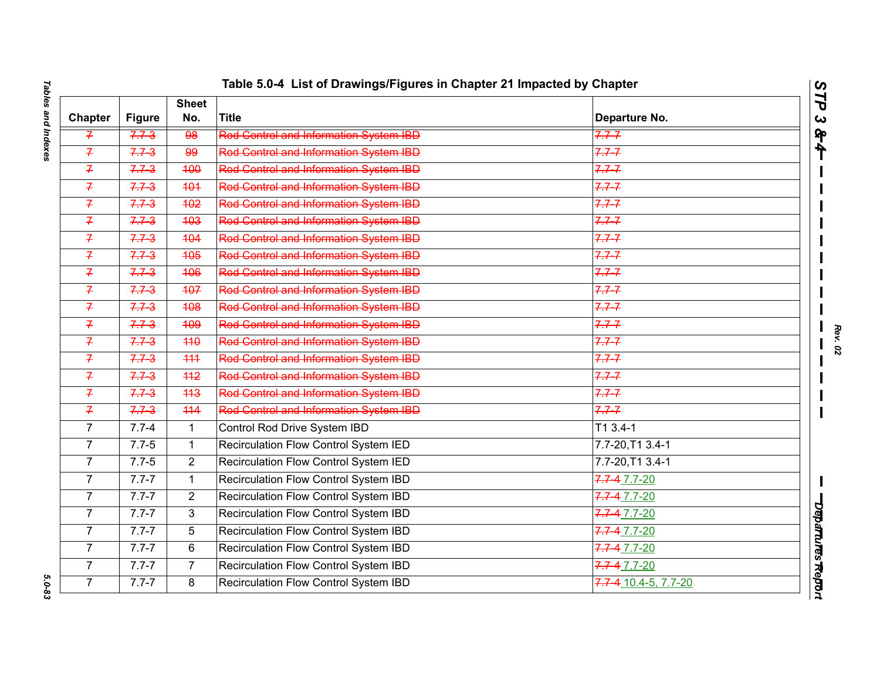## Table 5.0-4 List of Drawings/Figures in Chapter 21 Impacted by Chapter

| Chapter | Figure | Sheet No. | Title | Departure No. |
|---|---|---|---|---|
| ~~7~~ | ~~7.7-3~~ | ~~98~~ | ~~Rod Control and Information System IBD~~ | ~~7.7-7~~ |
| ~~7~~ | ~~7.7-3~~ | ~~99~~ | ~~Rod Control and Information System IBD~~ | ~~7.7-7~~ |
| ~~7~~ | ~~7.7-3~~ | ~~100~~ | ~~Rod Control and Information System IBD~~ | ~~7.7-7~~ |
| ~~7~~ | ~~7.7-3~~ | ~~101~~ | ~~Rod Control and Information System IBD~~ | ~~7.7-7~~ |
| ~~7~~ | ~~7.7-3~~ | ~~102~~ | ~~Rod Control and Information System IBD~~ | ~~7.7-7~~ |
| ~~7~~ | ~~7.7-3~~ | ~~103~~ | ~~Rod Control and Information System IBD~~ | ~~7.7-7~~ |
| ~~7~~ | ~~7.7-3~~ | ~~104~~ | ~~Rod Control and Information System IBD~~ | ~~7.7-7~~ |
| ~~7~~ | ~~7.7-3~~ | ~~105~~ | ~~Rod Control and Information System IBD~~ | ~~7.7-7~~ |
| ~~7~~ | ~~7.7-3~~ | ~~106~~ | ~~Rod Control and Information System IBD~~ | ~~7.7-7~~ |
| ~~7~~ | ~~7.7-3~~ | ~~107~~ | ~~Rod Control and Information System IBD~~ | ~~7.7-7~~ |
| ~~7~~ | ~~7.7-3~~ | ~~108~~ | ~~Rod Control and Information System IBD~~ | ~~7.7-7~~ |
| ~~7~~ | ~~7.7-3~~ | ~~109~~ | ~~Rod Control and Information System IBD~~ | ~~7.7-7~~ |
| ~~7~~ | ~~7.7-3~~ | ~~110~~ | ~~Rod Control and Information System IBD~~ | ~~7.7-7~~ |
| ~~7~~ | ~~7.7-3~~ | ~~111~~ | ~~Rod Control and Information System IBD~~ | ~~7.7-7~~ |
| ~~7~~ | ~~7.7-3~~ | ~~112~~ | ~~Rod Control and Information System IBD~~ | ~~7.7-7~~ |
| ~~7~~ | ~~7.7-3~~ | ~~113~~ | ~~Rod Control and Information System IBD~~ | ~~7.7-7~~ |
| ~~7~~ | ~~7.7-3~~ | ~~114~~ | ~~Rod Control and Information System IBD~~ | ~~7.7-7~~ |
| 7 | 7.7-4 | 1 | Control Rod Drive System IBD | T1 3.4-1 |
| 7 | 7.7-5 | 1 | Recirculation Flow Control System IED | 7.7-20,T1 3.4-1 |
| 7 | 7.7-5 | 2 | Recirculation Flow Control System IED | 7.7-20,T1 3.4-1 |
| 7 | 7.7-7 | 1 | Recirculation Flow Control System IBD | ~~7.7-4~~ 7.7-20 |
| 7 | 7.7-7 | 2 | Recirculation Flow Control System IBD | ~~7.7-4~~ 7.7-20 |
| 7 | 7.7-7 | 3 | Recirculation Flow Control System IBD | ~~7.7-4~~ 7.7-20 |
| 7 | 7.7-7 | 5 | Recirculation Flow Control System IBD | ~~7.7-4~~ 7.7-20 |
| 7 | 7.7-7 | 6 | Recirculation Flow Control System IBD | ~~7.7-4~~ 7.7-20 |
| 7 | 7.7-7 | 7 | Recirculation Flow Control System IBD | ~~7.7-4~~ 7.7-20 |
| 7 | 7.7-7 | 8 | Recirculation Flow Control System IBD | ~~7.7-4~~ 10.4-5, 7.7-20 |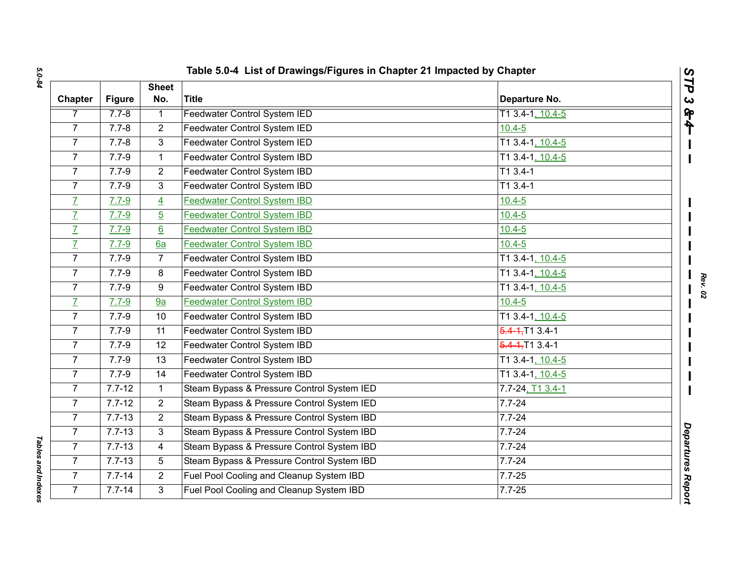# Table 5.0-4 List of Drawings/Figures in Chapter 21 Impacted by Chapter

| Chapter | Figure | Sheet No. | Title | Departure No. |
|---|---|---|---|---|
| 7 | 7.7-8 | 1 | Feedwater Control System IED | T1 3.4-1, 10.4-5 |
| 7 | 7.7-8 | 2 | Feedwater Control System IED | 10.4-5 |
| 7 | 7.7-8 | 3 | Feedwater Control System IED | T1 3.4-1, 10.4-5 |
| 7 | 7.7-9 | 1 | Feedwater Control System IBD | T1 3.4-1, 10.4-5 |
| 7 | 7.7-9 | 2 | Feedwater Control System IBD | T1 3.4-1 |
| 7 | 7.7-9 | 3 | Feedwater Control System IBD | T1 3.4-1 |
| 7 | 7.7-9 | 4 | Feedwater Control System IBD | 10.4-5 |
| 7 | 7.7-9 | 5 | Feedwater Control System IBD | 10.4-5 |
| 7 | 7.7-9 | 6 | Feedwater Control System IBD | 10.4-5 |
| 7 | 7.7-9 | 6a | Feedwater Control System IBD | 10.4-5 |
| 7 | 7.7-9 | 7 | Feedwater Control System IBD | T1 3.4-1, 10.4-5 |
| 7 | 7.7-9 | 8 | Feedwater Control System IBD | T1 3.4-1, 10.4-5 |
| 7 | 7.7-9 | 9 | Feedwater Control System IBD | T1 3.4-1, 10.4-5 |
| 7 | 7.7-9 | 9a | Feedwater Control System IBD | 10.4-5 |
| 7 | 7.7-9 | 10 | Feedwater Control System IBD | T1 3.4-1, 10.4-5 |
| 7 | 7.7-9 | 11 | Feedwater Control System IBD | ~~5.4-1,~~T1 3.4-1 |
| 7 | 7.7-9 | 12 | Feedwater Control System IBD | ~~5.4-1,~~T1 3.4-1 |
| 7 | 7.7-9 | 13 | Feedwater Control System IBD | T1 3.4-1, 10.4-5 |
| 7 | 7.7-9 | 14 | Feedwater Control System IBD | T1 3.4-1, 10.4-5 |
| 7 | 7.7-12 | 1 | Steam Bypass & Pressure Control System IED | 7.7-24, T1 3.4-1 |
| 7 | 7.7-12 | 2 | Steam Bypass & Pressure Control System IED | 7.7-24 |
| 7 | 7.7-13 | 2 | Steam Bypass & Pressure Control System IBD | 7.7-24 |
| 7 | 7.7-13 | 3 | Steam Bypass & Pressure Control System IBD | 7.7-24 |
| 7 | 7.7-13 | 4 | Steam Bypass & Pressure Control System IBD | 7.7-24 |
| 7 | 7.7-13 | 5 | Steam Bypass & Pressure Control System IBD | 7.7-24 |
| 7 | 7.7-14 | 2 | Fuel Pool Cooling and Cleanup System IBD | 7.7-25 |
| 7 | 7.7-14 | 3 | Fuel Pool Cooling and Cleanup System IBD | 7.7-25 |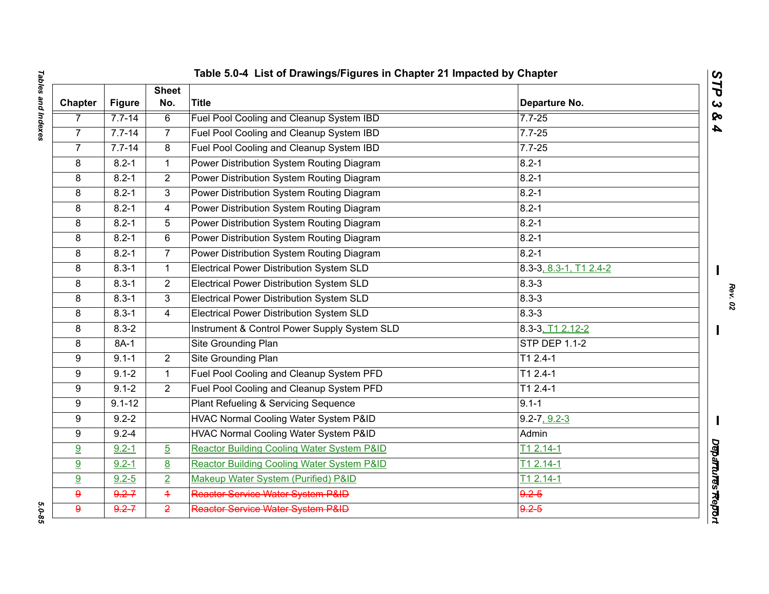## Table 5.0-4 List of Drawings/Figures in Chapter 21 Impacted by Chapter

| Chapter | Figure | Sheet No. | Title | Departure No. |
|---|---|---|---|---|
| 7 | 7.7-14 | 6 | Fuel Pool Cooling and Cleanup System IBD | 7.7-25 |
| 7 | 7.7-14 | 7 | Fuel Pool Cooling and Cleanup System IBD | 7.7-25 |
| 7 | 7.7-14 | 8 | Fuel Pool Cooling and Cleanup System IBD | 7.7-25 |
| 8 | 8.2-1 | 1 | Power Distribution System Routing Diagram | 8.2-1 |
| 8 | 8.2-1 | 2 | Power Distribution System Routing Diagram | 8.2-1 |
| 8 | 8.2-1 | 3 | Power Distribution System Routing Diagram | 8.2-1 |
| 8 | 8.2-1 | 4 | Power Distribution System Routing Diagram | 8.2-1 |
| 8 | 8.2-1 | 5 | Power Distribution System Routing Diagram | 8.2-1 |
| 8 | 8.2-1 | 6 | Power Distribution System Routing Diagram | 8.2-1 |
| 8 | 8.2-1 | 7 | Power Distribution System Routing Diagram | 8.2-1 |
| 8 | 8.3-1 | 1 | Electrical Power Distribution System SLD | 8.3-3, 8.3-1, T1 2.4-2 |
| 8 | 8.3-1 | 2 | Electrical Power Distribution System SLD | 8.3-3 |
| 8 | 8.3-1 | 3 | Electrical Power Distribution System SLD | 8.3-3 |
| 8 | 8.3-1 | 4 | Electrical Power Distribution System SLD | 8.3-3 |
| 8 | 8.3-2 | | Instrument & Control Power Supply System SLD | 8.3-3, T1 2.12-2 |
| 8 | 8A-1 | | Site Grounding Plan | STP DEP 1.1-2 |
| 9 | 9.1-1 | 2 | Site Grounding Plan | T1 2.4-1 |
| 9 | 9.1-2 | 1 | Fuel Pool Cooling and Cleanup System PFD | T1 2.4-1 |
| 9 | 9.1-2 | 2 | Fuel Pool Cooling and Cleanup System PFD | T1 2.4-1 |
| 9 | 9.1-12 | | Plant Refueling & Servicing Sequence | 9.1-1 |
| 9 | 9.2-2 | | HVAC Normal Cooling Water System P&ID | 9.2-7, 9.2-3 |
| 9 | 9.2-4 | | HVAC Normal Cooling Water System P&ID | Admin |
| 9 | 9.2-1 | 5 | Reactor Building Cooling Water System P&ID | T1 2.14-1 |
| 9 | 9.2-1 | 8 | Reactor Building Cooling Water System P&ID | T1 2.14-1 |
| 9 | 9.2-5 | 2 | Makeup Water System (Purified) P&ID | T1 2.14-1 |
| ~~9~~ | ~~9.2-7~~ | ~~1~~ | ~~Reactor Service Water System P&ID~~ | ~~9.2-5~~ |
| ~~9~~ | ~~9.2-7~~ | ~~2~~ | ~~Reactor Service Water System P&ID~~ | ~~9.2-5~~ |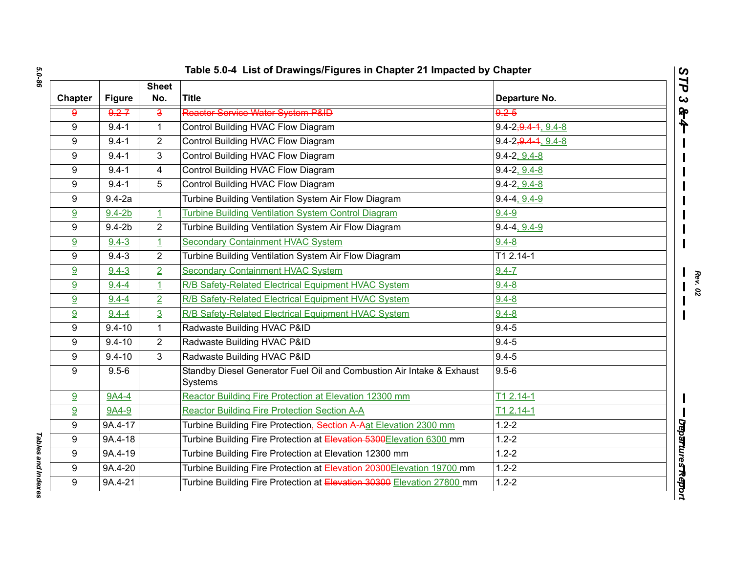### Table 5.0-4 List of Drawings/Figures in Chapter 21 Impacted by Chapter

| Chapter | Figure | Sheet No. | Title | Departure No. |
|---|---|---|---|---|
| ~~9~~ | ~~9.2-7~~ | ~~3~~ | ~~Reactor Service Water System P&ID~~ | ~~9.2-5~~ |
| 9 | 9.4-1 | 1 | Control Building HVAC Flow Diagram | 9.4-2,~~9.4-1~~, 9.4-8 |
| 9 | 9.4-1 | 2 | Control Building HVAC Flow Diagram | 9.4-2,~~9.4-1~~, 9.4-8 |
| 9 | 9.4-1 | 3 | Control Building HVAC Flow Diagram | 9.4-2, 9.4-8 |
| 9 | 9.4-1 | 4 | Control Building HVAC Flow Diagram | 9.4-2, 9.4-8 |
| 9 | 9.4-1 | 5 | Control Building HVAC Flow Diagram | 9.4-2, 9.4-8 |
| 9 | 9.4-2a | | Turbine Building Ventilation System Air Flow Diagram | 9.4-4, 9.4-9 |
| 9 | 9.4-2b | 1 | Turbine Building Ventilation System Control Diagram | 9.4-9 |
| 9 | 9.4-2b | 2 | Turbine Building Ventilation System Air Flow Diagram | 9.4-4, 9.4-9 |
| 9 | 9.4-3 | 1 | Secondary Containment HVAC System | 9.4-8 |
| 9 | 9.4-3 | 2 | Turbine Building Ventilation System Air Flow Diagram | T1 2.14-1 |
| 9 | 9.4-3 | 2 | Secondary Containment HVAC System | 9.4-7 |
| 9 | 9.4-4 | 1 | R/B Safety-Related Electrical Equipment HVAC System | 9.4-8 |
| 9 | 9.4-4 | 2 | R/B Safety-Related Electrical Equipment HVAC System | 9.4-8 |
| 9 | 9.4-4 | 3 | R/B Safety-Related Electrical Equipment HVAC System | 9.4-8 |
| 9 | 9.4-10 | 1 | Radwaste Building HVAC P&ID | 9.4-5 |
| 9 | 9.4-10 | 2 | Radwaste Building HVAC P&ID | 9.4-5 |
| 9 | 9.4-10 | 3 | Radwaste Building HVAC P&ID | 9.4-5 |
| 9 | 9.5-6 | | Standby Diesel Generator Fuel Oil and Combustion Air Intake & Exhaust Systems | 9.5-6 |
| 9 | 9A4-4 | | Reactor Building Fire Protection at Elevation 12300 mm | T1 2.14-1 |
| 9 | 9A4-9 | | Reactor Building Fire Protection Section A-A | T1 2.14-1 |
| 9 | 9A.4-17 | | Turbine Building Fire Protection~~, Section A-A~~at Elevation 2300 mm | 1.2-2 |
| 9 | 9A.4-18 | | Turbine Building Fire Protection at ~~Elevation 5300~~Elevation 6300 mm | 1.2-2 |
| 9 | 9A.4-19 | | Turbine Building Fire Protection at Elevation 12300 mm | 1.2-2 |
| 9 | 9A.4-20 | | Turbine Building Fire Protection at ~~Elevation 20300~~Elevation 19700 mm | 1.2-2 |
| 9 | 9A.4-21 | | Turbine Building Fire Protection at ~~Elevation 30300~~ Elevation 27800 mm | 1.2-2 |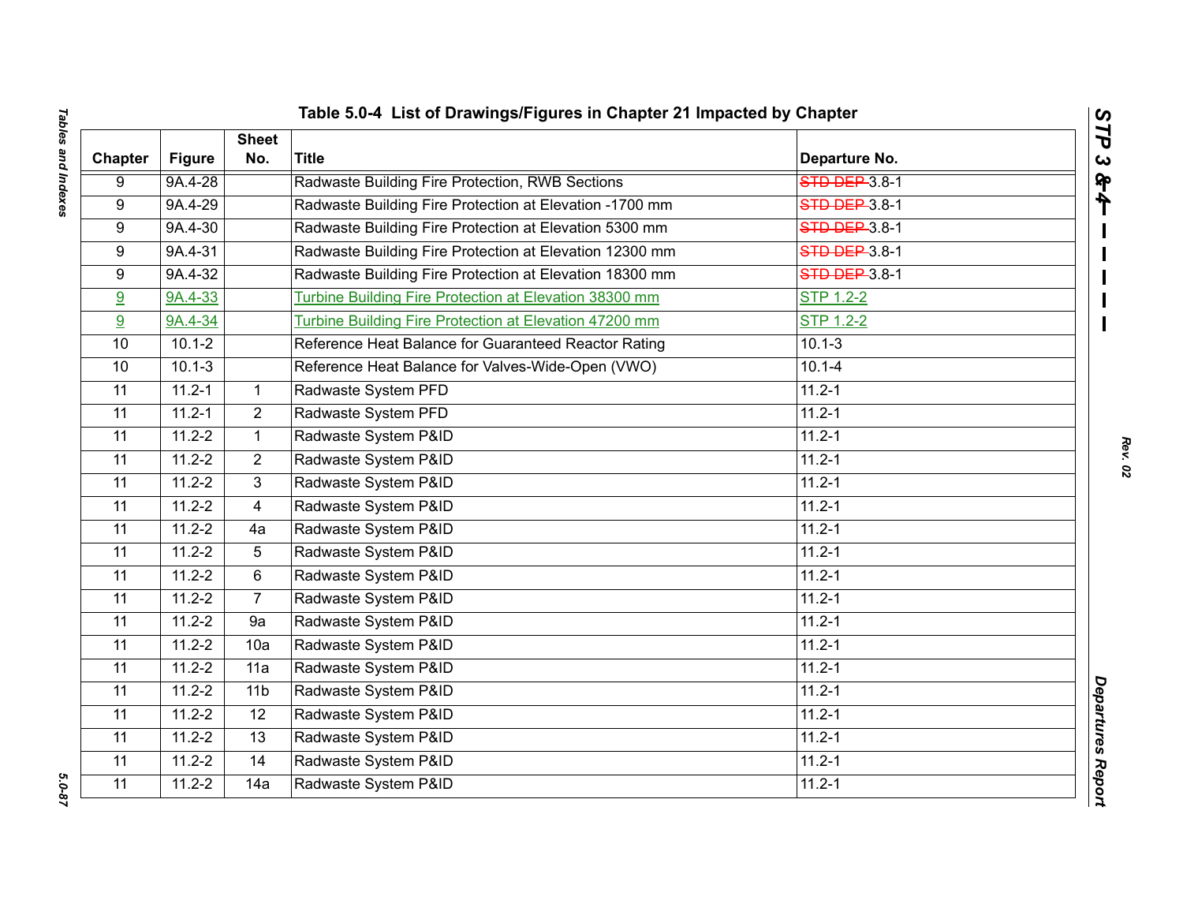**Table 5.0-4 List of Drawings/Figures in Chapter 21 Impacted by Chapter**

| Chapter | Figure | Sheet No. | Title | Departure No. |
|---|---|---|---|---|
| 9 | 9A.4-28 | | Radwaste Building Fire Protection, RWB Sections | ~~STD DEP~~ 3.8-1 |
| 9 | 9A.4-29 | | Radwaste Building Fire Protection at Elevation -1700 mm | ~~STD DEP~~ 3.8-1 |
| 9 | 9A.4-30 | | Radwaste Building Fire Protection at Elevation 5300 mm | ~~STD DEP~~ 3.8-1 |
| 9 | 9A.4-31 | | Radwaste Building Fire Protection at Elevation 12300 mm | ~~STD DEP~~ 3.8-1 |
| 9 | 9A.4-32 | | Radwaste Building Fire Protection at Elevation 18300 mm | ~~STD DEP~~ 3.8-1 |
| 9 | 9A.4-33 | | Turbine Building Fire Protection at Elevation 38300 mm | STP 1.2-2 |
| 9 | 9A.4-34 | | Turbine Building Fire Protection at Elevation 47200 mm | STP 1.2-2 |
| 10 | 10.1-2 | | Reference Heat Balance for Guaranteed Reactor Rating | 10.1-3 |
| 10 | 10.1-3 | | Reference Heat Balance for Valves-Wide-Open (VWO) | 10.1-4 |
| 11 | 11.2-1 | 1 | Radwaste System PFD | 11.2-1 |
| 11 | 11.2-1 | 2 | Radwaste System PFD | 11.2-1 |
| 11 | 11.2-2 | 1 | Radwaste System P&ID | 11.2-1 |
| 11 | 11.2-2 | 2 | Radwaste System P&ID | 11.2-1 |
| 11 | 11.2-2 | 3 | Radwaste System P&ID | 11.2-1 |
| 11 | 11.2-2 | 4 | Radwaste System P&ID | 11.2-1 |
| 11 | 11.2-2 | 4a | Radwaste System P&ID | 11.2-1 |
| 11 | 11.2-2 | 5 | Radwaste System P&ID | 11.2-1 |
| 11 | 11.2-2 | 6 | Radwaste System P&ID | 11.2-1 |
| 11 | 11.2-2 | 7 | Radwaste System P&ID | 11.2-1 |
| 11 | 11.2-2 | 9a | Radwaste System P&ID | 11.2-1 |
| 11 | 11.2-2 | 10a | Radwaste System P&ID | 11.2-1 |
| 11 | 11.2-2 | 11a | Radwaste System P&ID | 11.2-1 |
| 11 | 11.2-2 | 11b | Radwaste System P&ID | 11.2-1 |
| 11 | 11.2-2 | 12 | Radwaste System P&ID | 11.2-1 |
| 11 | 11.2-2 | 13 | Radwaste System P&ID | 11.2-1 |
| 11 | 11.2-2 | 14 | Radwaste System P&ID | 11.2-1 |
| 11 | 11.2-2 | 14a | Radwaste System P&ID | 11.2-1 |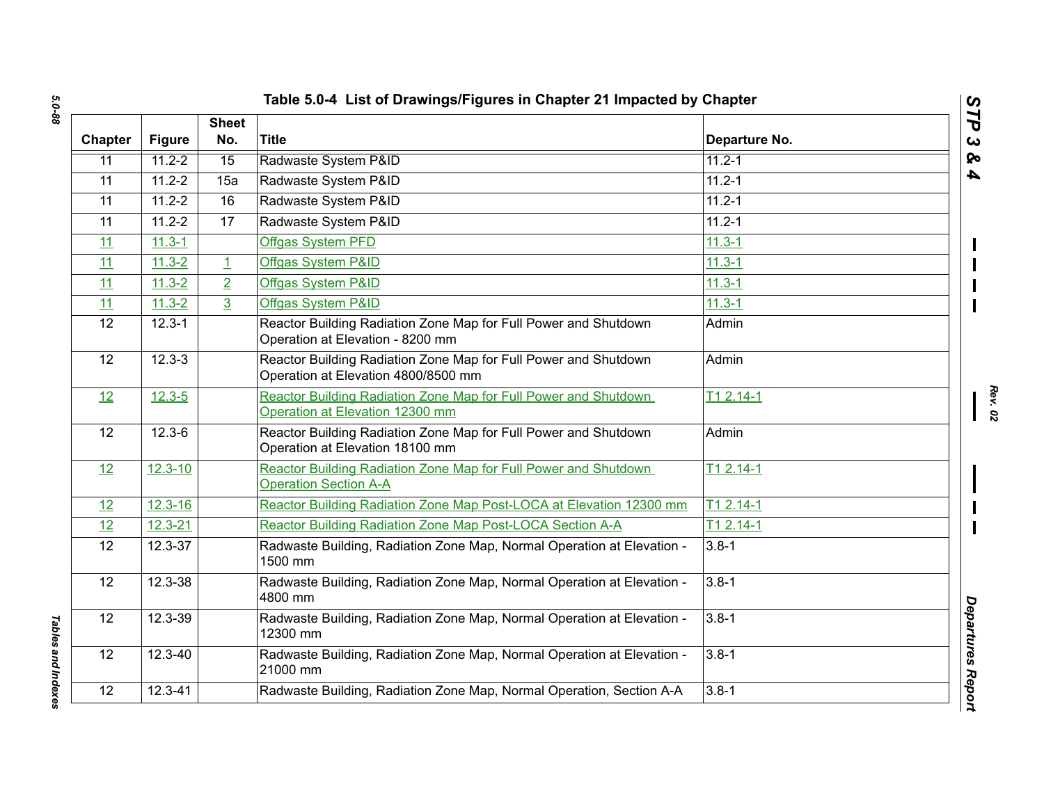## Table 5.0-4 List of Drawings/Figures in Chapter 21 Impacted by Chapter

| Chapter | Figure | Sheet No. | Title | Departure No. |
|---|---|---|---|---|
| 11 | 11.2-2 | 15 | Radwaste System P&ID | 11.2-1 |
| 11 | 11.2-2 | 15a | Radwaste System P&ID | 11.2-1 |
| 11 | 11.2-2 | 16 | Radwaste System P&ID | 11.2-1 |
| 11 | 11.2-2 | 17 | Radwaste System P&ID | 11.2-1 |
| 11 | 11.3-1 | | Offgas System PFD | 11.3-1 |
| 11 | 11.3-2 | 1 | Offgas System P&ID | 11.3-1 |
| 11 | 11.3-2 | 2 | Offgas System P&ID | 11.3-1 |
| 11 | 11.3-2 | 3 | Offgas System P&ID | 11.3-1 |
| 12 | 12.3-1 | | Reactor Building Radiation Zone Map for Full Power and Shutdown Operation at Elevation - 8200 mm | Admin |
| 12 | 12.3-3 | | Reactor Building Radiation Zone Map for Full Power and Shutdown Operation at Elevation 4800/8500 mm | Admin |
| 12 | 12.3-5 | | Reactor Building Radiation Zone Map for Full Power and Shutdown Operation at Elevation 12300 mm | T1 2.14-1 |
| 12 | 12.3-6 | | Reactor Building Radiation Zone Map for Full Power and Shutdown Operation at Elevation 18100 mm | Admin |
| 12 | 12.3-10 | | Reactor Building Radiation Zone Map for Full Power and Shutdown Operation Section A-A | T1 2.14-1 |
| 12 | 12.3-16 | | Reactor Building Radiation Zone Map Post-LOCA at Elevation 12300 mm | T1 2.14-1 |
| 12 | 12.3-21 | | Reactor Building Radiation Zone Map Post-LOCA Section A-A | T1 2.14-1 |
| 12 | 12.3-37 | | Radwaste Building, Radiation Zone Map, Normal Operation at Elevation - 1500 mm | 3.8-1 |
| 12 | 12.3-38 | | Radwaste Building, Radiation Zone Map, Normal Operation at Elevation - 4800 mm | 3.8-1 |
| 12 | 12.3-39 | | Radwaste Building, Radiation Zone Map, Normal Operation at Elevation - 12300 mm | 3.8-1 |
| 12 | 12.3-40 | | Radwaste Building, Radiation Zone Map, Normal Operation at Elevation - 21000 mm | 3.8-1 |
| 12 | 12.3-41 | | Radwaste Building, Radiation Zone Map, Normal Operation, Section A-A | 3.8-1 |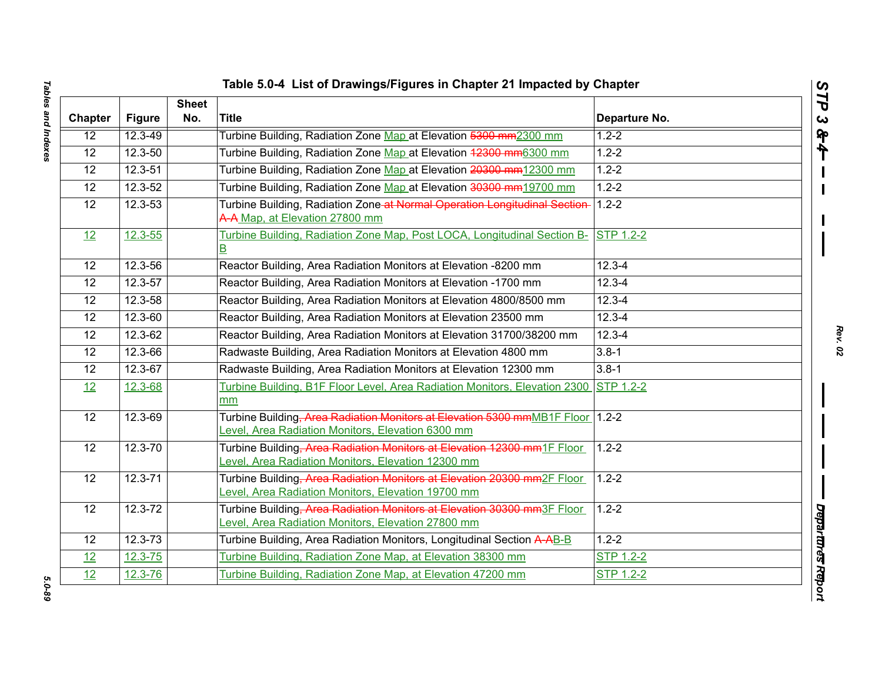## Table 5.0-4 List of Drawings/Figures in Chapter 21 Impacted by Chapter

| Chapter | Figure | Sheet No. | Title | Departure No. |
|---|---|---|---|---|
| 12 | 12.3-49 | | Turbine Building, Radiation Zone Map at Elevation ~~5300 mm~~2300 mm | 1.2-2 |
| 12 | 12.3-50 | | Turbine Building, Radiation Zone Map at Elevation ~~12300 mm~~6300 mm | 1.2-2 |
| 12 | 12.3-51 | | Turbine Building, Radiation Zone Map at Elevation ~~20300 mm~~12300 mm | 1.2-2 |
| 12 | 12.3-52 | | Turbine Building, Radiation Zone Map at Elevation ~~30300 mm~~19700 mm | 1.2-2 |
| 12 | 12.3-53 | | Turbine Building, Radiation Zone ~~at Normal Operation Longitudinal Section A-A~~ Map, at Elevation 27800 mm | 1.2-2 |
| 12 | 12.3-55 | | Turbine Building, Radiation Zone Map, Post LOCA, Longitudinal Section B-B | STP 1.2-2 |
| 12 | 12.3-56 | | Reactor Building, Area Radiation Monitors at Elevation -8200 mm | 12.3-4 |
| 12 | 12.3-57 | | Reactor Building, Area Radiation Monitors at Elevation -1700 mm | 12.3-4 |
| 12 | 12.3-58 | | Reactor Building, Area Radiation Monitors at Elevation 4800/8500 mm | 12.3-4 |
| 12 | 12.3-60 | | Reactor Building, Area Radiation Monitors at Elevation 23500 mm | 12.3-4 |
| 12 | 12.3-62 | | Reactor Building, Area Radiation Monitors at Elevation 31700/38200 mm | 12.3-4 |
| 12 | 12.3-66 | | Radwaste Building, Area Radiation Monitors at Elevation 4800 mm | 3.8-1 |
| 12 | 12.3-67 | | Radwaste Building, Area Radiation Monitors at Elevation 12300 mm | 3.8-1 |
| 12 | 12.3-68 | | Turbine Building, B1F Floor Level, Area Radiation Monitors, Elevation 2300 mm | STP 1.2-2 |
| 12 | 12.3-69 | | Turbine Building~~, Area Radiation Monitors at Elevation 5300 mm~~MB1F Floor Level, Area Radiation Monitors, Elevation 6300 mm | 1.2-2 |
| 12 | 12.3-70 | | Turbine Building~~, Area Radiation Monitors at Elevation 12300 mm~~1F Floor Level, Area Radiation Monitors, Elevation 12300 mm | 1.2-2 |
| 12 | 12.3-71 | | Turbine Building~~, Area Radiation Monitors at Elevation 20300 mm~~2F Floor Level, Area Radiation Monitors, Elevation 19700 mm | 1.2-2 |
| 12 | 12.3-72 | | Turbine Building~~, Area Radiation Monitors at Elevation 30300 mm~~3F Floor Level, Area Radiation Monitors, Elevation 27800 mm | 1.2-2 |
| 12 | 12.3-73 | | Turbine Building, Area Radiation Monitors, Longitudinal Section ~~A-A~~B-B | 1.2-2 |
| 12 | 12.3-75 | | Turbine Building, Radiation Zone Map, at Elevation 38300 mm | STP 1.2-2 |
| 12 | 12.3-76 | | Turbine Building, Radiation Zone Map, at Elevation 47200 mm | STP 1.2-2 |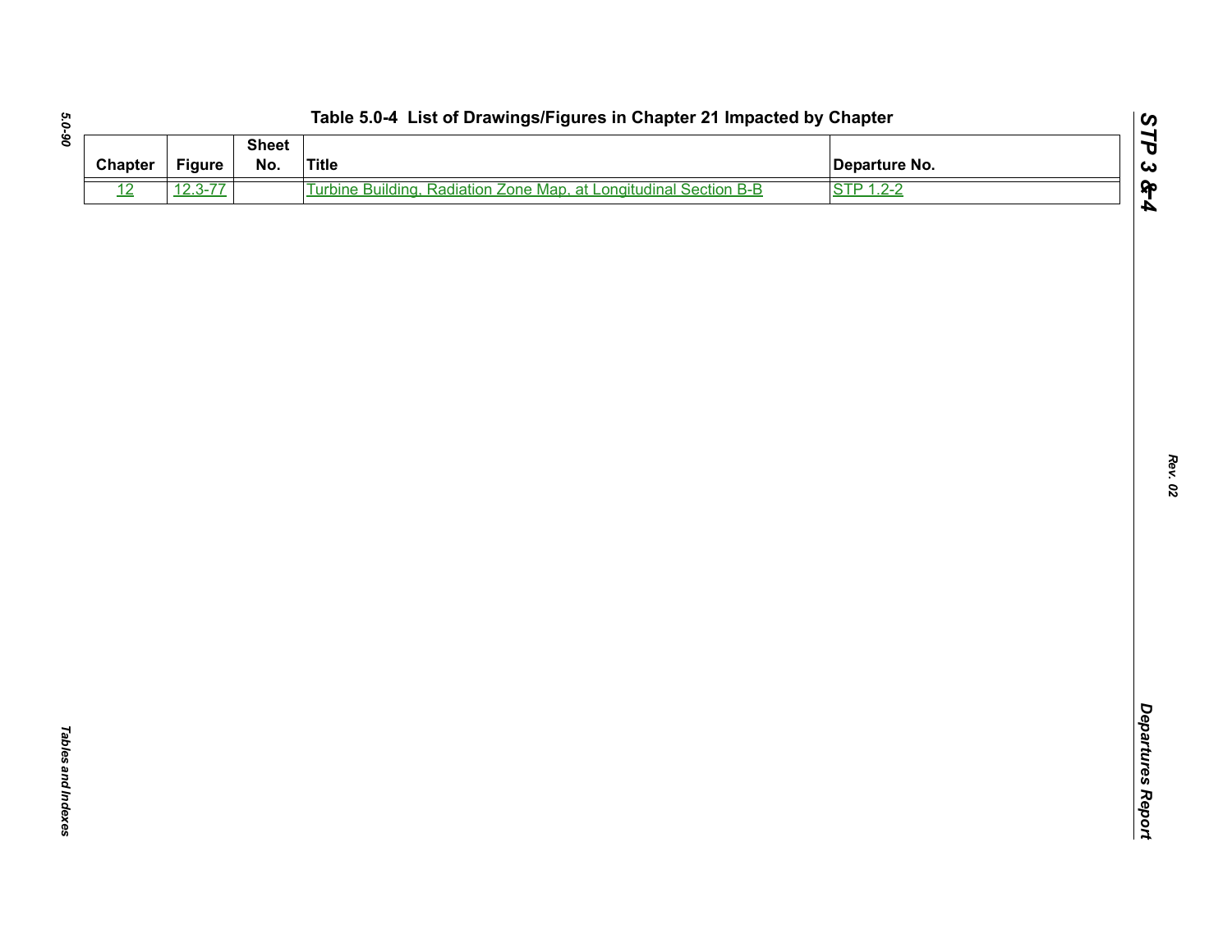### Table 5.0-4  List of Drawings/Figures in Chapter 21 Impacted by Chapter

| Chapter | Figure | Sheet No. | Title | Departure No. |
|---|---|---|---|---|
| 12 | 12.3-77 | | Turbine Building, Radiation Zone Map, at Longitudinal Section B-B | STP 1.2-2 |